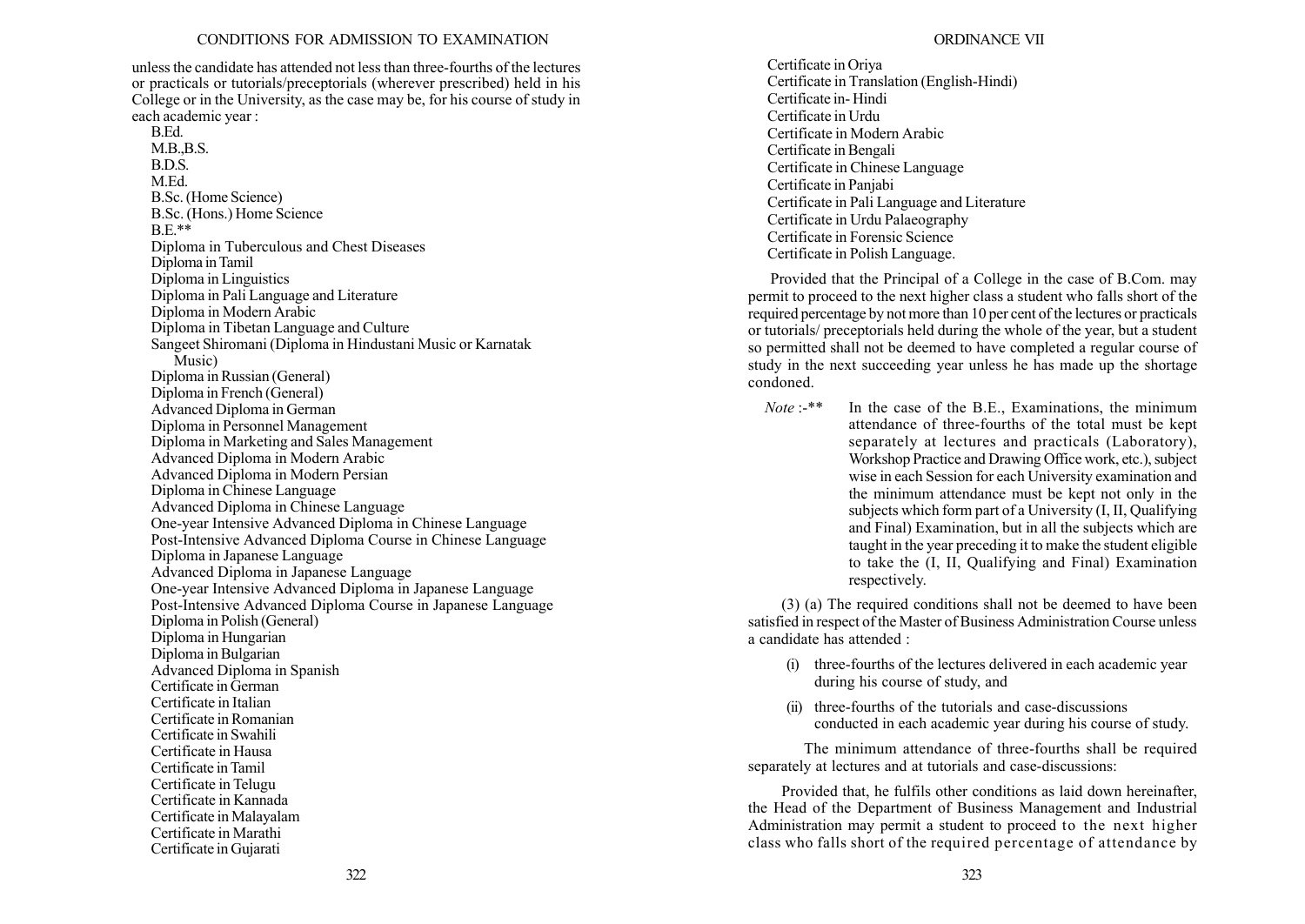unless the candidate has attended not less than three-fourths of the lectures or practicals or tutorials/preceptorials (wherever prescribed) held in his College or in the University, as the case may be, for his course of study in each academic year :

B.Ed.
M.B.,B.S.
B.D.S.
M.Ed.
B.Sc. (Home Science)
B.Sc. (Hons.) Home Science
B.E.**
Diploma in Tuberculous and Chest Diseases
Diploma in Tamil
Diploma in Linguistics
Diploma in Pali Language and Literature
Diploma in Modern Arabic
Diploma in Tibetan Language and Culture
Sangeet Shiromani (Diploma in Hindustani Music or Karnatak Music)
Diploma in Russian (General)
Diploma in French (General)
Advanced Diploma in German
Diploma in Personnel Management
Diploma in Marketing and Sales Management
Advanced Diploma in Modern Arabic
Advanced Diploma in Modern Persian
Diploma in Chinese Language
Advanced Diploma in Chinese Language
One-year Intensive Advanced Diploma in Chinese Language
Post-Intensive Advanced Diploma Course in Chinese Language
Diploma in Japanese Language
Advanced Diploma in Japanese Language
One-year Intensive Advanced Diploma in Japanese Language
Post-Intensive Advanced Diploma Course in Japanese Language
Diploma in Polish (General)
Diploma in Hungarian
Diploma in Bulgarian
Advanced Diploma in Spanish
Certificate in German
Certificate in Italian
Certificate in Romanian
Certificate in Swahili
Certificate in Hausa
Certificate in Tamil
Certificate in Telugu
Certificate in Kannada
Certificate in Malayalam
Certificate in Marathi
Certificate in Gujarati
Certificate in Oriya
Certificate in Translation (English-Hindi)
Certificate in- Hindi
Certificate in Urdu
Certificate in Modern Arabic
Certificate in Bengali
Certificate in Chinese Language
Certificate in Panjabi
Certificate in Pali Language and Literature
Certificate in Urdu Palaeography
Certificate in Forensic Science
Certificate in Polish Language.

Provided that the Principal of a College in the case of B.Com. may permit to proceed to the next higher class a student who falls short of the required percentage by not more than 10 per cent of the lectures or practicals or tutorials/ preceptorials held during the whole of the year, but a student so permitted shall not be deemed to have completed a regular course of study in the next succeeding year unless he has made up the shortage condoned.

*Note* :-** In the case of the B.E., Examinations, the minimum attendance of three-fourths of the total must be kept separately at lectures and practicals (Laboratory), Workshop Practice and Drawing Office work, etc.), subject wise in each Session for each University examination and the minimum attendance must be kept not only in the subjects which form part of a University (I, II, Qualifying and Final) Examination, but in all the subjects which are taught in the year preceding it to make the student eligible to take the (I, II, Qualifying and Final) Examination respectively.

(3) (a) The required conditions shall not be deemed to have been satisfied in respect of the Master of Business Administration Course unless a candidate has attended :

(i) three-fourths of the lectures delivered in each academic year during his course of study, and

(ii) three-fourths of the tutorials and case-discussions conducted in each academic year during his course of study.

The minimum attendance of three-fourths shall be required separately at lectures and at tutorials and case-discussions:

Provided that, he fulfils other conditions as laid down hereinafter, the Head of the Department of Business Management and Industrial Administration may permit a student to proceed to the next higher class who falls short of the required percentage of attendance by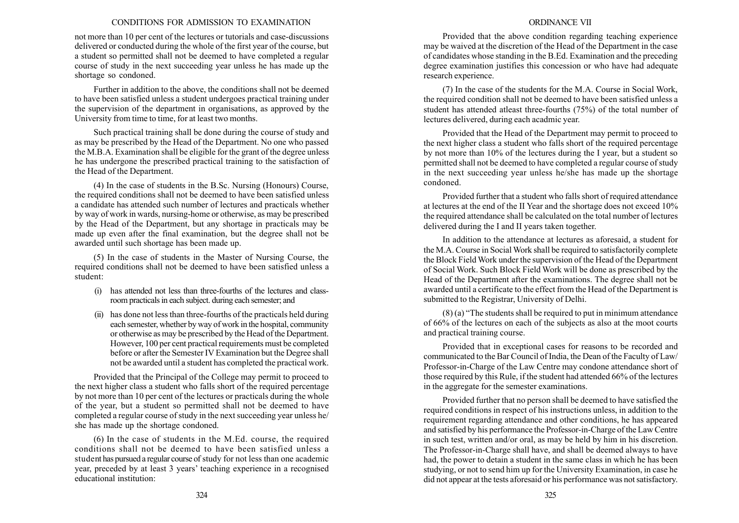not more than 10 per cent of the lectures or tutorials and case-discussions delivered or conducted during the whole of the first year of the course, but a student so permitted shall not be deemed to have completed a regular course of study in the next succeeding year unless he has made up the shortage so condoned.

Further in addition to the above, the conditions shall not be deemed to have been satisfied unless a student undergoes practical training under the supervision of the department in organisations, as approved by the University from time to time, for at least two months.

Such practical training shall be done during the course of study and as may be prescribed by the Head of the Department. No one who passed the M.B.A. Examination shall be eligible for the grant of the degree unless he has undergone the prescribed practical training to the satisfaction of the Head of the Department.

(4) In the case of students in the B.Sc. Nursing (Honours) Course, the required conditions shall not be deemed to have been satisfied unless a candidate has attended such number of lectures and practicals whether by way of work in wards, nursing-home or otherwise, as may be prescribed by the Head of the Department, but any shortage in practicals may be made up even after the final examination, but the degree shall not be awarded until such shortage has been made up.

(5) In the case of students in the Master of Nursing Course, the required conditions shall not be deemed to have been satisfied unless a student:

(i) has attended not less than three-fourths of the lectures and class-room practicals in each subject. during each semester; and

(ii) has done not less than three-fourths of the practicals held during each semester, whether by way of work in the hospital, community or otherwise as may be prescribed by the Head of the Department. However, 100 per cent practical requirements must be completed before or after the Semester IV Examination but the Degree shall not be awarded until a student has completed the practical work.

Provided that the Principal of the College may permit to proceed to the next higher class a student who falls short of the required percentage by not more than 10 per cent of the lectures or practicals during the whole of the year, but a student so permitted shall not be deemed to have completed a regular course of study in the next succeeding year unless he/she has made up the shortage condoned.

(6) In the case of students in the M.Ed. course, the required conditions shall not be deemed to have been satisfied unless a student has pursued a regular course of study for not less than one academic year, preceded by at least 3 years' teaching experience in a recognised educational institution:

Provided that the above condition regarding teaching experience may be waived at the discretion of the Head of the Department in the case of candidates whose standing in the B.Ed. Examination and the preceding degree examination justifies this concession or who have had adequate research experience.

(7) In the case of the students for the M.A. Course in Social Work, the required condition shall not be deemed to have been satisfied unless a student has attended atleast three-fourths (75%) of the total number of lectures delivered, during each acadmic year.

Provided that the Head of the Department may permit to proceed to the next higher class a student who falls short of the required percentage by not more than 10% of the lectures during the I year, but a student so permitted shall not be deemed to have completed a regular course of study in the next succeeding year unless he/she has made up the shortage condoned.

Provided further that a student who falls short of required attendance at lectures at the end of the II Year and the shortage does not exceed 10% the required attendance shall be calculated on the total number of lectures delivered during the I and II years taken together.

In addition to the attendance at lectures as aforesaid, a student for the M.A. Course in Social Work shall be required to satisfactorily complete the Block Field Work under the supervision of the Head of the Department of Social Work. Such Block Field Work will be done as prescribed by the Head of the Department after the examinations. The degree shall not be awarded until a certificate to the effect from the Head of the Department is submitted to the Registrar, University of Delhi.

(8) (a) "The students shall be required to put in minimum attendance of 66% of the lectures on each of the subjects as also at the moot courts and practical training course.

Provided that in exceptional cases for reasons to be recorded and communicated to the Bar Council of India, the Dean of the Faculty of Law/ Professor-in-Charge of the Law Centre may condone attendance short of those required by this Rule, if the student had attended 66% of the lectures in the aggregate for the semester examinations.

Provided further that no person shall be deemed to have satisfied the required conditions in respect of his instructions unless, in addition to the requirement regarding attendance and other conditions, he has appeared and satisfied by his performance the Professor-in-Charge of the Law Centre in such test, written and/or oral, as may be held by him in his discretion. The Professor-in-Charge shall have, and shall be deemed always to have had, the power to detain a student in the same class in which he has been studying, or not to send him up for the University Examination, in case he did not appear at the tests aforesaid or his performance was not satisfactory.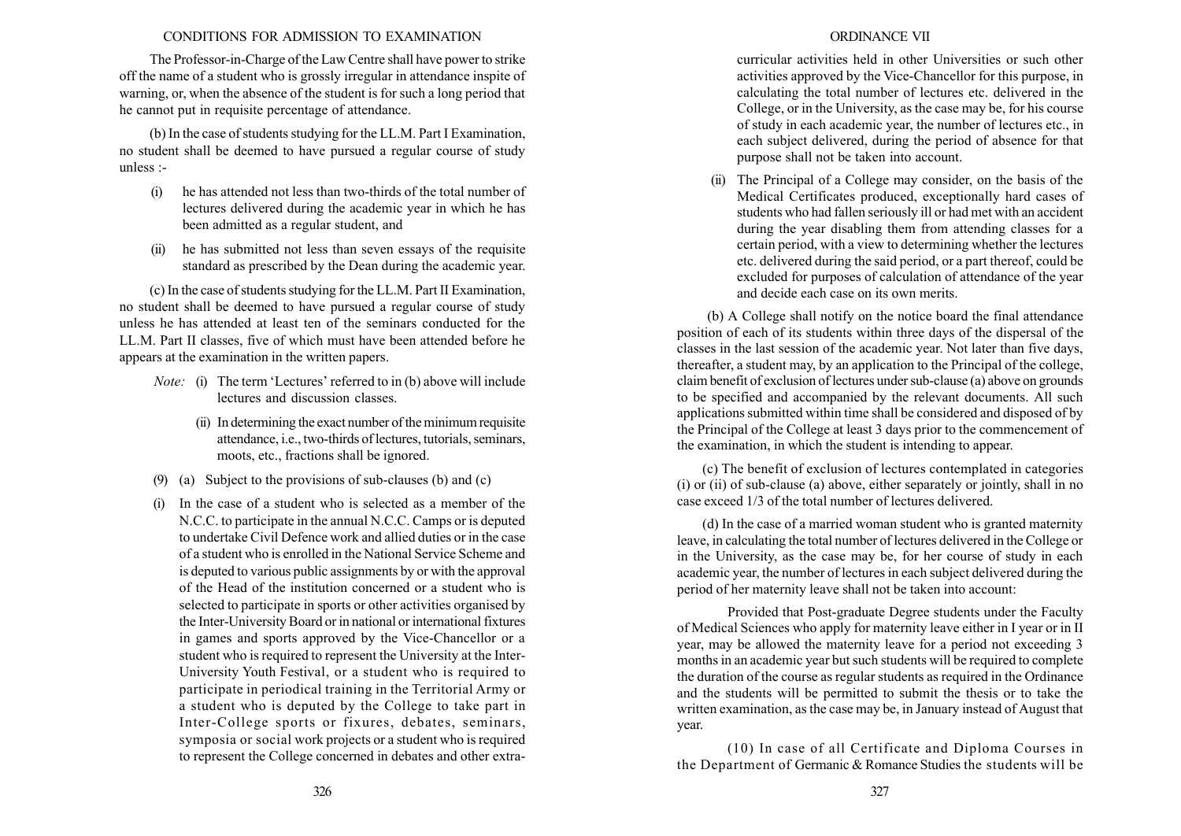The Professor-in-Charge of the Law Centre shall have power to strike off the name of a student who is grossly irregular in attendance inspite of warning, or, when the absence of the student is for such a long period that he cannot put in requisite percentage of attendance.

(b) In the case of students studying for the LL.M. Part I Examination, no student shall be deemed to have pursued a regular course of study unless :-

- (i) he has attended not less than two-thirds of the total number of lectures delivered during the academic year in which he has been admitted as a regular student, and
- (ii) he has submitted not less than seven essays of the requisite standard as prescribed by the Dean during the academic year.

(c) In the case of students studying for the LL.M. Part II Examination, no student shall be deemed to have pursued a regular course of study unless he has attended at least ten of the seminars conducted for the LL.M. Part II classes, five of which must have been attended before he appears at the examination in the written papers.

*Note:* (i) The term 'Lectures' referred to in (b) above will include lectures and discussion classes.

(ii) In determining the exact number of the minimum requisite attendance, i.e., two-thirds of lectures, tutorials, seminars, moots, etc., fractions shall be ignored.

(9) (a) Subject to the provisions of sub-clauses (b) and (c)

(i) In the case of a student who is selected as a member of the N.C.C. to participate in the annual N.C.C. Camps or is deputed to undertake Civil Defence work and allied duties or in the case of a student who is enrolled in the National Service Scheme and is deputed to various public assignments by or with the approval of the Head of the institution concerned or a student who is selected to participate in sports or other activities organised by the Inter-University Board or in national or international fixtures in games and sports approved by the Vice-Chancellor or a student who is required to represent the University at the Inter-University Youth Festival, or a student who is required to participate in periodical training in the Territorial Army or a student who is deputed by the College to take part in Inter-College sports or fixures, debates, seminars, symposia or social work projects or a student who is required to represent the College concerned in debates and other extra-curricular activities held in other Universities or such other activities approved by the Vice-Chancellor for this purpose, in calculating the total number of lectures etc. delivered in the College, or in the University, as the case may be, for his course of study in each academic year, the number of lectures etc., in each subject delivered, during the period of absence for that purpose shall not be taken into account.

(ii) The Principal of a College may consider, on the basis of the Medical Certificates produced, exceptionally hard cases of students who had fallen seriously ill or had met with an accident during the year disabling them from attending classes for a certain period, with a view to determining whether the lectures etc. delivered during the said period, or a part thereof, could be excluded for purposes of calculation of attendance of the year and decide each case on its own merits.

(b) A College shall notify on the notice board the final attendance position of each of its students within three days of the dispersal of the classes in the last session of the academic year. Not later than five days, thereafter, a student may, by an application to the Principal of the college, claim benefit of exclusion of lectures under sub-clause (a) above on grounds to be specified and accompanied by the relevant documents. All such applications submitted within time shall be considered and disposed of by the Principal of the College at least 3 days prior to the commencement of the examination, in which the student is intending to appear.

(c) The benefit of exclusion of lectures contemplated in categories (i) or (ii) of sub-clause (a) above, either separately or jointly, shall in no case exceed 1/3 of the total number of lectures delivered.

(d) In the case of a married woman student who is granted maternity leave, in calculating the total number of lectures delivered in the College or in the University, as the case may be, for her course of study in each academic year, the number of lectures in each subject delivered during the period of her maternity leave shall not be taken into account:

Provided that Post-graduate Degree students under the Faculty of Medical Sciences who apply for maternity leave either in I year or in II year, may be allowed the maternity leave for a period not exceeding 3 months in an academic year but such students will be required to complete the duration of the course as regular students as required in the Ordinance and the students will be permitted to submit the thesis or to take the written examination, as the case may be, in January instead of August that year.

(10) In case of all Certificate and Diploma Courses in the Department of Germanic & Romance Studies the students will be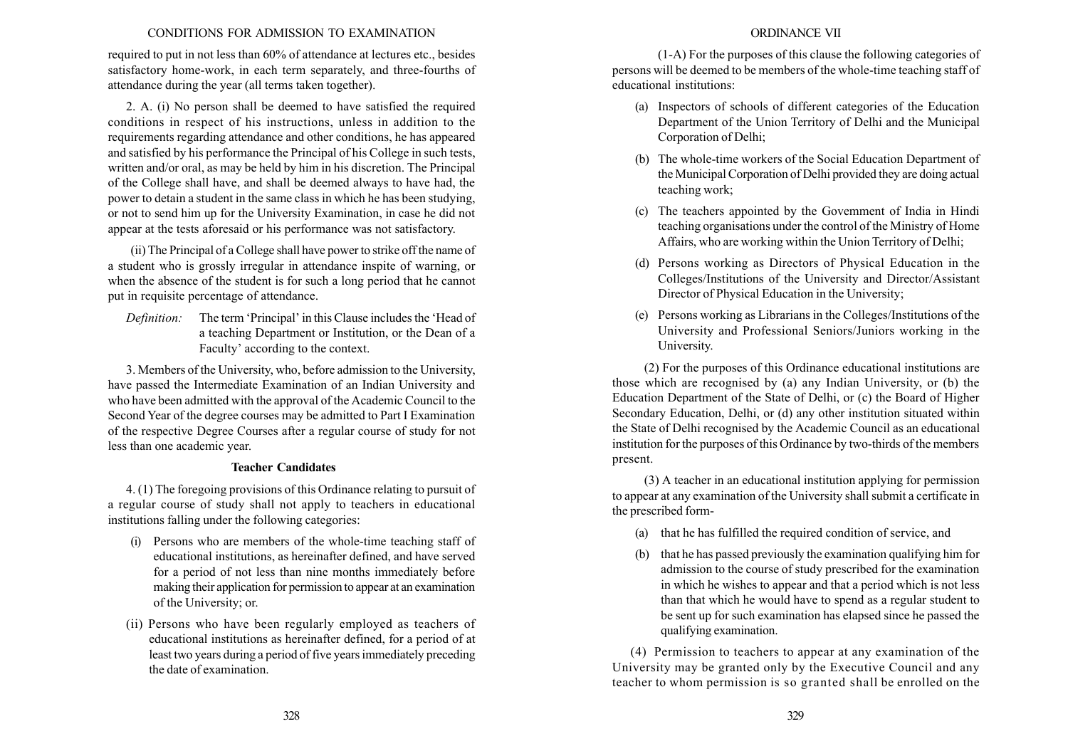required to put in not less than 60% of attendance at lectures etc., besides satisfactory home-work, in each term separately, and three-fourths of attendance during the year (all terms taken together).

2. A. (i) No person shall be deemed to have satisfied the required conditions in respect of his instructions, unless in addition to the requirements regarding attendance and other conditions, he has appeared and satisfied by his performance the Principal of his College in such tests, written and/or oral, as may be held by him in his discretion. The Principal of the College shall have, and shall be deemed always to have had, the power to detain a student in the same class in which he has been studying, or not to send him up for the University Examination, in case he did not appear at the tests aforesaid or his performance was not satisfactory.

(ii) The Principal of a College shall have power to strike off the name of a student who is grossly irregular in attendance inspite of warning, or when the absence of the student is for such a long period that he cannot put in requisite percentage of attendance.

*Definition:* The term 'Principal' in this Clause includes the 'Head of a teaching Department or Institution, or the Dean of a Faculty' according to the context.

3. Members of the University, who, before admission to the University, have passed the Intermediate Examination of an Indian University and who have been admitted with the approval of the Academic Council to the Second Year of the degree courses may be admitted to Part I Examination of the respective Degree Courses after a regular course of study for not less than one academic year.

**Teacher Candidates**

4. (1) The foregoing provisions of this Ordinance relating to pursuit of a regular course of study shall not apply to teachers in educational institutions falling under the following categories:

(i) Persons who are members of the whole-time teaching staff of educational institutions, as hereinafter defined, and have served for a period of not less than nine months immediately before making their application for permission to appear at an examination of the University; or.

(ii) Persons who have been regularly employed as teachers of educational institutions as hereinafter defined, for a period of at least two years during a period of five years immediately preceding the date of examination.

(1-A) For the purposes of this clause the following categories of persons will be deemed to be members of the whole-time teaching staff of educational institutions:

(a) Inspectors of schools of different categories of the Education Department of the Union Territory of Delhi and the Municipal Corporation of Delhi;

(b) The whole-time workers of the Social Education Department of the Municipal Corporation of Delhi provided they are doing actual teaching work;

(c) The teachers appointed by the Government of India in Hindi teaching organisations under the control of the Ministry of Home Affairs, who are working within the Union Territory of Delhi;

(d) Persons working as Directors of Physical Education in the Colleges/Institutions of the University and Director/Assistant Director of Physical Education in the University;

(e) Persons working as Librarians in the Colleges/Institutions of the University and Professional Seniors/Juniors working in the University.

(2) For the purposes of this Ordinance educational institutions are those which are recognised by (a) any Indian University, or (b) the Education Department of the State of Delhi, or (c) the Board of Higher Secondary Education, Delhi, or (d) any other institution situated within the State of Delhi recognised by the Academic Council as an educational institution for the purposes of this Ordinance by two-thirds of the members present.

(3) A teacher in an educational institution applying for permission to appear at any examination of the University shall submit a certificate in the prescribed form-

(a) that he has fulfilled the required condition of service, and

(b) that he has passed previously the examination qualifying him for admission to the course of study prescribed for the examination in which he wishes to appear and that a period which is not less than that which he would have to spend as a regular student to be sent up for such examination has elapsed since he passed the qualifying examination.

(4) Permission to teachers to appear at any examination of the University may be granted only by the Executive Council and any teacher to whom permission is so granted shall be enrolled on the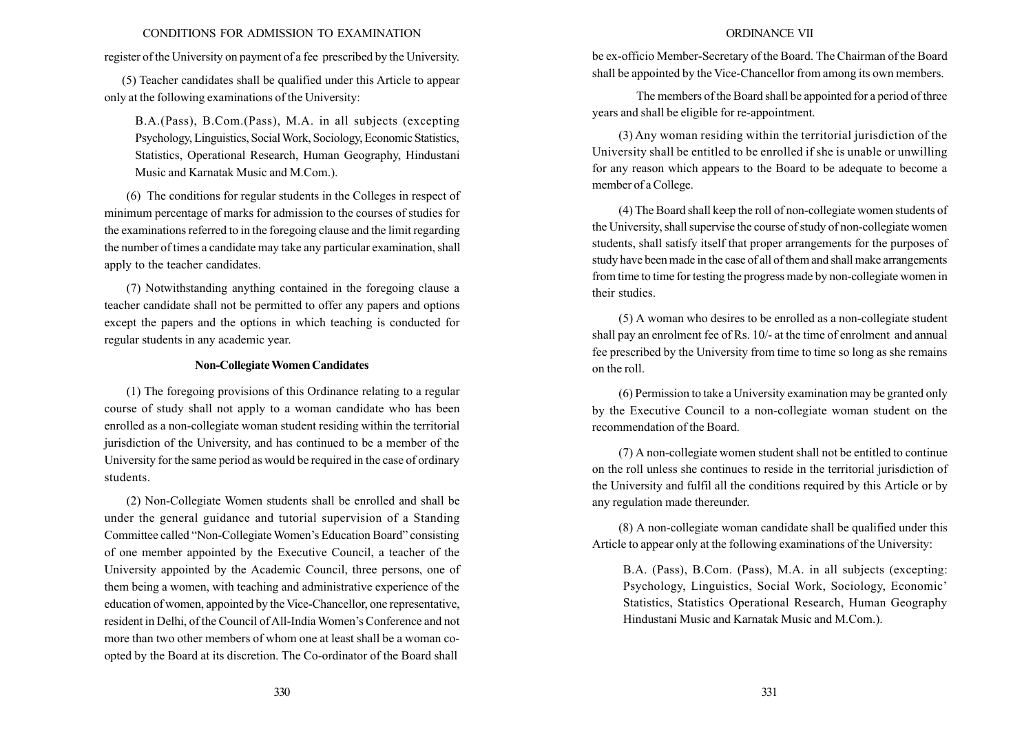register of the University on payment of a fee prescribed by the University.

(5) Teacher candidates shall be qualified under this Article to appear only at the following examinations of the University:

> B.A.(Pass), B.Com.(Pass), M.A. in all subjects (excepting Psychology, Linguistics, Social Work, Sociology, Economic Statistics, Statistics, Operational Research, Human Geography, Hindustani Music and Karnatak Music and M.Com.).

(6) The conditions for regular students in the Colleges in respect of minimum percentage of marks for admission to the courses of studies for the examinations referred to in the foregoing clause and the limit regarding the number of times a candidate may take any particular examination, shall apply to the teacher candidates.

(7) Notwithstanding anything contained in the foregoing clause a teacher candidate shall not be permitted to offer any papers and options except the papers and the options in which teaching is conducted for regular students in any academic year.

**Non-Collegiate Women Candidates**

(1) The foregoing provisions of this Ordinance relating to a regular course of study shall not apply to a woman candidate who has been enrolled as a non-collegiate woman student residing within the territorial jurisdiction of the University, and has continued to be a member of the University for the same period as would be required in the case of ordinary students.

(2) Non-Collegiate Women students shall be enrolled and shall be under the general guidance and tutorial supervision of a Standing Committee called "Non-Collegiate Women's Education Board" consisting of one member appointed by the Executive Council, a teacher of the University appointed by the Academic Council, three persons, one of them being a women, with teaching and administrative experience of the education of women, appointed by the Vice-Chancellor, one representative, resident in Delhi, of the Council of All-India Women's Conference and not more than two other members of whom one at least shall be a woman co-opted by the Board at its discretion. The Co-ordinator of the Board shall be ex-officio Member-Secretary of the Board. The Chairman of the Board shall be appointed by the Vice-Chancellor from among its own members.

The members of the Board shall be appointed for a period of three years and shall be eligible for re-appointment.

(3) Any woman residing within the territorial jurisdiction of the University shall be entitled to be enrolled if she is unable or unwilling for any reason which appears to the Board to be adequate to become a member of a College.

(4) The Board shall keep the roll of non-collegiate women students of the University, shall supervise the course of study of non-collegiate women students, shall satisfy itself that proper arrangements for the purposes of study have been made in the case of all of them and shall make arrangements from time to time for testing the progress made by non-collegiate women in their studies.

(5) A woman who desires to be enrolled as a non-collegiate student shall pay an enrolment fee of Rs. 10/- at the time of enrolment and annual fee prescribed by the University from time to time so long as she remains on the roll.

(6) Permission to take a University examination may be granted only by the Executive Council to a non-collegiate woman student on the recommendation of the Board.

(7) A non-collegiate women student shall not be entitled to continue on the roll unless she continues to reside in the territorial jurisdiction of the University and fulfil all the conditions required by this Article or by any regulation made thereunder.

(8) A non-collegiate woman candidate shall be qualified under this Article to appear only at the following examinations of the University:

> B.A. (Pass), B.Com. (Pass), M.A. in all subjects (excepting: Psychology, Linguistics, Social Work, Sociology, Economic' Statistics, Statistics Operational Research, Human Geography Hindustani Music and Karnatak Music and M.Com.).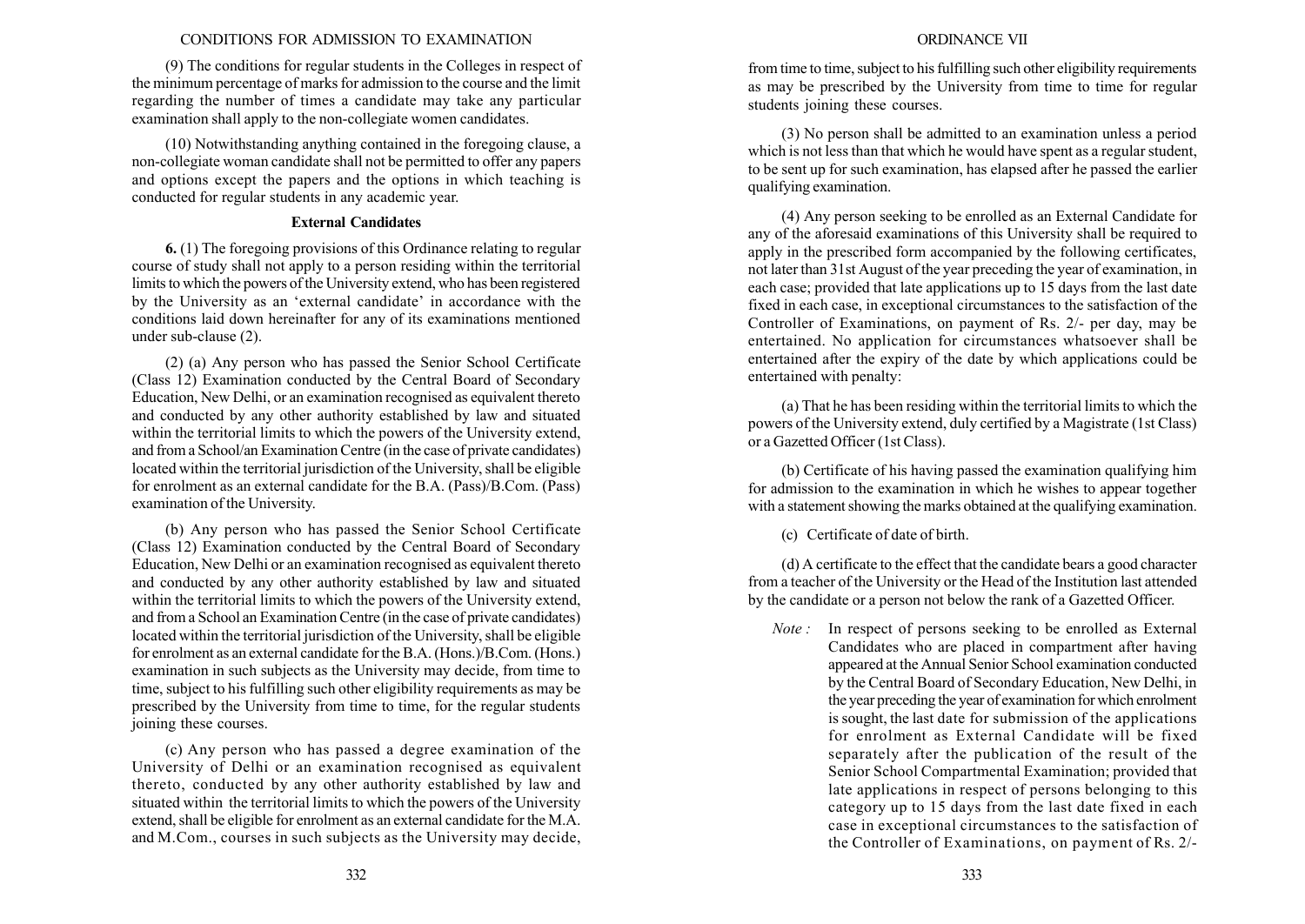(9) The conditions for regular students in the Colleges in respect of the minimum percentage of marks for admission to the course and the limit regarding the number of times a candidate may take any particular examination shall apply to the non-collegiate women candidates.

(10) Notwithstanding anything contained in the foregoing clause, a non-collegiate woman candidate shall not be permitted to offer any papers and options except the papers and the options in which teaching is conducted for regular students in any academic year.

### External Candidates

**6.** (1) The foregoing provisions of this Ordinance relating to regular course of study shall not apply to a person residing within the territorial limits to which the powers of the University extend, who has been registered by the University as an 'external candidate' in accordance with the conditions laid down hereinafter for any of its examinations mentioned under sub-clause (2).

(2) (a) Any person who has passed the Senior School Certificate (Class 12) Examination conducted by the Central Board of Secondary Education, New Delhi, or an examination recognised as equivalent thereto and conducted by any other authority established by law and situated within the territorial limits to which the powers of the University extend, and from a School/an Examination Centre (in the case of private candidates) located within the territorial jurisdiction of the University, shall be eligible for enrolment as an external candidate for the B.A. (Pass)/B.Com. (Pass) examination of the University.

(b) Any person who has passed the Senior School Certificate (Class 12) Examination conducted by the Central Board of Secondary Education, New Delhi or an examination recognised as equivalent thereto and conducted by any other authority established by law and situated within the territorial limits to which the powers of the University extend, and from a School an Examination Centre (in the case of private candidates) located within the territorial jurisdiction of the University, shall be eligible for enrolment as an external candidate for the B.A. (Hons.)/B.Com. (Hons.) examination in such subjects as the University may decide, from time to time, subject to his fulfilling such other eligibility requirements as may be prescribed by the University from time to time, for the regular students joining these courses.

(c) Any person who has passed a degree examination of the University of Delhi or an examination recognised as equivalent thereto, conducted by any other authority established by law and situated within the territorial limits to which the powers of the University extend, shall be eligible for enrolment as an external candidate for the M.A. and M.Com., courses in such subjects as the University may decide, from time to time, subject to his fulfilling such other eligibility requirements as may be prescribed by the University from time to time for regular students joining these courses.

(3) No person shall be admitted to an examination unless a period which is not less than that which he would have spent as a regular student, to be sent up for such examination, has elapsed after he passed the earlier qualifying examination.

(4) Any person seeking to be enrolled as an External Candidate for any of the aforesaid examinations of this University shall be required to apply in the prescribed form accompanied by the following certificates, not later than 31st August of the year preceding the year of examination, in each case; provided that late applications up to 15 days from the last date fixed in each case, in exceptional circumstances to the satisfaction of the Controller of Examinations, on payment of Rs. 2/- per day, may be entertained. No application for circumstances whatsoever shall be entertained after the expiry of the date by which applications could be entertained with penalty:

(a) That he has been residing within the territorial limits to which the powers of the University extend, duly certified by a Magistrate (1st Class) or a Gazetted Officer (1st Class).

(b) Certificate of his having passed the examination qualifying him for admission to the examination in which he wishes to appear together with a statement showing the marks obtained at the qualifying examination.

(c) Certificate of date of birth.

(d) A certificate to the effect that the candidate bears a good character from a teacher of the University or the Head of the Institution last attended by the candidate or a person not below the rank of a Gazetted Officer.

*Note :* In respect of persons seeking to be enrolled as External Candidates who are placed in compartment after having appeared at the Annual Senior School examination conducted by the Central Board of Secondary Education, New Delhi, in the year preceding the year of examination for which enrolment is sought, the last date for submission of the applications for enrolment as External Candidate will be fixed separately after the publication of the result of the Senior School Compartmental Examination; provided that late applications in respect of persons belonging to this category up to 15 days from the last date fixed in each case in exceptional circumstances to the satisfaction of the Controller of Examinations, on payment of Rs. 2/-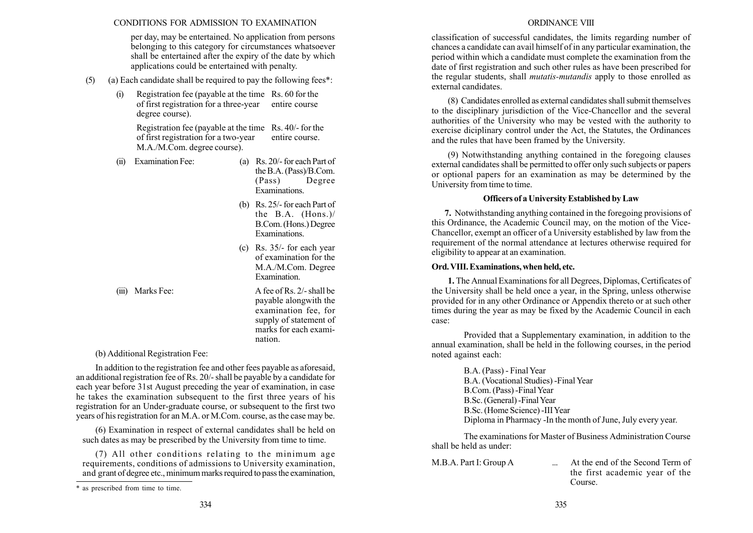per day, may be entertained. No application from persons belonging to this category for circumstances whatsoever shall be entertained after the expiry of the date by which applications could be entertained with penalty.

(5) (a) Each candidate shall be required to pay the following fees*:

| | | |
|---|---|---|
| (i) | Registration fee (payable at the time of first registration for a three-year degree course). | Rs. 60 for the entire course |
| | Registration fee (payable at the time of first registration for a two-year M.A./M.Com. degree course). | Rs. 40/- for the entire course. |
| (ii) | Examination Fee: | (a) Rs. 20/- for each Part of the B.A. (Pass)/B.Com. (Pass) Degree Examinations. |
| | | (b) Rs. 25/- for each Part of the B.A. (Hons.)/ B.Com. (Hons.) Degree Examinations. |
| | | (c) Rs. 35/- for each year of examination for the M.A./M.Com. Degree Examination. |
| (iii) | Marks Fee: | A fee of Rs. 2/- shall be payable alongwith the examination fee, for supply of statement of marks for each examination. |

(b) Additional Registration Fee:

In addition to the registration fee and other fees payable as aforesaid, an additional registration fee of Rs. 20/- shall be payable by a candidate for each year before 31st August preceding the year of examination, in case he takes the examination subsequent to the first three years of his registration for an Under-graduate course, or subsequent to the first two years of his registration for an M.A. or M.Com. course, as the case may be.

(6) Examination in respect of external candidates shall be held on such dates as may be prescribed by the University from time to time.

(7) All other conditions relating to the minimum age requirements, conditions of admissions to University examination, and grant of degree etc., minimum marks required to pass the examination, classification of successful candidates, the limits regarding number of chances a candidate can avail himself of in any particular examination, the period within which a candidate must complete the examination from the date of first registration and such other rules as have been prescribed for the regular students, shall *mutatis-mutandis* apply to those enrolled as external candidates.

(8) Candidates enrolled as external candidates shall submit themselves to the disciplinary jurisdiction of the Vice-Chancellor and the several authorities of the University who may be vested with the authority to exercise diciplinary control under the Act, the Statutes, the Ordinances and the rules that have been framed by the University.

(9) Notwithstanding anything contained in the foregoing clauses external candidates shall be permitted to offer only such subjects or papers or optional papers for an examination as may be determined by the University from time to time.

* as prescribed from time to time.

### Officers of a University Established by Law

**7.** Notwithstanding anything contained in the foregoing provisions of this Ordinance, the Academic Council may, on the motion of the Vice-Chancellor, exempt an officer of a University established by law from the requirement of the normal attendance at lectures otherwise required for eligibility to appear at an examination.

## Ord. VIII. Examinations, when held, etc.

**1.** The Annual Examinations for all Degrees, Diplomas, Certificates of the University shall be held once a year, in the Spring, unless otherwise provided for in any other Ordinance or Appendix thereto or at such other times during the year as may be fixed by the Academic Council in each case:

Provided that a Supplementary examination, in addition to the annual examination, shall be held in the following courses, in the period noted against each:

B.A. (Pass) - Final Year
B.A. (Vocational Studies) -Final Year
B.Com. (Pass) -Final Year
B.Sc. (General) -Final Year
B.Sc. (Home Science) -III Year
Diploma in Pharmacy -In the month of June, July every year.

The examinations for Master of Business Administration Course shall be held as under:

| | | |
|---|---|---|
| M.B.A. Part I: Group A | ... | At the end of the Second Term of the first academic year of the Course. |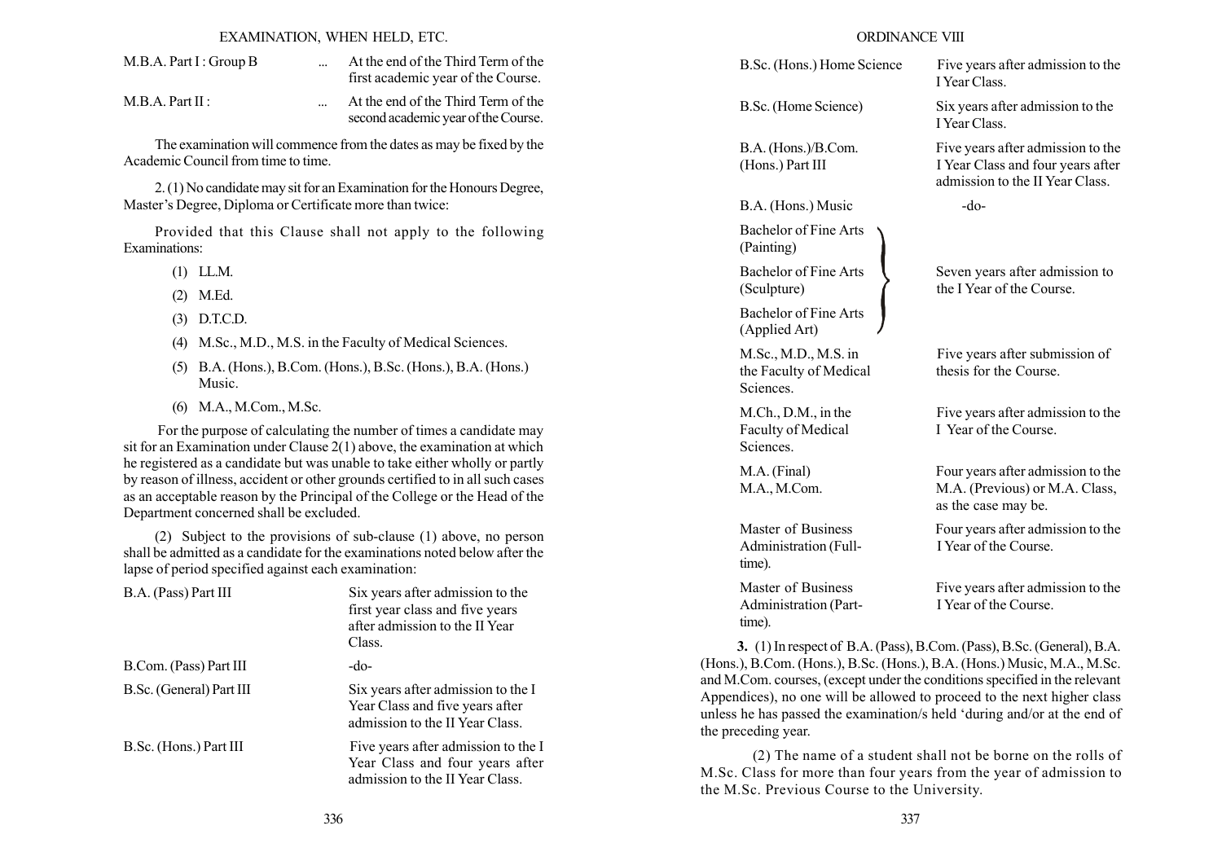| EXAMINATION, WHEN HELD, ETC. | | |
|---|---|---|
| M.B.A. Part I : Group B | ... | At the end of the Third Term of the first academic year of the Course. |
| M.B.A. Part II : | ... | At the end of the Third Term of the second academic year of the Course. |

The examination will commence from the dates as may be fixed by the Academic Council from time to time.

2. (1) No candidate may sit for an Examination for the Honours Degree, Master's Degree, Diploma or Certificate more than twice:

Provided that this Clause shall not apply to the following Examinations:

(1) LL.M.

(2) M.Ed.

(3) D.T.C.D.

(4) M.Sc., M.D., M.S. in the Faculty of Medical Sciences.

(5) B.A. (Hons.), B.Com. (Hons.), B.Sc. (Hons.), B.A. (Hons.) Music.

(6) M.A., M.Com., M.Sc.

For the purpose of calculating the number of times a candidate may sit for an Examination under Clause 2(1) above, the examination at which he registered as a candidate but was unable to take either wholly or partly by reason of illness, accident or other grounds certified to in all such cases as an acceptable reason by the Principal of the College or the Head of the Department concerned shall be excluded.

(2) Subject to the provisions of sub-clause (1) above, no person shall be admitted as a candidate for the examinations noted below after the lapse of period specified against each examination:

| Examination | Period |
|---|---|
| B.A. (Pass) Part III | Six years after admission to the first year class and five years after admission to the II Year Class. |
| B.Com. (Pass) Part III | -do- |
| B.Sc. (General) Part III | Six years after admission to the I Year Class and five years after admission to the II Year Class. |
| B.Sc. (Hons.) Part III | Five years after admission to the I Year Class and four years after admission to the II Year Class. |
| B.Sc. (Hons.) Home Science | Five years after admission to the I Year Class. |
| B.Sc. (Home Science) | Six years after admission to the I Year Class. |
| B.A. (Hons.)/B.Com. (Hons.) Part III | Five years after admission to the I Year Class and four years after admission to the II Year Class. |
| B.A. (Hons.) Music | -do- |
| Bachelor of Fine Arts (Painting) | Seven years after admission to the I Year of the Course. |
| Bachelor of Fine Arts (Sculpture) | Seven years after admission to the I Year of the Course. |
| Bachelor of Fine Arts (Applied Art) | Seven years after admission to the I Year of the Course. |
| M.Sc., M.D., M.S. in the Faculty of Medical Sciences. | Five years after submission of thesis for the Course. |
| M.Ch., D.M., in the Faculty of Medical Sciences. | Five years after admission to the I Year of the Course. |
| M.A. (Final) M.A., M.Com. | Four years after admission to the M.A. (Previous) or M.A. Class, as the case may be. |
| Master of Business Administration (Full-time). | Four years after admission to the I Year of the Course. |
| Master of Business Administration (Part-time). | Five years after admission to the I Year of the Course. |

**3.** (1) In respect of B.A. (Pass), B.Com. (Pass), B.Sc. (General), B.A. (Hons.), B.Com. (Hons.), B.Sc. (Hons.), B.A. (Hons.) Music, M.A., M.Sc. and M.Com. courses, (except under the conditions specified in the relevant Appendices), no one will be allowed to proceed to the next higher class unless he has passed the examination/s held 'during and/or at the end of the preceding year.

(2) The name of a student shall not be borne on the rolls of M.Sc. Class for more than four years from the year of admission to the M.Sc. Previous Course to the University.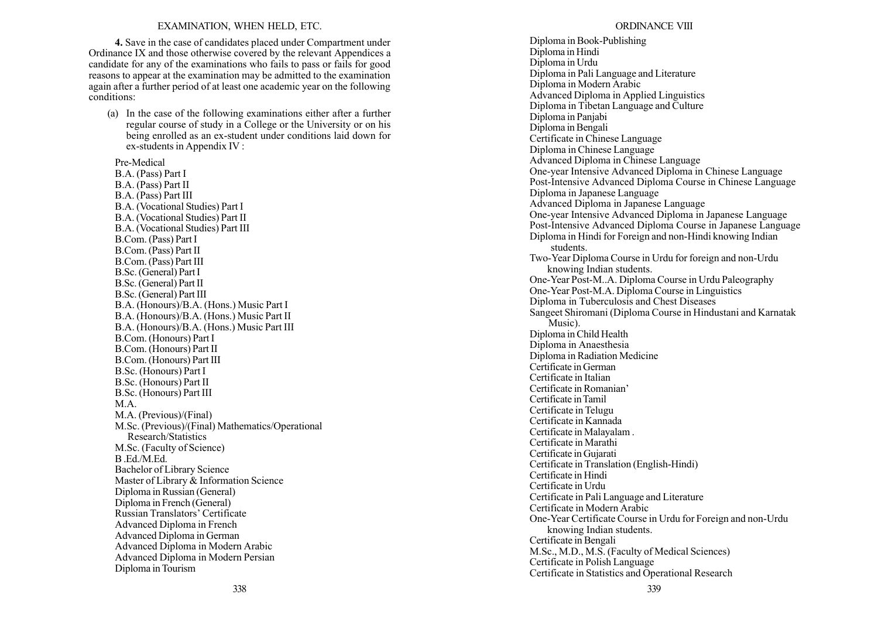**4.** Save in the case of candidates placed under Compartment under Ordinance IX and those otherwise covered by the relevant Appendices a candidate for any of the examinations who fails to pass or fails for good reasons to appear at the examination may be admitted to the examination again after a further period of at least one academic year on the following conditions:

(a) In the case of the following examinations either after a further regular course of study in a College or the University or on his being enrolled as an ex-student under conditions laid down for ex-students in Appendix IV :

Pre-Medical
B.A. (Pass) Part I
B.A. (Pass) Part II
B.A. (Pass) Part III
B.A. (Vocational Studies) Part I
B.A. (Vocational Studies) Part II
B.A. (Vocational Studies) Part III
B.Com. (Pass) Part I
B.Com. (Pass) Part II
B.Com. (Pass) Part III
B.Sc. (General) Part I
B.Sc. (General) Part II
B.Sc. (General) Part III
B.A. (Honours)/B.A. (Hons.) Music Part I
B.A. (Honours)/B.A. (Hons.) Music Part II
B.A. (Honours)/B.A. (Hons.) Music Part III
B.Com. (Honours) Part I
B.Com. (Honours) Part II
B.Com. (Honours) Part III
B.Sc. (Honours) Part I
B.Sc. (Honours) Part II
B.Sc. (Honours) Part III
M.A.
M.A. (Previous)/(Final)
M.Sc. (Previous)/(Final) Mathematics/Operational Research/Statistics
M.Sc. (Faculty of Science)
B .Ed./M.Ed.
Bachelor of Library Science
Master of Library & Information Science
Diploma in Russian (General)
Diploma in French (General)
Russian Translators' Certificate
Advanced Diploma in French
Advanced Diploma in German
Advanced Diploma in Modern Arabic
Advanced Diploma in Modern Persian
Diploma in Tourism
Diploma in Book-Publishing
Diploma in Hindi
Diploma in Urdu
Diploma in Pali Language and Literature
Diploma in Modern Arabic
Advanced Diploma in Applied Linguistics
Diploma in Tibetan Language and Culture
Diploma in Panjabi
Diploma in Bengali
Certificate in Chinese Language
Diploma in Chinese Language
Advanced Diploma in Chinese Language
One-year Intensive Advanced Diploma in Chinese Language
Post-Intensive Advanced Diploma Course in Chinese Language
Diploma in Japanese Language
Advanced Diploma in Japanese Language
One-year Intensive Advanced Diploma in Japanese Language
Post-Intensive Advanced Diploma Course in Japanese Language
Diploma in Hindi for Foreign and non-Hindi knowing Indian students.
Two-Year Diploma Course in Urdu for foreign and non-Urdu knowing Indian students.
One-Year Post-M..A. Diploma Course in Urdu Paleography
One-Year Post-M.A. Diploma Course in Linguistics
Diploma in Tuberculosis and Chest Diseases
Sangeet Shiromani (Diploma Course in Hindustani and Karnatak Music).
Diploma in Child Health
Diploma in Anaesthesia
Diploma in Radiation Medicine
Certificate in German
Certificate in Italian
Certificate in Romanian'
Certificate in Tamil
Certificate in Telugu
Certificate in Kannada
Certificate in Malayalam .
Certificate in Marathi
Certificate in Gujarati
Certificate in Translation (English-Hindi)
Certificate in Hindi
Certificate in Urdu
Certificate in Pali Language and Literature
Certificate in Modern Arabic
One-Year Certificate Course in Urdu for Foreign and non-Urdu knowing Indian students.
Certificate in Bengali
M.Sc., M.D., M.S. (Faculty of Medical Sciences)
Certificate in Polish Language
Certificate in Statistics and Operational Research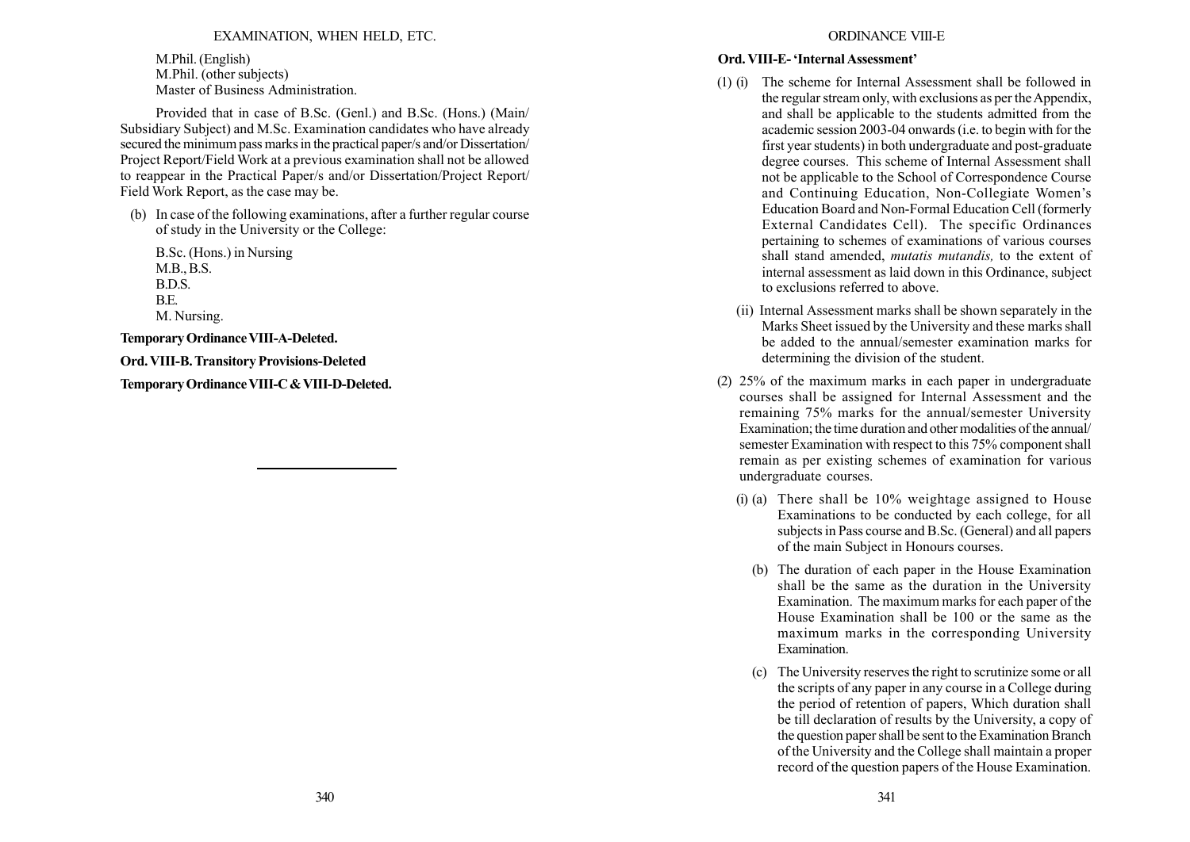M.Phil. (English)
M.Phil. (other subjects)
Master of Business Administration.

Provided that in case of B.Sc. (Genl.) and B.Sc. (Hons.) (Main/Subsidiary Subject) and M.Sc. Examination candidates who have already secured the minimum pass marks in the practical paper/s and/or Dissertation/Project Report/Field Work at a previous examination shall not be allowed to reappear in the Practical Paper/s and/or Dissertation/Project Report/Field Work Report, as the case may be.

(b) In case of the following examinations, after a further regular course of study in the University or the College:

B.Sc. (Hons.) in Nursing
M.B., B.S.
B.D.S.
B.E.
M. Nursing.

**Temporary Ordinance VIII-A-Deleted.**

**Ord. VIII-B. Transitory Provisions-Deleted**

**Temporary Ordinance VIII-C & VIII-D-Deleted.**

---

**Ord. VIII-E- 'Internal Assessment'**

(1) (i) The scheme for Internal Assessment shall be followed in the regular stream only, with exclusions as per the Appendix, and shall be applicable to the students admitted from the academic session 2003-04 onwards (i.e. to begin with for the first year students) in both undergraduate and post-graduate degree courses. This scheme of Internal Assessment shall not be applicable to the School of Correspondence Course and Continuing Education, Non-Collegiate Women's Education Board and Non-Formal Education Cell (formerly External Candidates Cell). The specific Ordinances pertaining to schemes of examinations of various courses shall stand amended, *mutatis mutandis,* to the extent of internal assessment as laid down in this Ordinance, subject to exclusions referred to above.

(ii) Internal Assessment marks shall be shown separately in the Marks Sheet issued by the University and these marks shall be added to the annual/semester examination marks for determining the division of the student.

(2) 25% of the maximum marks in each paper in undergraduate courses shall be assigned for Internal Assessment and the remaining 75% marks for the annual/semester University Examination; the time duration and other modalities of the annual/semester Examination with respect to this 75% component shall remain as per existing schemes of examination for various undergraduate courses.

(i) (a) There shall be 10% weightage assigned to House Examinations to be conducted by each college, for all subjects in Pass course and B.Sc. (General) and all papers of the main Subject in Honours courses.

(b) The duration of each paper in the House Examination shall be the same as the duration in the University Examination. The maximum marks for each paper of the House Examination shall be 100 or the same as the maximum marks in the corresponding University Examination.

(c) The University reserves the right to scrutinize some or all the scripts of any paper in any course in a College during the period of retention of papers, Which duration shall be till declaration of results by the University, a copy of the question paper shall be sent to the Examination Branch of the University and the College shall maintain a proper record of the question papers of the House Examination.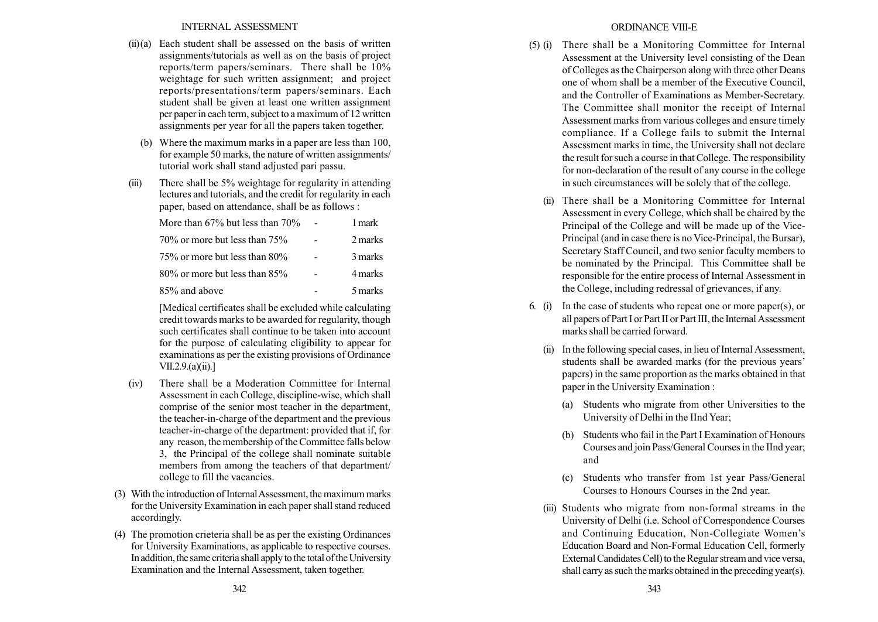(ii)(a) Each student shall be assessed on the basis of written assignments/tutorials as well as on the basis of project reports/term papers/seminars. There shall be 10% weightage for such written assignment; and project reports/presentations/term papers/seminars. Each student shall be given at least one written assignment per paper in each term, subject to a maximum of 12 written assignments per year for all the papers taken together.

(b) Where the maximum marks in a paper are less than 100, for example 50 marks, the nature of written assignments/ tutorial work shall stand adjusted pari passu.

(iii) There shall be 5% weightage for regularity in attending lectures and tutorials, and the credit for regularity in each paper, based on attendance, shall be as follows :

| | | |
|---|---|---|
| More than 67% but less than 70% | - | 1 mark |
| 70% or more but less than 75% | - | 2 marks |
| 75% or more but less than 80% | - | 3 marks |
| 80% or more but less than 85% | - | 4 marks |
| 85% and above | - | 5 marks |

[Medical certificates shall be excluded while calculating credit towards marks to be awarded for regularity, though such certificates shall continue to be taken into account for the purpose of calculating eligibility to appear for examinations as per the existing provisions of Ordinance VII.2.9.(a)(ii).]

(iv) There shall be a Moderation Committee for Internal Assessment in each College, discipline-wise, which shall comprise of the senior most teacher in the department, the teacher-in-charge of the department and the previous teacher-in-charge of the department: provided that if, for any reason, the membership of the Committee falls below 3, the Principal of the college shall nominate suitable members from among the teachers of that department/ college to fill the vacancies.

(3) With the introduction of Internal Assessment, the maximum marks for the University Examination in each paper shall stand reduced accordingly.

(4) The promotion crieteria shall be as per the existing Ordinances for University Examinations, as applicable to respective courses. In addition, the same criteria shall apply to the total of the University Examination and the Internal Assessment, taken together.

(5) (i) There shall be a Monitoring Committee for Internal Assessment at the University level consisting of the Dean of Colleges as the Chairperson along with three other Deans one of whom shall be a member of the Executive Council, and the Controller of Examinations as Member-Secretary. The Committee shall monitor the receipt of Internal Assessment marks from various colleges and ensure timely compliance. If a College fails to submit the Internal Assessment marks in time, the University shall not declare the result for such a course in that College. The responsibility for non-declaration of the result of any course in the college in such circumstances will be solely that of the college.

(ii) There shall be a Monitoring Committee for Internal Assessment in every College, which shall be chaired by the Principal of the College and will be made up of the Vice-Principal (and in case there is no Vice-Principal, the Bursar), Secretary Staff Council, and two senior faculty members to be nominated by the Principal. This Committee shall be responsible for the entire process of Internal Assessment in the College, including redressal of grievances, if any.

6. (i) In the case of students who repeat one or more paper(s), or all papers of Part I or Part II or Part III, the Internal Assessment marks shall be carried forward.

(ii) In the following special cases, in lieu of Internal Assessment, students shall be awarded marks (for the previous years' papers) in the same proportion as the marks obtained in that paper in the University Examination :

(a) Students who migrate from other Universities to the University of Delhi in the IInd Year;

(b) Students who fail in the Part I Examination of Honours Courses and join Pass/General Courses in the IInd year; and

(c) Students who transfer from 1st year Pass/General Courses to Honours Courses in the 2nd year.

(iii) Students who migrate from non-formal streams in the University of Delhi (i.e. School of Correspondence Courses and Continuing Education, Non-Collegiate Women's Education Board and Non-Formal Education Cell, formerly External Candidates Cell) to the Regular stream and vice versa, shall carry as such the marks obtained in the preceding year(s).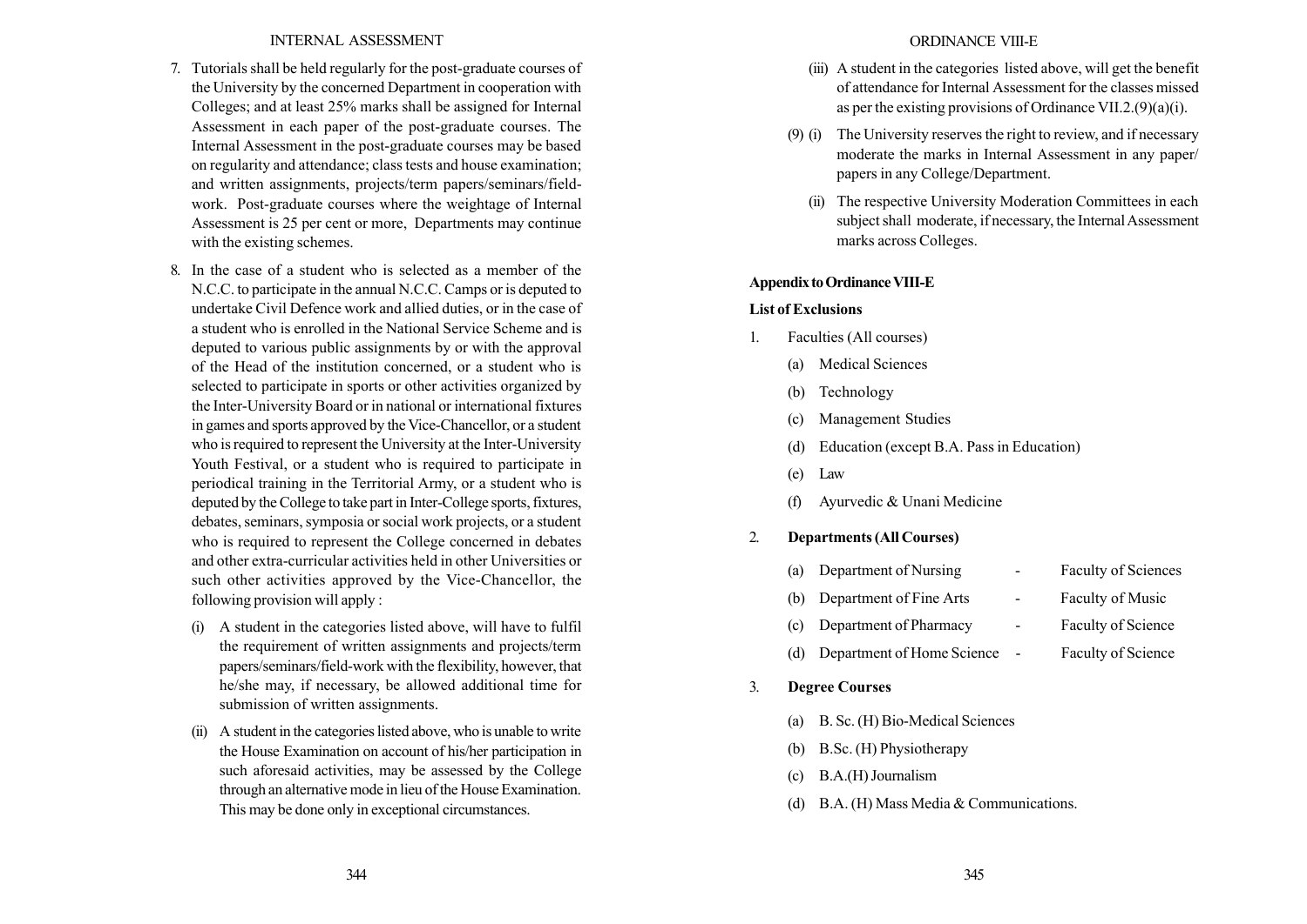7. Tutorials shall be held regularly for the post-graduate courses of the University by the concerned Department in cooperation with Colleges; and at least 25% marks shall be assigned for Internal Assessment in each paper of the post-graduate courses. The Internal Assessment in the post-graduate courses may be based on regularity and attendance; class tests and house examination; and written assignments, projects/term papers/seminars/field-work. Post-graduate courses where the weightage of Internal Assessment is 25 per cent or more, Departments may continue with the existing schemes.

8. In the case of a student who is selected as a member of the N.C.C. to participate in the annual N.C.C. Camps or is deputed to undertake Civil Defence work and allied duties, or in the case of a student who is enrolled in the National Service Scheme and is deputed to various public assignments by or with the approval of the Head of the institution concerned, or a student who is selected to participate in sports or other activities organized by the Inter-University Board or in national or international fixtures in games and sports approved by the Vice-Chancellor, or a student who is required to represent the University at the Inter-University Youth Festival, or a student who is required to participate in periodical training in the Territorial Army, or a student who is deputed by the College to take part in Inter-College sports, fixtures, debates, seminars, symposia or social work projects, or a student who is required to represent the College concerned in debates and other extra-curricular activities held in other Universities or such other activities approved by the Vice-Chancellor, the following provision will apply :

   (i) A student in the categories listed above, will have to fulfil the requirement of written assignments and projects/term papers/seminars/field-work with the flexibility, however, that he/she may, if necessary, be allowed additional time for submission of written assignments.

   (ii) A student in the categories listed above, who is unable to write the House Examination on account of his/her participation in such aforesaid activities, may be assessed by the College through an alternative mode in lieu of the House Examination. This may be done only in exceptional circumstances.

   (iii) A student in the categories listed above, will get the benefit of attendance for Internal Assessment for the classes missed as per the existing provisions of Ordinance VII.2.(9)(a)(i).

(9) (i) The University reserves the right to review, and if necessary moderate the marks in Internal Assessment in any paper/papers in any College/Department.

   (ii) The respective University Moderation Committees in each subject shall moderate, if necessary, the Internal Assessment marks across Colleges.

**Appendix to Ordinance VIII-E**

**List of Exclusions**

1. Faculties (All courses)
   (a) Medical Sciences
   (b) Technology
   (c) Management Studies
   (d) Education (except B.A. Pass in Education)
   (e) Law
   (f) Ayurvedic & Unani Medicine

2. **Departments (All Courses)**

| | | | |
|---|---|---|---|
| (a) | Department of Nursing | - | Faculty of Sciences |
| (b) | Department of Fine Arts | - | Faculty of Music |
| (c) | Department of Pharmacy | - | Faculty of Science |
| (d) | Department of Home Science | - | Faculty of Science |

3. **Degree Courses**
   (a) B. Sc. (H) Bio-Medical Sciences
   (b) B.Sc. (H) Physiotherapy
   (c) B.A.(H) Journalism
   (d) B.A. (H) Mass Media & Communications.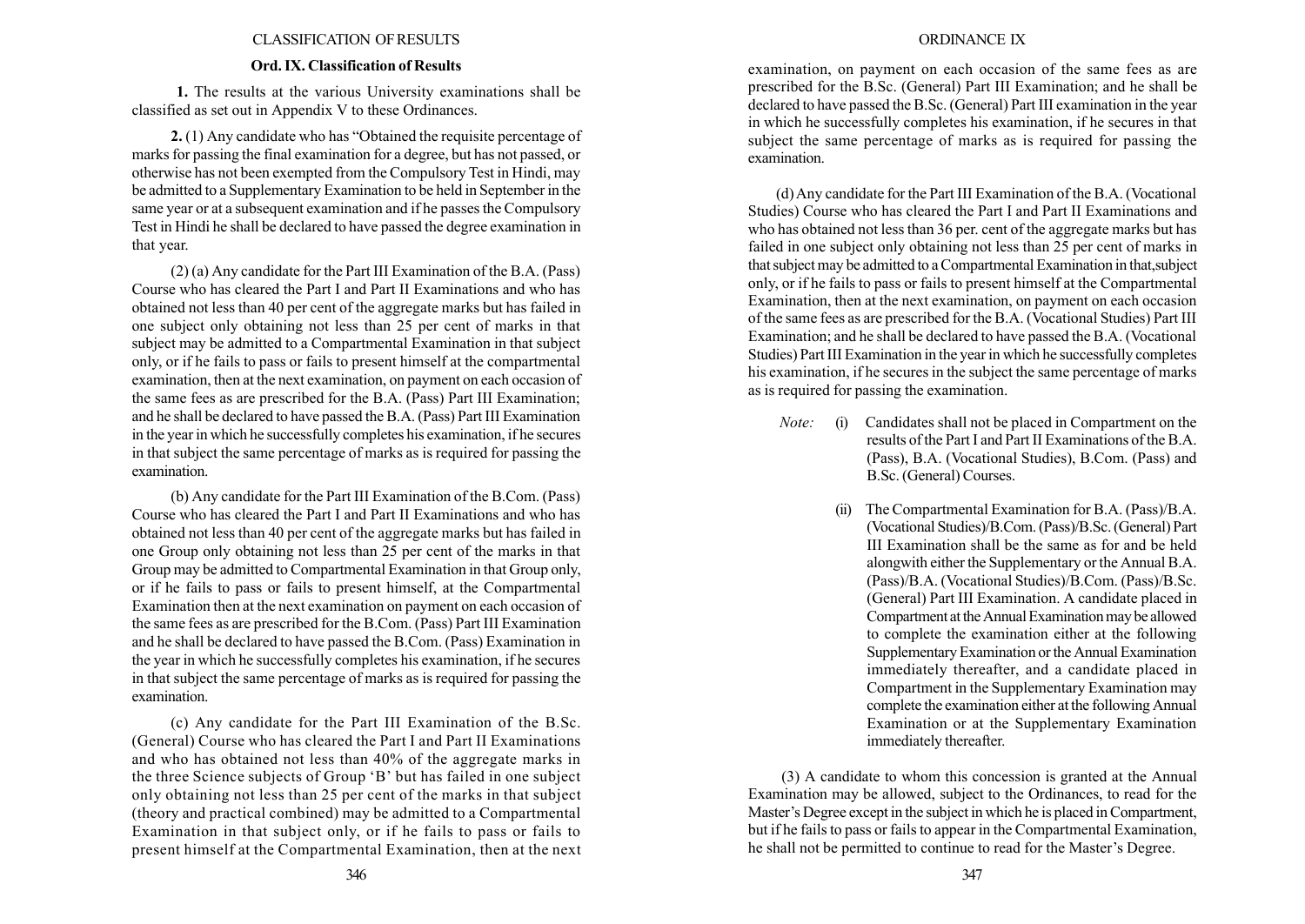## Ord. IX. Classification of Results

**1.** The results at the various University examinations shall be classified as set out in Appendix V to these Ordinances.

**2.** (1) Any candidate who has "Obtained the requisite percentage of marks for passing the final examination for a degree, but has not passed, or otherwise has not been exempted from the Compulsory Test in Hindi, may be admitted to a Supplementary Examination to be held in September in the same year or at a subsequent examination and if he passes the Compulsory Test in Hindi he shall be declared to have passed the degree examination in that year.

(2) (a) Any candidate for the Part III Examination of the B.A. (Pass) Course who has cleared the Part I and Part II Examinations and who has obtained not less than 40 per cent of the aggregate marks but has failed in one subject only obtaining not less than 25 per cent of marks in that subject may be admitted to a Compartmental Examination in that subject only, or if he fails to pass or fails to present himself at the compartmental examination, then at the next examination, on payment on each occasion of the same fees as are prescribed for the B.A. (Pass) Part III Examination; and he shall be declared to have passed the B.A. (Pass) Part III Examination in the year in which he successfully completes his examination, if he secures in that subject the same percentage of marks as is required for passing the examination.

(b) Any candidate for the Part III Examination of the B.Com. (Pass) Course who has cleared the Part I and Part II Examinations and who has obtained not less than 40 per cent of the aggregate marks but has failed in one Group only obtaining not less than 25 per cent of the marks in that Group may be admitted to Compartmental Examination in that Group only, or if he fails to pass or fails to present himself, at the Compartmental Examination then at the next examination on payment on each occasion of the same fees as are prescribed for the B.Com. (Pass) Part III Examination and he shall be declared to have passed the B.Com. (Pass) Examination in the year in which he successfully completes his examination, if he secures in that subject the same percentage of marks as is required for passing the examination.

(c) Any candidate for the Part III Examination of the B.Sc. (General) Course who has cleared the Part I and Part II Examinations and who has obtained not less than 40% of the aggregate marks in the three Science subjects of Group 'B' but has failed in one subject only obtaining not less than 25 per cent of the marks in that subject (theory and practical combined) may be admitted to a Compartmental Examination in that subject only, or if he fails to pass or fails to present himself at the Compartmental Examination, then at the next examination, on payment on each occasion of the same fees as are prescribed for the B.Sc. (General) Part III Examination; and he shall be declared to have passed the B.Sc. (General) Part III examination in the year in which he successfully completes his examination, if he secures in that subject the same percentage of marks as is required for passing the examination.

(d) Any candidate for the Part III Examination of the B.A. (Vocational Studies) Course who has cleared the Part I and Part II Examinations and who has obtained not less than 36 per. cent of the aggregate marks but has failed in one subject only obtaining not less than 25 per cent of marks in that subject may be admitted to a Compartmental Examination in that,subject only, or if he fails to pass or fails to present himself at the Compartmental Examination, then at the next examination, on payment on each occasion of the same fees as are prescribed for the B.A. (Vocational Studies) Part III Examination; and he shall be declared to have passed the B.A. (Vocational Studies) Part III Examination in the year in which he successfully completes his examination, if he secures in the subject the same percentage of marks as is required for passing the examination.

*Note:* (i) Candidates shall not be placed in Compartment on the results of the Part I and Part II Examinations of the B.A. (Pass), B.A. (Vocational Studies), B.Com. (Pass) and B.Sc. (General) Courses.

(ii) The Compartmental Examination for B.A. (Pass)/B.A. (Vocational Studies)/B.Com. (Pass)/B.Sc. (General) Part III Examination shall be the same as for and be held alongwith either the Supplementary or the Annual B.A. (Pass)/B.A. (Vocational Studies)/B.Com. (Pass)/B.Sc. (General) Part III Examination. A candidate placed in Compartment at the Annual Examination may be allowed to complete the examination either at the following Supplementary Examination or the Annual Examination immediately thereafter, and a candidate placed in Compartment in the Supplementary Examination may complete the examination either at the following Annual Examination or at the Supplementary Examination immediately thereafter.

(3) A candidate to whom this concession is granted at the Annual Examination may be allowed, subject to the Ordinances, to read for the Master's Degree except in the subject in which he is placed in Compartment, but if he fails to pass or fails to appear in the Compartmental Examination, he shall not be permitted to continue to read for the Master's Degree.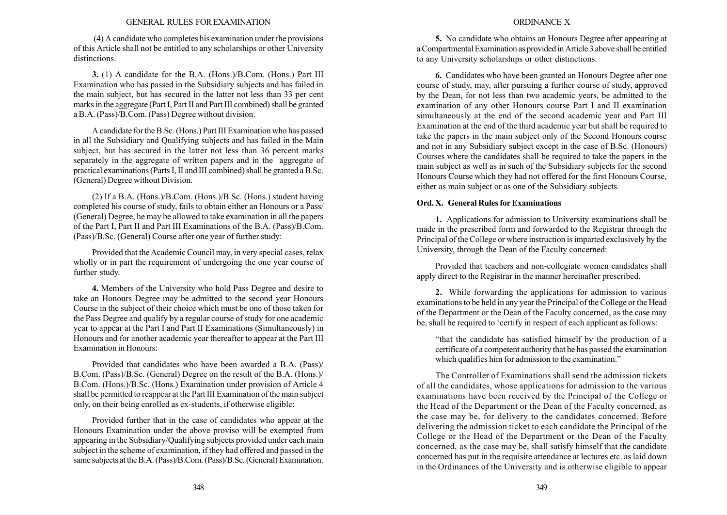(4) A candidate who completes his examination under the provisions of this Article shall not be entitled to any scholarships or other University distinctions.

**3.** (1) A candidate for the B.A. (Hons.)/B.Com. (Hons.) Part III Examination who has passed in the Subsidiary subjects and has failed in the main subject, but has secured in the latter not less than 33 per cent marks in the aggregate (Part I, Part II and Part III combined) shall be granted a B.A. (Pass)/B.Com. (Pass) Degree without division.

A candidate for the B.Sc. (Hons.) Part III Examination who has passed in all the Subsidiary and Qualifying subjects and has failed in the Main subject, but has secured in the latter not less than 36 percent marks separately in the aggregate of written papers and in the aggregate of practical examinations (Parts I, II and III combined) shall be granted a B.Sc. (General) Degree without Division.

(2) If a B.A. (Hons.)/B.Com. (Hons.)/B.Sc. (Hons.) student having completed his course of study, fails to obtain either an Honours or a Pass/ (General) Degree, he may be allowed to take examination in all the papers of the Part I, Part II and Part III Examinations of the B.A. (Pass)/B.Com. (Pass)/B.Sc. (General) Course after one year of further study:

Provided that the Academic Council may, in very special cases, relax wholly or in part the requirement of undergoing the one year course of further study.

**4.** Members of the University who hold Pass Degree and desire to take an Honours Degree may be admitted to the second year Honours Course in the subject of their choice which must be one of those taken for the Pass Degree and qualify by a regular course of study for one academic year to appear at the Part I and Part II Examinations (Simultaneously) in Honours and for another academic year thereafter to appear at the Part III Examination in Honours:

Provided that candidates who have been awarded a B.A. (Pass)/ B.Com. (Pass)/B.Sc. (General) Degree on the result of the B.A. (Hons.)/ B.Com. (Hons.)/B.Sc. (Hons.) Examination under provision of Article 4 shall be permitted to reappear at the Part III Examination of the main subject only, on their being enrolled as ex-students, if otherwise eligible:

Provided further that in the case of candidates who appear at the Honours Examination under the above proviso will be exempted from appearing in the Subsidiary/Qualifying subjects provided under each main subject in the scheme of examination, if they had offered and passed in the same subjects at the B.A. (Pass)/B.Com. (Pass)/B.Sc. (General) Examination.

**5.** No candidate who obtains an Honours Degree after appearing at a Compartmental Examination as provided in Article 3 above shall be entitled to any University scholarships or other distinctions.

**6.** Candidates who have been granted an Honours Degree after one course of study, may, after pursuing a further course of study, approved by the Dean, for not less than two academic years, be admitted to the examination of any other Honours course Part I and II examination simultaneously at the end of the second academic year and Part III Examination at the end of the third academic year but shall be required to take the papers in the main subject only of the Second Honours course and not in any Subsidiary subject except in the case of B.Sc. (Honours) Courses where the candidates shall be required to take the papers in the main subject as well as in such of the Subsidiary subjects for the second Honours Course which they had not offered for the first Honours Course, either as main subject or as one of the Subsidiary subjects.

## Ord. X. General Rules for Examinations

**1.** Applications for admission to University examinations shall be made in the prescribed form and forwarded to the Registrar through the Principal of the College or where instruction is imparted exclusively by the University, through the Dean of the Faculty concerned:

Provided that teachers and non-collegiate women candidates shall apply direct to the Registrar in the manner hereinafter prescribed.

**2.** While forwarding the applications for admission to various examinations to be held in any year the Principal of the College or the Head of the Department or the Dean of the Faculty concerned, as the case may be, shall be required to 'certify in respect of each applicant as follows:

> "that the candidate has satisfied himself by the production of a certificate of a competent authority that he has passed the examination which qualifies him for admission to the examination."

The Controller of Examinations shall send the admission tickets of all the candidates, whose applications for admission to the various examinations have been received by the Principal of the College or the Head of the Department or the Dean of the Faculty concerned, as the case may be, for delivery to the candidates concerned. Before delivering the admission ticket to each candidate the Principal of the College or the Head of the Department or the Dean of the Faculty concerned, as the case may be, shall satisfy himself that the candidate concerned has put in the requisite attendance at lectures etc. as laid down in the Ordinances of the University and is otherwise eligible to appear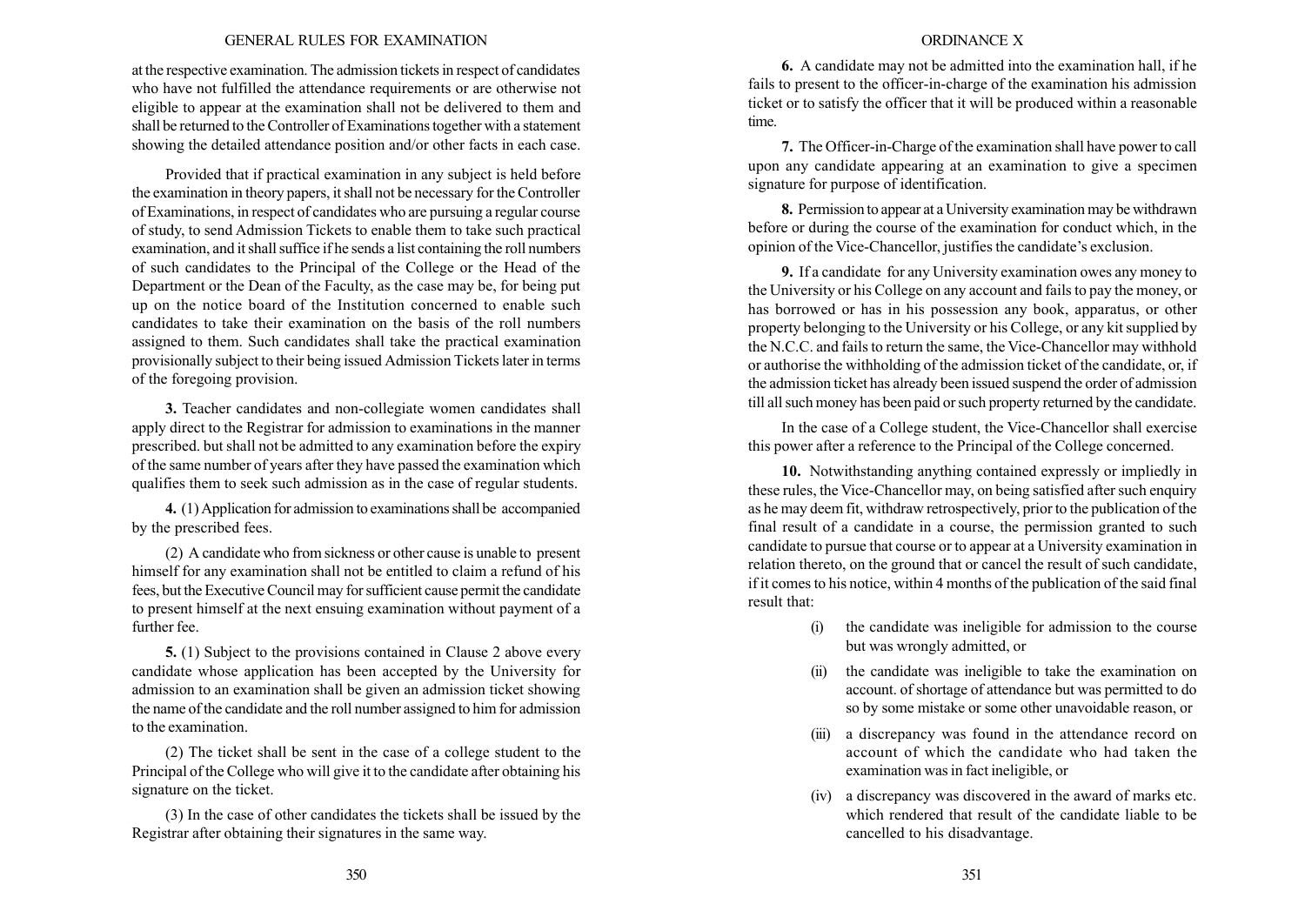at the respective examination. The admission tickets in respect of candidates who have not fulfilled the attendance requirements or are otherwise not eligible to appear at the examination shall not be delivered to them and shall be returned to the Controller of Examinations together with a statement showing the detailed attendance position and/or other facts in each case.

Provided that if practical examination in any subject is held before the examination in theory papers, it shall not be necessary for the Controller of Examinations, in respect of candidates who are pursuing a regular course of study, to send Admission Tickets to enable them to take such practical examination, and it shall suffice if he sends a list containing the roll numbers of such candidates to the Principal of the College or the Head of the Department or the Dean of the Faculty, as the case may be, for being put up on the notice board of the Institution concerned to enable such candidates to take their examination on the basis of the roll numbers assigned to them. Such candidates shall take the practical examination provisionally subject to their being issued Admission Tickets later in terms of the foregoing provision.

**3.** Teacher candidates and non-collegiate women candidates shall apply direct to the Registrar for admission to examinations in the manner prescribed. but shall not be admitted to any examination before the expiry of the same number of years after they have passed the examination which qualifies them to seek such admission as in the case of regular students.

**4.** (1) Application for admission to examinations shall be accompanied by the prescribed fees.

(2) A candidate who from sickness or other cause is unable to present himself for any examination shall not be entitled to claim a refund of his fees, but the Executive Council may for sufficient cause permit the candidate to present himself at the next ensuing examination without payment of a further fee.

**5.** (1) Subject to the provisions contained in Clause 2 above every candidate whose application has been accepted by the University for admission to an examination shall be given an admission ticket showing the name of the candidate and the roll number assigned to him for admission to the examination.

(2) The ticket shall be sent in the case of a college student to the Principal of the College who will give it to the candidate after obtaining his signature on the ticket.

(3) In the case of other candidates the tickets shall be issued by the Registrar after obtaining their signatures in the same way.

**6.** A candidate may not be admitted into the examination hall, if he fails to present to the officer-in-charge of the examination his admission ticket or to satisfy the officer that it will be produced within a reasonable time.

**7.** The Officer-in-Charge of the examination shall have power to call upon any candidate appearing at an examination to give a specimen signature for purpose of identification.

**8.** Permission to appear at a University examination may be withdrawn before or during the course of the examination for conduct which, in the opinion of the Vice-Chancellor, justifies the candidate's exclusion.

**9.** If a candidate for any University examination owes any money to the University or his College on any account and fails to pay the money, or has borrowed or has in his possession any book, apparatus, or other property belonging to the University or his College, or any kit supplied by the N.C.C. and fails to return the same, the Vice-Chancellor may withhold or authorise the withholding of the admission ticket of the candidate, or, if the admission ticket has already been issued suspend the order of admission till all such money has been paid or such property returned by the candidate.

In the case of a College student, the Vice-Chancellor shall exercise this power after a reference to the Principal of the College concerned.

**10.** Notwithstanding anything contained expressly or impliedly in these rules, the Vice-Chancellor may, on being satisfied after such enquiry as he may deem fit, withdraw retrospectively, prior to the publication of the final result of a candidate in a course, the permission granted to such candidate to pursue that course or to appear at a University examination in relation thereto, on the ground that or cancel the result of such candidate, if it comes to his notice, within 4 months of the publication of the said final result that:

(i) the candidate was ineligible for admission to the course but was wrongly admitted, or

(ii) the candidate was ineligible to take the examination on account. of shortage of attendance but was permitted to do so by some mistake or some other unavoidable reason, or

(iii) a discrepancy was found in the attendance record on account of which the candidate who had taken the examination was in fact ineligible, or

(iv) a discrepancy was discovered in the award of marks etc. which rendered that result of the candidate liable to be cancelled to his disadvantage.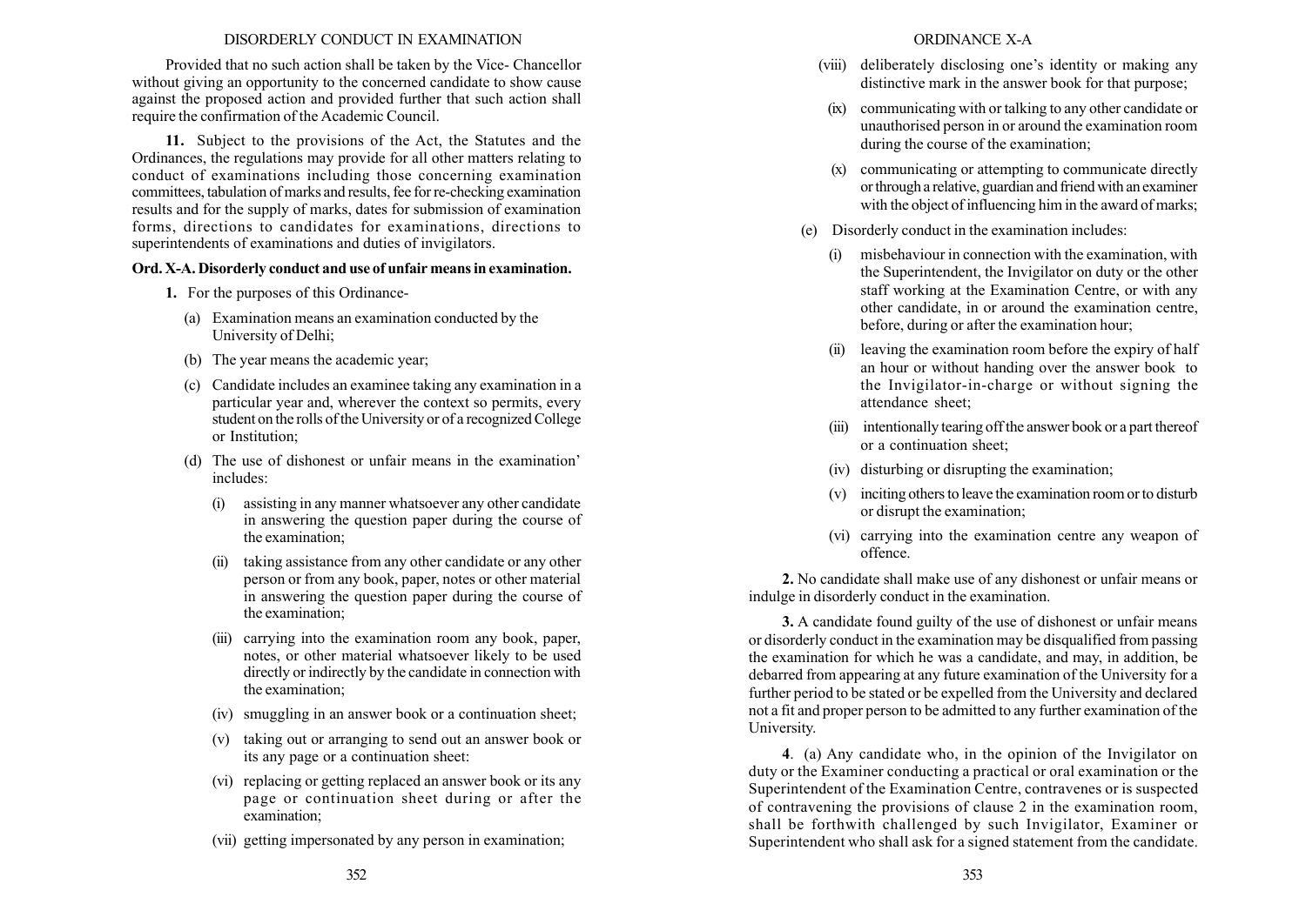Provided that no such action shall be taken by the Vice- Chancellor without giving an opportunity to the concerned candidate to show cause against the proposed action and provided further that such action shall require the confirmation of the Academic Council.

**11.** Subject to the provisions of the Act, the Statutes and the Ordinances, the regulations may provide for all other matters relating to conduct of examinations including those concerning examination committees, tabulation of marks and results, fee for re-checking examination results and for the supply of marks, dates for submission of examination forms, directions to candidates for examinations, directions to superintendents of examinations and duties of invigilators.

### Ord. X-A. Disorderly conduct and use of unfair means in examination.

**1.** For the purposes of this Ordinance-

(a) Examination means an examination conducted by the University of Delhi;

(b) The year means the academic year;

(c) Candidate includes an examinee taking any examination in a particular year and, wherever the context so permits, every student on the rolls of the University or of a recognized College or Institution;

(d) The use of dishonest or unfair means in the examination' includes:

(i) assisting in any manner whatsoever any other candidate in answering the question paper during the course of the examination;

(ii) taking assistance from any other candidate or any other person or from any book, paper, notes or other material in answering the question paper during the course of the examination;

(iii) carrying into the examination room any book, paper, notes, or other material whatsoever likely to be used directly or indirectly by the candidate in connection with the examination;

(iv) smuggling in an answer book or a continuation sheet;

(v) taking out or arranging to send out an answer book or its any page or a continuation sheet:

(vi) replacing or getting replaced an answer book or its any page or continuation sheet during or after the examination;

(vii) getting impersonated by any person in examination;

(viii) deliberately disclosing one's identity or making any distinctive mark in the answer book for that purpose;

(ix) communicating with or talking to any other candidate or unauthorised person in or around the examination room during the course of the examination;

(x) communicating or attempting to communicate directly or through a relative, guardian and friend with an examiner with the object of influencing him in the award of marks;

(e) Disorderly conduct in the examination includes:

(i) misbehaviour in connection with the examination, with the Superintendent, the Invigilator on duty or the other staff working at the Examination Centre, or with any other candidate, in or around the examination centre, before, during or after the examination hour;

(ii) leaving the examination room before the expiry of half an hour or without handing over the answer book to the Invigilator-in-charge or without signing the attendance sheet;

(iii) intentionally tearing off the answer book or a part thereof or a continuation sheet;

(iv) disturbing or disrupting the examination;

(v) inciting others to leave the examination room or to disturb or disrupt the examination;

(vi) carrying into the examination centre any weapon of offence.

**2.** No candidate shall make use of any dishonest or unfair means or indulge in disorderly conduct in the examination.

**3.** A candidate found guilty of the use of dishonest or unfair means or disorderly conduct in the examination may be disqualified from passing the examination for which he was a candidate, and may, in addition, be debarred from appearing at any future examination of the University for a further period to be stated or be expelled from the University and declared not a fit and proper person to be admitted to any further examination of the University.

**4**. (a) Any candidate who, in the opinion of the Invigilator on duty or the Examiner conducting a practical or oral examination or the Superintendent of the Examination Centre, contravenes or is suspected of contravening the provisions of clause 2 in the examination room, shall be forthwith challenged by such Invigilator, Examiner or Superintendent who shall ask for a signed statement from the candidate.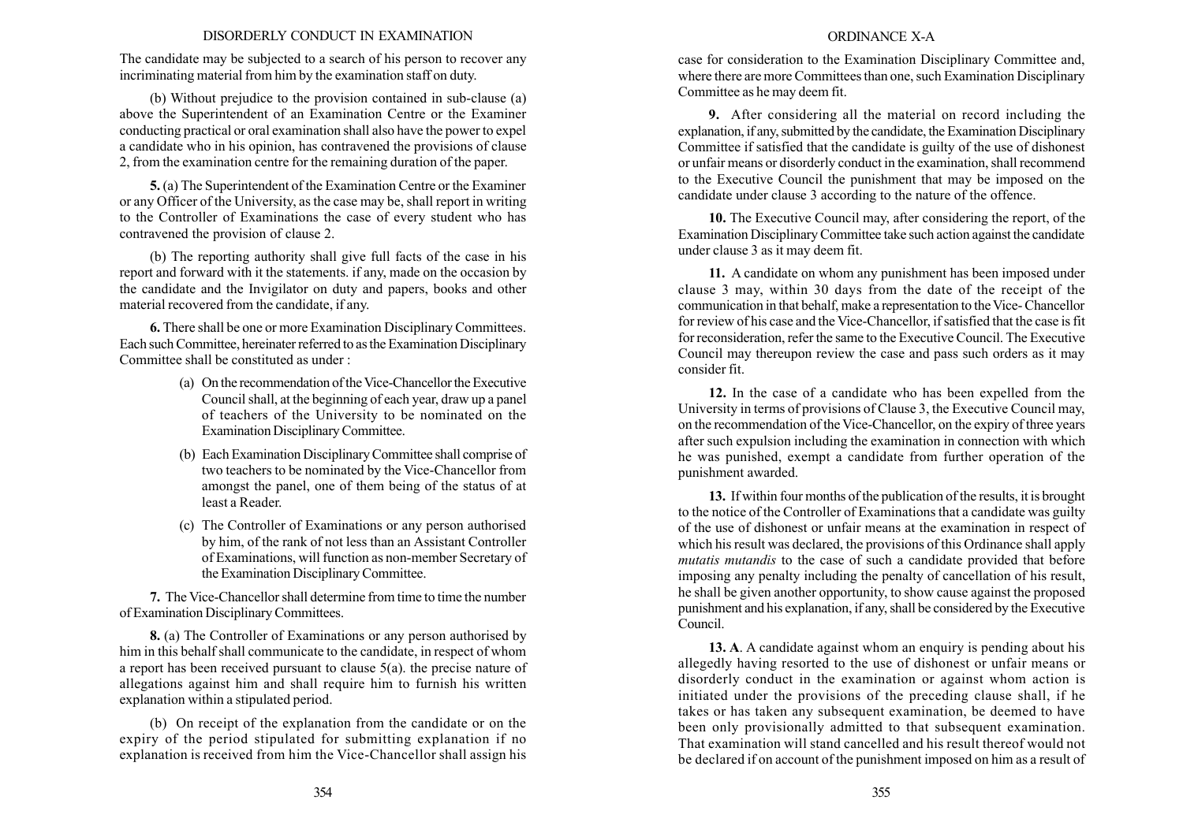The candidate may be subjected to a search of his person to recover any incriminating material from him by the examination staff on duty.

(b) Without prejudice to the provision contained in sub-clause (a) above the Superintendent of an Examination Centre or the Examiner conducting practical or oral examination shall also have the power to expel a candidate who in his opinion, has contravened the provisions of clause 2, from the examination centre for the remaining duration of the paper.

**5.** (a) The Superintendent of the Examination Centre or the Examiner or any Officer of the University, as the case may be, shall report in writing to the Controller of Examinations the case of every student who has contravened the provision of clause 2.

(b) The reporting authority shall give full facts of the case in his report and forward with it the statements. if any, made on the occasion by the candidate and the Invigilator on duty and papers, books and other material recovered from the candidate, if any.

**6.** There shall be one or more Examination Disciplinary Committees. Each such Committee, hereinater referred to as the Examination Disciplinary Committee shall be constituted as under :

(a) On the recommendation of the Vice-Chancellor the Executive Council shall, at the beginning of each year, draw up a panel of teachers of the University to be nominated on the Examination Disciplinary Committee.

(b) Each Examination Disciplinary Committee shall comprise of two teachers to be nominated by the Vice-Chancellor from amongst the panel, one of them being of the status of at least a Reader.

(c) The Controller of Examinations or any person authorised by him, of the rank of not less than an Assistant Controller of Examinations, will function as non-member Secretary of the Examination Disciplinary Committee.

**7.** The Vice-Chancellor shall determine from time to time the number of Examination Disciplinary Committees.

**8.** (a) The Controller of Examinations or any person authorised by him in this behalf shall communicate to the candidate, in respect of whom a report has been received pursuant to clause 5(a). the precise nature of allegations against him and shall require him to furnish his written explanation within a stipulated period.

(b) On receipt of the explanation from the candidate or on the expiry of the period stipulated for submitting explanation if no explanation is received from him the Vice-Chancellor shall assign his case for consideration to the Examination Disciplinary Committee and, where there are more Committees than one, such Examination Disciplinary Committee as he may deem fit.

**9.** After considering all the material on record including the explanation, if any, submitted by the candidate, the Examination Disciplinary Committee if satisfied that the candidate is guilty of the use of dishonest or unfair means or disorderly conduct in the examination, shall recommend to the Executive Council the punishment that may be imposed on the candidate under clause 3 according to the nature of the offence.

**10.** The Executive Council may, after considering the report, of the Examination Disciplinary Committee take such action against the candidate under clause 3 as it may deem fit.

**11.** A candidate on whom any punishment has been imposed under clause 3 may, within 30 days from the date of the receipt of the communication in that behalf, make a representation to the Vice- Chancellor for review of his case and the Vice-Chancellor, if satisfied that the case is fit for reconsideration, refer the same to the Executive Council. The Executive Council may thereupon review the case and pass such orders as it may consider fit.

**12.** In the case of a candidate who has been expelled from the University in terms of provisions of Clause 3, the Executive Council may, on the recommendation of the Vice-Chancellor, on the expiry of three years after such expulsion including the examination in connection with which he was punished, exempt a candidate from further operation of the punishment awarded.

**13.** If within four months of the publication of the results, it is brought to the notice of the Controller of Examinations that a candidate was guilty of the use of dishonest or unfair means at the examination in respect of which his result was declared, the provisions of this Ordinance shall apply *mutatis mutandis* to the case of such a candidate provided that before imposing any penalty including the penalty of cancellation of his result, he shall be given another opportunity, to show cause against the proposed punishment and his explanation, if any, shall be considered by the Executive Council.

**13. A**. A candidate against whom an enquiry is pending about his allegedly having resorted to the use of dishonest or unfair means or disorderly conduct in the examination or against whom action is initiated under the provisions of the preceding clause shall, if he takes or has taken any subsequent examination, be deemed to have been only provisionally admitted to that subsequent examination. That examination will stand cancelled and his result thereof would not be declared if on account of the punishment imposed on him as a result of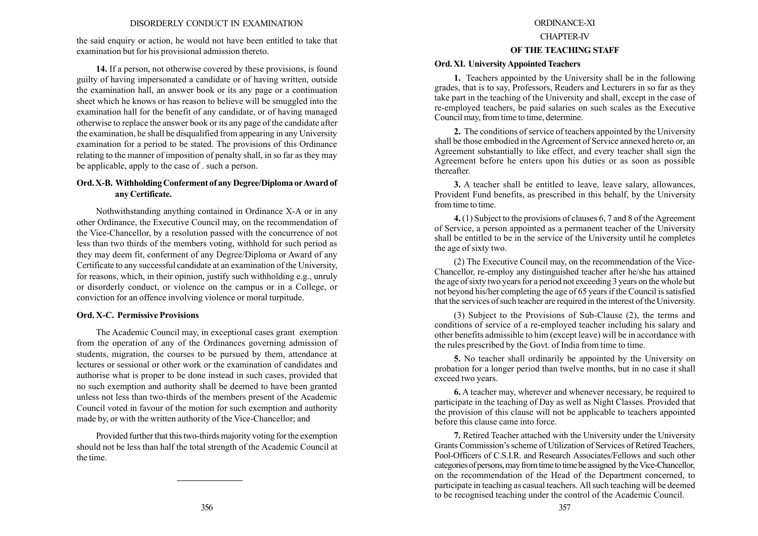the said enquiry or action, he would not have been entitled to take that examination but for his provisional admission thereto.

**14.** If a person, not otherwise covered by these provisions, is found guilty of having impersonated a candidate or of having written, outside the examination hall, an answer book or its any page or a continuation sheet which he knows or has reason to believe will be smuggled into the examination hall for the benefit of any candidate, or of having managed otherwise to replace the answer book or its any page of the candidate after the examination, he shall be disqualified from appearing in any University examination for a period to be stated. The provisions of this Ordinance relating to the manner of imposition of penalty shall, in so far as they may be applicable, apply to the case of . such a person.

### Ord. X-B. Withholding Conferment of any Degree/Diploma or Award of any Certificate.

Nothwithstanding anything contained in Ordinance X-A or in any other Ordinance, the Executive Council may, on the recommendation of the Vice-Chancellor, by a resolution passed with the concurrence of not less than two thirds of the members voting, withhold for such period as they may deem fit, conferment of any Degree/Diploma or Award of any Certificate to any successful candidate at an examination of the University, for reasons, which, in their opinion, justify such withholding e.g., unruly or disorderly conduct, or violence on the campus or in a College, or conviction for an offence involving violence or moral turpitude.

### Ord. X-C. Permissive Provisions

The Academic Council may, in exceptional cases grant exemption from the operation of any of the Ordinances governing admission of students, migration, the courses to be pursued by them, attendance at lectures or sessional or other work or the examination of candidates and authorise what is proper to be done instead in such cases, provided that no such exemption and authority shall be deemed to have been granted unless not less than two-thirds of the members present of the Academic Council voted in favour of the motion for such exemption and authority made by, or with the written authority of the Vice-Chancellor; and

Provided further that this two-thirds majority voting for the exemption should not be less than half the total strength of the Academic Council at the time.

---

## ORDINANCE-XI

## CHAPTER-IV

## OF THE TEACHING STAFF

### Ord. XI. University Appointed Teachers

**1.** Teachers appointed by the University shall be in the following grades, that is to say, Professors, Readers and Lecturers in so far as they take part in the teaching of the University and shall, except in the case of re-employed teachers, be paid salaries on such scales as the Executive Council may, from time to time, determine.

**2.** The conditions of service of teachers appointed by the University shall be those embodied in the Agreement of Service annexed hereto or, an Agreement substantially to like effect, and every teacher shall sign the Agreement before he enters upon his duties or as soon as possible thereafter.

**3.** A teacher shall be entitled to leave, leave salary, allowances, Provident Fund benefits, as prescribed in this behalf, by the University from time to time.

**4.** (1) Subject to the provisions of clauses 6, 7 and 8 of the Agreement of Service, a person appointed as a permanent teacher of the University shall be entitled to be in the service of the University until he completes the age of sixty two.

(2) The Executive Council may, on the recommendation of the Vice-Chancellor, re-employ any distinguished teacher after he/she has attained the age of sixty two years for a period not exceeding 3 years on the whole but not beyond his/her completing the age of 65 years if the Council is satisfied that the services of such teacher are required in the interest of the University.

(3) Subject to the Provisions of Sub-Clause (2), the terms and conditions of service of a re-employed teacher including his salary and other benefits admissible to him (except leave) will be in accordance with the rules prescribed by the Govt. of India from time to time.

**5.** No teacher shall ordinarily be appointed by the University on probation for a longer period than twelve months, but in no case it shall exceed two years.

**6.** A teacher may, wherever and whenever necessary, be required to participate in the teaching of Day as well as Night Classes. Provided that the provision of this clause will not be applicable to teachers appointed before this clause came into force.

**7.** Retired Teacher attached with the University under the University Grants Commission's scheme of Utilization of Services of Retired Teachers, Pool-Officers of C.S.I.R. and Research Associates/Fellows and such other categories of persons, may from time to time be assigned by the Vice-Chancellor, on the recommendation of the Head of the Department concerned, to participate in teaching as casual teachers. All such teaching will be deemed to be recognised teaching under the control of the Academic Council.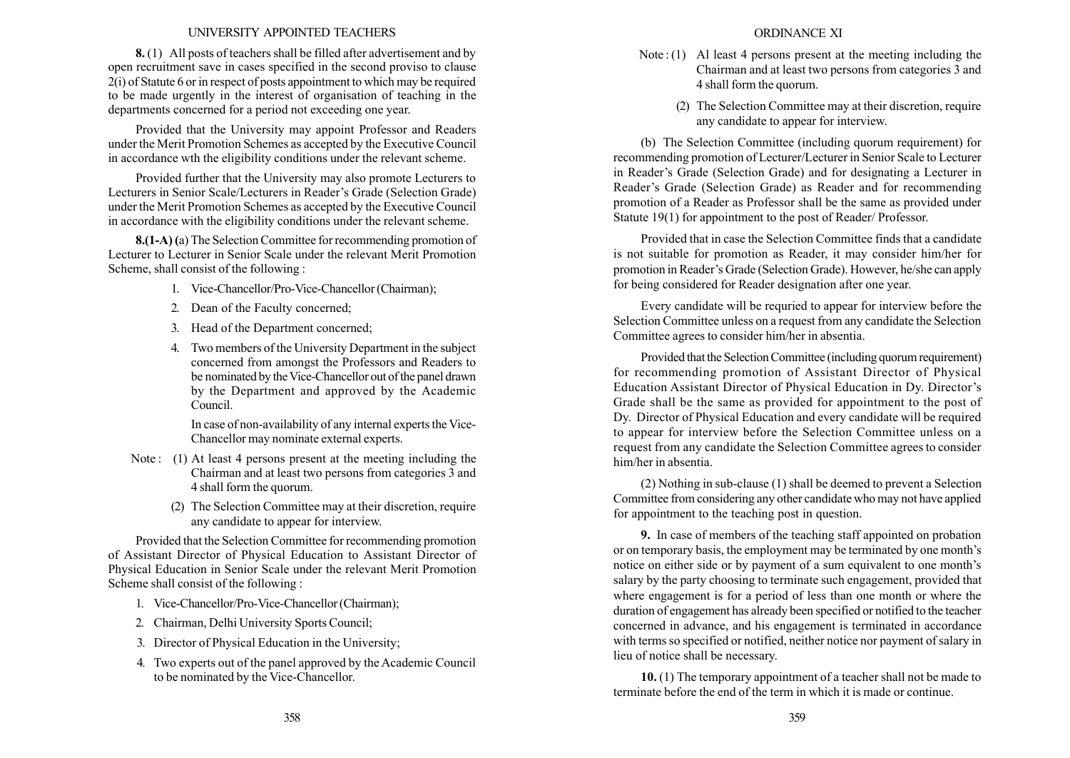**8.** (1) All posts of teachers shall be filled after advertisement and by open recruitment save in cases specified in the second proviso to clause 2(i) of Statute 6 or in respect of posts appointment to which may be required to be made urgently in the interest of organisation of teaching in the departments concerned for a period not exceeding one year.

Provided that the University may appoint Professor and Readers under the Merit Promotion Schemes as accepted by the Executive Council in accordance wth the eligibility conditions under the relevant scheme.

Provided further that the University may also promote Lecturers to Lecturers in Senior Scale/Lecturers in Reader's Grade (Selection Grade) under the Merit Promotion Schemes as accepted by the Executive Council in accordance with the eligibility conditions under the relevant scheme.

**8.(1-A) (**a) The Selection Committee for recommending promotion of Lecturer to Lecturer in Senior Scale under the relevant Merit Promotion Scheme, shall consist of the following :

1. Vice-Chancellor/Pro-Vice-Chancellor (Chairman);
2. Dean of the Faculty concerned;
3. Head of the Department concerned;
4. Two members of the University Department in the subject concerned from amongst the Professors and Readers to be nominated by the Vice-Chancellor out of the panel drawn by the Department and approved by the Academic Council.

   In case of non-availability of any internal experts the Vice-Chancellor may nominate external experts.

Note : (1) At least 4 persons present at the meeting including the Chairman and at least two persons from categories 3 and 4 shall form the quorum.

(2) The Selection Committee may at their discretion, require any candidate to appear for interview.

Provided that the Selection Committee for recommending promotion of Assistant Director of Physical Education to Assistant Director of Physical Education in Senior Scale under the relevant Merit Promotion Scheme shall consist of the following :

1. Vice-Chancellor/Pro-Vice-Chancellor (Chairman);
2. Chairman, Delhi University Sports Council;
3. Director of Physical Education in the University;
4. Two experts out of the panel approved by the Academic Council to be nominated by the Vice-Chancellor.

Note : (1) Al least 4 persons present at the meeting including the Chairman and at least two persons from categories 3 and 4 shall form the quorum.

(2) The Selection Committee may at their discretion, require any candidate to appear for interview.

(b) The Selection Committee (including quorum requirement) for recommending promotion of Lecturer/Lecturer in Senior Scale to Lecturer in Reader's Grade (Selection Grade) and for designating a Lecturer in Reader's Grade (Selection Grade) as Reader and for recommending promotion of a Reader as Professor shall be the same as provided under Statute 19(1) for appointment to the post of Reader/ Professor.

Provided that in case the Selection Committee finds that a candidate is not suitable for promotion as Reader, it may consider him/her for promotion in Reader's Grade (Selection Grade). However, he/she can apply for being considered for Reader designation after one year.

Every candidate will be requried to appear for interview before the Selection Committee unless on a request from any candidate the Selection Committee agrees to consider him/her in absentia.

Provided that the Selection Committee (including quorum requirement) for recommending promotion of Assistant Director of Physical Education Assistant Director of Physical Education in Dy. Director's Grade shall be the same as provided for appointment to the post of Dy. Director of Physical Education and every candidate will be required to appear for interview before the Selection Committee unless on a request from any candidate the Selection Committee agrees to consider him/her in absentia.

(2) Nothing in sub-clause (1) shall be deemed to prevent a Selection Committee from considering any other candidate who may not have applied for appointment to the teaching post in question.

**9.** In case of members of the teaching staff appointed on probation or on temporary basis, the employment may be terminated by one month's notice on either side or by payment of a sum equivalent to one month's salary by the party choosing to terminate such engagement, provided that where engagement is for a period of less than one month or where the duration of engagement has already been specified or notified to the teacher concerned in advance, and his engagement is terminated in accordance with terms so specified or notified, neither notice nor payment of salary in lieu of notice shall be necessary.

**10.** (1) The temporary appointment of a teacher shall not be made to terminate before the end of the term in which it is made or continue.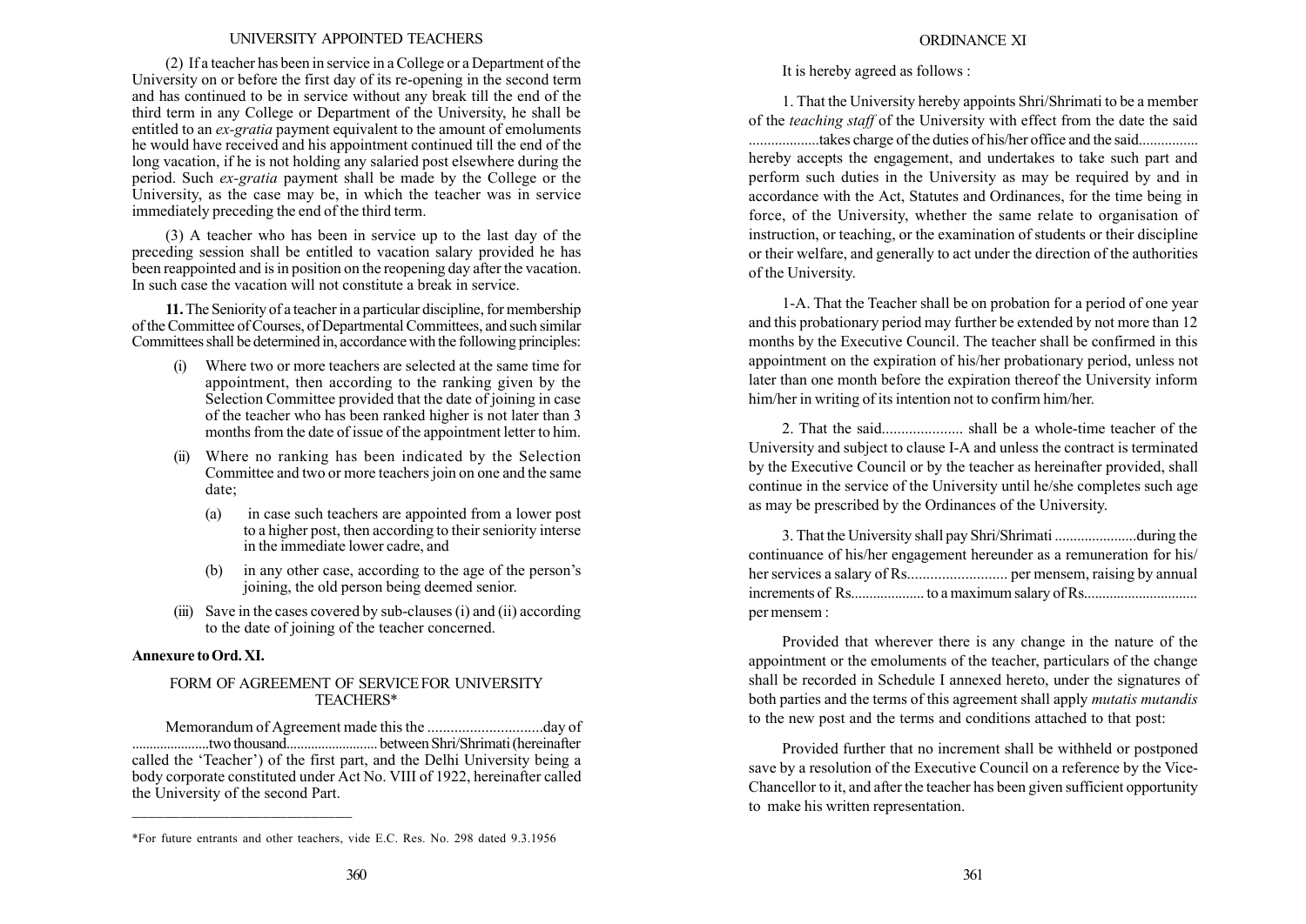(2) If a teacher has been in service in a College or a Department of the University on or before the first day of its re-opening in the second term and has continued to be in service without any break till the end of the third term in any College or Department of the University, he shall be entitled to an *ex-gratia* payment equivalent to the amount of emoluments he would have received and his appointment continued till the end of the long vacation, if he is not holding any salaried post elsewhere during the period. Such *ex-gratia* payment shall be made by the College or the University, as the case may be, in which the teacher was in service immediately preceding the end of the third term.

(3) A teacher who has been in service up to the last day of the preceding session shall be entitled to vacation salary provided he has been reappointed and is in position on the reopening day after the vacation. In such case the vacation will not constitute a break in service.

**11.** The Seniority of a teacher in a particular discipline, for membership of the Committee of Courses, of Departmental Committees, and such similar Committees shall be determined in, accordance with the following principles:

(i) Where two or more teachers are selected at the same time for appointment, then according to the ranking given by the Selection Committee provided that the date of joining in case of the teacher who has been ranked higher is not later than 3 months from the date of issue of the appointment letter to him.

(ii) Where no ranking has been indicated by the Selection Committee and two or more teachers join on one and the same date;

(a) in case such teachers are appointed from a lower post to a higher post, then according to their seniority interse in the immediate lower cadre, and

(b) in any other case, according to the age of the person's joining, the old person being deemed senior.

(iii) Save in the cases covered by sub-clauses (i) and (ii) according to the date of joining of the teacher concerned.

**Annexure to Ord. XI.**

## FORM OF AGREEMENT OF SERVICE FOR UNIVERSITY TEACHERS*

Memorandum of Agreement made this the ..............................day of .....................two thousand......................... between Shri/Shrimati (hereinafter called the 'Teacher') of the first part, and the Delhi University being a body corporate constituted under Act No. VIII of 1922, hereinafter called the University of the second Part.

*For future entrants and other teachers, vide E.C. Res. No. 298 dated 9.3.1956

It is hereby agreed as follows :

1. That the University hereby appoints Shri/Shrimati to be a member of the *teaching staff* of the University with effect from the date the said ..................takes charge of the duties of his/her office and the said................ hereby accepts the engagement, and undertakes to take such part and perform such duties in the University as may be required by and in accordance with the Act, Statutes and Ordinances, for the time being in force, of the University, whether the same relate to organisation of instruction, or teaching, or the examination of students or their discipline or their welfare, and generally to act under the direction of the authorities of the University.

1-A. That the Teacher shall be on probation for a period of one year and this probationary period may further be extended by not more than 12 months by the Executive Council. The teacher shall be confirmed in this appointment on the expiration of his/her probationary period, unless not later than one month before the expiration thereof the University inform him/her in writing of its intention not to confirm him/her.

2. That the said..................... shall be a whole-time teacher of the University and subject to clause I-A and unless the contract is terminated by the Executive Council or by the teacher as hereinafter provided, shall continue in the service of the University until he/she completes such age as may be prescribed by the Ordinances of the University.

3. That the University shall pay Shri/Shrimati ......................during the continuance of his/her engagement hereunder as a remuneration for his/her services a salary of Rs.......................... per mensem, raising by annual increments of Rs.................... to a maximum salary of Rs.............................. per mensem :

Provided that wherever there is any change in the nature of the appointment or the emoluments of the teacher, particulars of the change shall be recorded in Schedule I annexed hereto, under the signatures of both parties and the terms of this agreement shall apply *mutatis mutandis* to the new post and the terms and conditions attached to that post:

Provided further that no increment shall be withheld or postponed save by a resolution of the Executive Council on a reference by the Vice-Chancellor to it, and after the teacher has been given sufficient opportunity to make his written representation.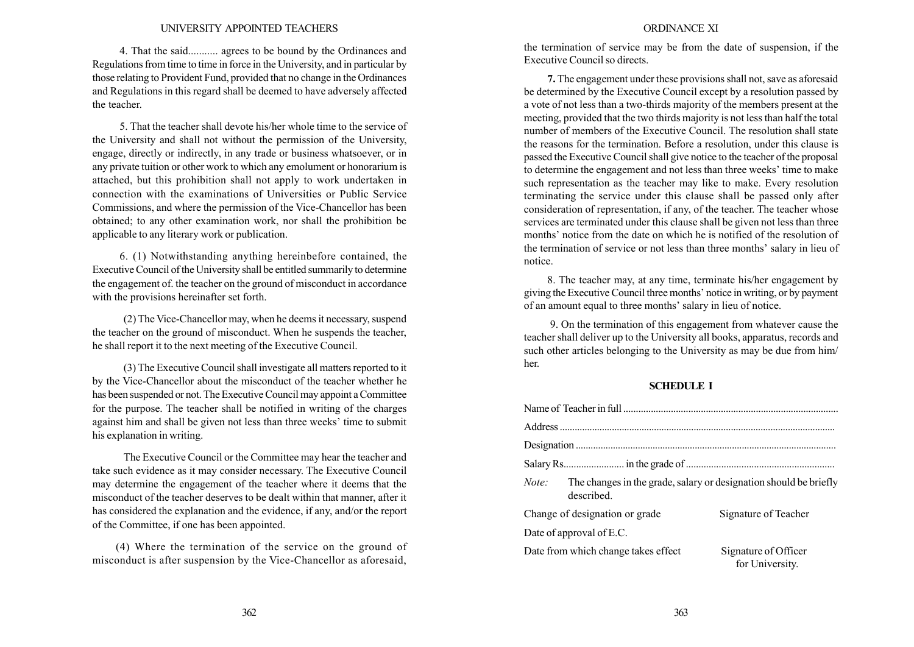4. That the said........... agrees to be bound by the Ordinances and Regulations from time to time in force in the University, and in particular by those relating to Provident Fund, provided that no change in the Ordinances and Regulations in this regard shall be deemed to have adversely affected the teacher.

5. That the teacher shall devote his/her whole time to the service of the University and shall not without the permission of the University, engage, directly or indirectly, in any trade or business whatsoever, or in any private tuition or other work to which any emolument or honorarium is attached, but this prohibition shall not apply to work undertaken in connection with the examinations of Universities or Public Service Commissions, and where the permission of the Vice-Chancellor has been obtained; to any other examination work, nor shall the prohibition be applicable to any literary work or publication.

6. (1) Notwithstanding anything hereinbefore contained, the Executive Council of the University shall be entitled summarily to determine the engagement of. the teacher on the ground of misconduct in accordance with the provisions hereinafter set forth.

(2) The Vice-Chancellor may, when he deems it necessary, suspend the teacher on the ground of misconduct. When he suspends the teacher, he shall report it to the next meeting of the Executive Council.

(3) The Executive Council shall investigate all matters reported to it by the Vice-Chancellor about the misconduct of the teacher whether he has been suspended or not. The Executive Council may appoint a Committee for the purpose. The teacher shall be notified in writing of the charges against him and shall be given not less than three weeks' time to submit his explanation in writing.

The Executive Council or the Committee may hear the teacher and take such evidence as it may consider necessary. The Executive Council may determine the engagement of the teacher where it deems that the misconduct of the teacher deserves to be dealt within that manner, after it has considered the explanation and the evidence, if any, and/or the report of the Committee, if one has been appointed.

(4) Where the termination of the service on the ground of misconduct is after suspension by the Vice-Chancellor as aforesaid, the termination of service may be from the date of suspension, if the Executive Council so directs.

**7.** The engagement under these provisions shall not, save as aforesaid be determined by the Executive Council except by a resolution passed by a vote of not less than a two-thirds majority of the members present at the meeting, provided that the two thirds majority is not less than half the total number of members of the Executive Council. The resolution shall state the reasons for the termination. Before a resolution, under this clause is passed the Executive Council shall give notice to the teacher of the proposal to determine the engagement and not less than three weeks' time to make such representation as the teacher may like to make. Every resolution terminating the service under this clause shall be passed only after consideration of representation, if any, of the teacher. The teacher whose services are terminated under this clause shall be given not less than three months' notice from the date on which he is notified of the resolution of the termination of service or not less than three months' salary in lieu of notice.

8. The teacher may, at any time, terminate his/her engagement by giving the Executive Council three months' notice in writing, or by payment of an amount equal to three months' salary in lieu of notice.

9. On the termination of this engagement from whatever cause the teacher shall deliver up to the University all books, apparatus, records and such other articles belonging to the University as may be due from him/her.

**SCHEDULE I**

Name of Teacher in full ......................................................................................

Address ..............................................................................................................

Designation .........................................................................................................

Salary Rs........................ in the grade of ...........................................................

*Note:* The changes in the grade, salary or designation should be briefly described.

Change of designation or grade &emsp;&emsp; Signature of Teacher

Date of approval of E.C.

Date from which change takes effect &emsp;&emsp; Signature of Officer for University.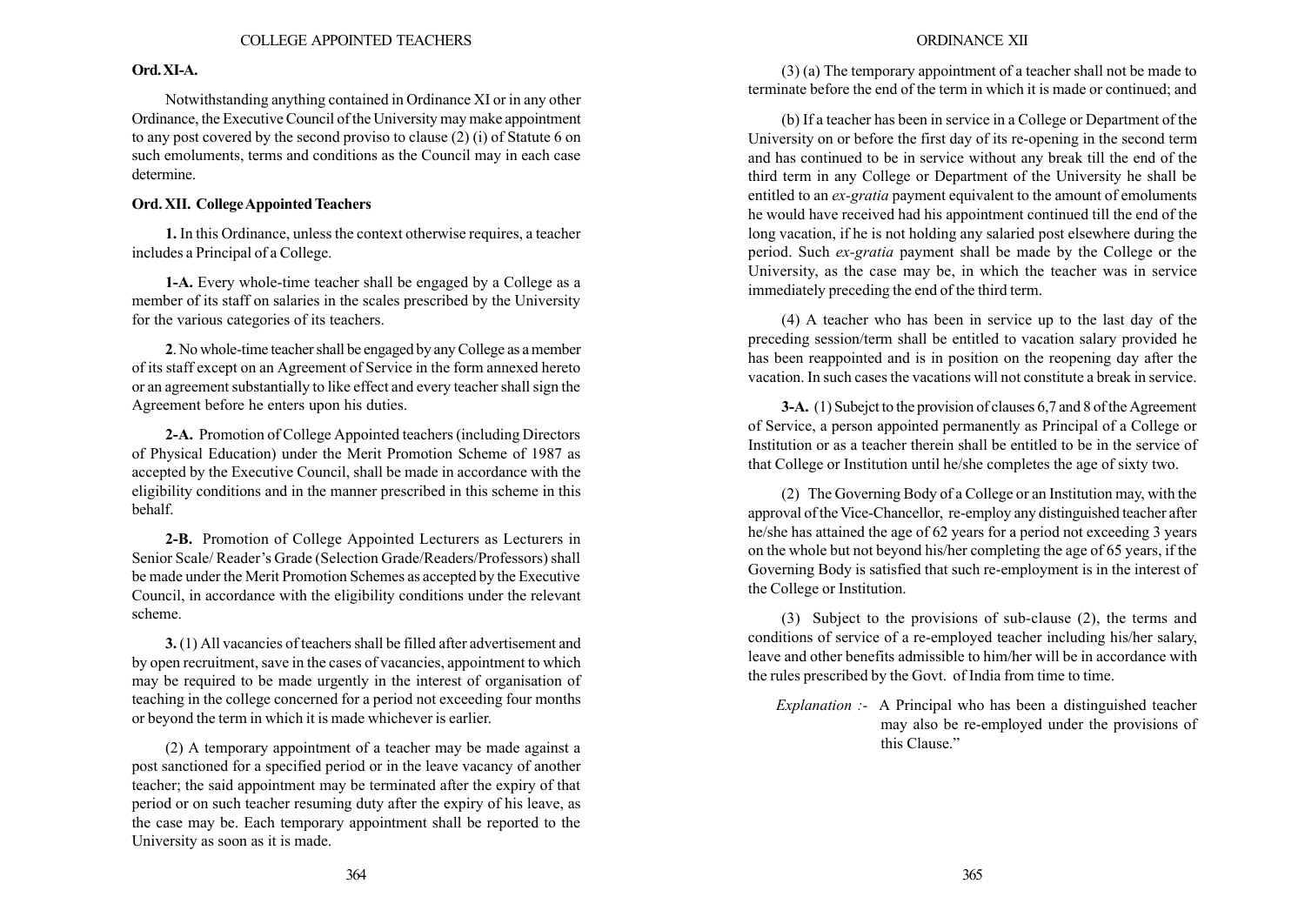**Ord. XI-A.**

Notwithstanding anything contained in Ordinance XI or in any other Ordinance, the Executive Council of the University may make appointment to any post covered by the second proviso to clause (2) (i) of Statute 6 on such emoluments, terms and conditions as the Council may in each case determine.

**Ord. XII. College Appointed Teachers**

**1.** In this Ordinance, unless the context otherwise requires, a teacher includes a Principal of a College.

**1-A.** Every whole-time teacher shall be engaged by a College as a member of its staff on salaries in the scales prescribed by the University for the various categories of its teachers.

**2**. No whole-time teacher shall be engaged by any College as a member of its staff except on an Agreement of Service in the form annexed hereto or an agreement substantially to like effect and every teacher shall sign the Agreement before he enters upon his duties.

**2-A.** Promotion of College Appointed teachers (including Directors of Physical Education) under the Merit Promotion Scheme of 1987 as accepted by the Executive Council, shall be made in accordance with the eligibility conditions and in the manner prescribed in this scheme in this behalf.

**2-B.** Promotion of College Appointed Lecturers as Lecturers in Senior Scale/ Reader's Grade (Selection Grade/Readers/Professors) shall be made under the Merit Promotion Schemes as accepted by the Executive Council, in accordance with the eligibility conditions under the relevant scheme.

**3.** (1) All vacancies of teachers shall be filled after advertisement and by open recruitment, save in the cases of vacancies, appointment to which may be required to be made urgently in the interest of organisation of teaching in the college concerned for a period not exceeding four months or beyond the term in which it is made whichever is earlier.

(2) A temporary appointment of a teacher may be made against a post sanctioned for a specified period or in the leave vacancy of another teacher; the said appointment may be terminated after the expiry of that period or on such teacher resuming duty after the expiry of his leave, as the case may be. Each temporary appointment shall be reported to the University as soon as it is made.

(3) (a) The temporary appointment of a teacher shall not be made to terminate before the end of the term in which it is made or continued; and

(b) If a teacher has been in service in a College or Department of the University on or before the first day of its re-opening in the second term and has continued to be in service without any break till the end of the third term in any College or Department of the University he shall be entitled to an *ex-gratia* payment equivalent to the amount of emoluments he would have received had his appointment continued till the end of the long vacation, if he is not holding any salaried post elsewhere during the period. Such *ex-gratia* payment shall be made by the College or the University, as the case may be, in which the teacher was in service immediately preceding the end of the third term.

(4) A teacher who has been in service up to the last day of the preceding session/term shall be entitled to vacation salary provided he has been reappointed and is in position on the reopening day after the vacation. In such cases the vacations will not constitute a break in service.

**3-A.** (1) Subejct to the provision of clauses 6,7 and 8 of the Agreement of Service, a person appointed permanently as Principal of a College or Institution or as a teacher therein shall be entitled to be in the service of that College or Institution until he/she completes the age of sixty two.

(2) The Governing Body of a College or an Institution may, with the approval of the Vice-Chancellor, re-employ any distinguished teacher after he/she has attained the age of 62 years for a period not exceeding 3 years on the whole but not beyond his/her completing the age of 65 years, if the Governing Body is satisfied that such re-employment is in the interest of the College or Institution.

(3) Subject to the provisions of sub-clause (2), the terms and conditions of service of a re-employed teacher including his/her salary, leave and other benefits admissible to him/her will be in accordance with the rules prescribed by the Govt. of India from time to time.

*Explanation :-* A Principal who has been a distinguished teacher may also be re-employed under the provisions of this Clause."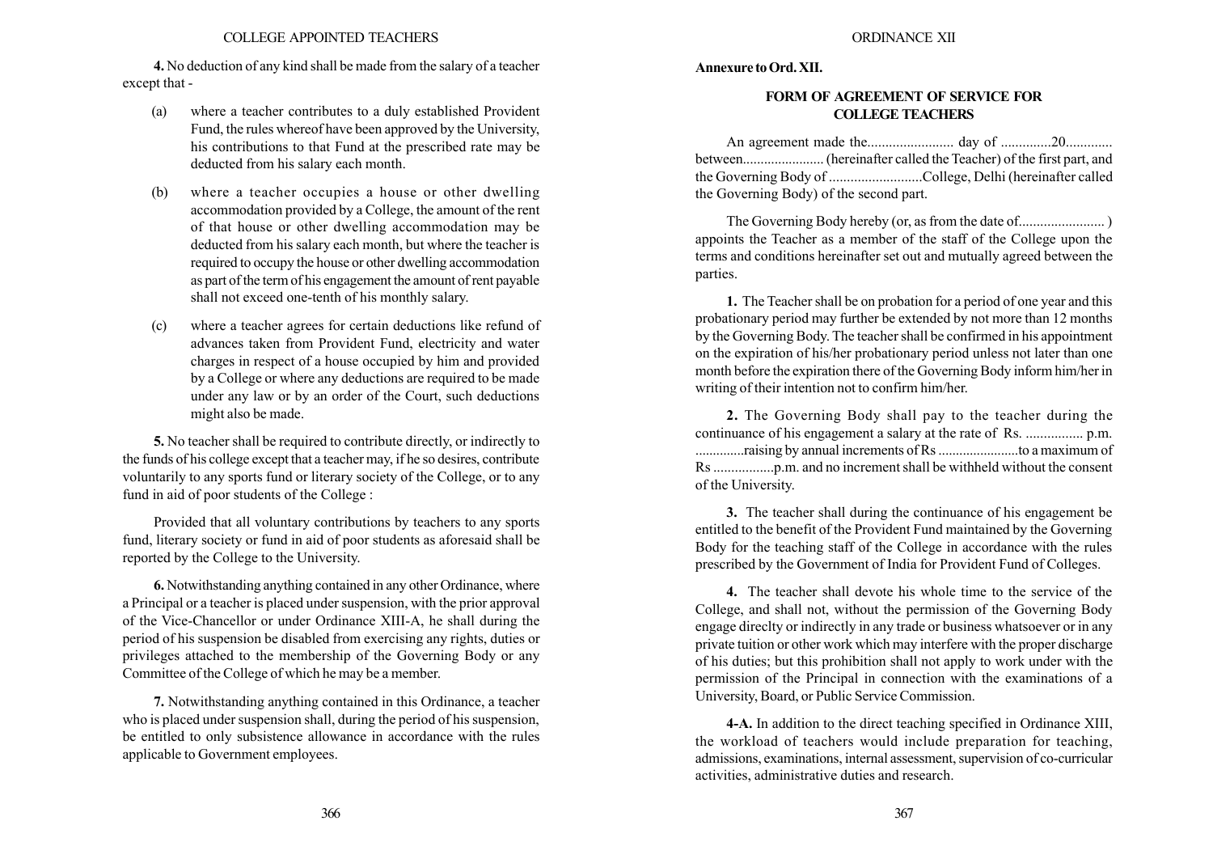**4.** No deduction of any kind shall be made from the salary of a teacher except that -

(a) where a teacher contributes to a duly established Provident Fund, the rules whereof have been approved by the University, his contributions to that Fund at the prescribed rate may be deducted from his salary each month.

(b) where a teacher occupies a house or other dwelling accommodation provided by a College, the amount of the rent of that house or other dwelling accommodation may be deducted from his salary each month, but where the teacher is required to occupy the house or other dwelling accommodation as part of the term of his engagement the amount of rent payable shall not exceed one-tenth of his monthly salary.

(c) where a teacher agrees for certain deductions like refund of advances taken from Provident Fund, electricity and water charges in respect of a house occupied by him and provided by a College or where any deductions are required to be made under any law or by an order of the Court, such deductions might also be made.

**5.** No teacher shall be required to contribute directly, or indirectly to the funds of his college except that a teacher may, if he so desires, contribute voluntarily to any sports fund or literary society of the College, or to any fund in aid of poor students of the College :

Provided that all voluntary contributions by teachers to any sports fund, literary society or fund in aid of poor students as aforesaid shall be reported by the College to the University.

**6.** Notwithstanding anything contained in any other Ordinance, where a Principal or a teacher is placed under suspension, with the prior approval of the Vice-Chancellor or under Ordinance XIII-A, he shall during the period of his suspension be disabled from exercising any rights, duties or privileges attached to the membership of the Governing Body or any Committee of the College of which he may be a member.

**7.** Notwithstanding anything contained in this Ordinance, a teacher who is placed under suspension shall, during the period of his suspension, be entitled to only subsistence allowance in accordance with the rules applicable to Government employees.

**Annexure to Ord. XII.**

## FORM OF AGREEMENT OF SERVICE FOR COLLEGE TEACHERS

An agreement made the........................ day of ..............20............. between....................... (hereinafter called the Teacher) of the first part, and the Governing Body of ..........................College, Delhi (hereinafter called the Governing Body) of the second part.

The Governing Body hereby (or, as from the date of........................ ) appoints the Teacher as a member of the staff of the College upon the terms and conditions hereinafter set out and mutually agreed between the parties.

**1.** The Teacher shall be on probation for a period of one year and this probationary period may further be extended by not more than 12 months by the Governing Body. The teacher shall be confirmed in his appointment on the expiration of his/her probationary period unless not later than one month before the expiration there of the Governing Body inform him/her in writing of their intention not to confirm him/her.

**2.** The Governing Body shall pay to the teacher during the continuance of his engagement a salary at the rate of Rs. ................ p.m. .............raising by annual increments of Rs .......................to a maximum of Rs .................p.m. and no increment shall be withheld without the consent of the University.

**3.** The teacher shall during the continuance of his engagement be entitled to the benefit of the Provident Fund maintained by the Governing Body for the teaching staff of the College in accordance with the rules prescribed by the Government of India for Provident Fund of Colleges.

**4.** The teacher shall devote his whole time to the service of the College, and shall not, without the permission of the Governing Body engage direclty or indirectly in any trade or business whatsoever or in any private tuition or other work which may interfere with the proper discharge of his duties; but this prohibition shall not apply to work under with the permission of the Principal in connection with the examinations of a University, Board, or Public Service Commission.

**4-A.** In addition to the direct teaching specified in Ordinance XIII, the workload of teachers would include preparation for teaching, admissions, examinations, internal assessment, supervision of co-curricular activities, administrative duties and research.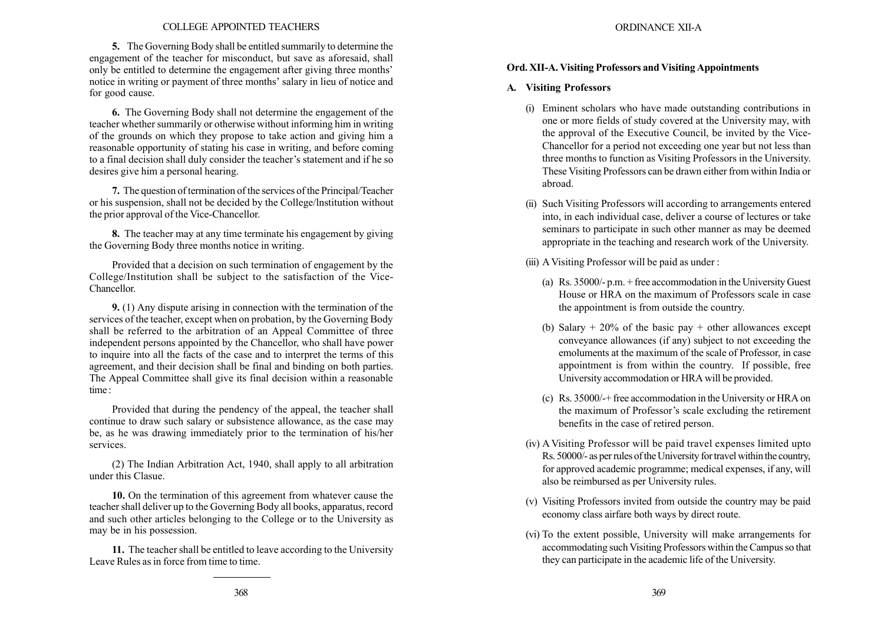**5.** The Governing Body shall be entitled summarily to determine the engagement of the teacher for misconduct, but save as aforesaid, shall only be entitled to determine the engagement after giving three months' notice in writing or payment of three months' salary in lieu of notice and for good cause.

**6.** The Governing Body shall not determine the engagement of the teacher whether summarily or otherwise without informing him in writing of the grounds on which they propose to take action and giving him a reasonable opportunity of stating his case in writing, and before coming to a final decision shall duly consider the teacher's statement and if he so desires give him a personal hearing.

**7.** The question of termination of the services of the Principal/Teacher or his suspension, shall not be decided by the College/Institution without the prior approval of the Vice-Chancellor.

**8.** The teacher may at any time terminate his engagement by giving the Governing Body three months notice in writing.

Provided that a decision on such termination of engagement by the College/Institution shall be subject to the satisfaction of the Vice-Chancellor.

**9.** (1) Any dispute arising in connection with the termination of the services of the teacher, except when on probation, by the Governing Body shall be referred to the arbitration of an Appeal Committee of three independent persons appointed by the Chancellor, who shall have power to inquire into all the facts of the case and to interpret the terms of this agreement, and their decision shall be final and binding on both parties. The Appeal Committee shall give its final decision within a reasonable time :

Provided that during the pendency of the appeal, the teacher shall continue to draw such salary or subsistence allowance, as the case may be, as he was drawing immediately prior to the termination of his/her services.

(2) The Indian Arbitration Act, 1940, shall apply to all arbitration under this Clasue.

**10.** On the termination of this agreement from whatever cause the teacher shall deliver up to the Governing Body all books, apparatus, record and such other articles belonging to the College or to the University as may be in his possession.

**11.** The teacher shall be entitled to leave according to the University Leave Rules as in force from time to time.

---

## Ord. XII-A. Visiting Professors and Visiting Appointments

### A. Visiting Professors

(i) Eminent scholars who have made outstanding contributions in one or more fields of study covered at the University may, with the approval of the Executive Council, be invited by the Vice-Chancellor for a period not exceeding one year but not less than three months to function as Visiting Professors in the University. These Visiting Professors can be drawn either from within India or abroad.

(ii) Such Visiting Professors will according to arrangements entered into, in each individual case, deliver a course of lectures or take seminars to participate in such other manner as may be deemed appropriate in the teaching and research work of the University.

(iii) A Visiting Professor will be paid as under :

(a) Rs. 35000/- p.m. + free accommodation in the University Guest House or HRA on the maximum of Professors scale in case the appointment is from outside the country.

(b) Salary + 20% of the basic pay + other allowances except conveyance allowances (if any) subject to not exceeding the emoluments at the maximum of the scale of Professor, in case appointment is from within the country. If possible, free University accommodation or HRA will be provided.

(c) Rs. 35000/-+ free accommodation in the University or HRA on the maximum of Professor's scale excluding the retirement benefits in the case of retired person.

(iv) A Visiting Professor will be paid travel expenses limited upto Rs. 50000/- as per rules of the University for travel within the country, for approved academic programme; medical expenses, if any, will also be reimbursed as per University rules.

(v) Visiting Professors invited from outside the country may be paid economy class airfare both ways by direct route.

(vi) To the extent possible, University will make arrangements for accommodating such Visiting Professors within the Campus so that they can participate in the academic life of the University.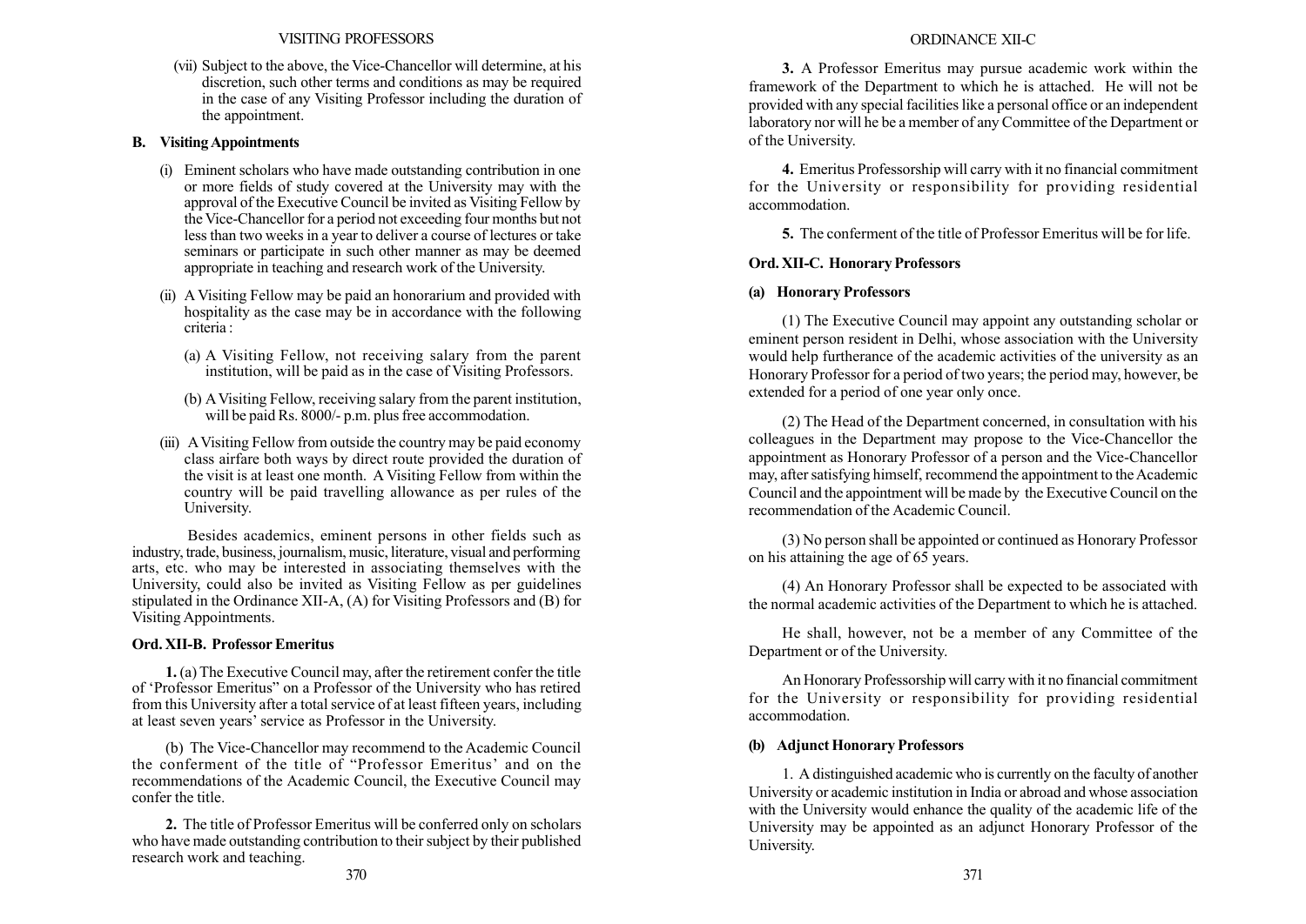(vii) Subject to the above, the Vice-Chancellor will determine, at his discretion, such other terms and conditions as may be required in the case of any Visiting Professor including the duration of the appointment.

**B. Visiting Appointments**

(i) Eminent scholars who have made outstanding contribution in one or more fields of study covered at the University may with the approval of the Executive Council be invited as Visiting Fellow by the Vice-Chancellor for a period not exceeding four months but not less than two weeks in a year to deliver a course of lectures or take seminars or participate in such other manner as may be deemed appropriate in teaching and research work of the University.

(ii) A Visiting Fellow may be paid an honorarium and provided with hospitality as the case may be in accordance with the following criteria :

(a) A Visiting Fellow, not receiving salary from the parent institution, will be paid as in the case of Visiting Professors.

(b) A Visiting Fellow, receiving salary from the parent institution, will be paid Rs. 8000/- p.m. plus free accommodation.

(iii) A Visiting Fellow from outside the country may be paid economy class airfare both ways by direct route provided the duration of the visit is at least one month. A Visiting Fellow from within the country will be paid travelling allowance as per rules of the University.

Besides academics, eminent persons in other fields such as industry, trade, business, journalism, music, literature, visual and performing arts, etc. who may be interested in associating themselves with the University, could also be invited as Visiting Fellow as per guidelines stipulated in the Ordinance XII-A, (A) for Visiting Professors and (B) for Visiting Appointments.

**Ord. XII-B. Professor Emeritus**

**1.** (a) The Executive Council may, after the retirement confer the title of 'Professor Emeritus" on a Professor of the University who has retired from this University after a total service of at least fifteen years, including at least seven years' service as Professor in the University.

(b) The Vice-Chancellor may recommend to the Academic Council the conferment of the title of "Professor Emeritus' and on the recommendations of the Academic Council, the Executive Council may confer the title.

**2.** The title of Professor Emeritus will be conferred only on scholars who have made outstanding contribution to their subject by their published research work and teaching.

**3.** A Professor Emeritus may pursue academic work within the framework of the Department to which he is attached. He will not be provided with any special facilities like a personal office or an independent laboratory nor will he be a member of any Committee of the Department or of the University.

**4.** Emeritus Professorship will carry with it no financial commitment for the University or responsibility for providing residential accommodation.

**5.** The conferment of the title of Professor Emeritus will be for life.

**Ord. XII-C. Honorary Professors**

**(a) Honorary Professors**

(1) The Executive Council may appoint any outstanding scholar or eminent person resident in Delhi, whose association with the University would help furtherance of the academic activities of the university as an Honorary Professor for a period of two years; the period may, however, be extended for a period of one year only once.

(2) The Head of the Department concerned, in consultation with his colleagues in the Department may propose to the Vice-Chancellor the appointment as Honorary Professor of a person and the Vice-Chancellor may, after satisfying himself, recommend the appointment to the Academic Council and the appointment will be made by the Executive Council on the recommendation of the Academic Council.

(3) No person shall be appointed or continued as Honorary Professor on his attaining the age of 65 years.

(4) An Honorary Professor shall be expected to be associated with the normal academic activities of the Department to which he is attached.

He shall, however, not be a member of any Committee of the Department or of the University.

An Honorary Professorship will carry with it no financial commitment for the University or responsibility for providing residential accommodation.

**(b) Adjunct Honorary Professors**

1. A distinguished academic who is currently on the faculty of another University or academic institution in India or abroad and whose association with the University would enhance the quality of the academic life of the University may be appointed as an adjunct Honorary Professor of the University.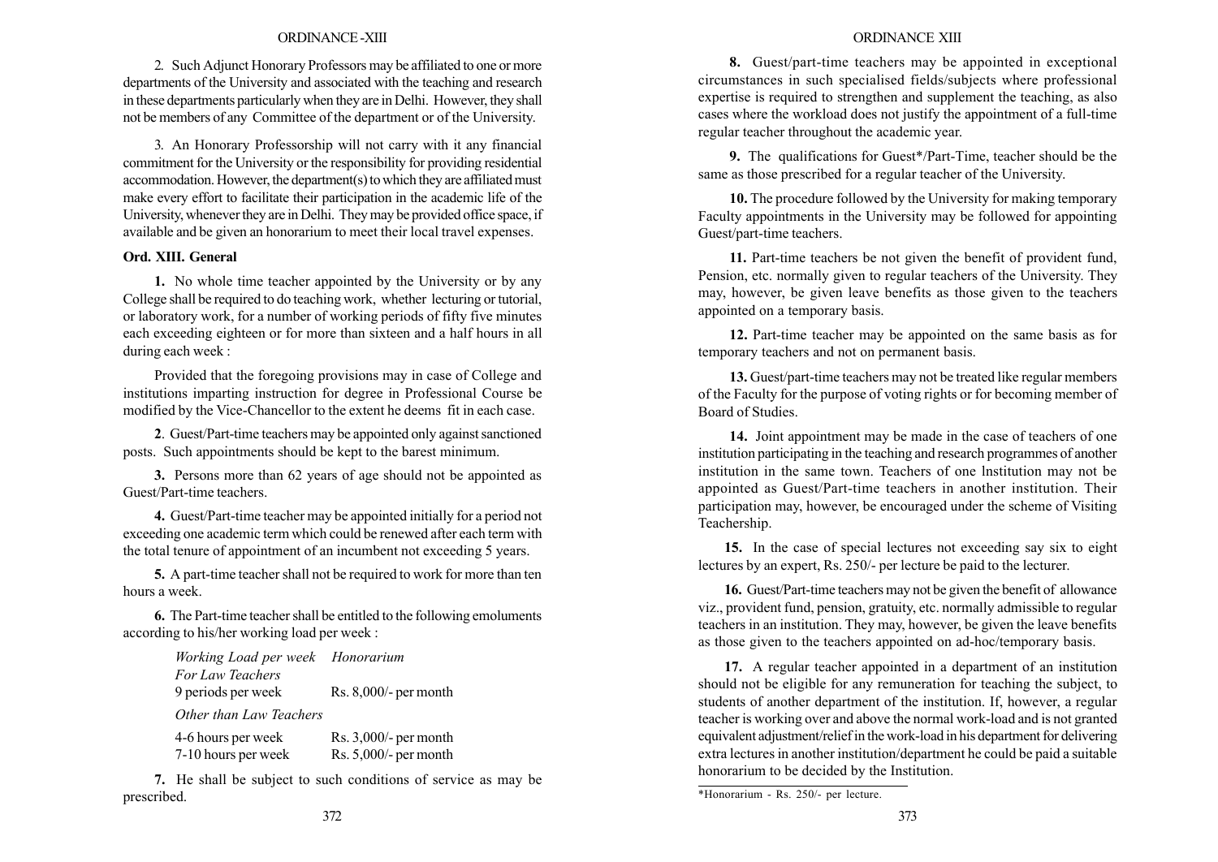2. Such Adjunct Honorary Professors may be affiliated to one or more departments of the University and associated with the teaching and research in these departments particularly when they are in Delhi. However, they shall not be members of any Committee of the department or of the University.

3. An Honorary Professorship will not carry with it any financial commitment for the University or the responsibility for providing residential accommodation. However, the department(s) to which they are affiliated must make every effort to facilitate their participation in the academic life of the University, whenever they are in Delhi. They may be provided office space, if available and be given an honorarium to meet their local travel expenses.

**Ord. XIII. General**

**1.** No whole time teacher appointed by the University or by any College shall be required to do teaching work, whether lecturing or tutorial, or laboratory work, for a number of working periods of fifty five minutes each exceeding eighteen or for more than sixteen and a half hours in all during each week :

Provided that the foregoing provisions may in case of College and institutions imparting instruction for degree in Professional Course be modified by the Vice-Chancellor to the extent he deems fit in each case.

**2**. Guest/Part-time teachers may be appointed only against sanctioned posts. Such appointments should be kept to the barest minimum.

**3.** Persons more than 62 years of age should not be appointed as Guest/Part-time teachers.

**4.** Guest/Part-time teacher may be appointed initially for a period not exceeding one academic term which could be renewed after each term with the total tenure of appointment of an incumbent not exceeding 5 years.

**5.** A part-time teacher shall not be required to work for more than ten hours a week.

**6.** The Part-time teacher shall be entitled to the following emoluments according to his/her working load per week :

| *Working Load per week* | *Honorarium* |
|---|---|
| *For Law Teachers* | |
| 9 periods per week | Rs. 8,000/- per month |
| *Other than Law Teachers* | |
| 4-6 hours per week | Rs. 3,000/- per month |
| 7-10 hours per week | Rs. 5,000/- per month |

**7.** He shall be subject to such conditions of service as may be prescribed.

**8.** Guest/part-time teachers may be appointed in exceptional circumstances in such specialised fields/subjects where professional expertise is required to strengthen and supplement the teaching, as also cases where the workload does not justify the appointment of a full-time regular teacher throughout the academic year.

**9.** The qualifications for Guest*/Part-Time, teacher should be the same as those prescribed for a regular teacher of the University.

**10.** The procedure followed by the University for making temporary Faculty appointments in the University may be followed for appointing Guest/part-time teachers.

**11.** Part-time teachers be not given the benefit of provident fund, Pension, etc. normally given to regular teachers of the University. They may, however, be given leave benefits as those given to the teachers appointed on a temporary basis.

**12.** Part-time teacher may be appointed on the same basis as for temporary teachers and not on permanent basis.

**13.** Guest/part-time teachers may not be treated like regular members of the Faculty for the purpose of voting rights or for becoming member of Board of Studies.

**14.** Joint appointment may be made in the case of teachers of one institution participating in the teaching and research programmes of another institution in the same town. Teachers of one Institution may not be appointed as Guest/Part-time teachers in another institution. Their participation may, however, be encouraged under the scheme of Visiting Teachership.

**15.** In the case of special lectures not exceeding say six to eight lectures by an expert, Rs. 250/- per lecture be paid to the lecturer.

**16.** Guest/Part-time teachers may not be given the benefit of allowance viz., provident fund, pension, gratuity, etc. normally admissible to regular teachers in an institution. They may, however, be given the leave benefits as those given to the teachers appointed on ad-hoc/temporary basis.

**17.** A regular teacher appointed in a department of an institution should not be eligible for any remuneration for teaching the subject, to students of another department of the institution. If, however, a regular teacher is working over and above the normal work-load and is not granted equivalent adjustment/relief in the work-load in his department for delivering extra lectures in another institution/department he could be paid a suitable honorarium to be decided by the Institution.

*Honorarium - Rs. 250/- per lecture.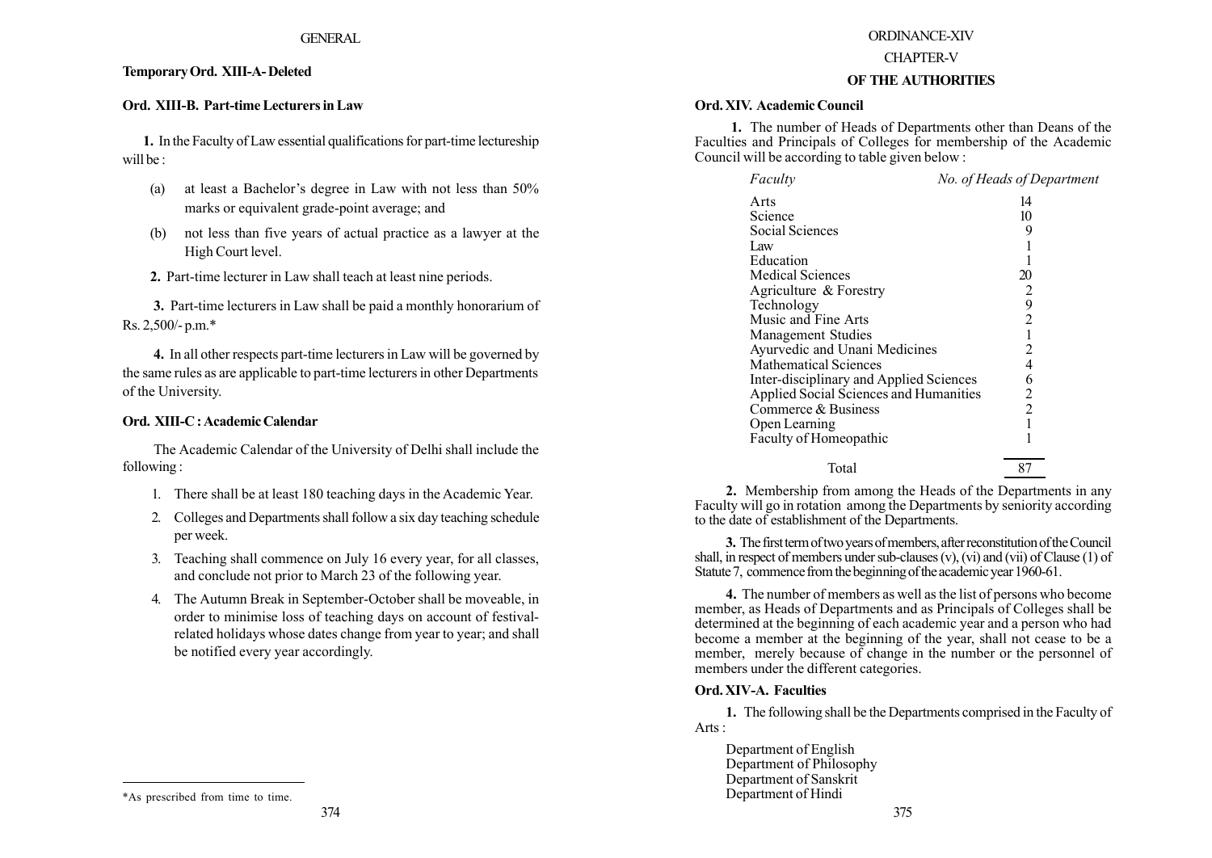**Temporary Ord. XIII-A- Deleted**

**Ord. XIII-B. Part-time Lecturers in Law**

**1.** In the Faculty of Law essential qualifications for part-time lectureship will be :

(a) at least a Bachelor's degree in Law with not less than 50% marks or equivalent grade-point average; and

(b) not less than five years of actual practice as a lawyer at the High Court level.

**2.** Part-time lecturer in Law shall teach at least nine periods.

**3.** Part-time lecturers in Law shall be paid a monthly honorarium of Rs. 2,500/- p.m.*

**4.** In all other respects part-time lecturers in Law will be governed by the same rules as are applicable to part-time lecturers in other Departments of the University.

**Ord. XIII-C : Academic Calendar**

The Academic Calendar of the University of Delhi shall include the following :

1. There shall be at least 180 teaching days in the Academic Year.
2. Colleges and Departments shall follow a six day teaching schedule per week.
3. Teaching shall commence on July 16 every year, for all classes, and conclude not prior to March 23 of the following year.
4. The Autumn Break in September-October shall be moveable, in order to minimise loss of teaching days on account of festival-related holidays whose dates change from year to year; and shall be notified every year accordingly.

*As prescribed from time to time.

ORDINANCE-XIV

CHAPTER-V

**OF THE AUTHORITIES**

**Ord. XIV. Academic Council**

**1.** The number of Heads of Departments other than Deans of the Faculties and Principals of Colleges for membership of the Academic Council will be according to table given below :

| *Faculty* | *No. of Heads of Department* |
|---|---|
| Arts | 14 |
| Science | 10 |
| Social Sciences | 9 |
| Law | 1 |
| Education | 1 |
| Medical Sciences | 20 |
| Agriculture & Forestry | 2 |
| Technology | 9 |
| Music and Fine Arts | 2 |
| Management Studies | 1 |
| Ayurvedic and Unani Medicines | 2 |
| Mathematical Sciences | 4 |
| Inter-disciplinary and Applied Sciences | 6 |
| Applied Social Sciences and Humanities | 2 |
| Commerce & Business | 2 |
| Open Learning | 1 |
| Faculty of Homeopathic | 1 |
| Total | 87 |

**2.** Membership from among the Heads of the Departments in any Faculty will go in rotation among the Departments by seniority according to the date of establishment of the Departments.

**3.** The first term of two years of members, after reconstitution of the Council shall, in respect of members under sub-clauses (v), (vi) and (vii) of Clause (1) of Statute 7, commence from the beginning of the academic year 1960-61.

**4.** The number of members as well as the list of persons who become member, as Heads of Departments and as Principals of Colleges shall be determined at the beginning of each academic year and a person who had become a member at the beginning of the year, shall not cease to be a member, merely because of change in the number or the personnel of members under the different categories.

**Ord. XIV-A. Faculties**

**1.** The following shall be the Departments comprised in the Faculty of Arts :

Department of English
Department of Philosophy
Department of Sanskrit
Department of Hindi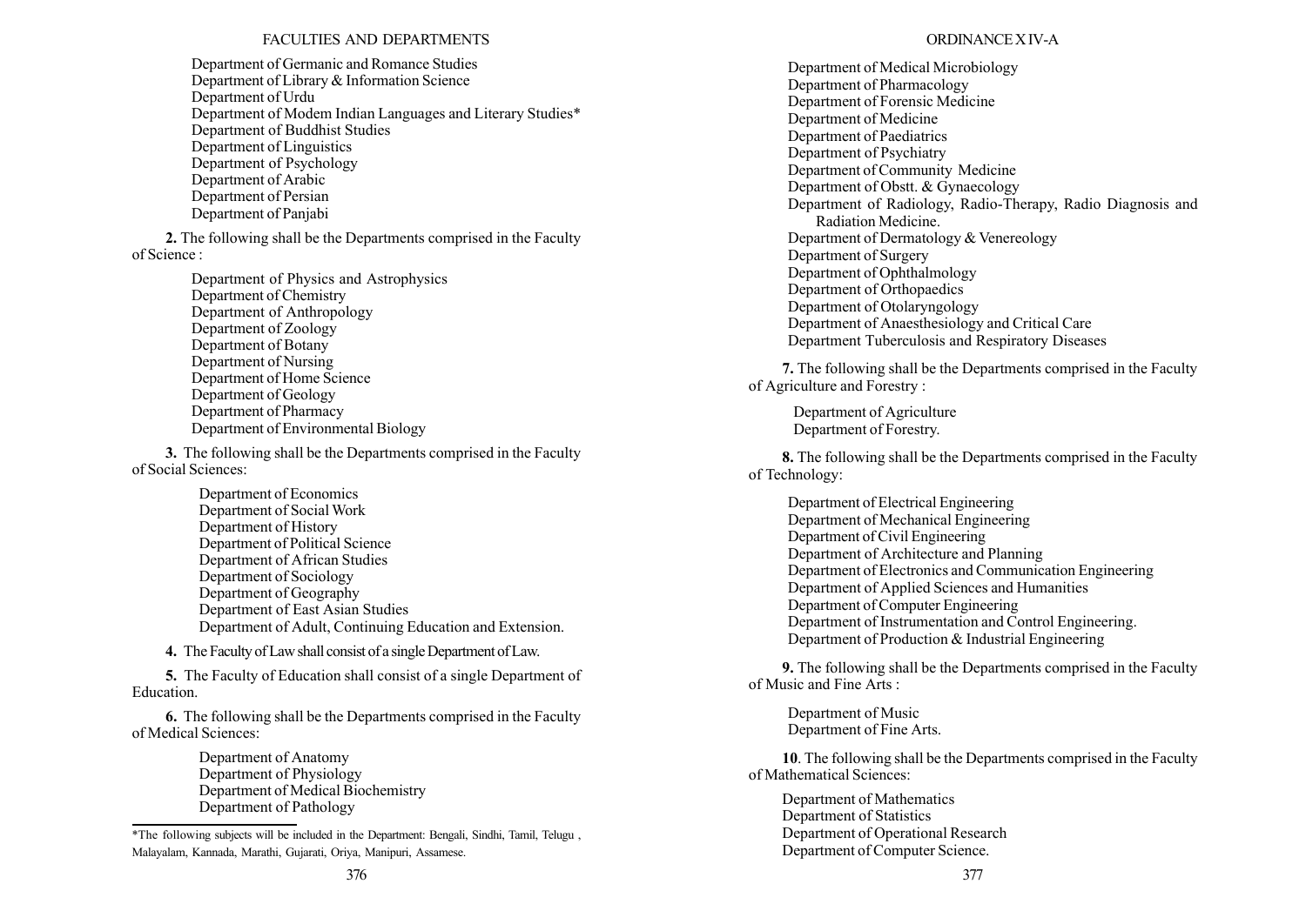Department of Germanic and Romance Studies
Department of Library & Information Science
Department of Urdu
Department of Modem Indian Languages and Literary Studies*
Department of Buddhist Studies
Department of Linguistics
Department of Psychology
Department of Arabic
Department of Persian
Department of Panjabi

**2.** The following shall be the Departments comprised in the Faculty of Science :

Department of Physics and Astrophysics
Department of Chemistry
Department of Anthropology
Department of Zoology
Department of Botany
Department of Nursing
Department of Home Science
Department of Geology
Department of Pharmacy
Department of Environmental Biology

**3.** The following shall be the Departments comprised in the Faculty of Social Sciences:

Department of Economics
Department of Social Work
Department of History
Department of Political Science
Department of African Studies
Department of Sociology
Department of Geography
Department of East Asian Studies
Department of Adult, Continuing Education and Extension.

**4.** The Faculty of Law shall consist of a single Department of Law.

**5.** The Faculty of Education shall consist of a single Department of Education.

**6.** The following shall be the Departments comprised in the Faculty of Medical Sciences:

Department of Anatomy
Department of Physiology
Department of Medical Biochemistry
Department of Pathology
Department of Medical Microbiology
Department of Pharmacology
Department of Forensic Medicine
Department of Medicine
Department of Paediatrics
Department of Psychiatry
Department of Community Medicine
Department of Obstt. & Gynaecology
Department of Radiology, Radio-Therapy, Radio Diagnosis and Radiation Medicine.
Department of Dermatology & Venereology
Department of Surgery
Department of Ophthalmology
Department of Orthopaedics
Department of Otolaryngology
Department of Anaesthesiology and Critical Care
Department Tuberculosis and Respiratory Diseases

**7.** The following shall be the Departments comprised in the Faculty of Agriculture and Forestry :

Department of Agriculture
Department of Forestry.

**8.** The following shall be the Departments comprised in the Faculty of Technology:

Department of Electrical Engineering
Department of Mechanical Engineering
Department of Civil Engineering
Department of Architecture and Planning
Department of Electronics and Communication Engineering
Department of Applied Sciences and Humanities
Department of Computer Engineering
Department of Instrumentation and Control Engineering.
Department of Production & Industrial Engineering

**9.** The following shall be the Departments comprised in the Faculty of Music and Fine Arts :

Department of Music
Department of Fine Arts.

**10**. The following shall be the Departments comprised in the Faculty of Mathematical Sciences:

Department of Mathematics
Department of Statistics
Department of Operational Research
Department of Computer Science.

---

*The following subjects will be included in the Department: Bengali, Sindhi, Tamil, Telugu , Malayalam, Kannada, Marathi, Gujarati, Oriya, Manipuri, Assamese.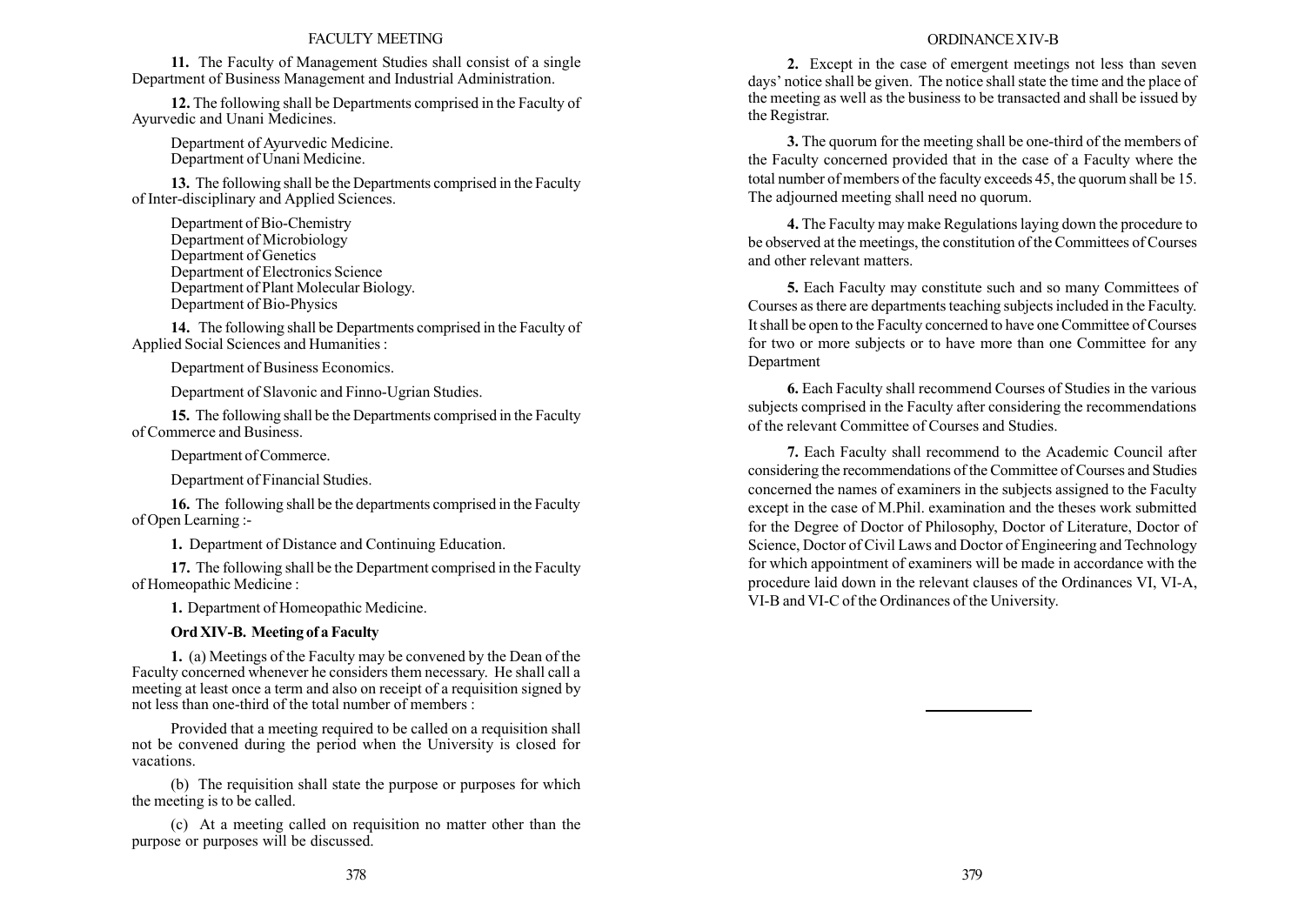**11.** The Faculty of Management Studies shall consist of a single Department of Business Management and Industrial Administration.

**12.** The following shall be Departments comprised in the Faculty of Ayurvedic and Unani Medicines.

Department of Ayurvedic Medicine.
Department of Unani Medicine.

**13.** The following shall be the Departments comprised in the Faculty of Inter-disciplinary and Applied Sciences.

Department of Bio-Chemistry
Department of Microbiology
Department of Genetics
Department of Electronics Science
Department of Plant Molecular Biology.
Department of Bio-Physics

**14.** The following shall be Departments comprised in the Faculty of Applied Social Sciences and Humanities :

Department of Business Economics.

Department of Slavonic and Finno-Ugrian Studies.

**15.** The following shall be the Departments comprised in the Faculty of Commerce and Business.

Department of Commerce.

Department of Financial Studies.

**16.** The following shall be the departments comprised in the Faculty of Open Learning :-

**1.** Department of Distance and Continuing Education.

**17.** The following shall be the Department comprised in the Faculty of Homeopathic Medicine :

**1.** Department of Homeopathic Medicine.

### Ord XIV-B. Meeting of a Faculty

**1.** (a) Meetings of the Faculty may be convened by the Dean of the Faculty concerned whenever he considers them necessary. He shall call a meeting at least once a term and also on receipt of a requisition signed by not less than one-third of the total number of members :

Provided that a meeting required to be called on a requisition shall not be convened during the period when the University is closed for vacations.

(b) The requisition shall state the purpose or purposes for which the meeting is to be called.

(c) At a meeting called on requisition no matter other than the purpose or purposes will be discussed.

**2.** Except in the case of emergent meetings not less than seven days' notice shall be given. The notice shall state the time and the place of the meeting as well as the business to be transacted and shall be issued by the Registrar.

**3.** The quorum for the meeting shall be one-third of the members of the Faculty concerned provided that in the case of a Faculty where the total number of members of the faculty exceeds 45, the quorum shall be 15. The adjourned meeting shall need no quorum.

**4.** The Faculty may make Regulations laying down the procedure to be observed at the meetings, the constitution of the Committees of Courses and other relevant matters.

**5.** Each Faculty may constitute such and so many Committees of Courses as there are departments teaching subjects included in the Faculty. It shall be open to the Faculty concerned to have one Committee of Courses for two or more subjects or to have more than one Committee for any Department

**6.** Each Faculty shall recommend Courses of Studies in the various subjects comprised in the Faculty after considering the recommendations of the relevant Committee of Courses and Studies.

**7.** Each Faculty shall recommend to the Academic Council after considering the recommendations of the Committee of Courses and Studies concerned the names of examiners in the subjects assigned to the Faculty except in the case of M.Phil. examination and the theses work submitted for the Degree of Doctor of Philosophy, Doctor of Literature, Doctor of Science, Doctor of Civil Laws and Doctor of Engineering and Technology for which appointment of examiners will be made in accordance with the procedure laid down in the relevant clauses of the Ordinances VI, VI-A, VI-B and VI-C of the Ordinances of the University.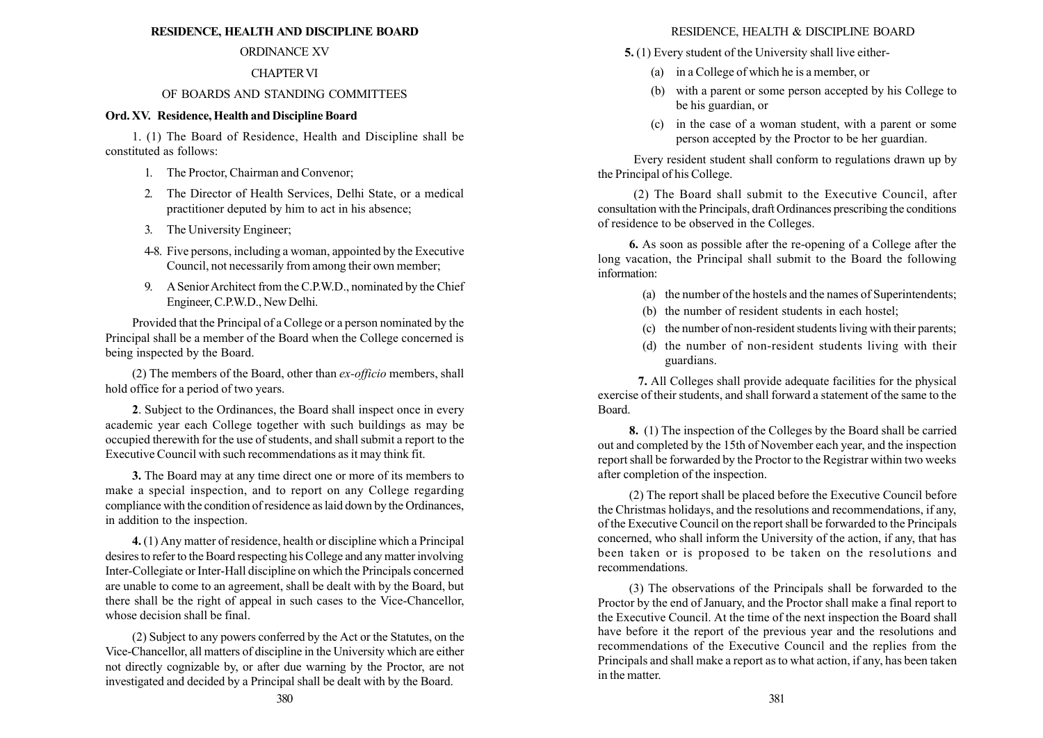# RESIDENCE, HEALTH AND DISCIPLINE BOARD

ORDINANCE XV

CHAPTER VI

OF BOARDS AND STANDING COMMITTEES

## Ord. XV. Residence, Health and Discipline Board

1. (1) The Board of Residence, Health and Discipline shall be constituted as follows:

1. The Proctor, Chairman and Convenor;
2. The Director of Health Services, Delhi State, or a medical practitioner deputed by him to act in his absence;
3. The University Engineer;

4-8. Five persons, including a woman, appointed by the Executive Council, not necessarily from among their own member;

9. A Senior Architect from the C.P.W.D., nominated by the Chief Engineer, C.P.W.D., New Delhi.

Provided that the Principal of a College or a person nominated by the Principal shall be a member of the Board when the College concerned is being inspected by the Board.

(2) The members of the Board, other than *ex-officio* members, shall hold office for a period of two years.

**2**. Subject to the Ordinances, the Board shall inspect once in every academic year each College together with such buildings as may be occupied therewith for the use of students, and shall submit a report to the Executive Council with such recommendations as it may think fit.

**3.** The Board may at any time direct one or more of its members to make a special inspection, and to report on any College regarding compliance with the condition of residence as laid down by the Ordinances, in addition to the inspection.

**4.** (1) Any matter of residence, health or discipline which a Principal desires to refer to the Board respecting his College and any matter involving Inter-Collegiate or Inter-Hall discipline on which the Principals concerned are unable to come to an agreement, shall be dealt with by the Board, but there shall be the right of appeal in such cases to the Vice-Chancellor, whose decision shall be final.

(2) Subject to any powers conferred by the Act or the Statutes, on the Vice-Chancellor, all matters of discipline in the University which are either not directly cognizable by, or after due warning by the Proctor, are not investigated and decided by a Principal shall be dealt with by the Board.

**5.** (1) Every student of the University shall live either-

(a) in a College of which he is a member, or

(b) with a parent or some person accepted by his College to be his guardian, or

(c) in the case of a woman student, with a parent or some person accepted by the Proctor to be her guardian.

Every resident student shall conform to regulations drawn up by the Principal of his College.

(2) The Board shall submit to the Executive Council, after consultation with the Principals, draft Ordinances prescribing the conditions of residence to be observed in the Colleges.

**6.** As soon as possible after the re-opening of a College after the long vacation, the Principal shall submit to the Board the following information:

(a) the number of the hostels and the names of Superintendents;

(b) the number of resident students in each hostel;

(c) the number of non-resident students living with their parents;

(d) the number of non-resident students living with their guardians.

**7.** All Colleges shall provide adequate facilities for the physical exercise of their students, and shall forward a statement of the same to the Board.

**8.** (1) The inspection of the Colleges by the Board shall be carried out and completed by the 15th of November each year, and the inspection report shall be forwarded by the Proctor to the Registrar within two weeks after completion of the inspection.

(2) The report shall be placed before the Executive Council before the Christmas holidays, and the resolutions and recommendations, if any, of the Executive Council on the report shall be forwarded to the Principals concerned, who shall inform the University of the action, if any, that has been taken or is proposed to be taken on the resolutions and recommendations.

(3) The observations of the Principals shall be forwarded to the Proctor by the end of January, and the Proctor shall make a final report to the Executive Council. At the time of the next inspection the Board shall have before it the report of the previous year and the resolutions and recommendations of the Executive Council and the replies from the Principals and shall make a report as to what action, if any, has been taken in the matter.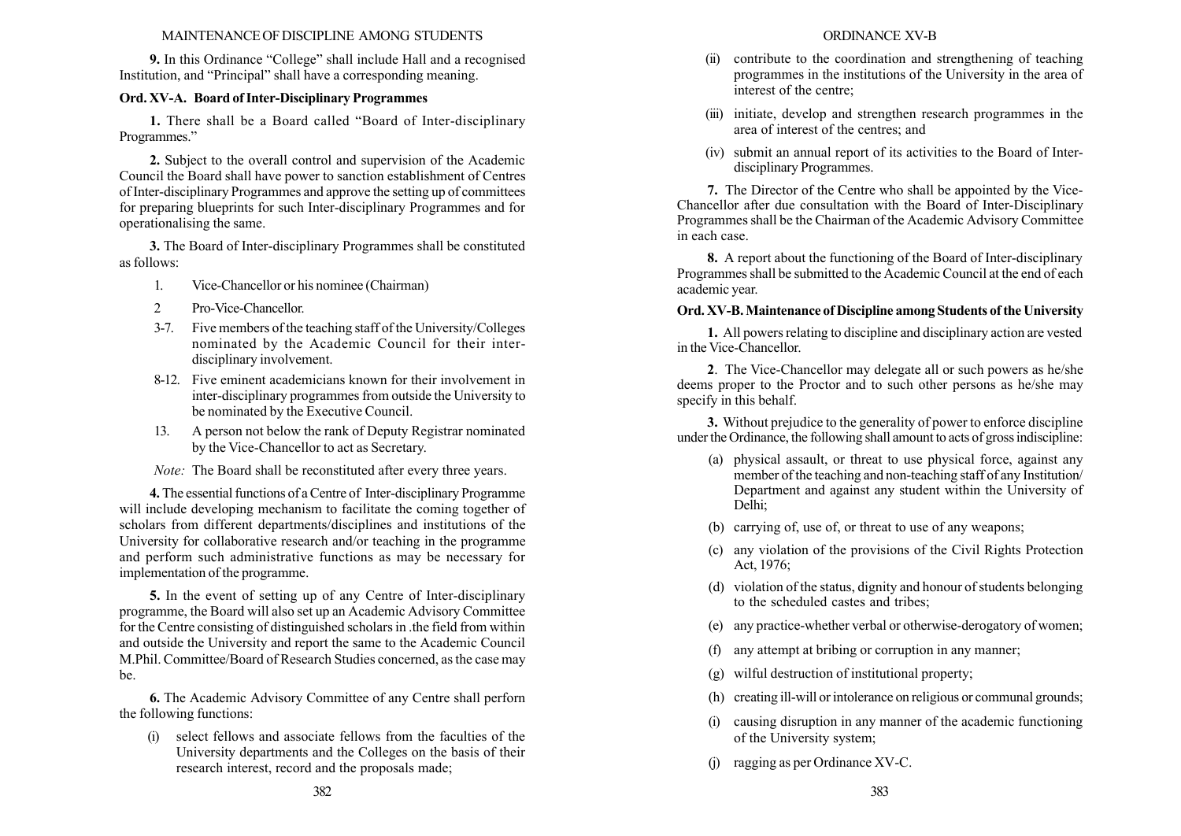**9.** In this Ordinance "College" shall include Hall and a recognised Institution, and "Principal" shall have a corresponding meaning.

### Ord. XV-A. Board of Inter-Disciplinary Programmes

**1.** There shall be a Board called "Board of Inter-disciplinary Programmes."

**2.** Subject to the overall control and supervision of the Academic Council the Board shall have power to sanction establishment of Centres of Inter-disciplinary Programmes and approve the setting up of committees for preparing blueprints for such Inter-disciplinary Programmes and for operationalising the same.

**3.** The Board of Inter-disciplinary Programmes shall be constituted as follows:

1. Vice-Chancellor or his nominee (Chairman)
2. Pro-Vice-Chancellor.

3-7. Five members of the teaching staff of the University/Colleges nominated by the Academic Council for their inter-disciplinary involvement.

8-12. Five eminent academicians known for their involvement in inter-disciplinary programmes from outside the University to be nominated by the Executive Council.

13. A person not below the rank of Deputy Registrar nominated by the Vice-Chancellor to act as Secretary.

*Note:* The Board shall be reconstituted after every three years.

**4.** The essential functions of a Centre of Inter-disciplinary Programme will include developing mechanism to facilitate the coming together of scholars from different departments/disciplines and institutions of the University for collaborative research and/or teaching in the programme and perform such administrative functions as may be necessary for implementation of the programme.

**5.** In the event of setting up of any Centre of Inter-disciplinary programme, the Board will also set up an Academic Advisory Committee for the Centre consisting of distinguished scholars in .the field from within and outside the University and report the same to the Academic Council M.Phil. Committee/Board of Research Studies concerned, as the case may be.

**6.** The Academic Advisory Committee of any Centre shall perforn the following functions:

(i) select fellows and associate fellows from the faculties of the University departments and the Colleges on the basis of their research interest, record and the proposals made;

(ii) contribute to the coordination and strengthening of teaching programmes in the institutions of the University in the area of interest of the centre;

(iii) initiate, develop and strengthen research programmes in the area of interest of the centres; and

(iv) submit an annual report of its activities to the Board of Inter-disciplinary Programmes.

**7.** The Director of the Centre who shall be appointed by the Vice-Chancellor after due consultation with the Board of Inter-Disciplinary Programmes shall be the Chairman of the Academic Advisory Committee in each case.

**8.** A report about the functioning of the Board of Inter-disciplinary Programmes shall be submitted to the Academic Council at the end of each academic year.

### Ord. XV-B. Maintenance of Discipline among Students of the University

**1.** All powers relating to discipline and disciplinary action are vested in the Vice-Chancellor.

**2**. The Vice-Chancellor may delegate all or such powers as he/she deems proper to the Proctor and to such other persons as he/she may specify in this behalf.

**3.** Without prejudice to the generality of power to enforce discipline under the Ordinance, the following shall amount to acts of gross indiscipline:

(a) physical assault, or threat to use physical force, against any member of the teaching and non-teaching staff of any Institution/ Department and against any student within the University of Delhi;

(b) carrying of, use of, or threat to use of any weapons;

(c) any violation of the provisions of the Civil Rights Protection Act, 1976;

(d) violation of the status, dignity and honour of students belonging to the scheduled castes and tribes;

(e) any practice-whether verbal or otherwise-derogatory of women;

(f) any attempt at bribing or corruption in any manner;

(g) wilful destruction of institutional property;

(h) creating ill-will or intolerance on religious or communal grounds;

(i) causing disruption in any manner of the academic functioning of the University system;

(j) ragging as per Ordinance XV-C.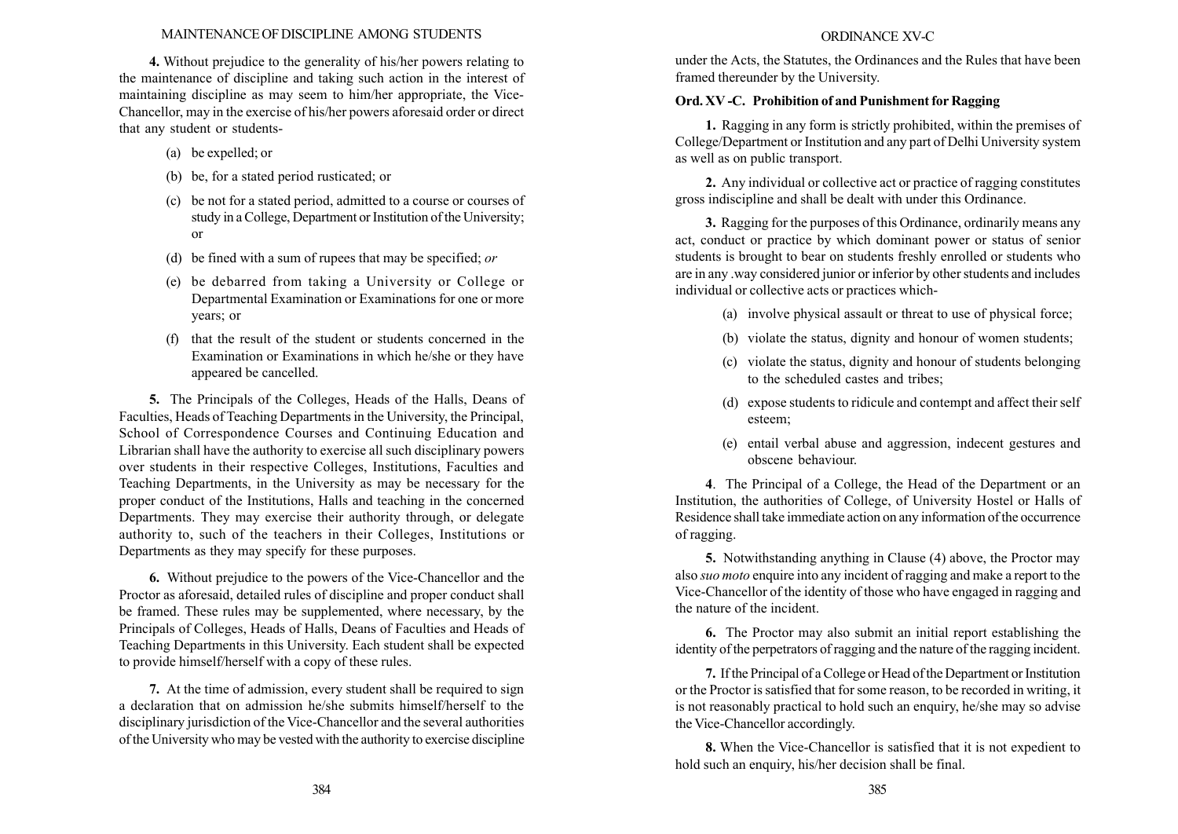**4.** Without prejudice to the generality of his/her powers relating to the maintenance of discipline and taking such action in the interest of maintaining discipline as may seem to him/her appropriate, the Vice-Chancellor, may in the exercise of his/her powers aforesaid order or direct that any student or students-

(a) be expelled; or

(b) be, for a stated period rusticated; or

(c) be not for a stated period, admitted to a course or courses of study in a College, Department or Institution of the University; or

(d) be fined with a sum of rupees that may be specified; *or*

(e) be debarred from taking a University or College or Departmental Examination or Examinations for one or more years; or

(f) that the result of the student or students concerned in the Examination or Examinations in which he/she or they have appeared be cancelled.

**5.** The Principals of the Colleges, Heads of the Halls, Deans of Faculties, Heads of Teaching Departments in the University, the Principal, School of Correspondence Courses and Continuing Education and Librarian shall have the authority to exercise all such disciplinary powers over students in their respective Colleges, Institutions, Faculties and Teaching Departments, in the University as may be necessary for the proper conduct of the Institutions, Halls and teaching in the concerned Departments. They may exercise their authority through, or delegate authority to, such of the teachers in their Colleges, Institutions or Departments as they may specify for these purposes.

**6.** Without prejudice to the powers of the Vice-Chancellor and the Proctor as aforesaid, detailed rules of discipline and proper conduct shall be framed. These rules may be supplemented, where necessary, by the Principals of Colleges, Heads of Halls, Deans of Faculties and Heads of Teaching Departments in this University. Each student shall be expected to provide himself/herself with a copy of these rules.

**7.** At the time of admission, every student shall be required to sign a declaration that on admission he/she submits himself/herself to the disciplinary jurisdiction of the Vice-Chancellor and the several authorities of the University who may be vested with the authority to exercise discipline under the Acts, the Statutes, the Ordinances and the Rules that have been framed thereunder by the University.

## Ord. XV -C. Prohibition of and Punishment for Ragging

**1.** Ragging in any form is strictly prohibited, within the premises of College/Department or Institution and any part of Delhi University system as well as on public transport.

**2.** Any individual or collective act or practice of ragging constitutes gross indiscipline and shall be dealt with under this Ordinance.

**3.** Ragging for the purposes of this Ordinance, ordinarily means any act, conduct or practice by which dominant power or status of senior students is brought to bear on students freshly enrolled or students who are in any .way considered junior or inferior by other students and includes individual or collective acts or practices which-

(a) involve physical assault or threat to use of physical force;

(b) violate the status, dignity and honour of women students;

(c) violate the status, dignity and honour of students belonging to the scheduled castes and tribes;

(d) expose students to ridicule and contempt and affect their self esteem;

(e) entail verbal abuse and aggression, indecent gestures and obscene behaviour.

**4**. The Principal of a College, the Head of the Department or an Institution, the authorities of College, of University Hostel or Halls of Residence shall take immediate action on any information of the occurrence of ragging.

**5.** Notwithstanding anything in Clause (4) above, the Proctor may also *suo moto* enquire into any incident of ragging and make a report to the Vice-Chancellor of the identity of those who have engaged in ragging and the nature of the incident.

**6.** The Proctor may also submit an initial report establishing the identity of the perpetrators of ragging and the nature of the ragging incident.

**7.** If the Principal of a College or Head of the Department or Institution or the Proctor is satisfied that for some reason, to be recorded in writing, it is not reasonably practical to hold such an enquiry, he/she may so advise the Vice-Chancellor accordingly.

**8.** When the Vice-Chancellor is satisfied that it is not expedient to hold such an enquiry, his/her decision shall be final.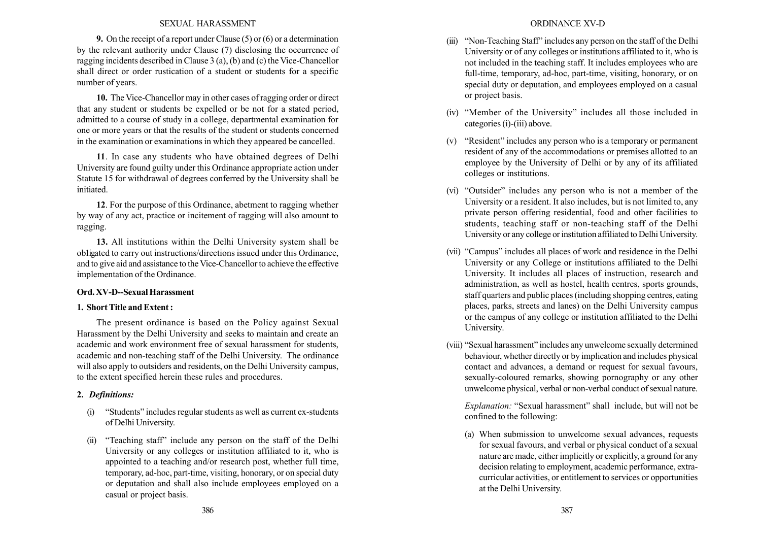**9.** On the receipt of a report under Clause (5) or (6) or a determination by the relevant authority under Clause (7) disclosing the occurrence of ragging incidents described in Clause 3 (a), (b) and (c) the Vice-Chancellor shall direct or order rustication of a student or students for a specific number of years.

**10.** The Vice-Chancellor may in other cases of ragging order or direct that any student or students be expelled or be not for a stated period, admitted to a course of study in a college, departmental examination for one or more years or that the results of the student or students concerned in the examination or examinations in which they appeared be cancelled.

**11**. In case any students who have obtained degrees of Delhi University are found guilty under this Ordinance appropriate action under Statute 15 for withdrawal of degrees conferred by the University shall be initiated.

**12**. For the purpose of this Ordinance, abetment to ragging whether by way of any act, practice or incitement of ragging will also amount to ragging.

**13.** All institutions within the Delhi University system shall be obligated to carry out instructions/directions issued under this Ordinance, and to give aid and assistance to the Vice-Chancellor to achieve the effective implementation of the Ordinance.

## Ord. XV-D--Sexual Harassment

### 1. Short Title and Extent :

The present ordinance is based on the Policy against Sexual Harassment by the Delhi University and seeks to maintain and create an academic and work environment free of sexual harassment for students, academic and non-teaching staff of the Delhi University. The ordinance will also apply to outsiders and residents, on the Delhi University campus, to the extent specified herein these rules and procedures.

### 2. *Definitions:*

(i) "Students" includes regular students as well as current ex-students of Delhi University.

(ii) "Teaching staff" include any person on the staff of the Delhi University or any colleges or institution affiliated to it, who is appointed to a teaching and/or research post, whether full time, temporary, ad-hoc, part-time, visiting, honorary, or on special duty or deputation and shall also include employees employed on a casual or project basis.

(iii) "Non-Teaching Staff" includes any person on the staff of the Delhi University or of any colleges or institutions affiliated to it, who is not included in the teaching staff. It includes employees who are full-time, temporary, ad-hoc, part-time, visiting, honorary, or on special duty or deputation, and employees employed on a casual or project basis.

(iv) "Member of the University" includes all those included in categories (i)-(iii) above.

(v) "Resident" includes any person who is a temporary or permanent resident of any of the accommodations or premises allotted to an employee by the University of Delhi or by any of its affiliated colleges or institutions.

(vi) "Outsider" includes any person who is not a member of the University or a resident. It also includes, but is not limited to, any private person offering residential, food and other facilities to students, teaching staff or non-teaching staff of the Delhi University or any college or institution affiliated to Delhi University.

(vii) "Campus" includes all places of work and residence in the Delhi University or any College or institutions affiliated to the Delhi University. It includes all places of instruction, research and administration, as well as hostel, health centres, sports grounds, staff quarters and public places (including shopping centres, eating places, parks, streets and lanes) on the Delhi University campus or the campus of any college or institution affiliated to the Delhi University.

(viii) "Sexual harassment" includes any unwelcome sexually determined behaviour, whether directly or by implication and includes physical contact and advances, a demand or request for sexual favours, sexually-coloured remarks, showing pornography or any other unwelcome physical, verbal or non-verbal conduct of sexual nature.

*Explanation:* "Sexual harassment" shall include, but will not be confined to the following:

(a) When submission to unwelcome sexual advances, requests for sexual favours, and verbal or physical conduct of a sexual nature are made, either implicitly or explicitly, a ground for any decision relating to employment, academic performance, extra-curricular activities, or entitlement to services or opportunities at the Delhi University.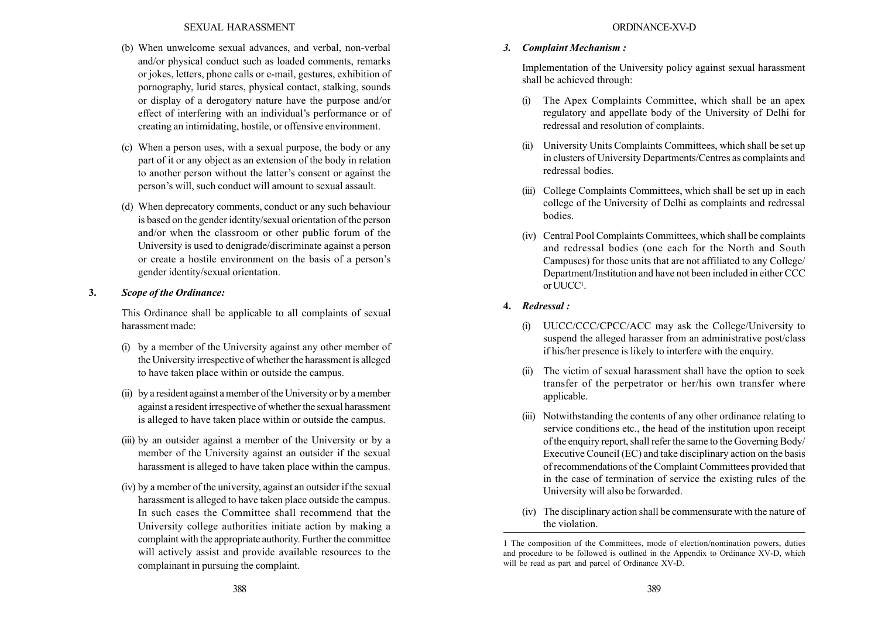(b) When unwelcome sexual advances, and verbal, non-verbal and/or physical conduct such as loaded comments, remarks or jokes, letters, phone calls or e-mail, gestures, exhibition of pornography, lurid stares, physical contact, stalking, sounds or display of a derogatory nature have the purpose and/or effect of interfering with an individual's performance or of creating an intimidating, hostile, or offensive environment.

(c) When a person uses, with a sexual purpose, the body or any part of it or any object as an extension of the body in relation to another person without the latter's consent or against the person's will, such conduct will amount to sexual assault.

(d) When deprecatory comments, conduct or any such behaviour is based on the gender identity/sexual orientation of the person and/or when the classroom or other public forum of the University is used to denigrade/discriminate against a person or create a hostile environment on the basis of a person's gender identity/sexual orientation.

**3.** ***Scope of the Ordinance:***

This Ordinance shall be applicable to all complaints of sexual harassment made:

(i) by a member of the University against any other member of the University irrespective of whether the harassment is alleged to have taken place within or outside the campus.

(ii) by a resident against a member of the University or by a member against a resident irrespective of whether the sexual harassment is alleged to have taken place within or outside the campus.

(iii) by an outsider against a member of the University or by a member of the University against an outsider if the sexual harassment is alleged to have taken place within the campus.

(iv) by a member of the university, against an outsider if the sexual harassment is alleged to have taken place outside the campus. In such cases the Committee shall recommend that the University college authorities initiate action by making a complaint with the appropriate authority. Further the committee will actively assist and provide available resources to the complainant in pursuing the complaint.

***3. Complaint Mechanism :***

Implementation of the University policy against sexual harassment shall be achieved through:

(i) The Apex Complaints Committee, which shall be an apex regulatory and appellate body of the University of Delhi for redressal and resolution of complaints.

(ii) University Units Complaints Committees, which shall be set up in clusters of University Departments/Centres as complaints and redressal bodies.

(iii) College Complaints Committees, which shall be set up in each college of the University of Delhi as complaints and redressal bodies.

(iv) Central Pool Complaints Committees, which shall be complaints and redressal bodies (one each for the North and South Campuses) for those units that are not affiliated to any College/ Department/Institution and have not been included in either CCC or UUCC[1].

**4.** ***Redressal :***

(i) UUCC/CCC/CPCC/ACC may ask the College/University to suspend the alleged harasser from an administrative post/class if his/her presence is likely to interfere with the enquiry.

(ii) The victim of sexual harassment shall have the option to seek transfer of the perpetrator or her/his own transfer where applicable.

(iii) Notwithstanding the contents of any other ordinance relating to service conditions etc., the head of the institution upon receipt of the enquiry report, shall refer the same to the Governing Body/ Executive Council (EC) and take disciplinary action on the basis of recommendations of the Complaint Committees provided that in the case of termination of service the existing rules of the University will also be forwarded.

(iv) The disciplinary action shall be commensurate with the nature of the violation.

---

1 The composition of the Committees, mode of election/nomination powers, duties and procedure to be followed is outlined in the Appendix to Ordinance XV-D, which will be read as part and parcel of Ordinance XV-D.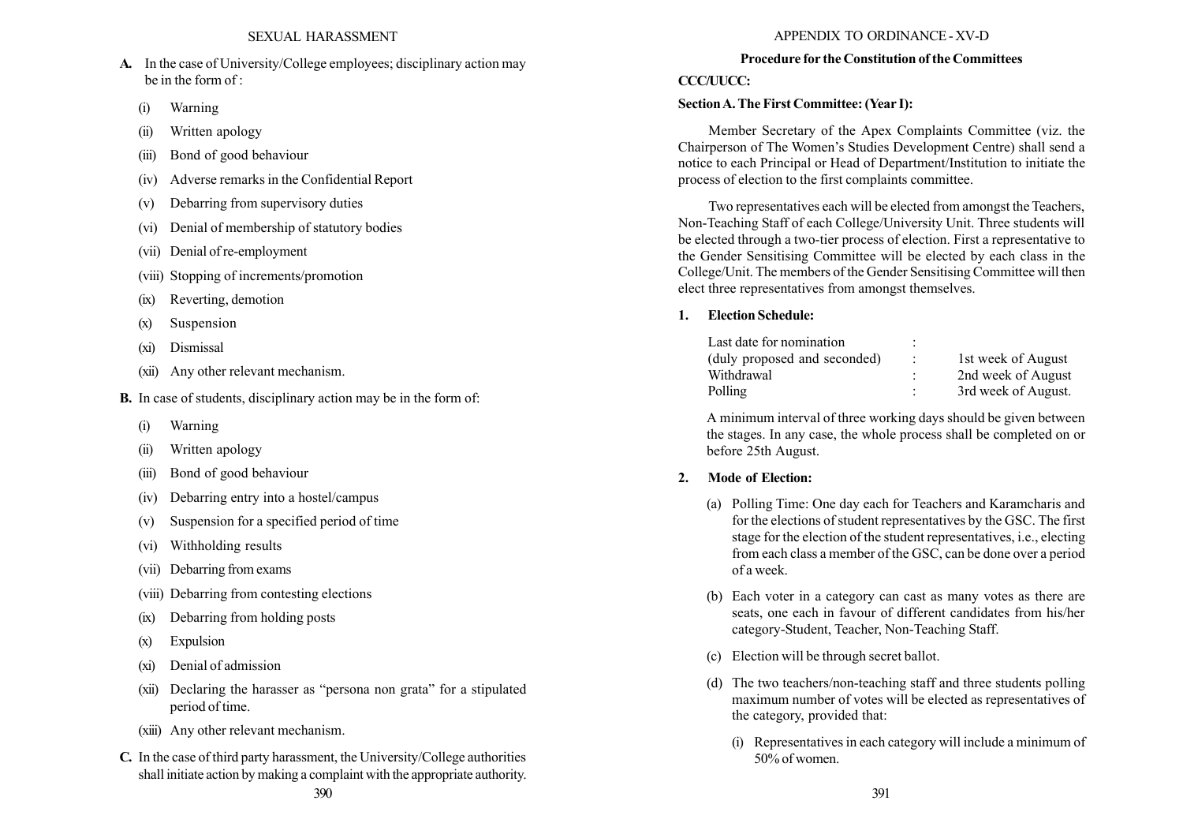## SEXUAL HARASSMENT

**A.** In the case of University/College employees; disciplinary action may be in the form of :

(i) Warning

(ii) Written apology

(iii) Bond of good behaviour

(iv) Adverse remarks in the Confidential Report

(v) Debarring from supervisory duties

(vi) Denial of membership of statutory bodies

(vii) Denial of re-employment

(viii) Stopping of increments/promotion

(ix) Reverting, demotion

(x) Suspension

(xi) Dismissal

(xii) Any other relevant mechanism.

**B.** In case of students, disciplinary action may be in the form of:

(i) Warning

(ii) Written apology

(iii) Bond of good behaviour

(iv) Debarring entry into a hostel/campus

(v) Suspension for a specified period of time

(vi) Withholding results

(vii) Debarring from exams

(viii) Debarring from contesting elections

(ix) Debarring from holding posts

(x) Expulsion

(xi) Denial of admission

(xii) Declaring the harasser as "persona non grata" for a stipulated period of time.

(xiii) Any other relevant mechanism.

**C.** In the case of third party harassment, the University/College authorities shall initiate action by making a complaint with the appropriate authority.

## APPENDIX TO ORDINANCE - XV-D

### Procedure for the Constitution of the Committees

**CCC/UUCC:**

**Section A. The First Committee: (Year I):**

Member Secretary of the Apex Complaints Committee (viz. the Chairperson of The Women's Studies Development Centre) shall send a notice to each Principal or Head of Department/Institution to initiate the process of election to the first complaints committee.

Two representatives each will be elected from amongst the Teachers, Non-Teaching Staff of each College/University Unit. Three students will be elected through a two-tier process of election. First a representative to the Gender Sensitising Committee will be elected by each class in the College/Unit. The members of the Gender Sensitising Committee will then elect three representatives from amongst themselves.

**1. Election Schedule:**

| | | |
|---|---|---|
| Last date for nomination | : | |
| (duly proposed and seconded) | : | 1st week of August |
| Withdrawal | : | 2nd week of August |
| Polling | : | 3rd week of August. |

A minimum interval of three working days should be given between the stages. In any case, the whole process shall be completed on or before 25th August.

**2. Mode of Election:**

(a) Polling Time: One day each for Teachers and Karamcharis and for the elections of student representatives by the GSC. The first stage for the election of the student representatives, i.e., electing from each class a member of the GSC, can be done over a period of a week.

(b) Each voter in a category can cast as many votes as there are seats, one each in favour of different candidates from his/her category-Student, Teacher, Non-Teaching Staff.

(c) Election will be through secret ballot.

(d) The two teachers/non-teaching staff and three students polling maximum number of votes will be elected as representatives of the category, provided that:

(i) Representatives in each category will include a minimum of 50% of women.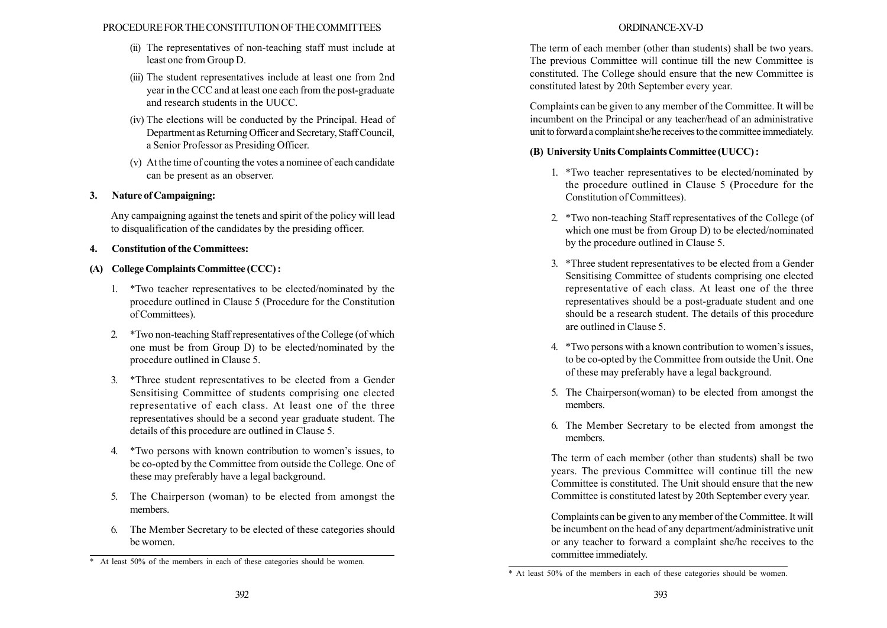(ii) The representatives of non-teaching staff must include at least one from Group D.

(iii) The student representatives include at least one from 2nd year in the CCC and at least one each from the post-graduate and research students in the UUCC.

(iv) The elections will be conducted by the Principal. Head of Department as Returning Officer and Secretary, Staff Council, a Senior Professor as Presiding Officer.

(v) At the time of counting the votes a nominee of each candidate can be present as an observer.

**3. Nature of Campaigning:**

Any campaigning against the tenets and spirit of the policy will lead to disqualification of the candidates by the presiding officer.

**4. Constitution of the Committees:**

**(A) College Complaints Committee (CCC) :**

1. *Two teacher representatives to be elected/nominated by the procedure outlined in Clause 5 (Procedure for the Constitution of Committees).

2. *Two non-teaching Staff representatives of the College (of which one must be from Group D) to be elected/nominated by the procedure outlined in Clause 5.

3. *Three student representatives to be elected from a Gender Sensitising Committee of students comprising one elected representative of each class. At least one of the three representatives should be a second year graduate student. The details of this procedure are outlined in Clause 5.

4. *Two persons with known contribution to women's issues, to be co-opted by the Committee from outside the College. One of these may preferably have a legal background.

5. The Chairperson (woman) to be elected from amongst the members.

6. The Member Secretary to be elected of these categories should be women.

The term of each member (other than students) shall be two years. The previous Committee will continue till the new Committee is constituted. The College should ensure that the new Committee is constituted latest by 20th September every year.

Complaints can be given to any member of the Committee. It will be incumbent on the Principal or any teacher/head of an administrative unit to forward a complaint she/he receives to the committee immediately.

**(B) University Units Complaints Committee (UUCC) :**

1. *Two teacher representatives to be elected/nominated by the procedure outlined in Clause 5 (Procedure for the Constitution of Committees).

2. *Two non-teaching Staff representatives of the College (of which one must be from Group D) to be elected/nominated by the procedure outlined in Clause 5.

3. *Three student representatives to be elected from a Gender Sensitising Committee of students comprising one elected representative of each class. At least one of the three representatives should be a post-graduate student and one should be a research student. The details of this procedure are outlined in Clause 5.

4. *Two persons with a known contribution to women's issues, to be co-opted by the Committee from outside the Unit. One of these may preferably have a legal background.

5. The Chairperson(woman) to be elected from amongst the members.

6. The Member Secretary to be elected from amongst the members.

The term of each member (other than students) shall be two years. The previous Committee will continue till the new Committee is constituted. The Unit should ensure that the new Committee is constituted latest by 20th September every year.

Complaints can be given to any member of the Committee. It will be incumbent on the head of any department/administrative unit or any teacher to forward a complaint she/he receives to the committee immediately.

---

\* At least 50% of the members in each of these categories should be women.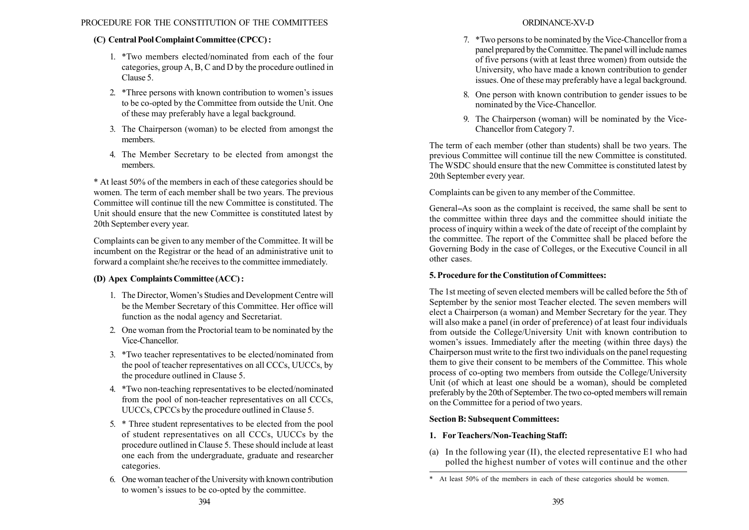### (C) Central Pool Complaint Committee (CPCC) :

1. *Two members elected/nominated from each of the four categories, group A, B, C and D by the procedure outlined in Clause 5.
2. *Three persons with known contribution to women's issues to be co-opted by the Committee from outside the Unit. One of these may preferably have a legal background.
3. The Chairperson (woman) to be elected from amongst the members.
4. The Member Secretary to be elected from amongst the members.

* At least 50% of the members in each of these categories should be women. The term of each member shall be two years. The previous Committee will continue till the new Committee is constituted. The Unit should ensure that the new Committee is constituted latest by 20th September every year.

Complaints can be given to any member of the Committee. It will be incumbent on the Registrar or the head of an administrative unit to forward a complaint she/he receives to the committee immediately.

### (D) Apex Complaints Committee (ACC) :

1. The Director, Women's Studies and Development Centre will be the Member Secretary of this Committee. Her office will function as the nodal agency and Secretariat.
2. One woman from the Proctorial team to be nominated by the Vice-Chancellor.
3. *Two teacher representatives to be elected/nominated from the pool of teacher representatives on all CCCs, UUCCs, by the procedure outlined in Clause 5.
4. *Two non-teaching representatives to be elected/nominated from the pool of non-teacher representatives on all CCCs, UUCCs, CPCCs by the procedure outlined in Clause 5.
5. * Three student representatives to be elected from the pool of student representatives on all CCCs, UUCCs by the procedure outlined in Clause 5. These should include at least one each from the undergraduate, graduate and researcher categories.
6. One woman teacher of the University with known contribution to women's issues to be co-opted by the committee.
7. *Two persons to be nominated by the Vice-Chancellor from a panel prepared by the Committee. The panel will include names of five persons (with at least three women) from outside the University, who have made a known contribution to gender issues. One of these may preferably have a legal background.
8. One person with known contribution to gender issues to be nominated by the Vice-Chancellor.
9. The Chairperson (woman) will be nominated by the Vice-Chancellor from Category 7.

The term of each member (other than students) shall be two years. The previous Committee will continue till the new Committee is constituted. The WSDC should ensure that the new Committee is constituted latest by 20th September every year.

Complaints can be given to any member of the Committee.

General–As soon as the complaint is received, the same shall be sent to the committee within three days and the committee should initiate the process of inquiry within a week of the date of receipt of the complaint by the committee. The report of the Committee shall be placed before the Governing Body in the case of Colleges, or the Executive Council in all other cases.

### 5. Procedure for the Constitution of Committees:

The 1st meeting of seven elected members will be called before the 5th of September by the senior most Teacher elected. The seven members will elect a Chairperson (a woman) and Member Secretary for the year. They will also make a panel (in order of preference) of at least four individuals from outside the College/University Unit with known contribution to women's issues. Immediately after the meeting (within three days) the Chairperson must write to the first two individuals on the panel requesting them to give their consent to be members of the Committee. This whole process of co-opting two members from outside the College/University Unit (of which at least one should be a woman), should be completed preferably by the 20th of September. The two co-opted members will remain on the Committee for a period of two years.

### Section B: Subsequent Committees:

### 1. For Teachers/Non-Teaching Staff:

(a) In the following year (II), the elected representative E1 who had polled the highest number of votes will continue and the other

* At least 50% of the members in each of these categories should be women.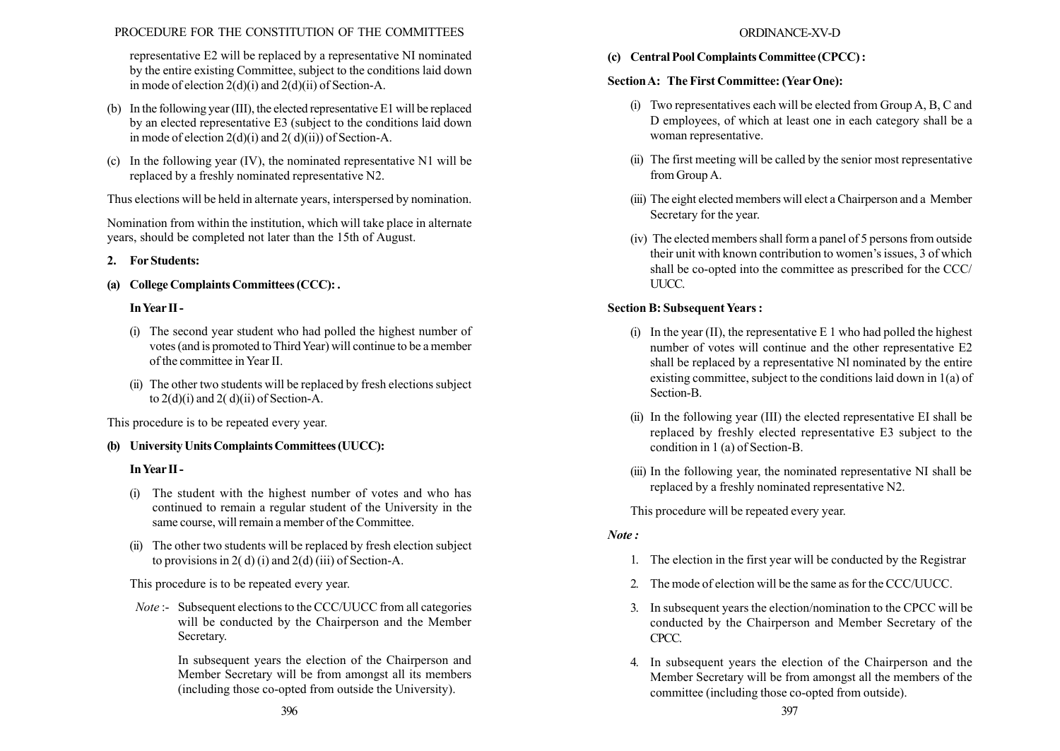representative E2 will be replaced by a representative NI nominated by the entire existing Committee, subject to the conditions laid down in mode of election 2(d)(i) and 2(d)(ii) of Section-A.

(b) In the following year (III), the elected representative E1 will be replaced by an elected representative E3 (subject to the conditions laid down in mode of election 2(d)(i) and 2( d)(ii)) of Section-A.

(c) In the following year (IV), the nominated representative N1 will be replaced by a freshly nominated representative N2.

Thus elections will be held in alternate years, interspersed by nomination.

Nomination from within the institution, which will take place in alternate years, should be completed not later than the 15th of August.

**2. For Students:**

**(a) College Complaints Committees (CCC): .**

**In Year II -**

(i) The second year student who had polled the highest number of votes (and is promoted to Third Year) will continue to be a member of the committee in Year II.

(ii) The other two students will be replaced by fresh elections subject to 2(d)(i) and 2( d)(ii) of Section-A.

This procedure is to be repeated every year.

**(b) University Units Complaints Committees (UUCC):**

**In Year II -**

(i) The student with the highest number of votes and who has continued to remain a regular student of the University in the same course, will remain a member of the Committee.

(ii) The other two students will be replaced by fresh election subject to provisions in 2( d) (i) and 2(d) (iii) of Section-A.

This procedure is to be repeated every year.

*Note* :- Subsequent elections to the CCC/UUCC from all categories will be conducted by the Chairperson and the Member Secretary.

In subsequent years the election of the Chairperson and Member Secretary will be from amongst all its members (including those co-opted from outside the University).

**(c) Central Pool Complaints Committee (CPCC) :**

**Section A: The First Committee: (Year One):**

(i) Two representatives each will be elected from Group A, B, C and D employees, of which at least one in each category shall be a woman representative.

(ii) The first meeting will be called by the senior most representative from Group A.

(iii) The eight elected members will elect a Chairperson and a Member Secretary for the year.

(iv) The elected members shall form a panel of 5 persons from outside their unit with known contribution to women's issues, 3 of which shall be co-opted into the committee as prescribed for the CCC/ UUCC.

**Section B: Subsequent Years :**

(i) In the year (II), the representative E 1 who had polled the highest number of votes will continue and the other representative E2 shall be replaced by a representative Nl nominated by the entire existing committee, subject to the conditions laid down in 1(a) of Section-B.

(ii) In the following year (III) the elected representative EI shall be replaced by freshly elected representative E3 subject to the condition in 1 (a) of Section-B.

(iii) In the following year, the nominated representative NI shall be replaced by a freshly nominated representative N2.

This procedure will be repeated every year.

***Note :***

1. The election in the first year will be conducted by the Registrar
2. The mode of election will be the same as for the CCC/UUCC.
3. In subsequent years the election/nomination to the CPCC will be conducted by the Chairperson and Member Secretary of the CPCC.
4. In subsequent years the election of the Chairperson and the Member Secretary will be from amongst all the members of the committee (including those co-opted from outside).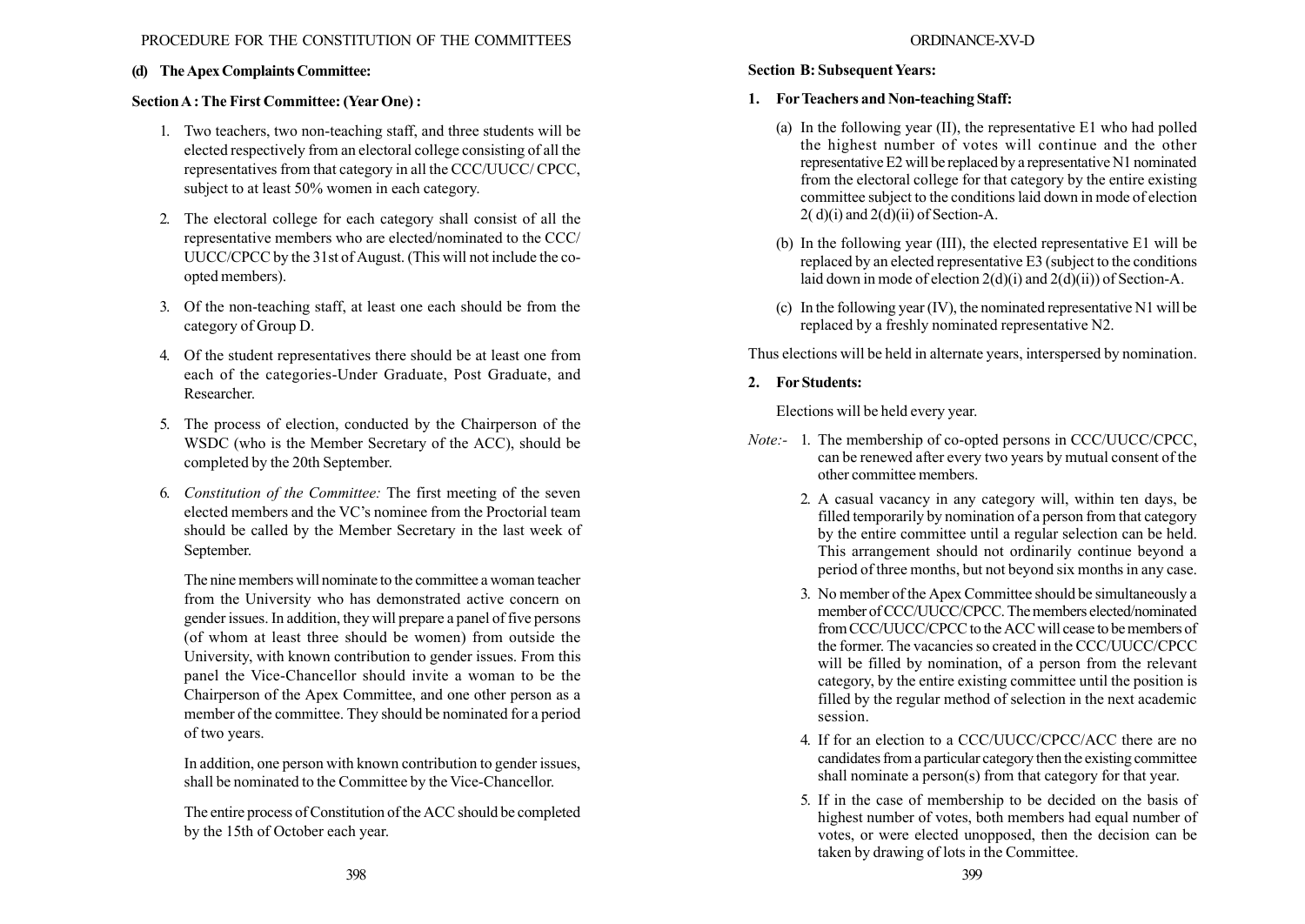**(d) The Apex Complaints Committee:**

**Section A : The First Committee: (Year One) :**

1. Two teachers, two non-teaching staff, and three students will be elected respectively from an electoral college consisting of all the representatives from that category in all the CCC/UUCC/ CPCC, subject to at least 50% women in each category.

2. The electoral college for each category shall consist of all the representative members who are elected/nominated to the CCC/ UUCC/CPCC by the 31st of August. (This will not include the co-opted members).

3. Of the non-teaching staff, at least one each should be from the category of Group D.

4. Of the student representatives there should be at least one from each of the categories-Under Graduate, Post Graduate, and Researcher.

5. The process of election, conducted by the Chairperson of the WSDC (who is the Member Secretary of the ACC), should be completed by the 20th September.

6. *Constitution of the Committee:* The first meeting of the seven elected members and the VC's nominee from the Proctorial team should be called by the Member Secretary in the last week of September.

   The nine members will nominate to the committee a woman teacher from the University who has demonstrated active concern on gender issues. In addition, they will prepare a panel of five persons (of whom at least three should be women) from outside the University, with known contribution to gender issues. From this panel the Vice-Chancellor should invite a woman to be the Chairperson of the Apex Committee, and one other person as a member of the committee. They should be nominated for a period of two years.

   In addition, one person with known contribution to gender issues, shall be nominated to the Committee by the Vice-Chancellor.

   The entire process of Constitution of the ACC should be completed by the 15th of October each year.

**Section B: Subsequent Years:**

**1. For Teachers and Non-teaching Staff:**

(a) In the following year (II), the representative E1 who had polled the highest number of votes will continue and the other representative E2 will be replaced by a representative N1 nominated from the electoral college for that category by the entire existing committee subject to the conditions laid down in mode of election 2( d)(i) and 2(d)(ii) of Section-A.

(b) In the following year (III), the elected representative E1 will be replaced by an elected representative E3 (subject to the conditions laid down in mode of election 2(d)(i) and 2(d)(ii)) of Section-A.

(c) In the following year (IV), the nominated representative N1 will be replaced by a freshly nominated representative N2.

Thus elections will be held in alternate years, interspersed by nomination.

**2. For Students:**

Elections will be held every year.

*Note:-*

1. The membership of co-opted persons in CCC/UUCC/CPCC, can be renewed after every two years by mutual consent of the other committee members.

2. A casual vacancy in any category will, within ten days, be filled temporarily by nomination of a person from that category by the entire committee until a regular selection can be held. This arrangement should not ordinarily continue beyond a period of three months, but not beyond six months in any case.

3. No member of the Apex Committee should be simultaneously a member of CCC/UUCC/CPCC. The members elected/nominated from CCC/UUCC/CPCC to the ACC will cease to be members of the former. The vacancies so created in the CCC/UUCC/CPCC will be filled by nomination, of a person from the relevant category, by the entire existing committee until the position is filled by the regular method of selection in the next academic session.

4. If for an election to a CCC/UUCC/CPCC/ACC there are no candidates from a particular category then the existing committee shall nominate a person(s) from that category for that year.

5. If in the case of membership to be decided on the basis of highest number of votes, both members had equal number of votes, or were elected unopposed, then the decision can be taken by drawing of lots in the Committee.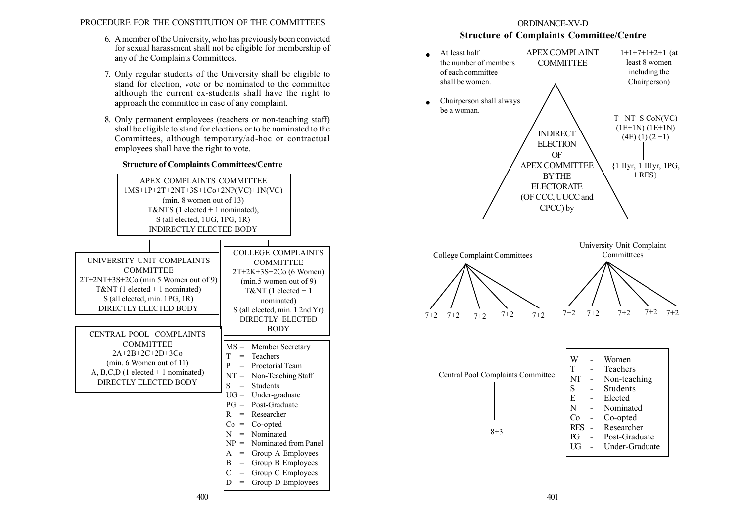## PROCEDURE FOR THE CONSTITUTION OF THE COMMITTEES

6. A member of the University, who has previously been convicted for sexual harassment shall not be eligible for membership of any of the Complaints Committees.

7. Only regular students of the University shall be eligible to stand for election, vote or be nominated to the committee although the current ex-students shall have the right to approach the committee in case of any complaint.

8. Only permanent employees (teachers or non-teaching staff) shall be eligible to stand for elections or to be nominated to the Committees, although temporary/ad-hoc or contractual employees shall have the right to vote.

### Structure of Complaints Committees/Centre

**APEX COMPLAINTS COMMITTEE**
1MS+1P+2T+2NT+3S+1Co+2NP(VC)+1N(VC)
(min. 8 women out of 13)
T&NTS (1 elected + 1 nominated),
S (all elected, 1UG, 1PG, 1R)
INDIRECTLY ELECTED BODY

**UNIVERSITY UNIT COMPLAINTS COMMITTEE**
2T+2NT+3S+2Co (min 5 Women out of 9)
T&NT (1 elected + 1 nominated)
S (all elected, min. 1PG, 1R)
DIRECTLY ELECTED BODY

**COLLEGE COMPLAINTS COMMITTEE**
2T+2K+3S+2Co (6 Women)
(min.5 women out of 9)
T&NT (1 elected + 1 nominated)
S (all elected, min. 1 2nd Yr)
DIRECTLY ELECTED BODY

**CENTRAL POOL COMPLAINTS COMMITTEE**
2A+2B+2C+2D+3Co
(min. 6 Women out of 11)
A, B,C,D (1 elected + 1 nominated)
DIRECTLY ELECTED BODY

- MS = Member Secretary
- T = Teachers
- P = Proctorial Team
- NT = Non-Teaching Staff
- S = Students
- UG = Under-graduate
- PG = Post-Graduate
- R = Researcher
- Co = Co-opted
- N = Nominated
- NP = Nominated from Panel
- A = Group A Employees
- B = Group B Employees
- C = Group C Employees
- D = Group D Employees

## ORDINANCE-XV-D

### Structure of Complaints Committee/Centre

- At least half the number of members of each committee shall be women.
- Chairperson shall always be a woman.

**APEX COMPLAINT COMMITTEE**

1+1+7+1+2+1 (at least 8 women including the Chairperson)

INDIRECT ELECTION OF APEX COMMITTEE BY THE ELECTORATE (OF CCC, UUCC and CPCC) by

T NT S CoN(VC)
(1E+1N) (1E+1N) (4E) (1) (2 +1)

{1 IIyr, 1 IIIyr, 1PG, 1 RES}

College Complaint Committees: 7+2, 7+2, 7+2, 7+2, 7+2

University Unit Complaint Committtees: 7+2, 7+2, 7+2, 7+2, 7+2

Central Pool Complaints Committee: 8+3

- W - Women
- T - Teachers
- NT - Non-teaching
- S - Students
- E - Elected
- N - Nominated
- Co - Co-opted
- RES - Researcher
- PG - Post-Graduate
- UG - Under-Graduate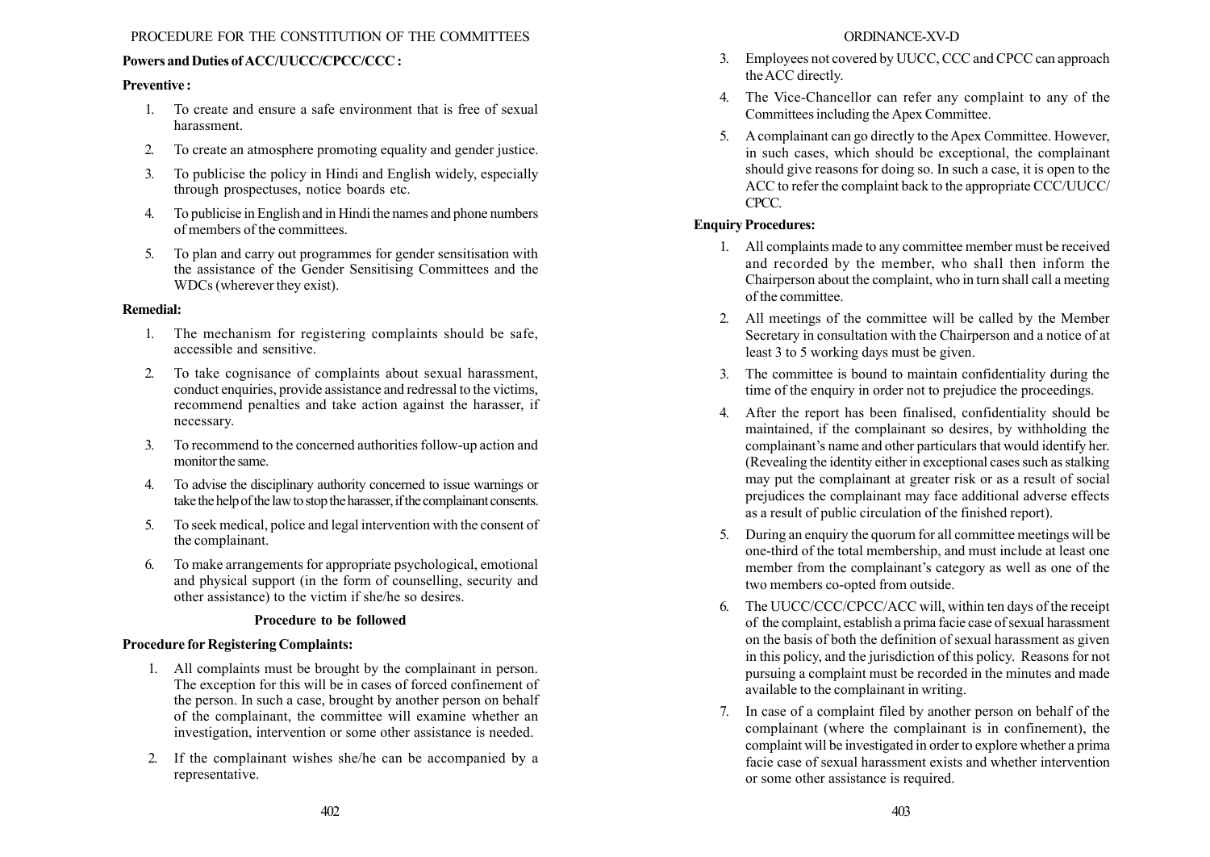### Powers and Duties of ACC/UUCC/CPCC/CCC :

**Preventive :**

1. To create and ensure a safe environment that is free of sexual harassment.
2. To create an atmosphere promoting equality and gender justice.
3. To publicise the policy in Hindi and English widely, especially through prospectuses, notice boards etc.
4. To publicise in English and in Hindi the names and phone numbers of members of the committees.
5. To plan and carry out programmes for gender sensitisation with the assistance of the Gender Sensitising Committees and the WDCs (wherever they exist).

**Remedial:**

1. The mechanism for registering complaints should be safe, accessible and sensitive.
2. To take cognisance of complaints about sexual harassment, conduct enquiries, provide assistance and redressal to the victims, recommend penalties and take action against the harasser, if necessary.
3. To recommend to the concerned authorities follow-up action and monitor the same.
4. To advise the disciplinary authority concerned to issue warnings or take the help of the law to stop the harasser, if the complainant consents.
5. To seek medical, police and legal intervention with the consent of the complainant.
6. To make arrangements for appropriate psychological, emotional and physical support (in the form of counselling, security and other assistance) to the victim if she/he so desires.

#### Procedure to be followed

**Procedure for Registering Complaints:**

1. All complaints must be brought by the complainant in person. The exception for this will be in cases of forced confinement of the person. In such a case, brought by another person on behalf of the complainant, the committee will examine whether an investigation, intervention or some other assistance is needed.
2. If the complainant wishes she/he can be accompanied by a representative.
3. Employees not covered by UUCC, CCC and CPCC can approach the ACC directly.
4. The Vice-Chancellor can refer any complaint to any of the Committees including the Apex Committee.
5. A complainant can go directly to the Apex Committee. However, in such cases, which should be exceptional, the complainant should give reasons for doing so. In such a case, it is open to the ACC to refer the complaint back to the appropriate CCC/UUCC/CPCC.

**Enquiry Procedures:**

1. All complaints made to any committee member must be received and recorded by the member, who shall then inform the Chairperson about the complaint, who in turn shall call a meeting of the committee.
2. All meetings of the committee will be called by the Member Secretary in consultation with the Chairperson and a notice of at least 3 to 5 working days must be given.
3. The committee is bound to maintain confidentiality during the time of the enquiry in order not to prejudice the proceedings.
4. After the report has been finalised, confidentiality should be maintained, if the complainant so desires, by withholding the complainant's name and other particulars that would identify her. (Revealing the identity either in exceptional cases such as stalking may put the complainant at greater risk or as a result of social prejudices the complainant may face additional adverse effects as a result of public circulation of the finished report).
5. During an enquiry the quorum for all committee meetings will be one-third of the total membership, and must include at least one member from the complainant's category as well as one of the two members co-opted from outside.
6. The UUCC/CCC/CPCC/ACC will, within ten days of the receipt of the complaint, establish a prima facie case of sexual harassment on the basis of both the definition of sexual harassment as given in this policy, and the jurisdiction of this policy. Reasons for not pursuing a complaint must be recorded in the minutes and made available to the complainant in writing.
7. In case of a complaint filed by another person on behalf of the complainant (where the complainant is in confinement), the complaint will be investigated in order to explore whether a prima facie case of sexual harassment exists and whether intervention or some other assistance is required.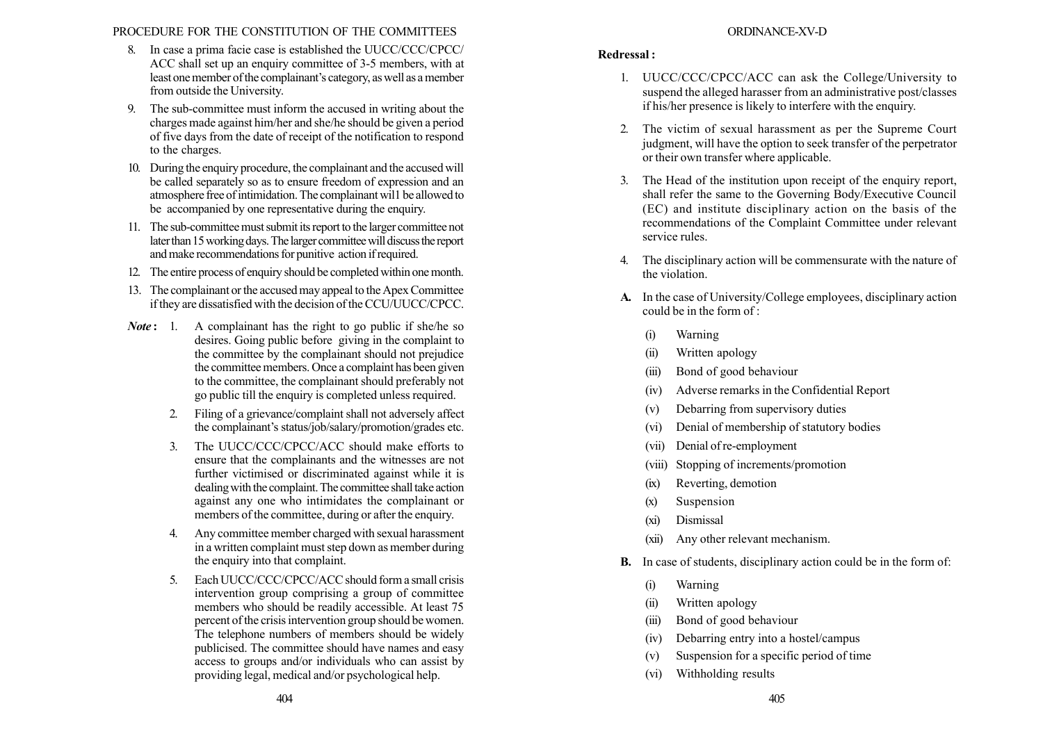8. In case a prima facie case is established the UUCC/CCC/CPCC/ ACC shall set up an enquiry committee of 3-5 members, with at least one member of the complainant's category, as well as a member from outside the University.
9. The sub-committee must inform the accused in writing about the charges made against him/her and she/he should be given a period of five days from the date of receipt of the notification to respond to the charges.
10. During the enquiry procedure, the complainant and the accused will be called separately so as to ensure freedom of expression and an atmosphere free of intimidation. The complainant wil1 be allowed to be accompanied by one representative during the enquiry.
11. The sub-committee must submit its report to the larger committee not later than 15 working days. The larger committee will discuss the report and make recommendations for punitive action if required.
12. The entire process of enquiry should be completed within one month.
13. The complainant or the accused may appeal to the Apex Committee if they are dissatisfied with the decision of the CCU/UUCC/CPCC.

***Note*:**

1. A complainant has the right to go public if she/he so desires. Going public before giving in the complaint to the committee by the complainant should not prejudice the committee members. Once a complaint has been given to the committee, the complainant should preferably not go public till the enquiry is completed unless required.
2. Filing of a grievance/complaint shall not adversely affect the complainant's status/job/salary/promotion/grades etc.
3. The UUCC/CCC/CPCC/ACC should make efforts to ensure that the complainants and the witnesses are not further victimised or discriminated against while it is dealing with the complaint. The committee shall take action against any one who intimidates the complainant or members of the committee, during or after the enquiry.
4. Any committee member charged with sexual harassment in a written complaint must step down as member during the enquiry into that complaint.
5. Each UUCC/CCC/CPCC/ACC should form a small crisis intervention group comprising a group of committee members who should be readily accessible. At least 75 percent of the crisis intervention group should be women. The telephone numbers of members should be widely publicised. The committee should have names and easy access to groups and/or individuals who can assist by providing legal, medical and/or psychological help.

**Redressal :**

1. UUCC/CCC/CPCC/ACC can ask the College/University to suspend the alleged harasser from an administrative post/classes if his/her presence is likely to interfere with the enquiry.
2. The victim of sexual harassment as per the Supreme Court judgment, will have the option to seek transfer of the perpetrator or their own transfer where applicable.
3. The Head of the institution upon receipt of the enquiry report, shall refer the same to the Governing Body/Executive Council (EC) and institute disciplinary action on the basis of the recommendations of the Complaint Committee under relevant service rules.
4. The disciplinary action will be commensurate with the nature of the violation.

**A.** In the case of University/College employees, disciplinary action could be in the form of :

- (i) Warning
- (ii) Written apology
- (iii) Bond of good behaviour
- (iv) Adverse remarks in the Confidential Report
- (v) Debarring from supervisory duties
- (vi) Denial of membership of statutory bodies
- (vii) Denial of re-employment
- (viii) Stopping of increments/promotion
- (ix) Reverting, demotion
- (x) Suspension
- (xi) Dismissal
- (xii) Any other relevant mechanism.

**B.** In case of students, disciplinary action could be in the form of:

- (i) Warning
- (ii) Written apology
- (iii) Bond of good behaviour
- (iv) Debarring entry into a hostel/campus
- (v) Suspension for a specific period of time
- (vi) Withholding results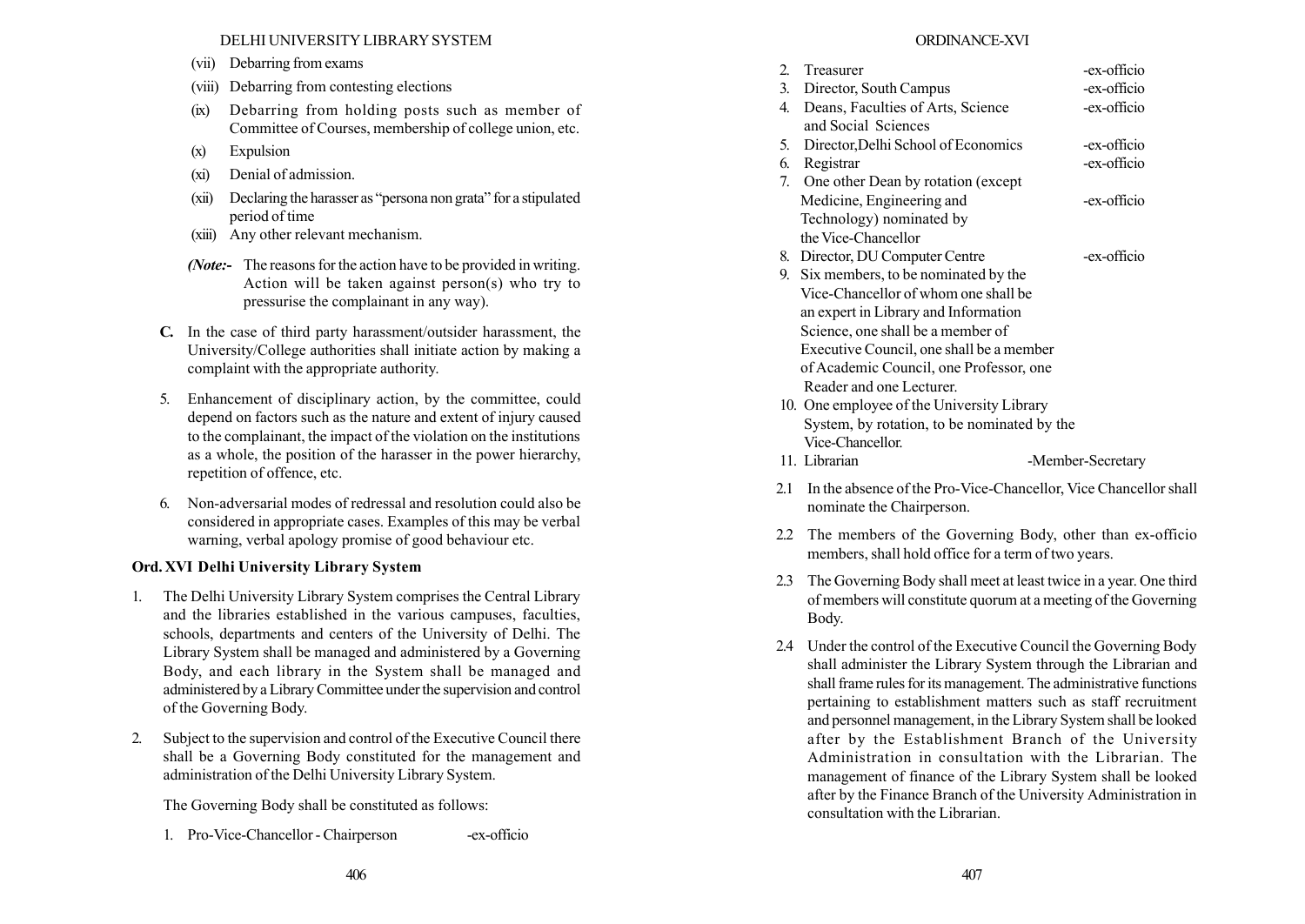(vii) Debarring from exams

(viii) Debarring from contesting elections

(ix) Debarring from holding posts such as member of Committee of Courses, membership of college union, etc.

(x) Expulsion

(xi) Denial of admission.

(xii) Declaring the harasser as "persona non grata" for a stipulated period of time

(xiii) Any other relevant mechanism.

***(Note:-*** The reasons for the action have to be provided in writing. Action will be taken against person(s) who try to pressurise the complainant in any way).

**C.** In the case of third party harassment/outsider harassment, the University/College authorities shall initiate action by making a complaint with the appropriate authority.

5. Enhancement of disciplinary action, by the committee, could depend on factors such as the nature and extent of injury caused to the complainant, the impact of the violation on the institutions as a whole, the position of the harasser in the power hierarchy, repetition of offence, etc.

6. Non-adversarial modes of redressal and resolution could also be considered in appropriate cases. Examples of this may be verbal warning, verbal apology promise of good behaviour etc.

## Ord. XVI Delhi University Library System

1. The Delhi University Library System comprises the Central Library and the libraries established in the various campuses, faculties, schools, departments and centers of the University of Delhi. The Library System shall be managed and administered by a Governing Body, and each library in the System shall be managed and administered by a Library Committee under the supervision and control of the Governing Body.

2. Subject to the supervision and control of the Executive Council there shall be a Governing Body constituted for the management and administration of the Delhi University Library System.

   The Governing Body shall be constituted as follows:

   1. Pro-Vice-Chancellor - Chairperson -ex-officio
   2. Treasurer -ex-officio
   3. Director, South Campus -ex-officio
   4. Deans, Faculties of Arts, Science and Social Sciences -ex-officio
   5. Director, Delhi School of Economics -ex-officio
   6. Registrar -ex-officio
   7. One other Dean by rotation (except Medicine, Engineering and Technology) nominated by the Vice-Chancellor -ex-officio
   8. Director, DU Computer Centre -ex-officio
   9. Six members, to be nominated by the Vice-Chancellor of whom one shall be an expert in Library and Information Science, one shall be a member of Executive Council, one shall be a member of Academic Council, one Professor, one Reader and one Lecturer.
   10. One employee of the University Library System, by rotation, to be nominated by the Vice-Chancellor.
   11. Librarian -Member-Secretary

2.1 In the absence of the Pro-Vice-Chancellor, Vice Chancellor shall nominate the Chairperson.

2.2 The members of the Governing Body, other than ex-officio members, shall hold office for a term of two years.

2.3 The Governing Body shall meet at least twice in a year. One third of members will constitute quorum at a meeting of the Governing Body.

2.4 Under the control of the Executive Council the Governing Body shall administer the Library System through the Librarian and shall frame rules for its management. The administrative functions pertaining to establishment matters such as staff recruitment and personnel management, in the Library System shall be looked after by the Establishment Branch of the University Administration in consultation with the Librarian. The management of finance of the Library System shall be looked after by the Finance Branch of the University Administration in consultation with the Librarian.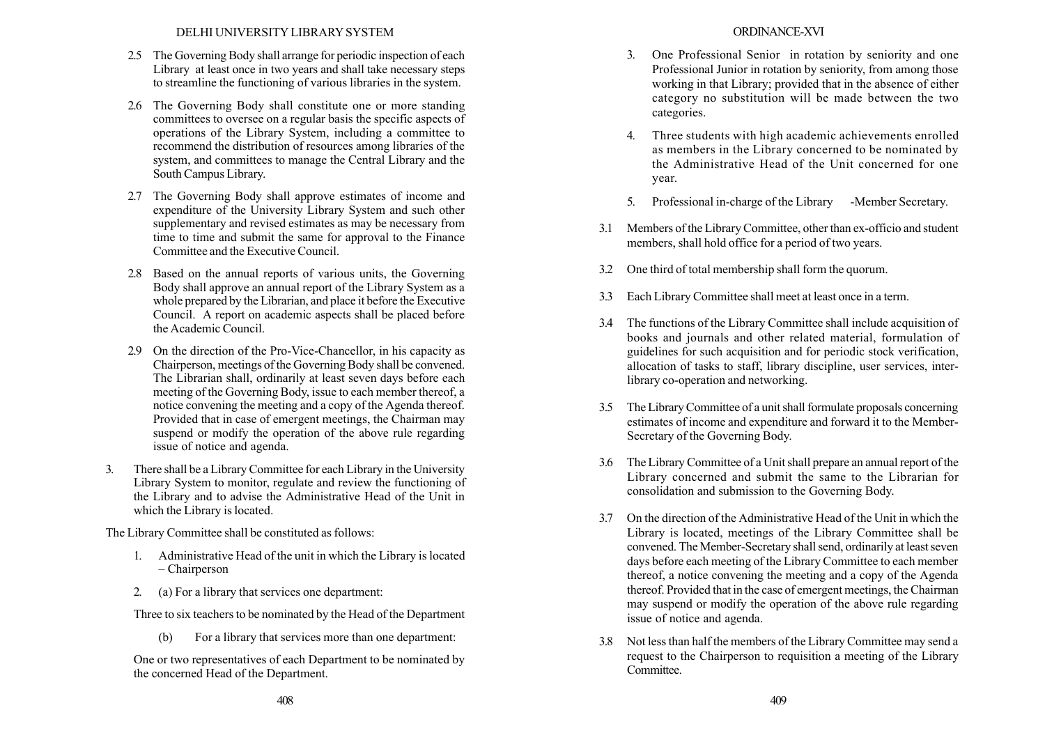2.5 The Governing Body shall arrange for periodic inspection of each Library at least once in two years and shall take necessary steps to streamline the functioning of various libraries in the system.

2.6 The Governing Body shall constitute one or more standing committees to oversee on a regular basis the specific aspects of operations of the Library System, including a committee to recommend the distribution of resources among libraries of the system, and committees to manage the Central Library and the South Campus Library.

2.7 The Governing Body shall approve estimates of income and expenditure of the University Library System and such other supplementary and revised estimates as may be necessary from time to time and submit the same for approval to the Finance Committee and the Executive Council.

2.8 Based on the annual reports of various units, the Governing Body shall approve an annual report of the Library System as a whole prepared by the Librarian, and place it before the Executive Council. A report on academic aspects shall be placed before the Academic Council.

2.9 On the direction of the Pro-Vice-Chancellor, in his capacity as Chairperson, meetings of the Governing Body shall be convened. The Librarian shall, ordinarily at least seven days before each meeting of the Governing Body, issue to each member thereof, a notice convening the meeting and a copy of the Agenda thereof. Provided that in case of emergent meetings, the Chairman may suspend or modify the operation of the above rule regarding issue of notice and agenda.

3. There shall be a Library Committee for each Library in the University Library System to monitor, regulate and review the functioning of the Library and to advise the Administrative Head of the Unit in which the Library is located.

The Library Committee shall be constituted as follows:

1. Administrative Head of the unit in which the Library is located – Chairperson

2. (a) For a library that services one department:

   Three to six teachers to be nominated by the Head of the Department

   (b) For a library that services more than one department:

   One or two representatives of each Department to be nominated by the concerned Head of the Department.

3. One Professional Senior in rotation by seniority and one Professional Junior in rotation by seniority, from among those working in that Library; provided that in the absence of either category no substitution will be made between the two categories.

4. Three students with high academic achievements enrolled as members in the Library concerned to be nominated by the Administrative Head of the Unit concerned for one year.

5. Professional in-charge of the Library -Member Secretary.

3.1 Members of the Library Committee, other than ex-officio and student members, shall hold office for a period of two years.

3.2 One third of total membership shall form the quorum.

3.3 Each Library Committee shall meet at least once in a term.

3.4 The functions of the Library Committee shall include acquisition of books and journals and other related material, formulation of guidelines for such acquisition and for periodic stock verification, allocation of tasks to staff, library discipline, user services, inter-library co-operation and networking.

3.5 The Library Committee of a unit shall formulate proposals concerning estimates of income and expenditure and forward it to the Member-Secretary of the Governing Body.

3.6 The Library Committee of a Unit shall prepare an annual report of the Library concerned and submit the same to the Librarian for consolidation and submission to the Governing Body.

3.7 On the direction of the Administrative Head of the Unit in which the Library is located, meetings of the Library Committee shall be convened. The Member-Secretary shall send, ordinarily at least seven days before each meeting of the Library Committee to each member thereof, a notice convening the meeting and a copy of the Agenda thereof. Provided that in the case of emergent meetings, the Chairman may suspend or modify the operation of the above rule regarding issue of notice and agenda.

3.8 Not less than half the members of the Library Committee may send a request to the Chairperson to requisition a meeting of the Library Committee.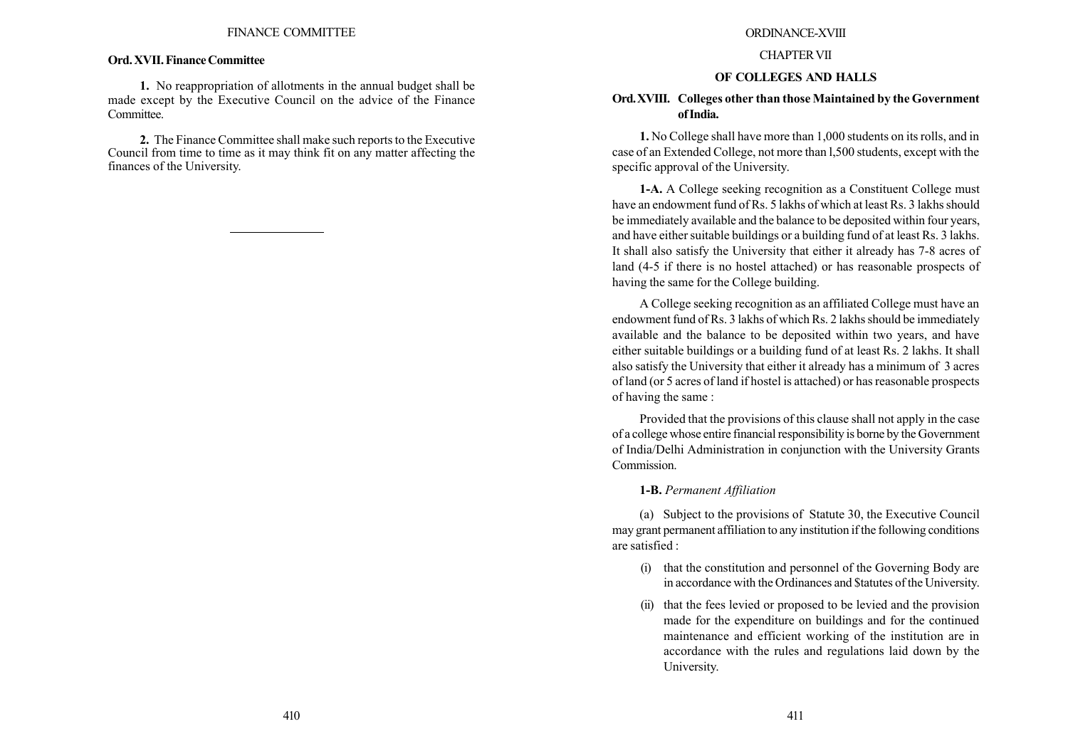**Ord. XVII. Finance Committee**

**1.** No reappropriation of allotments in the annual budget shall be made except by the Executive Council on the advice of the Finance Committee.

**2.** The Finance Committee shall make such reports to the Executive Council from time to time as it may think fit on any matter affecting the finances of the University.

---

ORDINANCE-XVIII

CHAPTER VII

## OF COLLEGES AND HALLS

### Ord. XVIII. Colleges other than those Maintained by the Government of India.

**1.** No College shall have more than 1,000 students on its rolls, and in case of an Extended College, not more than l,500 students, except with the specific approval of the University.

**1-A.** A College seeking recognition as a Constituent College must have an endowment fund of Rs. 5 lakhs of which at least Rs. 3 lakhs should be immediately available and the balance to be deposited within four years, and have either suitable buildings or a building fund of at least Rs. 3 lakhs. It shall also satisfy the University that either it already has 7-8 acres of land (4-5 if there is no hostel attached) or has reasonable prospects of having the same for the College building.

A College seeking recognition as an affiliated College must have an endowment fund of Rs. 3 lakhs of which Rs. 2 lakhs should be immediately available and the balance to be deposited within two years, and have either suitable buildings or a building fund of at least Rs. 2 lakhs. It shall also satisfy the University that either it already has a minimum of 3 acres of land (or 5 acres of land if hostel is attached) or has reasonable prospects of having the same :

Provided that the provisions of this clause shall not apply in the case of a college whose entire financial responsibility is borne by the Government of India/Delhi Administration in conjunction with the University Grants Commission.

**1-B.** *Permanent Affiliation*

(a) Subject to the provisions of Statute 30, the Executive Council may grant permanent affiliation to any institution if the following conditions are satisfied :

(i) that the constitution and personnel of the Governing Body are in accordance with the Ordinances and $tatutes of the University.

(ii) that the fees levied or proposed to be levied and the provision made for the expenditure on buildings and for the continued maintenance and efficient working of the institution are in accordance with the rules and regulations laid down by the University.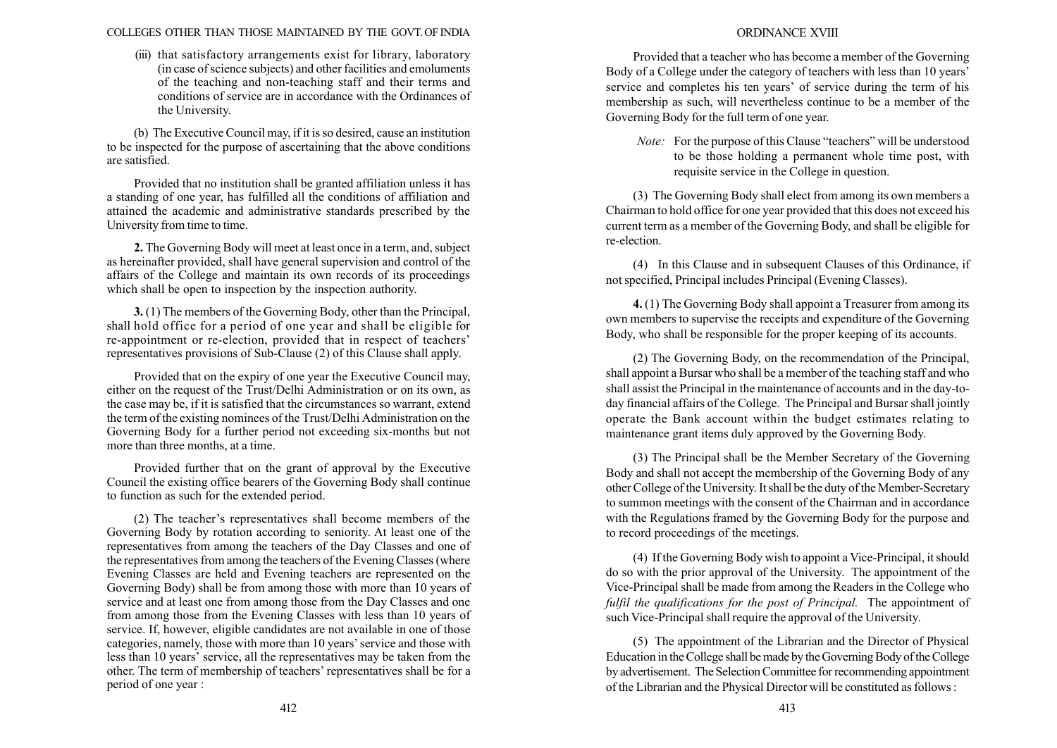(iii) that satisfactory arrangements exist for library, laboratory (in case of science subjects) and other facilities and emoluments of the teaching and non-teaching staff and their terms and conditions of service are in accordance with the Ordinances of the University.

(b) The Executive Council may, if it is so desired, cause an institution to be inspected for the purpose of ascertaining that the above conditions are satisfied.

Provided that no institution shall be granted affiliation unless it has a standing of one year, has fulfilled all the conditions of affiliation and attained the academic and administrative standards prescribed by the University from time to time.

**2.** The Governing Body will meet at least once in a term, and, subject as hereinafter provided, shall have general supervision and control of the affairs of the College and maintain its own records of its proceedings which shall be open to inspection by the inspection authority.

**3.** (1) The members of the Governing Body, other than the Principal, shall hold office for a period of one year and shall be eligible for re-appointment or re-election, provided that in respect of teachers' representatives provisions of Sub-Clause (2) of this Clause shall apply.

Provided that on the expiry of one year the Executive Council may, either on the request of the Trust/Delhi Administration or on its own, as the case may be, if it is satisfied that the circumstances so warrant, extend the term of the existing nominees of the Trust/Delhi Administration on the Governing Body for a further period not exceeding six-months but not more than three months, at a time.

Provided further that on the grant of approval by the Executive Council the existing office bearers of the Governing Body shall continue to function as such for the extended period.

(2) The teacher's representatives shall become members of the Governing Body by rotation according to seniority. At least one of the representatives from among the teachers of the Day Classes and one of the representatives from among the teachers of the Evening Classes (where Evening Classes are held and Evening teachers are represented on the Governing Body) shall be from among those with more than 10 years of service and at least one from among those from the Day Classes and one from among those from the Evening Classes with less than 10 years of service. If, however, eligible candidates are not available in one of those categories, namely, those with more than 10 years' service and those with less than 10 years' service, all the representatives may be taken from the other. The term of membership of teachers' representatives shall be for a period of one year :

Provided that a teacher who has become a member of the Governing Body of a College under the category of teachers with less than 10 years' service and completes his ten years' of service during the term of his membership as such, will nevertheless continue to be a member of the Governing Body for the full term of one year.

*Note:* For the purpose of this Clause "teachers" will be understood to be those holding a permanent whole time post, with requisite service in the College in question.

(3) The Governing Body shall elect from among its own members a Chairman to hold office for one year provided that this does not exceed his current term as a member of the Governing Body, and shall be eligible for re-election.

(4) In this Clause and in subsequent Clauses of this Ordinance, if not specified, Principal includes Principal (Evening Classes).

**4.** (1) The Governing Body shall appoint a Treasurer from among its own members to supervise the receipts and expenditure of the Governing Body, who shall be responsible for the proper keeping of its accounts.

(2) The Governing Body, on the recommendation of the Principal, shall appoint a Bursar who shall be a member of the teaching staff and who shall assist the Principal in the maintenance of accounts and in the day-to-day financial affairs of the College. The Principal and Bursar shall jointly operate the Bank account within the budget estimates relating to maintenance grant items duly approved by the Governing Body.

(3) The Principal shall be the Member Secretary of the Governing Body and shall not accept the membership of the Governing Body of any other College of the University. It shall be the duty of the Member-Secretary to summon meetings with the consent of the Chairman and in accordance with the Regulations framed by the Governing Body for the purpose and to record proceedings of the meetings.

(4) If the Governing Body wish to appoint a Vice-Principal, it should do so with the prior approval of the University. The appointment of the Vice-Principal shall be made from among the Readers in the College who *fulfil the qualifications for the post of Principal.* The appointment of such Vice-Principal shall require the approval of the University.

(5) The appointment of the Librarian and the Director of Physical Education in the College shall be made by the Governing Body of the College by advertisement. The Selection Committee for recommending appointment of the Librarian and the Physical Director will be constituted as follows :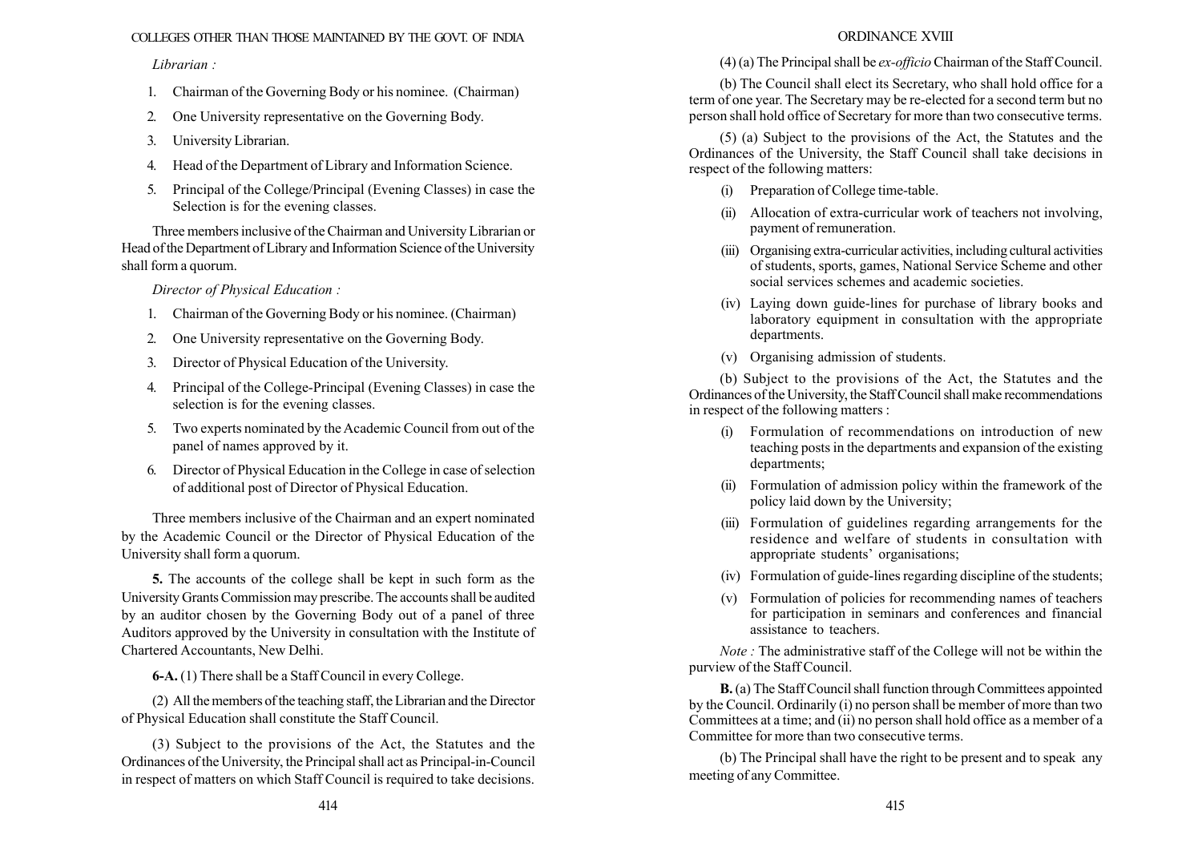*Librarian :*

1. Chairman of the Governing Body or his nominee. (Chairman)
2. One University representative on the Governing Body.
3. University Librarian.
4. Head of the Department of Library and Information Science.
5. Principal of the College/Principal (Evening Classes) in case the Selection is for the evening classes.

Three members inclusive of the Chairman and University Librarian or Head of the Department of Library and Information Science of the University shall form a quorum.

*Director of Physical Education :*

1. Chairman of the Governing Body or his nominee. (Chairman)
2. One University representative on the Governing Body.
3. Director of Physical Education of the University.
4. Principal of the College-Principal (Evening Classes) in case the selection is for the evening classes.
5. Two experts nominated by the Academic Council from out of the panel of names approved by it.
6. Director of Physical Education in the College in case of selection of additional post of Director of Physical Education.

Three members inclusive of the Chairman and an expert nominated by the Academic Council or the Director of Physical Education of the University shall form a quorum.

**5.** The accounts of the college shall be kept in such form as the University Grants Commission may prescribe. The accounts shall be audited by an auditor chosen by the Governing Body out of a panel of three Auditors approved by the University in consultation with the Institute of Chartered Accountants, New Delhi.

**6-A.** (1) There shall be a Staff Council in every College.

(2) All the members of the teaching staff, the Librarian and the Director of Physical Education shall constitute the Staff Council.

(3) Subject to the provisions of the Act, the Statutes and the Ordinances of the University, the Principal shall act as Principal-in-Council in respect of matters on which Staff Council is required to take decisions.

(4) (a) The Principal shall be *ex-officio* Chairman of the Staff Council.

(b) The Council shall elect its Secretary, who shall hold office for a term of one year. The Secretary may be re-elected for a second term but no person shall hold office of Secretary for more than two consecutive terms.

(5) (a) Subject to the provisions of the Act, the Statutes and the Ordinances of the University, the Staff Council shall take decisions in respect of the following matters:

(i) Preparation of College time-table.

(ii) Allocation of extra-curricular work of teachers not involving, payment of remuneration.

(iii) Organising extra-curricular activities, including cultural activities of students, sports, games, National Service Scheme and other social services schemes and academic societies.

(iv) Laying down guide-lines for purchase of library books and laboratory equipment in consultation with the appropriate departments.

(v) Organising admission of students.

(b) Subject to the provisions of the Act, the Statutes and the Ordinances of the University, the Staff Council shall make recommendations in respect of the following matters :

(i) Formulation of recommendations on introduction of new teaching posts in the departments and expansion of the existing departments;

(ii) Formulation of admission policy within the framework of the policy laid down by the University;

(iii) Formulation of guidelines regarding arrangements for the residence and welfare of students in consultation with appropriate students' organisations;

(iv) Formulation of guide-lines regarding discipline of the students;

(v) Formulation of policies for recommending names of teachers for participation in seminars and conferences and financial assistance to teachers.

*Note :* The administrative staff of the College will not be within the purview of the Staff Council.

**B.** (a) The Staff Council shall function through Committees appointed by the Council. Ordinarily (i) no person shall be member of more than two Committees at a time; and (ii) no person shall hold office as a member of a Committee for more than two consecutive terms.

(b) The Principal shall have the right to be present and to speak any meeting of any Committee.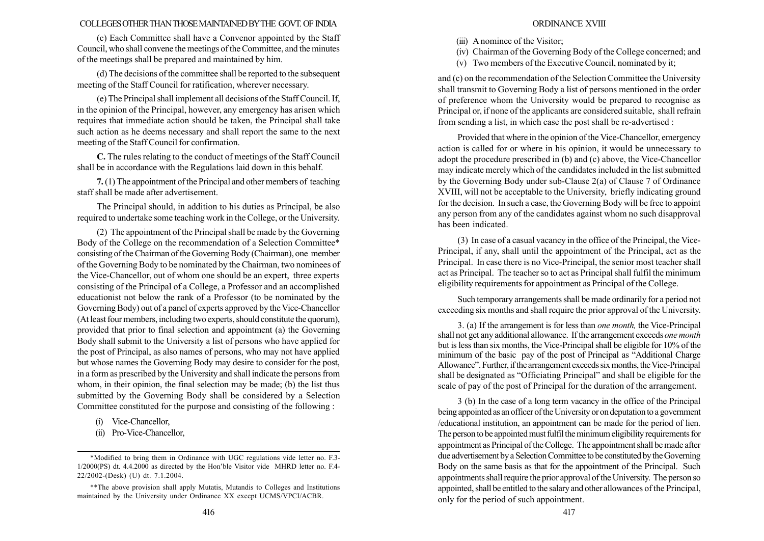(c) Each Committee shall have a Convenor appointed by the Staff Council, who shall convene the meetings of the Committee, and the minutes of the meetings shall be prepared and maintained by him.

(d) The decisions of the committee shall be reported to the subsequent meeting of the Staff Council for ratification, wherever necessary.

(e) The Principal shall implement all decisions of the Staff Council. If, in the opinion of the Principal, however, any emergency has arisen which requires that immediate action should be taken, the Principal shall take such action as he deems necessary and shall report the same to the next meeting of the Staff Council for confirmation.

**C.** The rules relating to the conduct of meetings of the Staff Council shall be in accordance with the Regulations laid down in this behalf.

**7.** (1) The appointment of the Principal and other members of teaching staff shall be made after advertisement.

The Principal should, in addition to his duties as Principal, be also required to undertake some teaching work in the College, or the University.

(2) The appointment of the Principal shall be made by the Governing Body of the College on the recommendation of a Selection Committee* consisting of the Chairman of the Governing Body (Chairman), one member of the Governing Body to be nominated by the Chairman, two nominees of the Vice-Chancellor, out of whom one should be an expert, three experts consisting of the Principal of a College, a Professor and an accomplished educationist not below the rank of a Professor (to be nominated by the Governing Body) out of a panel of experts approved by the Vice-Chancellor (At least four members, including two experts, should constitute the quorum), provided that prior to final selection and appointment (a) the Governing Body shall submit to the University a list of persons who have applied for the post of Principal, as also names of persons, who may not have applied but whose names the Governing Body may desire to consider for the post, in a form as prescribed by the University and shall indicate the persons from whom, in their opinion, the final selection may be made; (b) the list thus submitted by the Governing Body shall be considered by a Selection Committee constituted for the purpose and consisting of the following :

(i) Vice-Chancellor,

(ii) Pro-Vice-Chancellor,

(iii) A nominee of the Visitor;

(iv) Chairman of the Governing Body of the College concerned; and

(v) Two members of the Executive Council, nominated by it;

and (c) on the recommendation of the Selection Committee the University shall transmit to Governing Body a list of persons mentioned in the order of preference whom the University would be prepared to recognise as Principal or, if none of the applicants are considered suitable, shall refrain from sending a list, in which case the post shall be re-advertised :

Provided that where in the opinion of the Vice-Chancellor, emergency action is called for or where in his opinion, it would be unnecessary to adopt the procedure prescribed in (b) and (c) above, the Vice-Chancellor may indicate merely which of the candidates included in the list submitted by the Governing Body under sub-Clause 2(a) of Clause 7 of Ordinance XVIII, will not be acceptable to the University, briefly indicating ground for the decision. In such a case, the Governing Body will be free to appoint any person from any of the candidates against whom no such disapproval has been indicated.

(3) In case of a casual vacancy in the office of the Principal, the Vice-Principal, if any, shall until the appointment of the Principal, act as the Principal. In case there is no Vice-Principal, the senior most teacher shall act as Principal. The teacher so to act as Principal shall fulfil the minimum eligibility requirements for appointment as Principal of the College.

Such temporary arrangements shall be made ordinarily for a period not exceeding six months and shall require the prior approval of the University.

3. (a) If the arrangement is for less than *one month,* the Vice-Principal shall not get any additional allowance. If the arrangement exceeds *one month* but is less than six months, the Vice-Principal shall be eligible for 10% of the minimum of the basic pay of the post of Principal as "Additional Charge Allowance". Further, if the arrangement exceeds six months, the Vice-Principal shall be designated as "Officiating Principal" and shall be eligible for the scale of pay of the post of Principal for the duration of the arrangement.

3 (b) In the case of a long term vacancy in the office of the Principal being appointed as an officer of the University or on deputation to a government /educational institution, an appointment can be made for the period of lien. The person to be appointed must fulfil the minimum eligibility requirements for appointment as Principal of the College. The appointment shall be made after due advertisement by a Selection Committee to be constituted by the Governing Body on the same basis as that for the appointment of the Principal. Such appointments shall require the prior approval of the University. The person so appointed, shall be entitled to the salary and other allowances of the Principal, only for the period of such appointment.

---

*Modified to bring them in Ordinance with UGC regulations vide letter no. F.3-1/2000(PS) dt. 4.4.2000 as directed by the Hon'ble Visitor vide MHRD letter no. F.4-22/2002-(Desk) (U) dt. 7.1.2004.

**The above provision shall apply Mutatis, Mutandis to Colleges and Institutions maintained by the University under Ordinance XX except UCMS/VPCI/ACBR.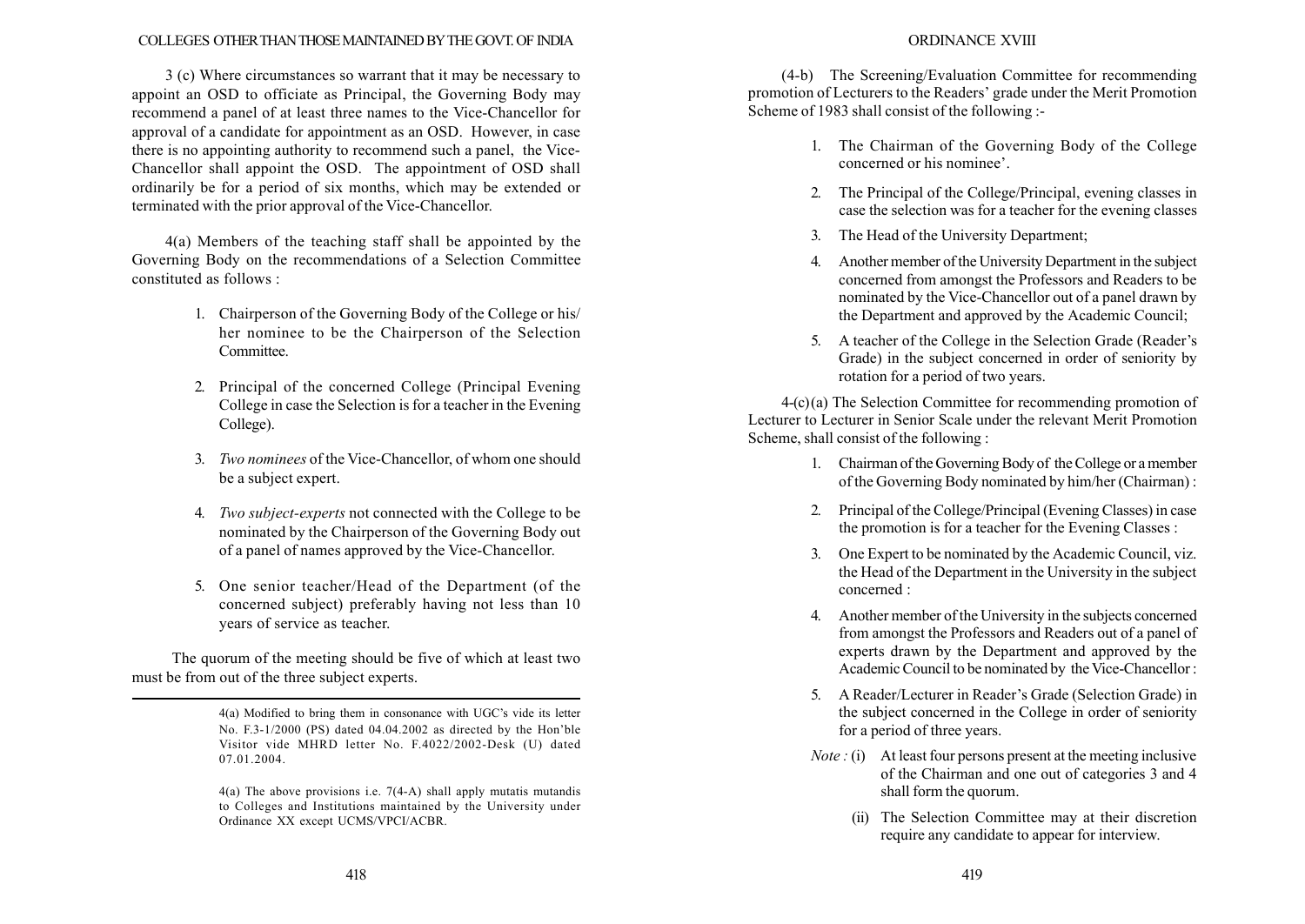3 (c) Where circumstances so warrant that it may be necessary to appoint an OSD to officiate as Principal, the Governing Body may recommend a panel of at least three names to the Vice-Chancellor for approval of a candidate for appointment as an OSD. However, in case there is no appointing authority to recommend such a panel, the Vice-Chancellor shall appoint the OSD. The appointment of OSD shall ordinarily be for a period of six months, which may be extended or terminated with the prior approval of the Vice-Chancellor.

4(a) Members of the teaching staff shall be appointed by the Governing Body on the recommendations of a Selection Committee constituted as follows :

1. Chairperson of the Governing Body of the College or his/her nominee to be the Chairperson of the Selection Committee.
2. Principal of the concerned College (Principal Evening College in case the Selection is for a teacher in the Evening College).
3. *Two nominees* of the Vice-Chancellor, of whom one should be a subject expert.
4. *Two subject-experts* not connected with the College to be nominated by the Chairperson of the Governing Body out of a panel of names approved by the Vice-Chancellor.
5. One senior teacher/Head of the Department (of the concerned subject) preferably having not less than 10 years of service as teacher.

The quorum of the meeting should be five of which at least two must be from out of the three subject experts.

---

4(a) Modified to bring them in consonance with UGC's vide its letter No. F.3-1/2000 (PS) dated 04.04.2002 as directed by the Hon'ble Visitor vide MHRD letter No. F.4022/2002-Desk (U) dated 07.01.2004.

4(a) The above provisions i.e. 7(4-A) shall apply mutatis mutandis to Colleges and Institutions maintained by the University under Ordinance XX except UCMS/VPCI/ACBR.

(4-b) The Screening/Evaluation Committee for recommending promotion of Lecturers to the Readers' grade under the Merit Promotion Scheme of 1983 shall consist of the following :-

1. The Chairman of the Governing Body of the College concerned or his nominee'.
2. The Principal of the College/Principal, evening classes in case the selection was for a teacher for the evening classes
3. The Head of the University Department;
4. Another member of the University Department in the subject concerned from amongst the Professors and Readers to be nominated by the Vice-Chancellor out of a panel drawn by the Department and approved by the Academic Council;
5. A teacher of the College in the Selection Grade (Reader's Grade) in the subject concerned in order of seniority by rotation for a period of two years.

4-(c)(a) The Selection Committee for recommending promotion of Lecturer to Lecturer in Senior Scale under the relevant Merit Promotion Scheme, shall consist of the following :

1. Chairman of the Governing Body of the College or a member of the Governing Body nominated by him/her (Chairman) :
2. Principal of the College/Principal (Evening Classes) in case the promotion is for a teacher for the Evening Classes :
3. One Expert to be nominated by the Academic Council, viz. the Head of the Department in the University in the subject concerned :
4. Another member of the University in the subjects concerned from amongst the Professors and Readers out of a panel of experts drawn by the Department and approved by the Academic Council to be nominated by the Vice-Chancellor :
5. A Reader/Lecturer in Reader's Grade (Selection Grade) in the subject concerned in the College in order of seniority for a period of three years.

*Note :* (i) At least four persons present at the meeting inclusive of the Chairman and one out of categories 3 and 4 shall form the quorum.

(ii) The Selection Committee may at their discretion require any candidate to appear for interview.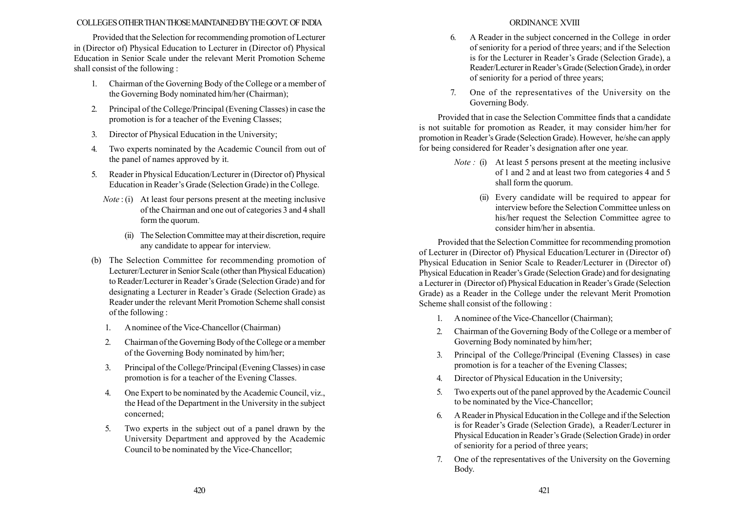Provided that the Selection for recommending promotion of Lecturer in (Director of) Physical Education to Lecturer in (Director of) Physical Education in Senior Scale under the relevant Merit Promotion Scheme shall consist of the following :

1. Chairman of the Governing Body of the College or a member of the Governing Body nominated him/her (Chairman);
2. Principal of the College/Principal (Evening Classes) in case the promotion is for a teacher of the Evening Classes;
3. Director of Physical Education in the University;
4. Two experts nominated by the Academic Council from out of the panel of names approved by it.
5. Reader in Physical Education/Lecturer in (Director of) Physical Education in Reader's Grade (Selection Grade) in the College.

*Note* : (i) At least four persons present at the meeting inclusive of the Chairman and one out of categories 3 and 4 shall form the quorum.

(ii) The Selection Committee may at their discretion, require any candidate to appear for interview.

(b) The Selection Committee for recommending promotion of Lecturer/Lecturer in Senior Scale (other than Physical Education) to Reader/Lecturer in Reader's Grade (Selection Grade) and for designating a Lecturer in Reader's Grade (Selection Grade) as Reader under the relevant Merit Promotion Scheme shall consist of the following :

1. A nominee of the Vice-Chancellor (Chairman)
2. Chairman of the Governing Body of the College or a member of the Governing Body nominated by him/her;
3. Principal of the College/Principal (Evening Classes) in case promotion is for a teacher of the Evening Classes.
4. One Expert to be nominated by the Academic Council, viz., the Head of the Department in the University in the subject concerned;
5. Two experts in the subject out of a panel drawn by the University Department and approved by the Academic Council to be nominated by the Vice-Chancellor;
6. A Reader in the subject concerned in the College in order of seniority for a period of three years; and if the Selection is for the Lecturer in Reader's Grade (Selection Grade), a Reader/Lecturer in Reader's Grade (Selection Grade), in order of seniority for a period of three years;
7. One of the representatives of the University on the Governing Body.

Provided that in case the Selection Committee finds that a candidate is not suitable for promotion as Reader, it may consider him/her for promotion in Reader's Grade (Selection Grade). However, he/she can apply for being considered for Reader's designation after one year.

*Note :* (i) At least 5 persons present at the meeting inclusive of 1 and 2 and at least two from categories 4 and 5 shall form the quorum.

(ii) Every candidate will be required to appear for interview before the Selection Committee unless on his/her request the Selection Committee agree to consider him/her in absentia.

Provided that the Selection Committee for recommending promotion of Lecturer in (Director of) Physical Education/Lecturer in (Director of) Physical Education in Senior Scale to Reader/Lecturer in (Director of) Physical Education in Reader's Grade (Selection Grade) and for designating a Lecturer in (Director of) Physical Education in Reader's Grade (Selection Grade) as a Reader in the College under the relevant Merit Promotion Scheme shall consist of the following :

1. A nominee of the Vice-Chancellor (Chairman);
2. Chairman of the Governing Body of the College or a member of Governing Body nominated by him/her;
3. Principal of the College/Principal (Evening Classes) in case promotion is for a teacher of the Evening Classes;
4. Director of Physical Education in the University;
5. Two experts out of the panel approved by the Academic Council to be nominated by the Vice-Chancellor;
6. A Reader in Physical Education in the College and if the Selection is for Reader's Grade (Selection Grade), a Reader/Lecturer in Physical Education in Reader's Grade (Selection Grade) in order of seniority for a period of three years;
7. One of the representatives of the University on the Governing Body.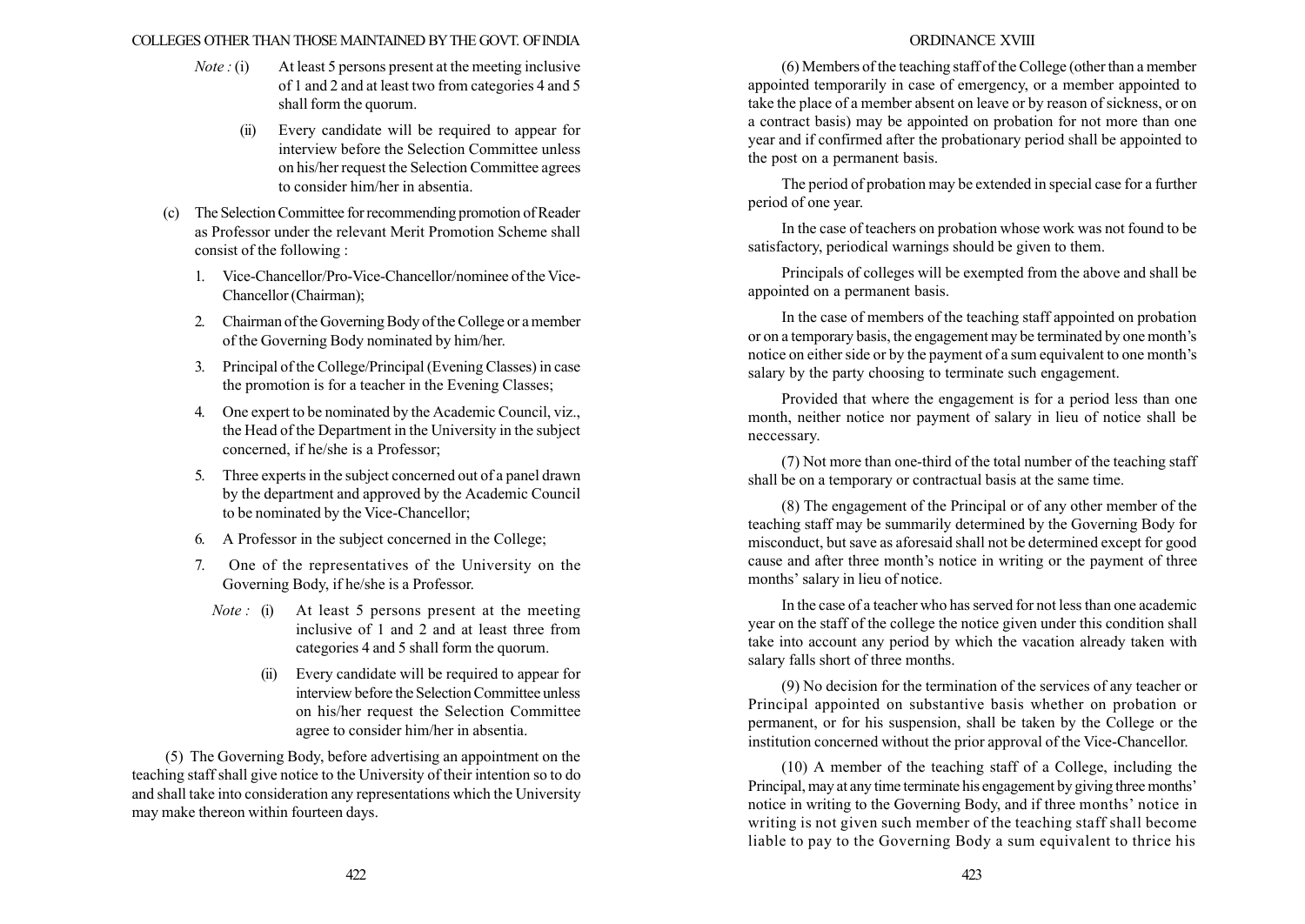*Note :* (i) At least 5 persons present at the meeting inclusive of 1 and 2 and at least two from categories 4 and 5 shall form the quorum.

(ii) Every candidate will be required to appear for interview before the Selection Committee unless on his/her request the Selection Committee agrees to consider him/her in absentia.

(c) The Selection Committee for recommending promotion of Reader as Professor under the relevant Merit Promotion Scheme shall consist of the following :

1. Vice-Chancellor/Pro-Vice-Chancellor/nominee of the Vice-Chancellor (Chairman);
2. Chairman of the Governing Body of the College or a member of the Governing Body nominated by him/her.
3. Principal of the College/Principal (Evening Classes) in case the promotion is for a teacher in the Evening Classes;
4. One expert to be nominated by the Academic Council, viz., the Head of the Department in the University in the subject concerned, if he/she is a Professor;
5. Three experts in the subject concerned out of a panel drawn by the department and approved by the Academic Council to be nominated by the Vice-Chancellor;
6. A Professor in the subject concerned in the College;
7. One of the representatives of the University on the Governing Body, if he/she is a Professor.

*Note :* (i) At least 5 persons present at the meeting inclusive of 1 and 2 and at least three from categories 4 and 5 shall form the quorum.

(ii) Every candidate will be required to appear for interview before the Selection Committee unless on his/her request the Selection Committee agree to consider him/her in absentia.

(5) The Governing Body, before advertising an appointment on the teaching staff shall give notice to the University of their intention so to do and shall take into consideration any representations which the University may make thereon within fourteen days.

(6) Members of the teaching staff of the College (other than a member appointed temporarily in case of emergency, or a member appointed to take the place of a member absent on leave or by reason of sickness, or on a contract basis) may be appointed on probation for not more than one year and if confirmed after the probationary period shall be appointed to the post on a permanent basis.

The period of probation may be extended in special case for a further period of one year.

In the case of teachers on probation whose work was not found to be satisfactory, periodical warnings should be given to them.

Principals of colleges will be exempted from the above and shall be appointed on a permanent basis.

In the case of members of the teaching staff appointed on probation or on a temporary basis, the engagement may be terminated by one month's notice on either side or by the payment of a sum equivalent to one month's salary by the party choosing to terminate such engagement.

Provided that where the engagement is for a period less than one month, neither notice nor payment of salary in lieu of notice shall be neccessary.

(7) Not more than one-third of the total number of the teaching staff shall be on a temporary or contractual basis at the same time.

(8) The engagement of the Principal or of any other member of the teaching staff may be summarily determined by the Governing Body for misconduct, but save as aforesaid shall not be determined except for good cause and after three month's notice in writing or the payment of three months' salary in lieu of notice.

In the case of a teacher who has served for not less than one academic year on the staff of the college the notice given under this condition shall take into account any period by which the vacation already taken with salary falls short of three months.

(9) No decision for the termination of the services of any teacher or Principal appointed on substantive basis whether on probation or permanent, or for his suspension, shall be taken by the College or the institution concerned without the prior approval of the Vice-Chancellor.

(10) A member of the teaching staff of a College, including the Principal, may at any time terminate his engagement by giving three months' notice in writing to the Governing Body, and if three months' notice in writing is not given such member of the teaching staff shall become liable to pay to the Governing Body a sum equivalent to thrice his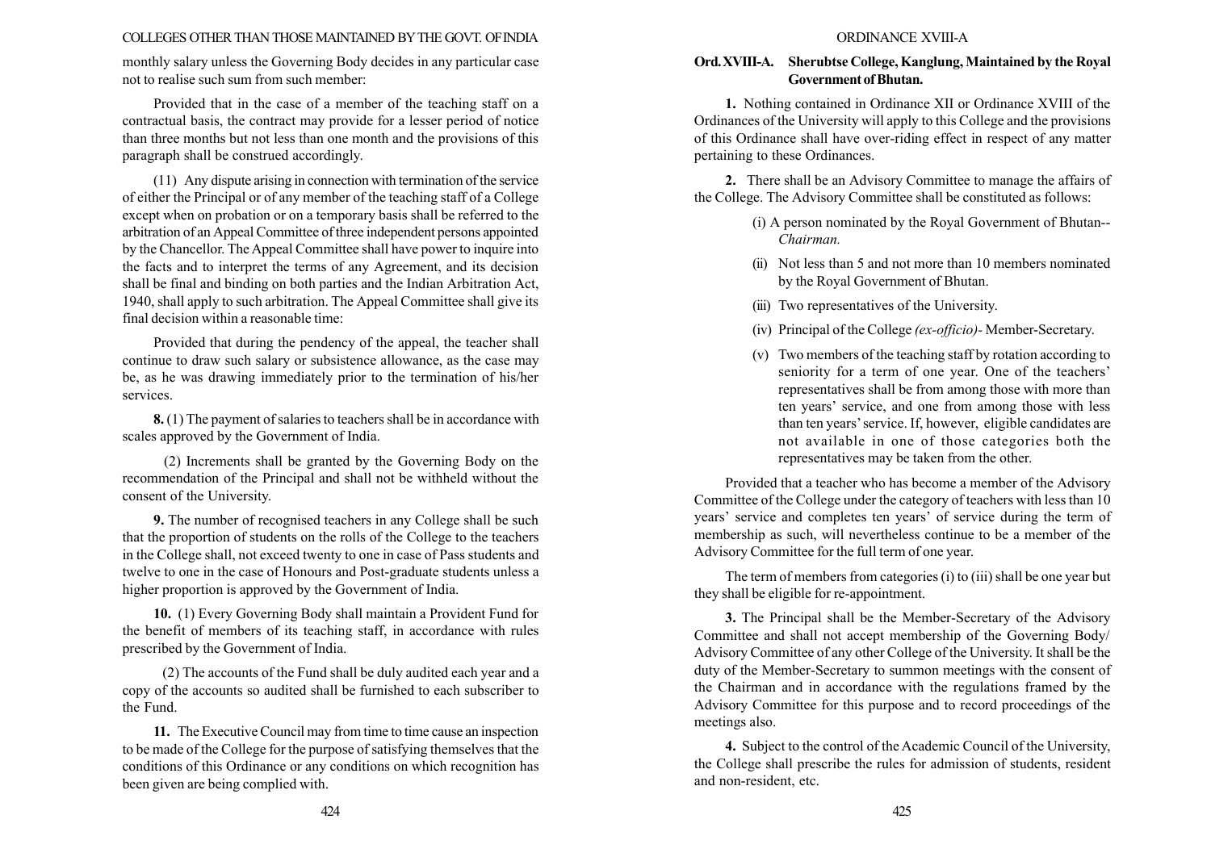monthly salary unless the Governing Body decides in any particular case not to realise such sum from such member:

Provided that in the case of a member of the teaching staff on a contractual basis, the contract may provide for a lesser period of notice than three months but not less than one month and the provisions of this paragraph shall be construed accordingly.

(11) Any dispute arising in connection with termination of the service of either the Principal or of any member of the teaching staff of a College except when on probation or on a temporary basis shall be referred to the arbitration of an Appeal Committee of three independent persons appointed by the Chancellor. The Appeal Committee shall have power to inquire into the facts and to interpret the terms of any Agreement, and its decision shall be final and binding on both parties and the Indian Arbitration Act, 1940, shall apply to such arbitration. The Appeal Committee shall give its final decision within a reasonable time:

Provided that during the pendency of the appeal, the teacher shall continue to draw such salary or subsistence allowance, as the case may be, as he was drawing immediately prior to the termination of his/her services.

**8.** (1) The payment of salaries to teachers shall be in accordance with scales approved by the Government of India.

(2) Increments shall be granted by the Governing Body on the recommendation of the Principal and shall not be withheld without the consent of the University.

**9.** The number of recognised teachers in any College shall be such that the proportion of students on the rolls of the College to the teachers in the College shall, not exceed twenty to one in case of Pass students and twelve to one in the case of Honours and Post-graduate students unless a higher proportion is approved by the Government of India.

**10.** (1) Every Governing Body shall maintain a Provident Fund for the benefit of members of its teaching staff, in accordance with rules prescribed by the Government of India.

(2) The accounts of the Fund shall be duly audited each year and a copy of the accounts so audited shall be furnished to each subscriber to the Fund.

**11.** The Executive Council may from time to time cause an inspection to be made of the College for the purpose of satisfying themselves that the conditions of this Ordinance or any conditions on which recognition has been given are being complied with.

## Ord. XVIII-A. Sherubtse College, Kanglung, Maintained by the Royal Government of Bhutan.

**1.** Nothing contained in Ordinance XII or Ordinance XVIII of the Ordinances of the University will apply to this College and the provisions of this Ordinance shall have over-riding effect in respect of any matter pertaining to these Ordinances.

**2.** There shall be an Advisory Committee to manage the affairs of the College. The Advisory Committee shall be constituted as follows:

(i) A person nominated by the Royal Government of Bhutan-- *Chairman.*

(ii) Not less than 5 and not more than 10 members nominated by the Royal Government of Bhutan.

(iii) Two representatives of the University.

(iv) Principal of the College *(ex-officio)-* Member-Secretary.

(v) Two members of the teaching staff by rotation according to seniority for a term of one year. One of the teachers' representatives shall be from among those with more than ten years' service, and one from among those with less than ten years' service. If, however, eligible candidates are not available in one of those categories both the representatives may be taken from the other.

Provided that a teacher who has become a member of the Advisory Committee of the College under the category of teachers with less than 10 years' service and completes ten years' of service during the term of membership as such, will nevertheless continue to be a member of the Advisory Committee for the full term of one year.

The term of members from categories (i) to (iii) shall be one year but they shall be eligible for re-appointment.

**3.** The Principal shall be the Member-Secretary of the Advisory Committee and shall not accept membership of the Governing Body/ Advisory Committee of any other College of the University. It shall be the duty of the Member-Secretary to summon meetings with the consent of the Chairman and in accordance with the regulations framed by the Advisory Committee for this purpose and to record proceedings of the meetings also.

**4.** Subject to the control of the Academic Council of the University, the College shall prescribe the rules for admission of students, resident and non-resident, etc.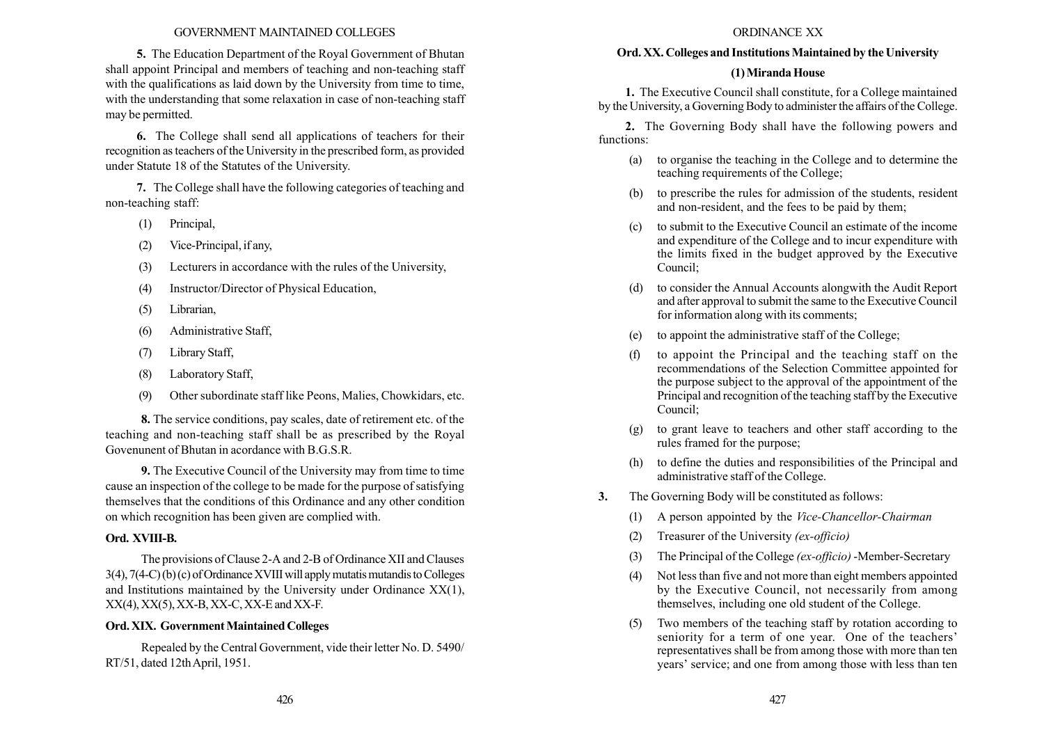**5.** The Education Department of the Royal Government of Bhutan shall appoint Principal and members of teaching and non-teaching staff with the qualifications as laid down by the University from time to time, with the understanding that some relaxation in case of non-teaching staff may be permitted.

**6.** The College shall send all applications of teachers for their recognition as teachers of the University in the prescribed form, as provided under Statute 18 of the Statutes of the University.

**7.** The College shall have the following categories of teaching and non-teaching staff:

(1) Principal,

(2) Vice-Principal, if any,

(3) Lecturers in accordance with the rules of the University,

(4) Instructor/Director of Physical Education,

(5) Librarian,

(6) Administrative Staff,

(7) Library Staff,

(8) Laboratory Staff,

(9) Other subordinate staff like Peons, Malies, Chowkidars, etc.

**8.** The service conditions, pay scales, date of retirement etc. of the teaching and non-teaching staff shall be as prescribed by the Royal Govenunent of Bhutan in acordance with B.G.S.R.

**9.** The Executive Council of the University may from time to time cause an inspection of the college to be made for the purpose of satisfying themselves that the conditions of this Ordinance and any other condition on which recognition has been given are complied with.

### Ord. XVIII-B.

The provisions of Clause 2-A and 2-B of Ordinance XII and Clauses 3(4), 7(4-C) (b) (c) of Ordinance XVIII will apply mutatis mutandis to Colleges and Institutions maintained by the University under Ordinance XX(1), XX(4), XX(5), XX-B, XX-C, XX-E and XX-F.

### Ord. XIX. Government Maintained Colleges

Repealed by the Central Government, vide their letter No. D. 5490/ RT/51, dated 12th April, 1951.

## ORDINANCE XX

### Ord. XX. Colleges and Institutions Maintained by the University

#### (1) Miranda House

**1.** The Executive Council shall constitute, for a College maintained by the University, a Governing Body to administer the affairs of the College.

**2.** The Governing Body shall have the following powers and functions:

(a) to organise the teaching in the College and to determine the teaching requirements of the College;

(b) to prescribe the rules for admission of the students, resident and non-resident, and the fees to be paid by them;

(c) to submit to the Executive Council an estimate of the income and expenditure of the College and to incur expenditure with the limits fixed in the budget approved by the Executive Council;

(d) to consider the Annual Accounts alongwith the Audit Report and after approval to submit the same to the Executive Council for information along with its comments;

(e) to appoint the administrative staff of the College;

(f) to appoint the Principal and the teaching staff on the recommendations of the Selection Committee appointed for the purpose subject to the approval of the appointment of the Principal and recognition of the teaching staff by the Executive Council;

(g) to grant leave to teachers and other staff according to the rules framed for the purpose;

(h) to define the duties and responsibilities of the Principal and administrative staff of the College.

**3.** The Governing Body will be constituted as follows:

(1) A person appointed by the *Vice-Chancellor-Chairman*

(2) Treasurer of the University *(ex-officio)*

(3) The Principal of the College *(ex-officio)* -Member-Secretary

(4) Not less than five and not more than eight members appointed by the Executive Council, not necessarily from among themselves, including one old student of the College.

(5) Two members of the teaching staff by rotation according to seniority for a term of one year. One of the teachers' representatives shall be from among those with more than ten years' service; and one from among those with less than ten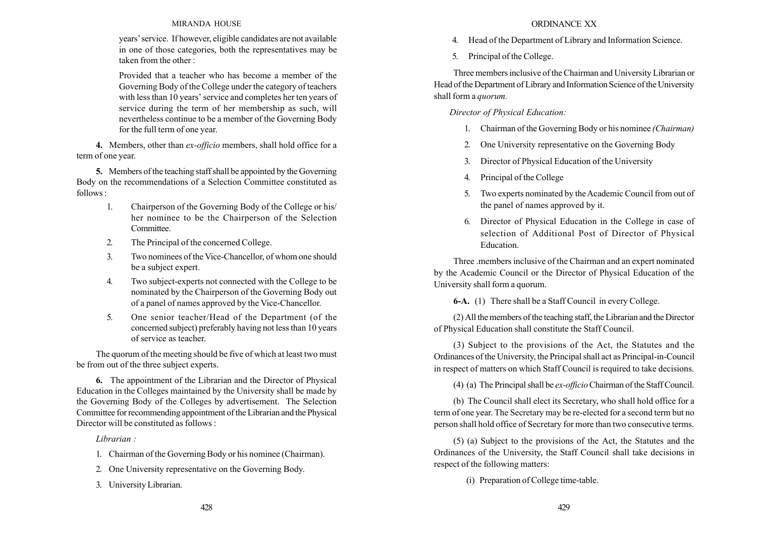years' service. If however, eligible candidates are not available in one of those categories, both the representatives may be taken from the other :

Provided that a teacher who has become a member of the Governing Body of the College under the category of teachers with less than 10 years' service and completes her ten years of service during the term of her membership as such, will nevertheless continue to be a member of the Governing Body for the full term of one year.

**4.** Members, other than *ex-officio* members, shall hold office for a term of one year.

**5.** Members of the teaching staff shall be appointed by the Governing Body on the recommendations of a Selection Committee constituted as follows :

1. Chairperson of the Governing Body of the College or his/her nominee to be the Chairperson of the Selection Committee.
2. The Principal of the concerned College.
3. Two nominees of the Vice-Chancellor, of whom one should be a subject expert.
4. Two subject-experts not connected with the College to be nominated by the Chairperson of the Governing Body out of a panel of names approved by the Vice-Chancellor.
5. One senior teacher/Head of the Department (of the concerned subject) preferably having not less than 10 years of service as teacher.

The quorum of the meeting should be five of which at least two must be from out of the three subject experts.

**6.** The appointment of the Librarian and the Director of Physical Education in the Colleges maintained by the University shall be made by the Governing Body of the Colleges by advertisement. The Selection Committee for recommending appointment of the Librarian and the Physical Director will be constituted as follows :

*Librarian :*

1. Chairman of the Governing Body or his nominee (Chairman).
2. One University representative on the Governing Body.
3. University Librarian.
4. Head of the Department of Library and Information Science.
5. Principal of the College.

Three members inclusive of the Chairman and University Librarian or Head of the Department of Library and Information Science of the University shall form a *quorum.*

*Director of Physical Education:*

1. Chairman of the Governing Body or his nominee *(Chairman)*
2. One University representative on the Governing Body
3. Director of Physical Education of the University
4. Principal of the College
5. Two experts nominated by the Academic Council from out of the panel of names approved by it.
6. Director of Physical Education in the College in case of selection of Additional Post of Director of Physical Education.

Three .members inclusive of the Chairman and an expert nominated by the Academic Council or the Director of Physical Education of the University shall form a quorum.

**6-A.** (1) There shall be a Staff Council in every College.

(2) All the members of the teaching staff, the Librarian and the Director of Physical Education shall constitute the Staff Council.

(3) Subject to the provisions of the Act, the Statutes and the Ordinances of the University, the Principal shall act as Principal-in-Council in respect of matters on which Staff Council is required to take decisions.

(4) (a) The Principal shall be *ex-officio* Chairman of the Staff Council.

(b) The Council shall elect its Secretary, who shall hold office for a term of one year. The Secretary may be re-elected for a second term but no person shall hold office of Secretary for more than two consecutive terms.

(5) (a) Subject to the provisions of the Act, the Statutes and the Ordinances of the University, the Staff Council shall take decisions in respect of the following matters:

(i) Preparation of College time-table.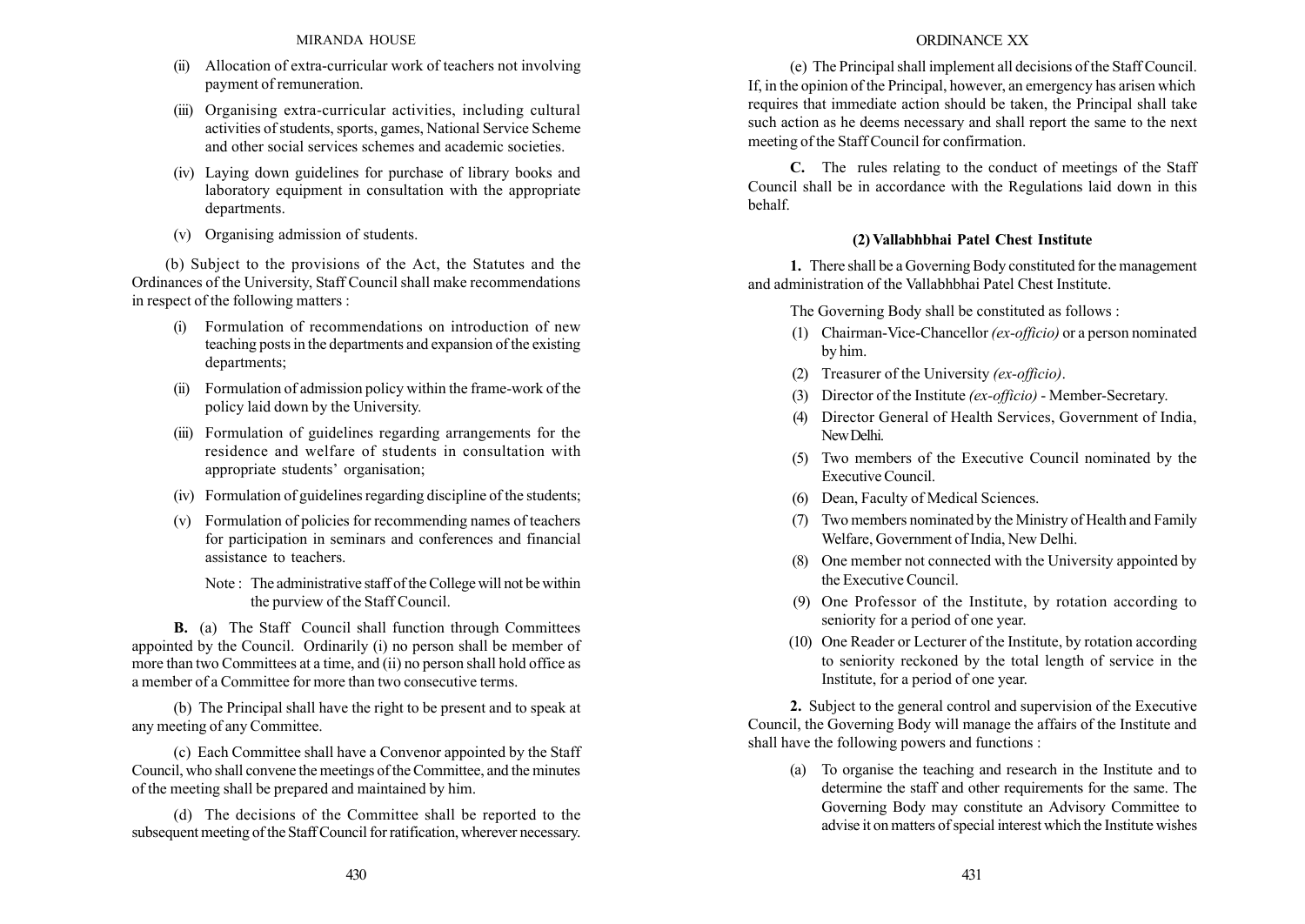(ii) Allocation of extra-curricular work of teachers not involving payment of remuneration.

(iii) Organising extra-curricular activities, including cultural activities of students, sports, games, National Service Scheme and other social services schemes and academic societies.

(iv) Laying down guidelines for purchase of library books and laboratory equipment in consultation with the appropriate departments.

(v) Organising admission of students.

(b) Subject to the provisions of the Act, the Statutes and the Ordinances of the University, Staff Council shall make recommendations in respect of the following matters :

(i) Formulation of recommendations on introduction of new teaching posts in the departments and expansion of the existing departments;

(ii) Formulation of admission policy within the frame-work of the policy laid down by the University.

(iii) Formulation of guidelines regarding arrangements for the residence and welfare of students in consultation with appropriate students' organisation;

(iv) Formulation of guidelines regarding discipline of the students;

(v) Formulation of policies for recommending names of teachers for participation in seminars and conferences and financial assistance to teachers.

Note : The administrative staff of the College will not be within the purview of the Staff Council.

**B.** (a) The Staff Council shall function through Committees appointed by the Council. Ordinarily (i) no person shall be member of more than two Committees at a time, and (ii) no person shall hold office as a member of a Committee for more than two consecutive terms.

(b) The Principal shall have the right to be present and to speak at any meeting of any Committee.

(c) Each Committee shall have a Convenor appointed by the Staff Council, who shall convene the meetings of the Committee, and the minutes of the meeting shall be prepared and maintained by him.

(d) The decisions of the Committee shall be reported to the subsequent meeting of the Staff Council for ratification, wherever necessary.

(e) The Principal shall implement all decisions of the Staff Council. If, in the opinion of the Principal, however, an emergency has arisen which requires that immediate action should be taken, the Principal shall take such action as he deems necessary and shall report the same to the next meeting of the Staff Council for confirmation.

**C.** The rules relating to the conduct of meetings of the Staff Council shall be in accordance with the Regulations laid down in this behalf.

### (2) Vallabhbhai Patel Chest Institute

**1.** There shall be a Governing Body constituted for the management and administration of the Vallabhbhai Patel Chest Institute.

The Governing Body shall be constituted as follows :

(1) Chairman-Vice-Chancellor *(ex-officio)* or a person nominated by him.

(2) Treasurer of the University *(ex-officio)*.

(3) Director of the Institute *(ex-officio)* - Member-Secretary.

(4) Director General of Health Services, Government of India, New Delhi.

(5) Two members of the Executive Council nominated by the Executive Council.

(6) Dean, Faculty of Medical Sciences.

(7) Two members nominated by the Ministry of Health and Family Welfare, Government of India, New Delhi.

(8) One member not connected with the University appointed by the Executive Council.

(9) One Professor of the Institute, by rotation according to seniority for a period of one year.

(10) One Reader or Lecturer of the Institute, by rotation according to seniority reckoned by the total length of service in the Institute, for a period of one year.

**2.** Subject to the general control and supervision of the Executive Council, the Governing Body will manage the affairs of the Institute and shall have the following powers and functions :

(a) To organise the teaching and research in the Institute and to determine the staff and other requirements for the same. The Governing Body may constitute an Advisory Committee to advise it on matters of special interest which the Institute wishes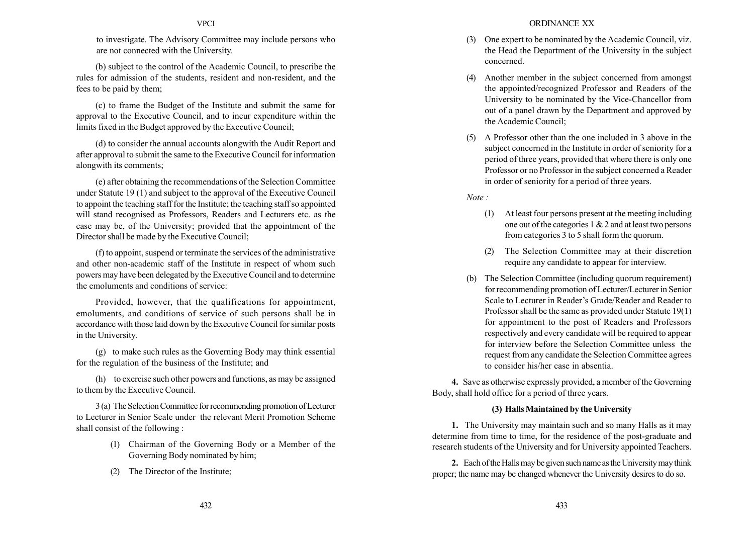to investigate. The Advisory Committee may include persons who are not connected with the University.

(b) subject to the control of the Academic Council, to prescribe the rules for admission of the students, resident and non-resident, and the fees to be paid by them;

(c) to frame the Budget of the Institute and submit the same for approval to the Executive Council, and to incur expenditure within the limits fixed in the Budget approved by the Executive Council;

(d) to consider the annual accounts alongwith the Audit Report and after approval to submit the same to the Executive Council for information alongwith its comments;

(e) after obtaining the recommendations of the Selection Committee under Statute 19 (1) and subject to the approval of the Executive Council to appoint the teaching staff for the Institute; the teaching staff so appointed will stand recognised as Professors, Readers and Lecturers etc. as the case may be, of the University; provided that the appointment of the Director shall be made by the Executive Council;

(f) to appoint, suspend or terminate the services of the administrative and other non-academic staff of the Institute in respect of whom such powers may have been delegated by the Executive Council and to determine the emoluments and conditions of service:

Provided, however, that the qualifications for appointment, emoluments, and conditions of service of such persons shall be in accordance with those laid down by the Executive Council for similar posts in the University.

(g) to make such rules as the Governing Body may think essential for the regulation of the business of the Institute; and

(h) to exercise such other powers and functions, as may be assigned to them by the Executive Council.

3 (a) The Selection Committee for recommending promotion of Lecturer to Lecturer in Senior Scale under the relevant Merit Promotion Scheme shall consist of the following :

(1) Chairman of the Governing Body or a Member of the Governing Body nominated by him;

(2) The Director of the Institute;

(3) One expert to be nominated by the Academic Council, viz. the Head the Department of the University in the subject concerned.

(4) Another member in the subject concerned from amongst the appointed/recognized Professor and Readers of the University to be nominated by the Vice-Chancellor from out of a panel drawn by the Department and approved by the Academic Council;

(5) A Professor other than the one included in 3 above in the subject concerned in the Institute in order of seniority for a period of three years, provided that where there is only one Professor or no Professor in the subject concerned a Reader in order of seniority for a period of three years.

*Note :*

(1) At least four persons present at the meeting including one out of the categories 1 & 2 and at least two persons from categories 3 to 5 shall form the quorum.

(2) The Selection Committee may at their discretion require any candidate to appear for interview.

(b) The Selection Committee (including quorum requirement) for recommending promotion of Lecturer/Lecturer in Senior Scale to Lecturer in Reader's Grade/Reader and Reader to Professor shall be the same as provided under Statute 19(1) for appointment to the post of Readers and Professors respectively and every candidate will be required to appear for interview before the Selection Committee unless the request from any candidate the Selection Committee agrees to consider his/her case in absentia.

**4.** Save as otherwise expressly provided, a member of the Governing Body, shall hold office for a period of three years.

### (3) Halls Maintained by the University

**1.** The University may maintain such and so many Halls as it may determine from time to time, for the residence of the post-graduate and research students of the University and for University appointed Teachers.

**2.** Each of the Halls may be given such name as the University may think proper; the name may be changed whenever the University desires to do so.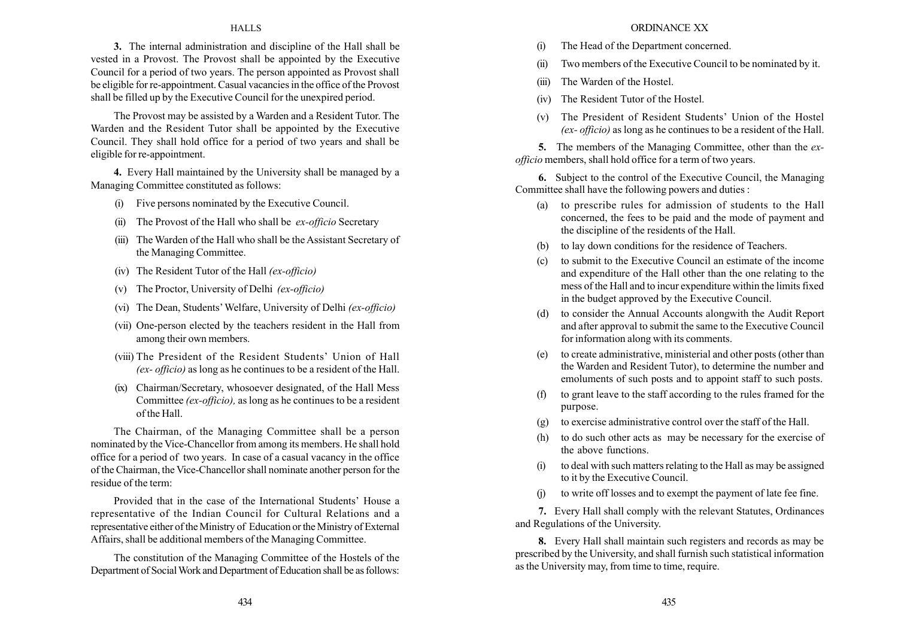**3.** The internal administration and discipline of the Hall shall be vested in a Provost. The Provost shall be appointed by the Executive Council for a period of two years. The person appointed as Provost shall be eligible for re-appointment. Casual vacancies in the office of the Provost shall be filled up by the Executive Council for the unexpired period.

The Provost may be assisted by a Warden and a Resident Tutor. The Warden and the Resident Tutor shall be appointed by the Executive Council. They shall hold office for a period of two years and shall be eligible for re-appointment.

**4.** Every Hall maintained by the University shall be managed by a Managing Committee constituted as follows:

(i) Five persons nominated by the Executive Council.

(ii) The Provost of the Hall who shall be *ex-officio* Secretary

(iii) The Warden of the Hall who shall be the Assistant Secretary of the Managing Committee.

(iv) The Resident Tutor of the Hall *(ex-officio)*

(v) The Proctor, University of Delhi *(ex-officio)*

(vi) The Dean, Students' Welfare, University of Delhi *(ex-officio)*

(vii) One-person elected by the teachers resident in the Hall from among their own members.

(viii) The President of the Resident Students' Union of Hall *(ex- officio)* as long as he continues to be a resident of the Hall.

(ix) Chairman/Secretary, whosoever designated, of the Hall Mess Committee *(ex-officio),* as long as he continues to be a resident of the Hall.

The Chairman, of the Managing Committee shall be a person nominated by the Vice-Chancellor from among its members. He shall hold office for a period of two years. In case of a casual vacancy in the office of the Chairman, the Vice-Chancellor shall nominate another person for the residue of the term:

Provided that in the case of the International Students' House a representative of the Indian Council for Cultural Relations and a representative either of the Ministry of Education or the Ministry of External Affairs, shall be additional members of the Managing Committee.

The constitution of the Managing Committee of the Hostels of the Department of Social Work and Department of Education shall be as follows:

(i) The Head of the Department concerned.

(ii) Two members of the Executive Council to be nominated by it.

(iii) The Warden of the Hostel.

(iv) The Resident Tutor of the Hostel.

(v) The President of Resident Students' Union of the Hostel *(ex- officio)* as long as he continues to be a resident of the Hall.

**5.** The members of the Managing Committee, other than the *ex-officio* members, shall hold office for a term of two years.

**6.** Subject to the control of the Executive Council, the Managing Committee shall have the following powers and duties :

(a) to prescribe rules for admission of students to the Hall concerned, the fees to be paid and the mode of payment and the discipline of the residents of the Hall.

(b) to lay down conditions for the residence of Teachers.

(c) to submit to the Executive Council an estimate of the income and expenditure of the Hall other than the one relating to the mess of the Hall and to incur expenditure within the limits fixed in the budget approved by the Executive Council.

(d) to consider the Annual Accounts alongwith the Audit Report and after approval to submit the same to the Executive Council for information along with its comments.

(e) to create administrative, ministerial and other posts (other than the Warden and Resident Tutor), to determine the number and emoluments of such posts and to appoint staff to such posts.

(f) to grant leave to the staff according to the rules framed for the purpose.

(g) to exercise administrative control over the staff of the Hall.

(h) to do such other acts as may be necessary for the exercise of the above functions.

(i) to deal with such matters relating to the Hall as may be assigned to it by the Executive Council.

(j) to write off losses and to exempt the payment of late fee fine.

**7.** Every Hall shall comply with the relevant Statutes, Ordinances and Regulations of the University.

**8.** Every Hall shall maintain such registers and records as may be prescribed by the University, and shall furnish such statistical information as the University may, from time to time, require.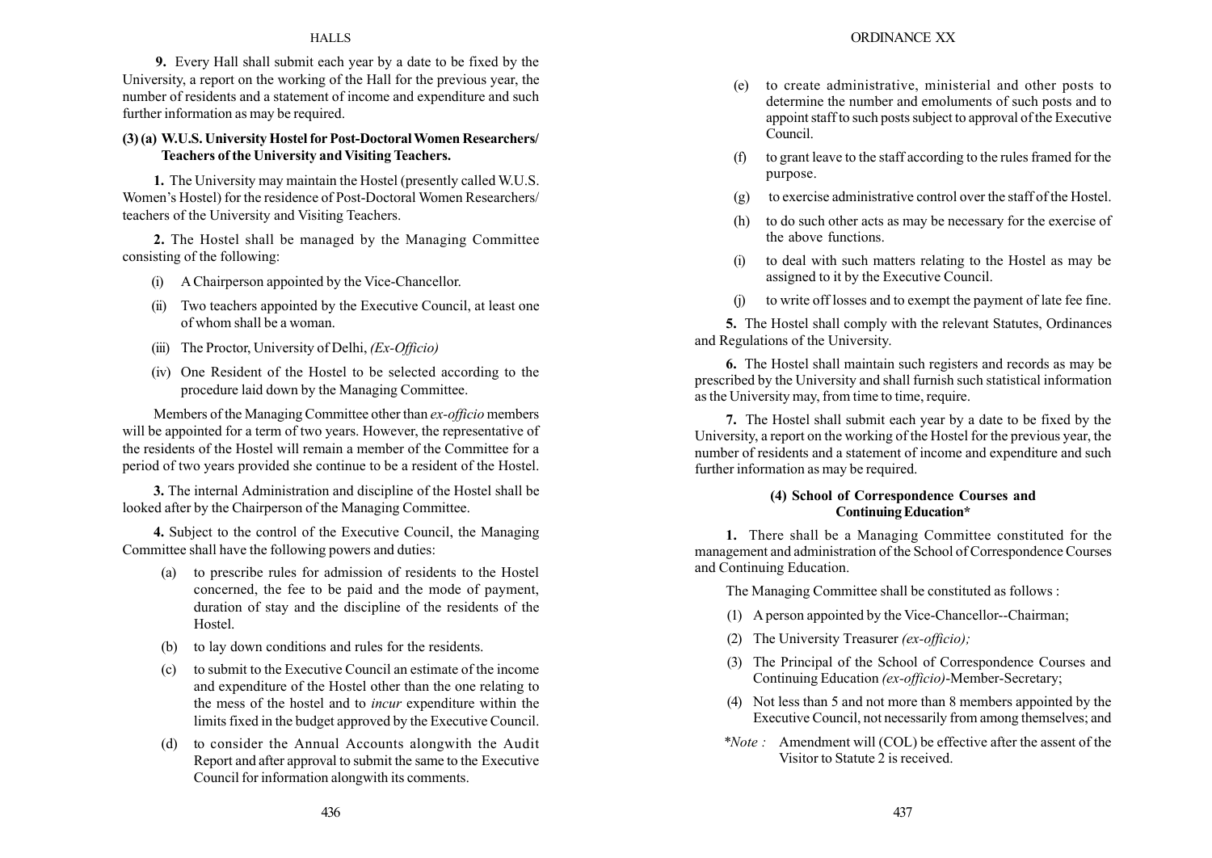**9.** Every Hall shall submit each year by a date to be fixed by the University, a report on the working of the Hall for the previous year, the number of residents and a statement of income and expenditure and such further information as may be required.

### (3) (a) W.U.S. University Hostel for Post-Doctoral Women Researchers/ Teachers of the University and Visiting Teachers.

**1.** The University may maintain the Hostel (presently called W.U.S. Women's Hostel) for the residence of Post-Doctoral Women Researchers/ teachers of the University and Visiting Teachers.

**2.** The Hostel shall be managed by the Managing Committee consisting of the following:

(i) A Chairperson appointed by the Vice-Chancellor.

(ii) Two teachers appointed by the Executive Council, at least one of whom shall be a woman.

(iii) The Proctor, University of Delhi, *(Ex-Officio)*

(iv) One Resident of the Hostel to be selected according to the procedure laid down by the Managing Committee.

Members of the Managing Committee other than *ex-officio* members will be appointed for a term of two years. However, the representative of the residents of the Hostel will remain a member of the Committee for a period of two years provided she continue to be a resident of the Hostel.

**3.** The internal Administration and discipline of the Hostel shall be looked after by the Chairperson of the Managing Committee.

**4.** Subject to the control of the Executive Council, the Managing Committee shall have the following powers and duties:

(a) to prescribe rules for admission of residents to the Hostel concerned, the fee to be paid and the mode of payment, duration of stay and the discipline of the residents of the Hostel.

(b) to lay down conditions and rules for the residents.

(c) to submit to the Executive Council an estimate of the income and expenditure of the Hostel other than the one relating to the mess of the hostel and to *incur* expenditure within the limits fixed in the budget approved by the Executive Council.

(d) to consider the Annual Accounts alongwith the Audit Report and after approval to submit the same to the Executive Council for information alongwith its comments.

(e) to create administrative, ministerial and other posts to determine the number and emoluments of such posts and to appoint staff to such posts subject to approval of the Executive Council.

(f) to grant leave to the staff according to the rules framed for the purpose.

(g) to exercise administrative control over the staff of the Hostel.

(h) to do such other acts as may be necessary for the exercise of the above functions.

(i) to deal with such matters relating to the Hostel as may be assigned to it by the Executive Council.

(j) to write off losses and to exempt the payment of late fee fine.

**5.** The Hostel shall comply with the relevant Statutes, Ordinances and Regulations of the University.

**6.** The Hostel shall maintain such registers and records as may be prescribed by the University and shall furnish such statistical information as the University may, from time to time, require.

**7.** The Hostel shall submit each year by a date to be fixed by the University, a report on the working of the Hostel for the previous year, the number of residents and a statement of income and expenditure and such further information as may be required.

### (4) School of Correspondence Courses and Continuing Education*

**1.** There shall be a Managing Committee constituted for the management and administration of the School of Correspondence Courses and Continuing Education.

The Managing Committee shall be constituted as follows :

(1) A person appointed by the Vice-Chancellor--Chairman;

(2) The University Treasurer *(ex-officio);*

(3) The Principal of the School of Correspondence Courses and Continuing Education *(ex-officio)*-Member-Secretary;

(4) Not less than 5 and not more than 8 members appointed by the Executive Council, not necessarily from among themselves; and

*\*Note :* Amendment will (COL) be effective after the assent of the Visitor to Statute 2 is received.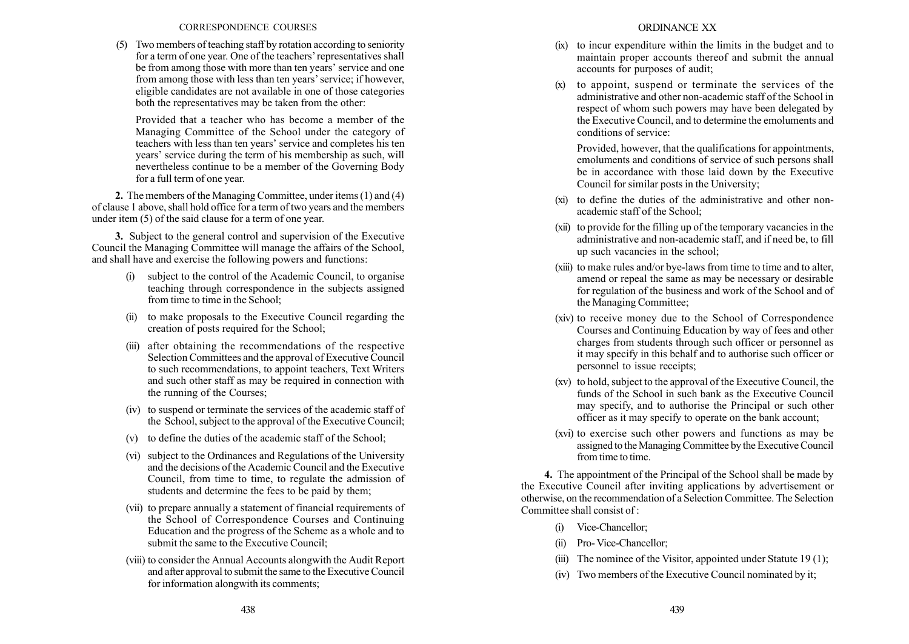(5) Two members of teaching staff by rotation according to seniority for a term of one year. One of the teachers' representatives shall be from among those with more than ten years' service and one from among those with less than ten years' service; if however, eligible candidates are not available in one of those categories both the representatives may be taken from the other:

Provided that a teacher who has become a member of the Managing Committee of the School under the category of teachers with less than ten years' service and completes his ten years' service during the term of his membership as such, will nevertheless continue to be a member of the Governing Body for a full term of one year.

**2.** The members of the Managing Committee, under items (1) and (4) of clause 1 above, shall hold office for a term of two years and the members under item (5) of the said clause for a term of one year.

**3.** Subject to the general control and supervision of the Executive Council the Managing Committee will manage the affairs of the School, and shall have and exercise the following powers and functions:

(i) subject to the control of the Academic Council, to organise teaching through correspondence in the subjects assigned from time to time in the School;

(ii) to make proposals to the Executive Council regarding the creation of posts required for the School;

(iii) after obtaining the recommendations of the respective Selection Committees and the approval of Executive Council to such recommendations, to appoint teachers, Text Writers and such other staff as may be required in connection with the running of the Courses;

(iv) to suspend or terminate the services of the academic staff of the School, subject to the approval of the Executive Council;

(v) to define the duties of the academic staff of the School;

(vi) subject to the Ordinances and Regulations of the University and the decisions of the Academic Council and the Executive Council, from time to time, to regulate the admission of students and determine the fees to be paid by them;

(vii) to prepare annually a statement of financial requirements of the School of Correspondence Courses and Continuing Education and the progress of the Scheme as a whole and to submit the same to the Executive Council;

(viii) to consider the Annual Accounts alongwith the Audit Report and after approval to submit the same to the Executive Council for information alongwith its comments;

(ix) to incur expenditure within the limits in the budget and to maintain proper accounts thereof and submit the annual accounts for purposes of audit;

(x) to appoint, suspend or terminate the services of the administrative and other non-academic staff of the School in respect of whom such powers may have been delegated by the Executive Council, and to determine the emoluments and conditions of service:

Provided, however, that the qualifications for appointments, emoluments and conditions of service of such persons shall be in accordance with those laid down by the Executive Council for similar posts in the University;

(xi) to define the duties of the administrative and other non-academic staff of the School;

(xii) to provide for the filling up of the temporary vacancies in the administrative and non-academic staff, and if need be, to fill up such vacancies in the school;

(xiii) to make rules and/or bye-laws from time to time and to alter, amend or repeal the same as may be necessary or desirable for regulation of the business and work of the School and of the Managing Committee;

(xiv) to receive money due to the School of Correspondence Courses and Continuing Education by way of fees and other charges from students through such officer or personnel as it may specify in this behalf and to authorise such officer or personnel to issue receipts;

(xv) to hold, subject to the approval of the Executive Council, the funds of the School in such bank as the Executive Council may specify, and to authorise the Principal or such other officer as it may specify to operate on the bank account;

(xvi) to exercise such other powers and functions as may be assigned to the Managing Committee by the Executive Council from time to time.

**4.** The appointment of the Principal of the School shall be made by the Executive Council after inviting applications by advertisement or otherwise, on the recommendation of a Selection Committee. The Selection Committee shall consist of :

(i) Vice-Chancellor;

(ii) Pro- Vice-Chancellor;

(iii) The nominee of the Visitor, appointed under Statute 19 (1);

(iv) Two members of the Executive Council nominated by it;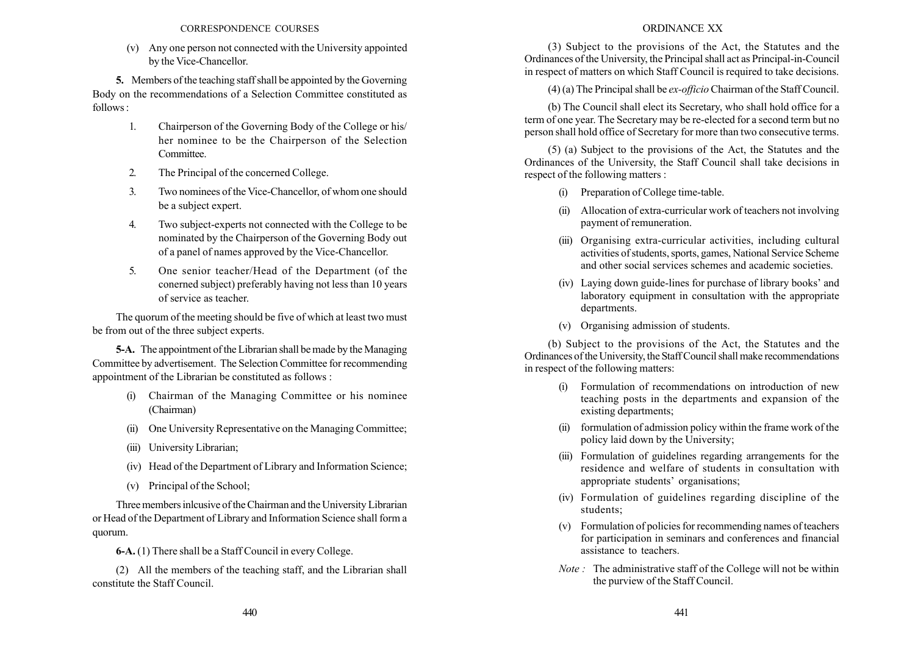(v) Any one person not connected with the University appointed by the Vice-Chancellor.

**5.** Members of the teaching staff shall be appointed by the Governing Body on the recommendations of a Selection Committee constituted as follows :

1. Chairperson of the Governing Body of the College or his/her nominee to be the Chairperson of the Selection Committee.
2. The Principal of the concerned College.
3. Two nominees of the Vice-Chancellor, of whom one should be a subject expert.
4. Two subject-experts not connected with the College to be nominated by the Chairperson of the Governing Body out of a panel of names approved by the Vice-Chancellor.
5. One senior teacher/Head of the Department (of the conerned subject) preferably having not less than 10 years of service as teacher.

The quorum of the meeting should be five of which at least two must be from out of the three subject experts.

**5-A.** The appointment of the Librarian shall be made by the Managing Committee by advertisement. The Selection Committee for recommending appointment of the Librarian be constituted as follows :

(i) Chairman of the Managing Committee or his nominee (Chairman)

(ii) One University Representative on the Managing Committee;

(iii) University Librarian;

(iv) Head of the Department of Library and Information Science;

(v) Principal of the School;

Three members inlcusive of the Chairman and the University Librarian or Head of the Department of Library and Information Science shall form a quorum.

**6-A.** (1) There shall be a Staff Council in every College.

(2) All the members of the teaching staff, and the Librarian shall constitute the Staff Council.

(3) Subject to the provisions of the Act, the Statutes and the Ordinances of the University, the Principal shall act as Principal-in-Council in respect of matters on which Staff Council is required to take decisions.

(4) (a) The Principal shall be *ex-officio* Chairman of the Staff Council.

(b) The Council shall elect its Secretary, who shall hold office for a term of one year. The Secretary may be re-elected for a second term but no person shall hold office of Secretary for more than two consecutive terms.

(5) (a) Subject to the provisions of the Act, the Statutes and the Ordinances of the University, the Staff Council shall take decisions in respect of the following matters :

(i) Preparation of College time-table.

(ii) Allocation of extra-curricular work of teachers not involving payment of remuneration.

(iii) Organising extra-curricular activities, including cultural activities of students, sports, games, National Service Scheme and other social services schemes and academic societies.

(iv) Laying down guide-lines for purchase of library books' and laboratory equipment in consultation with the appropriate departments.

(v) Organising admission of students.

(b) Subject to the provisions of the Act, the Statutes and the Ordinances of the University, the Staff Council shall make recommendations in respect of the following matters:

(i) Formulation of recommendations on introduction of new teaching posts in the departments and expansion of the existing departments;

(ii) formulation of admission policy within the frame work of the policy laid down by the University;

(iii) Formulation of guidelines regarding arrangements for the residence and welfare of students in consultation with appropriate students' organisations;

(iv) Formulation of guidelines regarding discipline of the students;

(v) Formulation of policies for recommending names of teachers for participation in seminars and conferences and financial assistance to teachers.

*Note :* The administrative staff of the College will not be within the purview of the Staff Council.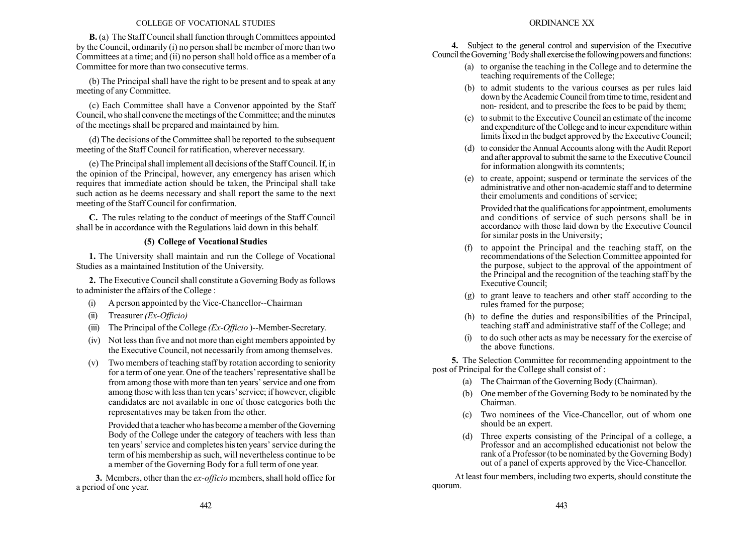**B.** (a) The Staff Council shall function through Committees appointed by the Council, ordinarily (i) no person shall be member of more than two Committees at a time; and (ii) no person shall hold office as a member of a Committee for more than two consecutive terms.

(b) The Principal shall have the right to be present and to speak at any meeting of any Committee.

(c) Each Committee shall have a Convenor appointed by the Staff Council, who shall convene the meetings of the Committee; and the minutes of the meetings shall be prepared and maintained by him.

(d) The decisions of the Committee shall be reported to the subsequent meeting of the Staff Council for ratification, wherever necessary.

(e) The Principal shall implement all decisions of the Staff Council. If, in the opinion of the Principal, however, any emergency has arisen which requires that immediate action should be taken, the Principal shall take such action as he deems necessary and shall report the same to the next meeting of the Staff Council for confirmation.

**C.** The rules relating to the conduct of meetings of the Staff Council shall be in accordance with the Regulations laid down in this behalf.

### (5) College of Vocational Studies

**1.** The University shall maintain and run the College of Vocational Studies as a maintained Institution of the University.

**2.** The Executive Council shall constitute a Governing Body as follows to administer the affairs of the College :

(i) A person appointed by the Vice-Chancellor--Chairman

(ii) Treasurer *(Ex-Officio)*

(iii) The Principal of the College *(Ex-Officio* )--Member-Secretary.

(iv) Not less than five and not more than eight members appointed by the Executive Council, not necessarily from among themselves.

(v) Two members of teaching staff by rotation according to seniority for a term of one year. One of the teachers' representative shall be from among those with more than ten years' service and one from among those with less than ten years' service; if however, eligible candidates are not available in one of those categories both the representatives may be taken from the other.

Provided that a teacher who has become a member of the Governing Body of the College under the category of teachers with less than ten years' service and completes his ten years' service during the term of his membership as such, will nevertheless continue to be a member of the Governing Body for a full term of one year.

**3.** Members, other than the *ex-officio* members, shall hold office for a period of one year.

**4.** Subject to the general control and supervision of the Executive Council the Governing 'Body shall exercise the following powers and functions:

(a) to organise the teaching in the College and to determine the teaching requirements of the College;

(b) to admit students to the various courses as per rules laid down by the Academic Council from time to time, resident and non- resident, and to prescribe the fees to be paid by them;

(c) to submit to the Executive Council an estimate of the income and expenditure of the College and to incur expenditure within limits fixed in the budget approved by the Executive Council;

(d) to consider the Annual Accounts along with the Audit Report and after approval to submit the same to the Executive Council for information alongwith its comntents;

(e) to create, appoint; suspend or terminate the services of the administrative and other non-academic staff and to determine their emoluments and conditions of service;

Provided that the qualifications for appointment, emoluments and conditions of service of such persons shall be in accordance with those laid down by the Executive Council for similar posts in the University;

(f) to appoint the Principal and the teaching staff, on the recommendations of the Selection Committee appointed for the purpose, subject to the approval of the appointment of the Principal and the recognition of the teaching staff by the Executive Council;

(g) to grant leave to teachers and other staff according to the rules framed for the purpose;

(h) to define the duties and responsibilities of the Principal, teaching staff and administrative staff of the College; and

(i) to do such other acts as may be necessary for the exercise of the above functions.

**5.** The Selection Committee for recommending appointment to the post of Principal for the College shall consist of :

(a) The Chairman of the Governing Body (Chairman).

(b) One member of the Governing Body to be nominated by the Chairman.

(c) Two nominees of the Vice-Chancellor, out of whom one should be an expert.

(d) Three experts consisting of the Principal of a college, a Professor and an accomplished educationist not below the rank of a Professor (to be nominated by the Governing Body) out of a panel of experts approved by the Vice-Chancellor.

At least four members, including two experts, should constitute the quorum.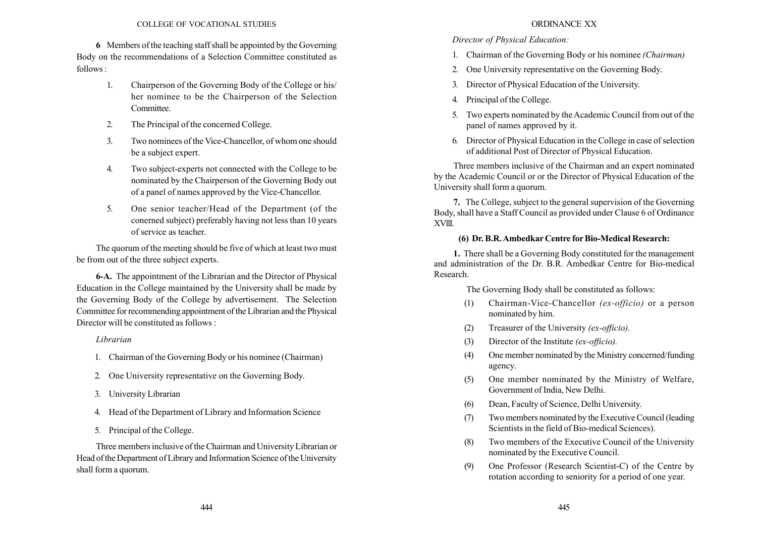**6** Members of the teaching staff shall be appointed by the Governing Body on the recommendations of a Selection Committee constituted as follows :

1. Chairperson of the Governing Body of the College or his/ her nominee to be the Chairperson of the Selection Committee.
2. The Principal of the concerned College.
3. Two nominees of the Vice-Chancellor, of whom one should be a subject expert.
4. Two subject-experts not connected with the College to be nominated by the Chairperson of the Governing Body out of a panel of names approved by the Vice-Chancellor.
5. One senior teacher/Head of the Department (of the conerned subject) preferably having not less than 10 years of service as teacher.

The quorum of the meeting should be five of which at least two must be from out of the three subject experts.

**6-A.** The appointment of the Librarian and the Director of Physical Education in the College maintained by the University shall be made by the Governing Body of the College by advertisement. The Selection Committee for recommending appointment of the Librarian and the Physical Director will be constituted as follows :

*Librarian*

1. Chairman of the Governing Body or his nominee (Chairman)
2. One University representative on the Governing Body.
3. University Librarian
4. Head of the Department of Library and Information Science
5. Principal of the College.

Three members inclusive of the Chairman and University Librarian or Head of the Department of Library and Information Science of the University shall form a quorum.

*Director of Physical Education:*

1. Chairman of the Governing Body or his nominee *(Chairman)*
2. One University representative on the Governing Body.
3. Director of Physical Education of the University.
4. Principal of the College.
5. Two experts nominated by the Academic Council from out of the panel of names approved by it.
6. Director of Physical Education in the College in case of selection of additional Post of Director of Physical Education.

Three members inclusive of the Chairman and an expert nominated by the Academic Council or or the Director of Physical Education of the University shall form a quorum.

**7.** The College, subject to the general supervision of the Governing Body, shall have a Staff Council as provided under Clause 6 of Ordinance XVIII.

### (6) Dr. B.R. Ambedkar Centre for Bio-Medical Research:

**1.** There shall be a Governing Body constituted for the management and administration of the Dr. B.R. Ambedkar Centre for Bio-medical Research.

The Governing Body shall be constituted as follows:

(1) Chairman-Vice-Chancellor *(ex-officio)* or a person nominated by him.

(2) Treasurer of the University *(ex-officio).*

(3) Director of the Institute *(ex-officio).*

(4) One member nominated by the Ministry concerned/funding agency.

(5) One member nominated by the Ministry of Welfare, Government of India, New Delhi.

(6) Dean, Faculty of Science, Delhi University.

(7) Two members nominated by the Executive Council (leading Scientists in the field of Bio-medical Sciences).

(8) Two members of the Executive Council of the University nominated by the Executive Council.

(9) One Professor (Research Scientist-C) of the Centre by rotation according to seniority for a period of one year.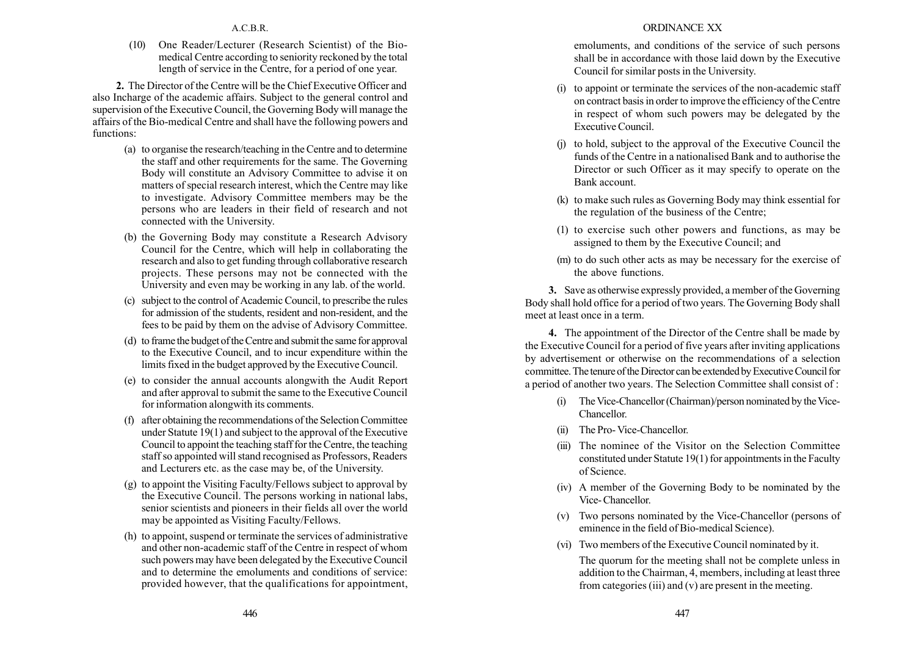(10) One Reader/Lecturer (Research Scientist) of the Bio-medical Centre according to seniority reckoned by the total length of service in the Centre, for a period of one year.

**2.** The Director of the Centre will be the Chief Executive Officer and also Incharge of the academic affairs. Subject to the general control and supervision of the Executive Council, the Governing Body will manage the affairs of the Bio-medical Centre and shall have the following powers and functions:

(a) to organise the research/teaching in the Centre and to determine the staff and other requirements for the same. The Governing Body will constitute an Advisory Committee to advise it on matters of special research interest, which the Centre may like to investigate. Advisory Committee members may be the persons who are leaders in their field of research and not connected with the University.

(b) the Governing Body may constitute a Research Advisory Council for the Centre, which will help in collaborating the research and also to get funding through collaborative research projects. These persons may not be connected with the University and even may be working in any lab. of the world.

(c) subject to the control of Academic Council, to prescribe the rules for admission of the students, resident and non-resident, and the fees to be paid by them on the advise of Advisory Committee.

(d) to frame the budget of the Centre and submit the same for approval to the Executive Council, and to incur expenditure within the limits fixed in the budget approved by the Executive Council.

(e) to consider the annual accounts alongwith the Audit Report and after approval to submit the same to the Executive Council for information alongwith its comments.

(f) after obtaining the recommendations of the Selection Committee under Statute 19(1) and subject to the approval of the Executive Council to appoint the teaching staff for the Centre, the teaching staff so appointed will stand recognised as Professors, Readers and Lecturers etc. as the case may be, of the University.

(g) to appoint the Visiting Faculty/Fellows subject to approval by the Executive Council. The persons working in national labs, senior scientists and pioneers in their fields all over the world may be appointed as Visiting Faculty/Fellows.

(h) to appoint, suspend or terminate the services of administrative and other non-academic staff of the Centre in respect of whom such powers may have been delegated by the Executive Council and to determine the emoluments and conditions of service: provided however, that the qualifications for appointment, emoluments, and conditions of the service of such persons shall be in accordance with those laid down by the Executive Council for similar posts in the University.

(i) to appoint or terminate the services of the non-academic staff on contract basis in order to improve the efficiency of the Centre in respect of whom such powers may be delegated by the Executive Council.

(j) to hold, subject to the approval of the Executive Council the funds of the Centre in a nationalised Bank and to authorise the Director or such Officer as it may specify to operate on the Bank account.

(k) to make such rules as Governing Body may think essential for the regulation of the business of the Centre;

(1) to exercise such other powers and functions, as may be assigned to them by the Executive Council; and

(m) to do such other acts as may be necessary for the exercise of the above functions.

**3.** Save as otherwise expressly provided, a member of the Governing Body shall hold office for a period of two years. The Governing Body shall meet at least once in a term.

**4.** The appointment of the Director of the Centre shall be made by the Executive Council for a period of five years after inviting applications by advertisement or otherwise on the recommendations of a selection committee. The tenure of the Director can be extended by Executive Council for a period of another two years. The Selection Committee shall consist of :

(i) The Vice-Chancellor (Chairman)/person nominated by the Vice-Chancellor.

(ii) The Pro- Vice-Chancellor.

(iii) The nominee of the Visitor on the Selection Committee constituted under Statute 19(1) for appointments in the Faculty of Science.

(iv) A member of the Governing Body to be nominated by the Vice- Chancellor.

(v) Two persons nominated by the Vice-Chancellor (persons of eminence in the field of Bio-medical Science).

(vi) Two members of the Executive Council nominated by it.

The quorum for the meeting shall not be complete unless in addition to the Chairman, 4, members, including at least three from categories (iii) and (v) are present in the meeting.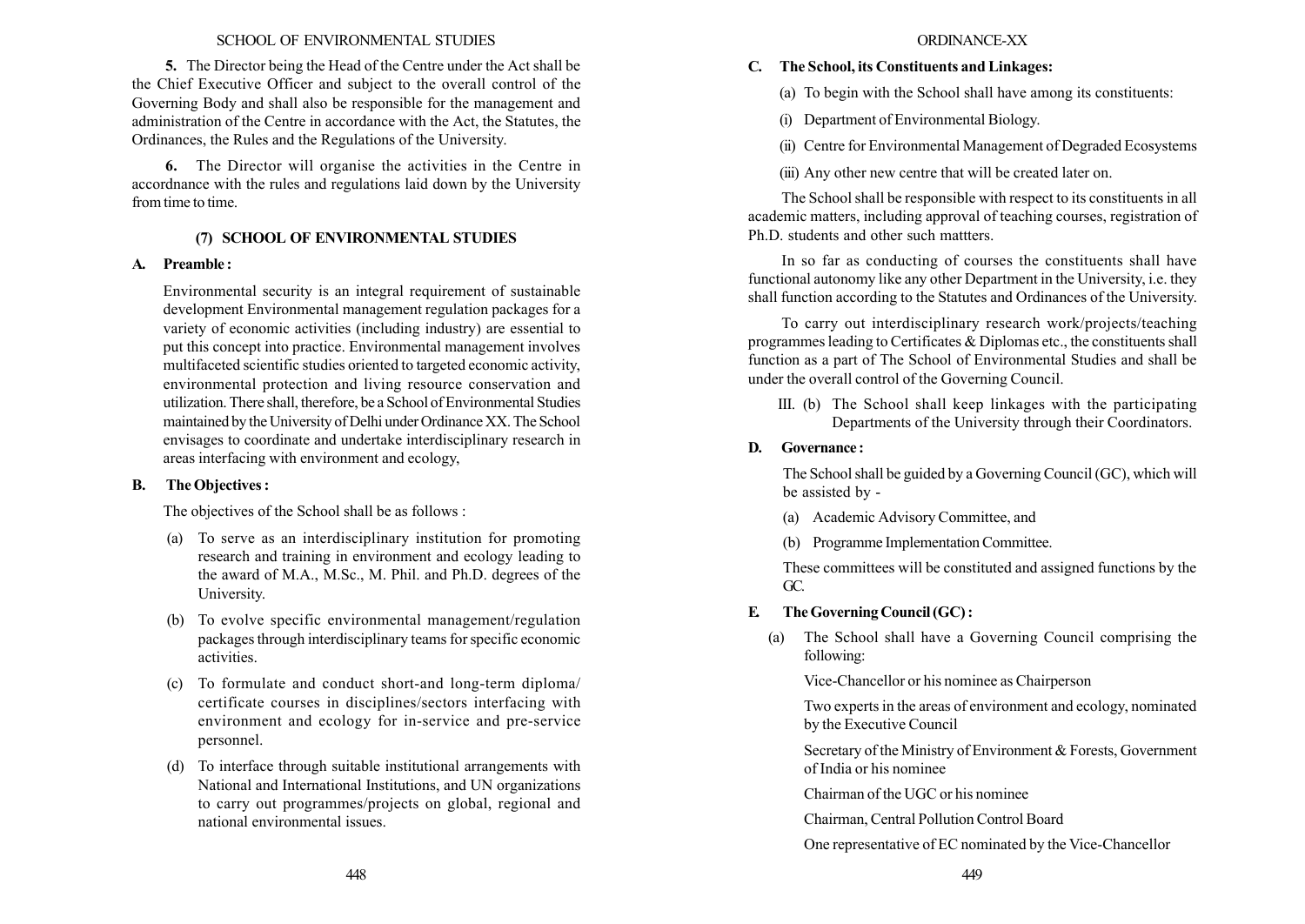**5.** The Director being the Head of the Centre under the Act shall be the Chief Executive Officer and subject to the overall control of the Governing Body and shall also be responsible for the management and administration of the Centre in accordance with the Act, the Statutes, the Ordinances, the Rules and the Regulations of the University.

**6.** The Director will organise the activities in the Centre in accordnance with the rules and regulations laid down by the University from time to time.

## (7) SCHOOL OF ENVIRONMENTAL STUDIES

### A. Preamble :

Environmental security is an integral requirement of sustainable development Environmental management regulation packages for a variety of economic activities (including industry) are essential to put this concept into practice. Environmental management involves multifaceted scientific studies oriented to targeted economic activity, environmental protection and living resource conservation and utilization. There shall, therefore, be a School of Environmental Studies maintained by the University of Delhi under Ordinance XX. The School envisages to coordinate and undertake interdisciplinary research in areas interfacing with environment and ecology,

### B. The Objectives :

The objectives of the School shall be as follows :

(a) To serve as an interdisciplinary institution for promoting research and training in environment and ecology leading to the award of M.A., M.Sc., M. Phil. and Ph.D. degrees of the University.

(b) To evolve specific environmental management/regulation packages through interdisciplinary teams for specific economic activities.

(c) To formulate and conduct short-and long-term diploma/ certificate courses in disciplines/sectors interfacing with environment and ecology for in-service and pre-service personnel.

(d) To interface through suitable institutional arrangements with National and International Institutions, and UN organizations to carry out programmes/projects on global, regional and national environmental issues.

### C. The School, its Constituents and Linkages:

(a) To begin with the School shall have among its constituents:

(i) Department of Environmental Biology.

(ii) Centre for Environmental Management of Degraded Ecosystems

(iii) Any other new centre that will be created later on.

The School shall be responsible with respect to its constituents in all academic matters, including approval of teaching courses, registration of Ph.D. students and other such mattters.

In so far as conducting of courses the constituents shall have functional autonomy like any other Department in the University, i.e. they shall function according to the Statutes and Ordinances of the University.

To carry out interdisciplinary research work/projects/teaching programmes leading to Certificates & Diplomas etc., the constituents shall function as a part of The School of Environmental Studies and shall be under the overall control of the Governing Council.

III. (b) The School shall keep linkages with the participating Departments of the University through their Coordinators.

### D. Governance :

The School shall be guided by a Governing Council (GC), which will be assisted by -

(a) Academic Advisory Committee, and

(b) Programme Implementation Committee.

These committees will be constituted and assigned functions by the GC.

### E. The Governing Council (GC) :

(a) The School shall have a Governing Council comprising the following:

Vice-Chancellor or his nominee as Chairperson

Two experts in the areas of environment and ecology, nominated by the Executive Council

Secretary of the Ministry of Environment & Forests, Government of India or his nominee

Chairman of the UGC or his nominee

Chairman, Central Pollution Control Board

One representative of EC nominated by the Vice-Chancellor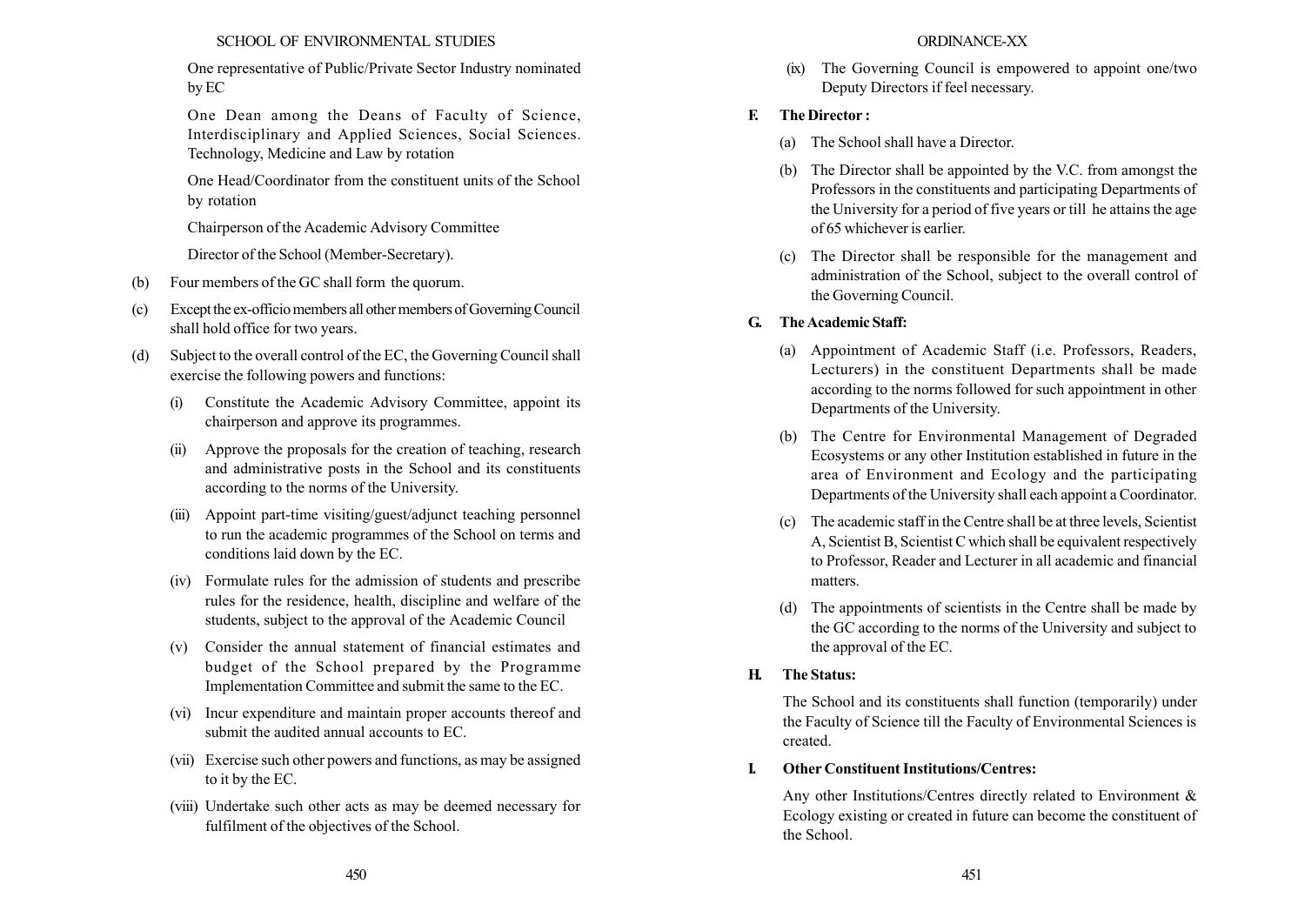One representative of Public/Private Sector Industry nominated by EC

One Dean among the Deans of Faculty of Science, Interdisciplinary and Applied Sciences, Social Sciences. Technology, Medicine and Law by rotation

One Head/Coordinator from the constituent units of the School by rotation

Chairperson of the Academic Advisory Committee

Director of the School (Member-Secretary).

(b) Four members of the GC shall form the quorum.

(c) Except the ex-officio members all other members of Governing Council shall hold office for two years.

(d) Subject to the overall control of the EC, the Governing Council shall exercise the following powers and functions:

   (i) Constitute the Academic Advisory Committee, appoint its chairperson and approve its programmes.

   (ii) Approve the proposals for the creation of teaching, research and administrative posts in the School and its constituents according to the norms of the University.

   (iii) Appoint part-time visiting/guest/adjunct teaching personnel to run the academic programmes of the School on terms and conditions laid down by the EC.

   (iv) Formulate rules for the admission of students and prescribe rules for the residence, health, discipline and welfare of the students, subject to the approval of the Academic Council

   (v) Consider the annual statement of financial estimates and budget of the School prepared by the Programme Implementation Committee and submit the same to the EC.

   (vi) Incur expenditure and maintain proper accounts thereof and submit the audited annual accounts to EC.

   (vii) Exercise such other powers and functions, as may be assigned to it by the EC.

   (viii) Undertake such other acts as may be deemed necessary for fulfilment of the objectives of the School.

   (ix) The Governing Council is empowered to appoint one/two Deputy Directors if feel necessary.

**F. The Director :**

(a) The School shall have a Director.

(b) The Director shall be appointed by the V.C. from amongst the Professors in the constituents and participating Departments of the University for a period of five years or till he attains the age of 65 whichever is earlier.

(c) The Director shall be responsible for the management and administration of the School, subject to the overall control of the Governing Council.

**G. The Academic Staff:**

(a) Appointment of Academic Staff (i.e. Professors, Readers, Lecturers) in the constituent Departments shall be made according to the norms followed for such appointment in other Departments of the University.

(b) The Centre for Environmental Management of Degraded Ecosystems or any other Institution established in future in the area of Environment and Ecology and the participating Departments of the University shall each appoint a Coordinator.

(c) The academic staff in the Centre shall be at three levels, Scientist A, Scientist B, Scientist C which shall be equivalent respectively to Professor, Reader and Lecturer in all academic and financial matters.

(d) The appointments of scientists in the Centre shall be made by the GC according to the norms of the University and subject to the approval of the EC.

**H. The Status:**

The School and its constituents shall function (temporarily) under the Faculty of Science till the Faculty of Environmental Sciences is created.

**I. Other Constituent Institutions/Centres:**

Any other Institutions/Centres directly related to Environment & Ecology existing or created in future can become the constituent of the School.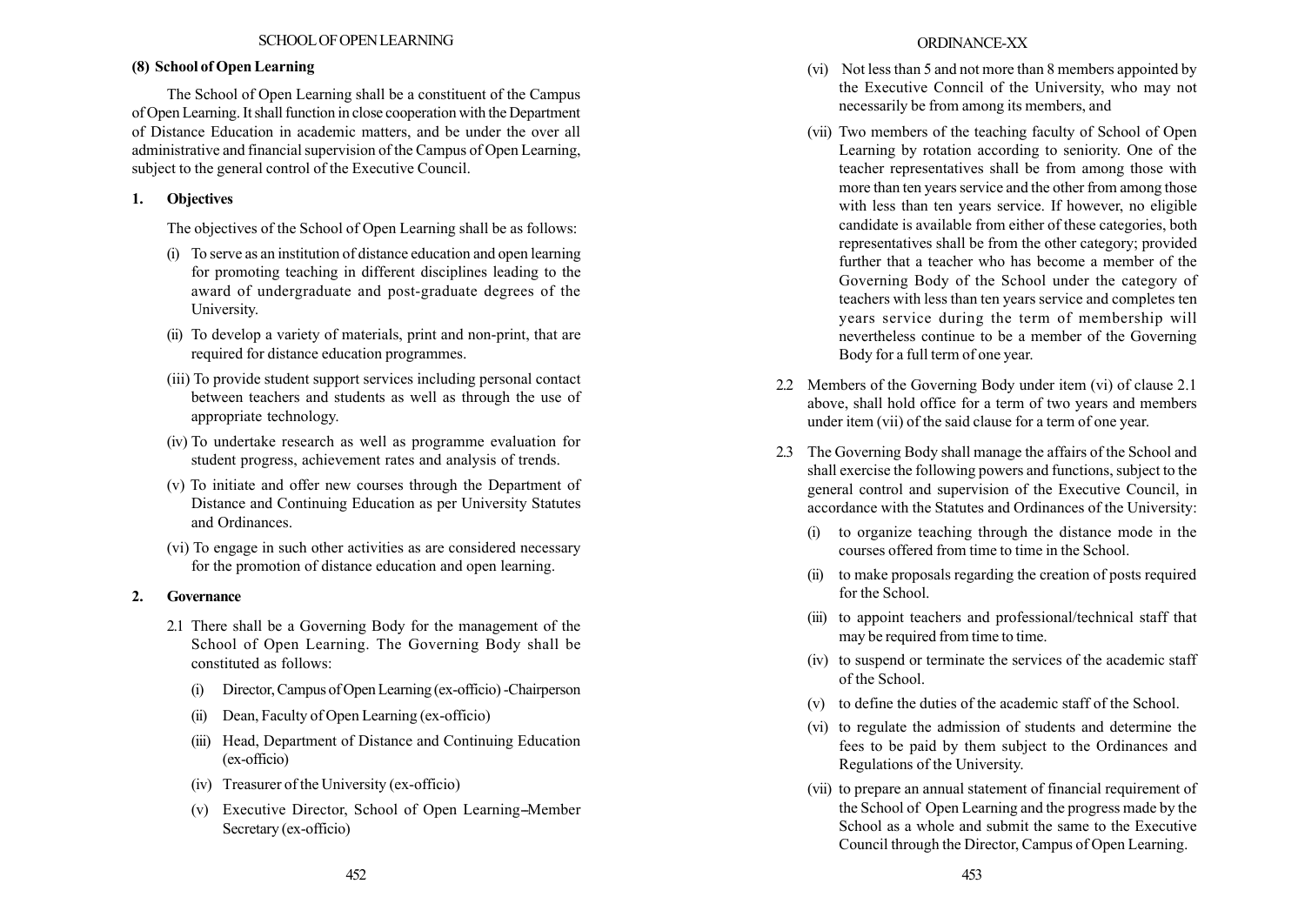### (8) School of Open Learning

The School of Open Learning shall be a constituent of the Campus of Open Learning. It shall function in close cooperation with the Department of Distance Education in academic matters, and be under the over all administrative and financial supervision of the Campus of Open Learning, subject to the general control of the Executive Council.

#### 1. Objectives

The objectives of the School of Open Learning shall be as follows:

(i) To serve as an institution of distance education and open learning for promoting teaching in different disciplines leading to the award of undergraduate and post-graduate degrees of the University.

(ii) To develop a variety of materials, print and non-print, that are required for distance education programmes.

(iii) To provide student support services including personal contact between teachers and students as well as through the use of appropriate technology.

(iv) To undertake research as well as programme evaluation for student progress, achievement rates and analysis of trends.

(v) To initiate and offer new courses through the Department of Distance and Continuing Education as per University Statutes and Ordinances.

(vi) To engage in such other activities as are considered necessary for the promotion of distance education and open learning.

#### 2. Governance

2.1 There shall be a Governing Body for the management of the School of Open Learning. The Governing Body shall be constituted as follows:

(i) Director, Campus of Open Learning (ex-officio) -Chairperson

(ii) Dean, Faculty of Open Learning (ex-officio)

(iii) Head, Department of Distance and Continuing Education (ex-officio)

(iv) Treasurer of the University (ex-officio)

(v) Executive Director, School of Open Learning–Member Secretary (ex-officio)

(vi) Not less than 5 and not more than 8 members appointed by the Executive Conncil of the University, who may not necessarily be from among its members, and

(vii) Two members of the teaching faculty of School of Open Learning by rotation according to seniority. One of the teacher representatives shall be from among those with more than ten years service and the other from among those with less than ten years service. If however, no eligible candidate is available from either of these categories, both representatives shall be from the other category; provided further that a teacher who has become a member of the Governing Body of the School under the category of teachers with less than ten years service and completes ten years service during the term of membership will nevertheless continue to be a member of the Governing Body for a full term of one year.

2.2 Members of the Governing Body under item (vi) of clause 2.1 above, shall hold office for a term of two years and members under item (vii) of the said clause for a term of one year.

2.3 The Governing Body shall manage the affairs of the School and shall exercise the following powers and functions, subject to the general control and supervision of the Executive Council, in accordance with the Statutes and Ordinances of the University:

(i) to organize teaching through the distance mode in the courses offered from time to time in the School.

(ii) to make proposals regarding the creation of posts required for the School.

(iii) to appoint teachers and professional/technical staff that may be required from time to time.

(iv) to suspend or terminate the services of the academic staff of the School.

(v) to define the duties of the academic staff of the School.

(vi) to regulate the admission of students and determine the fees to be paid by them subject to the Ordinances and Regulations of the University.

(vii) to prepare an annual statement of financial requirement of the School of Open Learning and the progress made by the School as a whole and submit the same to the Executive Council through the Director, Campus of Open Learning.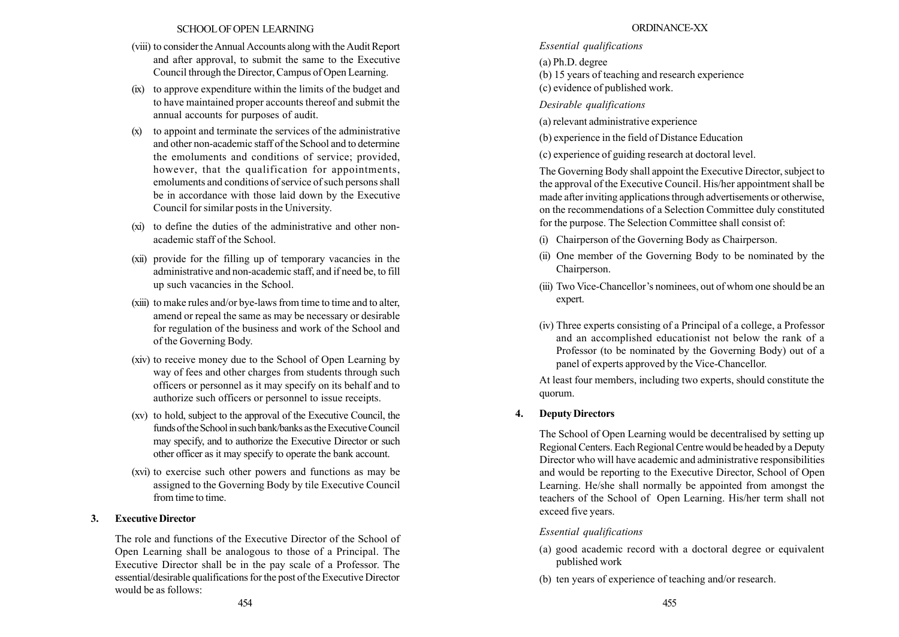(viii) to consider the Annual Accounts along with the Audit Report and after approval, to submit the same to the Executive Council through the Director, Campus of Open Learning.

(ix) to approve expenditure within the limits of the budget and to have maintained proper accounts thereof and submit the annual accounts for purposes of audit.

(x) to appoint and terminate the services of the administrative and other non-academic staff of the School and to determine the emoluments and conditions of service; provided, however, that the qualification for appointments, emoluments and conditions of service of such persons shall be in accordance with those laid down by the Executive Council for similar posts in the University.

(xi) to define the duties of the administrative and other non-academic staff of the School.

(xii) provide for the filling up of temporary vacancies in the administrative and non-academic staff, and if need be, to fill up such vacancies in the School.

(xiii) to make rules and/or bye-laws from time to time and to alter, amend or repeal the same as may be necessary or desirable for regulation of the business and work of the School and of the Governing Body.

(xiv) to receive money due to the School of Open Learning by way of fees and other charges from students through such officers or personnel as it may specify on its behalf and to authorize such officers or personnel to issue receipts.

(xv) to hold, subject to the approval of the Executive Council, the funds of the School in such bank/banks as the Executive Council may specify, and to authorize the Executive Director or such other officer as it may specify to operate the bank account.

(xvi) to exercise such other powers and functions as may be assigned to the Governing Body by tile Executive Council from time to time.

**3. Executive Director**

The role and functions of the Executive Director of the School of Open Learning shall be analogous to those of a Principal. The Executive Director shall be in the pay scale of a Professor. The essential/desirable qualifications for the post of the Executive Director would be as follows:

*Essential qualifications*

(a) Ph.D. degree

(b) 15 years of teaching and research experience

(c) evidence of published work.

*Desirable qualifications*

(a) relevant administrative experience

(b) experience in the field of Distance Education

(c) experience of guiding research at doctoral level.

The Governing Body shall appoint the Executive Director, subject to the approval of the Executive Council. His/her appointment shall be made after inviting applications through advertisements or otherwise, on the recommendations of a Selection Committee duly constituted for the purpose. The Selection Committee shall consist of:

(i) Chairperson of the Governing Body as Chairperson.

(ii) One member of the Governing Body to be nominated by the Chairperson.

(iii) Two Vice-Chancellor's nominees, out of whom one should be an expert.

(iv) Three experts consisting of a Principal of a college, a Professor and an accomplished educationist not below the rank of a Professor (to be nominated by the Governing Body) out of a panel of experts approved by the Vice-Chancellor.

At least four members, including two experts, should constitute the quorum.

**4. Deputy Directors**

The School of Open Learning would be decentralised by setting up Regional Centers. Each Regional Centre would be headed by a Deputy Director who will have academic and administrative responsibilities and would be reporting to the Executive Director, School of Open Learning. He/she shall normally be appointed from amongst the teachers of the School of Open Learning. His/her term shall not exceed five years.

*Essential qualifications*

(a) good academic record with a doctoral degree or equivalent published work

(b) ten years of experience of teaching and/or research.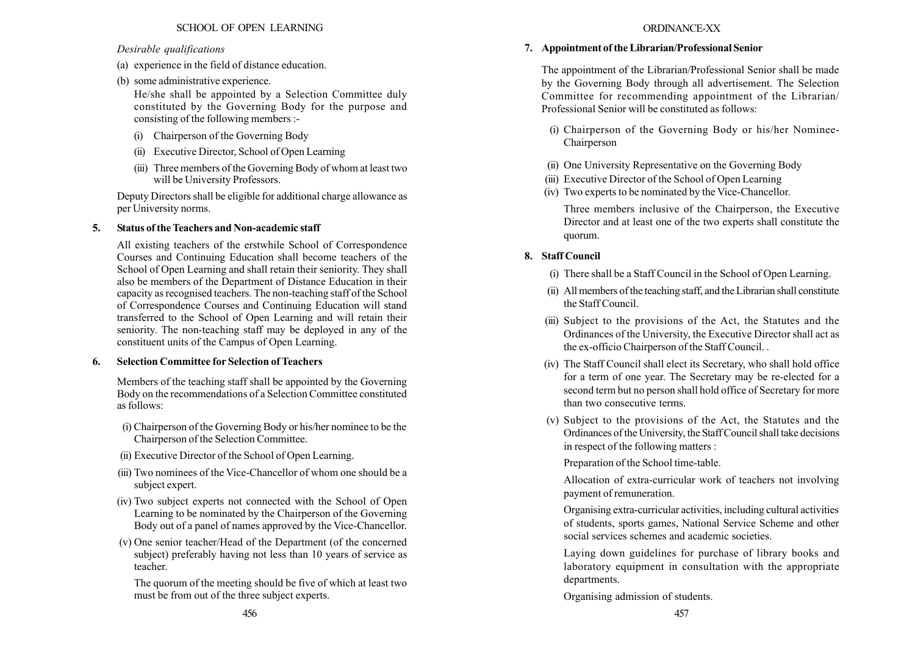*Desirable qualifications*

(a) experience in the field of distance education.

(b) some administrative experience.

He/she shall be appointed by a Selection Committee duly constituted by the Governing Body for the purpose and consisting of the following members :-

- (i) Chairperson of the Governing Body
- (ii) Executive Director, School of Open Learning
- (iii) Three members of the Governing Body of whom at least two will be University Professors.

Deputy Directors shall be eligible for additional charge allowance as per University norms.

## 5. Status of the Teachers and Non-academic staff

All existing teachers of the erstwhile School of Correspondence Courses and Continuing Education shall become teachers of the School of Open Learning and shall retain their seniority. They shall also be members of the Department of Distance Education in their capacity as recognised teachers. The non-teaching staff of the School of Correspondence Courses and Continuing Education will stand transferred to the School of Open Learning and will retain their seniority. The non-teaching staff may be deployed in any of the constituent units of the Campus of Open Learning.

## 6. Selection Committee for Selection of Teachers

Members of the teaching staff shall be appointed by the Governing Body on the recommendations of a Selection Committee constituted as follows:

- (i) Chairperson of the Governing Body or his/her nominee to be the Chairperson of the Selection Committee.
- (ii) Executive Director of the School of Open Learning.
- (iii) Two nominees of the Vice-Chancellor of whom one should be a subject expert.
- (iv) Two subject experts not connected with the School of Open Learning to be nominated by the Chairperson of the Governing Body out of a panel of names approved by the Vice-Chancellor.
- (v) One senior teacher/Head of the Department (of the concerned subject) preferably having not less than 10 years of service as teacher.

The quorum of the meeting should be five of which at least two must be from out of the three subject experts.

## 7. Appointment of the Librarian/Professional Senior

The appointment of the Librarian/Professional Senior shall be made by the Governing Body through all advertisement. The Selection Committee for recommending appointment of the Librarian/ Professional Senior will be constituted as follows:

- (i) Chairperson of the Governing Body or his/her Nominee-Chairperson
- (ii) One University Representative on the Governing Body
- (iii) Executive Director of the School of Open Learning
- (iv) Two experts to be nominated by the Vice-Chancellor.

Three members inclusive of the Chairperson, the Executive Director and at least one of the two experts shall constitute the quorum.

## 8. Staff Council

- (i) There shall be a Staff Council in the School of Open Learning.
- (ii) All members of the teaching staff, and the Librarian shall constitute the Staff Council.
- (iii) Subject to the provisions of the Act, the Statutes and the Ordinances of the University, the Executive Director shall act as the ex-officio Chairperson of the Staff Council. .
- (iv) The Staff Council shall elect its Secretary, who shall hold office for a term of one year. The Secretary may be re-elected for a second term but no person shall hold office of Secretary for more than two consecutive terms.
- (v) Subject to the provisions of the Act, the Statutes and the Ordinances of the University, the Staff Council shall take decisions in respect of the following matters :

  Preparation of the School time-table.

  Allocation of extra-curricular work of teachers not involving payment of remuneration.

  Organising extra-curricular activities, including cultural activities of students, sports games, National Service Scheme and other social services schemes and academic societies.

  Laying down guidelines for purchase of library books and laboratory equipment in consultation with the appropriate departments.

  Organising admission of students.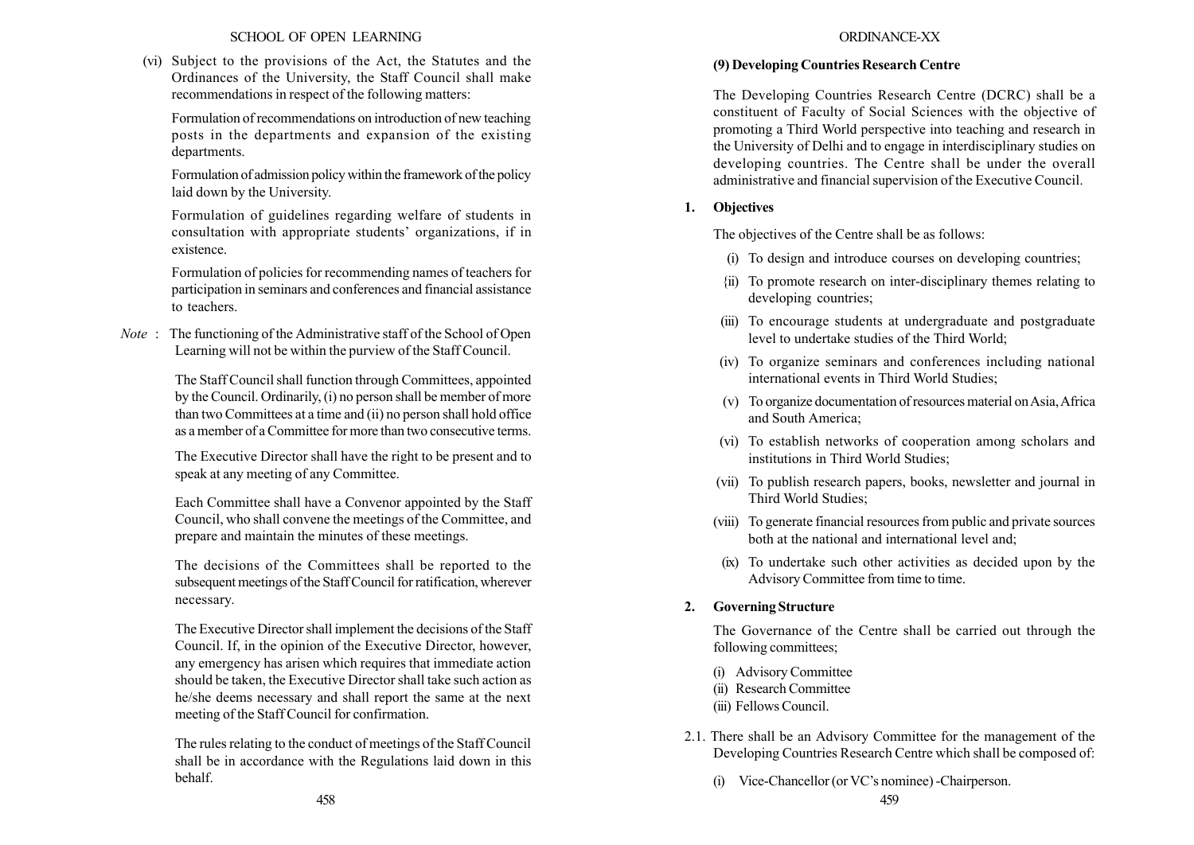(vi) Subject to the provisions of the Act, the Statutes and the Ordinances of the University, the Staff Council shall make recommendations in respect of the following matters:

Formulation of recommendations on introduction of new teaching posts in the departments and expansion of the existing departments.

Formulation of admission policy within the framework of the policy laid down by the University.

Formulation of guidelines regarding welfare of students in consultation with appropriate students' organizations, if in existence.

Formulation of policies for recommending names of teachers for participation in seminars and conferences and financial assistance to teachers.

*Note* : The functioning of the Administrative staff of the School of Open Learning will not be within the purview of the Staff Council.

The Staff Council shall function through Committees, appointed by the Council. Ordinarily, (i) no person shall be member of more than two Committees at a time and (ii) no person shall hold office as a member of a Committee for more than two consecutive terms.

The Executive Director shall have the right to be present and to speak at any meeting of any Committee.

Each Committee shall have a Convenor appointed by the Staff Council, who shall convene the meetings of the Committee, and prepare and maintain the minutes of these meetings.

The decisions of the Committees shall be reported to the subsequent meetings of the Staff Council for ratification, wherever necessary.

The Executive Director shall implement the decisions of the Staff Council. If, in the opinion of the Executive Director, however, any emergency has arisen which requires that immediate action should be taken, the Executive Director shall take such action as he/she deems necessary and shall report the same at the next meeting of the Staff Council for confirmation.

The rules relating to the conduct of meetings of the Staff Council shall be in accordance with the Regulations laid down in this behalf.

### (9) Developing Countries Research Centre

The Developing Countries Research Centre (DCRC) shall be a constituent of Faculty of Social Sciences with the objective of promoting a Third World perspective into teaching and research in the University of Delhi and to engage in interdisciplinary studies on developing countries. The Centre shall be under the overall administrative and financial supervision of the Executive Council.

**1. Objectives**

The objectives of the Centre shall be as follows:

(i) To design and introduce courses on developing countries;

{ii) To promote research on inter-disciplinary themes relating to developing countries;

(iii) To encourage students at undergraduate and postgraduate level to undertake studies of the Third World;

(iv) To organize seminars and conferences including national international events in Third World Studies;

(v) To organize documentation of resources material on Asia, Africa and South America;

(vi) To establish networks of cooperation among scholars and institutions in Third World Studies;

(vii) To publish research papers, books, newsletter and journal in Third World Studies;

(viii) To generate financial resources from public and private sources both at the national and international level and;

(ix) To undertake such other activities as decided upon by the Advisory Committee from time to time.

**2. Governing Structure**

The Governance of the Centre shall be carried out through the following committees;

(i) Advisory Committee
(ii) Research Committee
(iii) Fellows Council.

2.1. There shall be an Advisory Committee for the management of the Developing Countries Research Centre which shall be composed of:

(i) Vice-Chancellor (or VC's nominee) -Chairperson.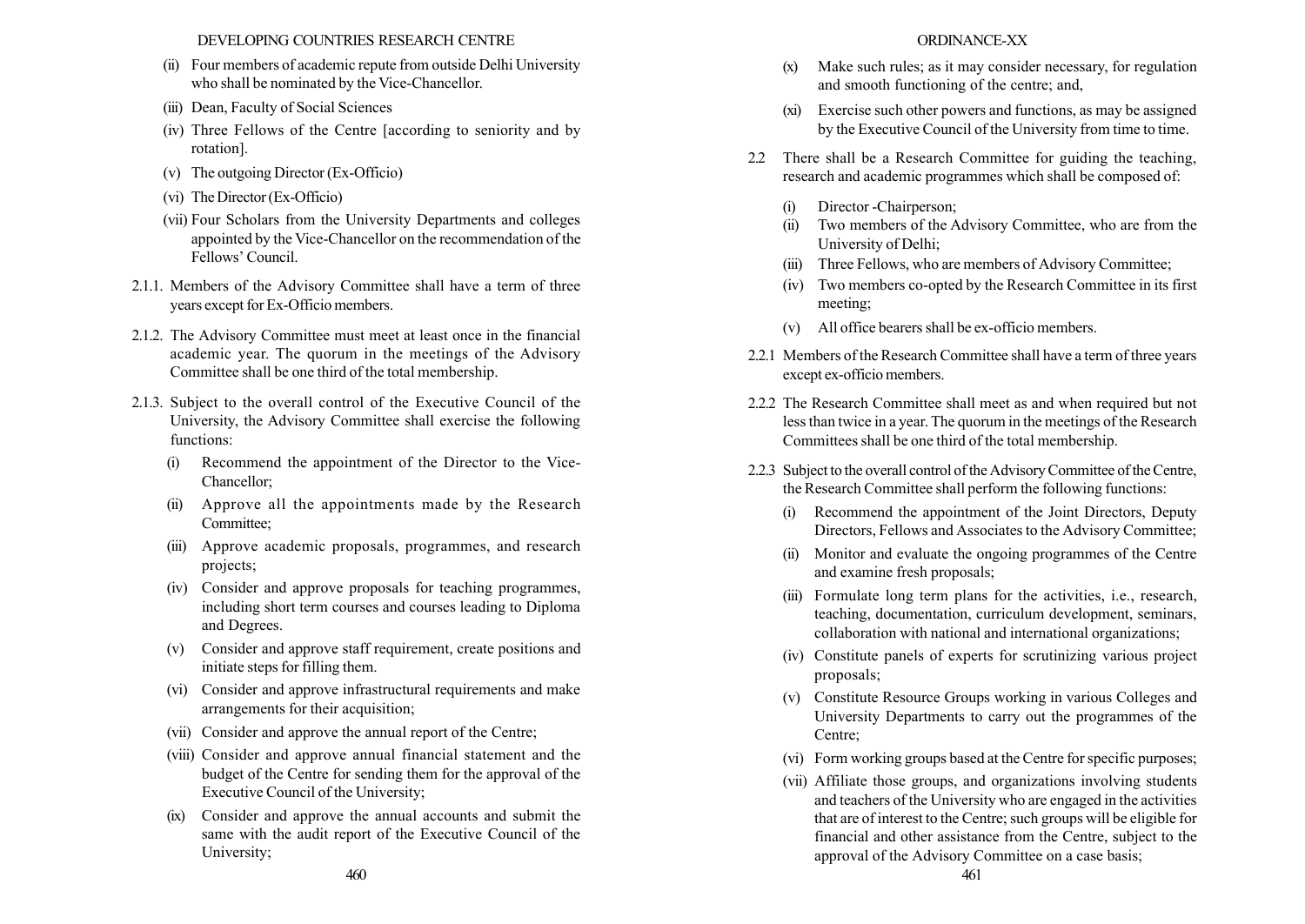(ii) Four members of academic repute from outside Delhi University who shall be nominated by the Vice-Chancellor.

(iii) Dean, Faculty of Social Sciences

(iv) Three Fellows of the Centre [according to seniority and by rotation].

(v) The outgoing Director (Ex-Officio)

(vi) The Director (Ex-Officio)

(vii) Four Scholars from the University Departments and colleges appointed by the Vice-Chancellor on the recommendation of the Fellows' Council.

2.1.1. Members of the Advisory Committee shall have a term of three years except for Ex-Officio members.

2.1.2. The Advisory Committee must meet at least once in the financial academic year. The quorum in the meetings of the Advisory Committee shall be one third of the total membership.

2.1.3. Subject to the overall control of the Executive Council of the University, the Advisory Committee shall exercise the following functions:

(i) Recommend the appointment of the Director to the Vice-Chancellor;

(ii) Approve all the appointments made by the Research Committee;

(iii) Approve academic proposals, programmes, and research projects;

(iv) Consider and approve proposals for teaching programmes, including short term courses and courses leading to Diploma and Degrees.

(v) Consider and approve staff requirement, create positions and initiate steps for filling them.

(vi) Consider and approve infrastructural requirements and make arrangements for their acquisition;

(vii) Consider and approve the annual report of the Centre;

(viii) Consider and approve annual financial statement and the budget of the Centre for sending them for the approval of the Executive Council of the University;

(ix) Consider and approve the annual accounts and submit the same with the audit report of the Executive Council of the University;

(x) Make such rules; as it may consider necessary, for regulation and smooth functioning of the centre; and,

(xi) Exercise such other powers and functions, as may be assigned by the Executive Council of the University from time to time.

2.2 There shall be a Research Committee for guiding the teaching, research and academic programmes which shall be composed of:

(i) Director -Chairperson;

(ii) Two members of the Advisory Committee, who are from the University of Delhi;

(iii) Three Fellows, who are members of Advisory Committee;

(iv) Two members co-opted by the Research Committee in its first meeting;

(v) All office bearers shall be ex-officio members.

2.2.1 Members of the Research Committee shall have a term of three years except ex-officio members.

2.2.2 The Research Committee shall meet as and when required but not less than twice in a year. The quorum in the meetings of the Research Committees shall be one third of the total membership.

2.2.3 Subject to the overall control of the Advisory Committee of the Centre, the Research Committee shall perform the following functions:

(i) Recommend the appointment of the Joint Directors, Deputy Directors, Fellows and Associates to the Advisory Committee;

(ii) Monitor and evaluate the ongoing programmes of the Centre and examine fresh proposals;

(iii) Formulate long term plans for the activities, i.e., research, teaching, documentation, curriculum development, seminars, collaboration with national and international organizations;

(iv) Constitute panels of experts for scrutinizing various project proposals;

(v) Constitute Resource Groups working in various Colleges and University Departments to carry out the programmes of the Centre;

(vi) Form working groups based at the Centre for specific purposes;

(vii) Affiliate those groups, and organizations involving students and teachers of the University who are engaged in the activities that are of interest to the Centre; such groups will be eligible for financial and other assistance from the Centre, subject to the approval of the Advisory Committee on a case basis;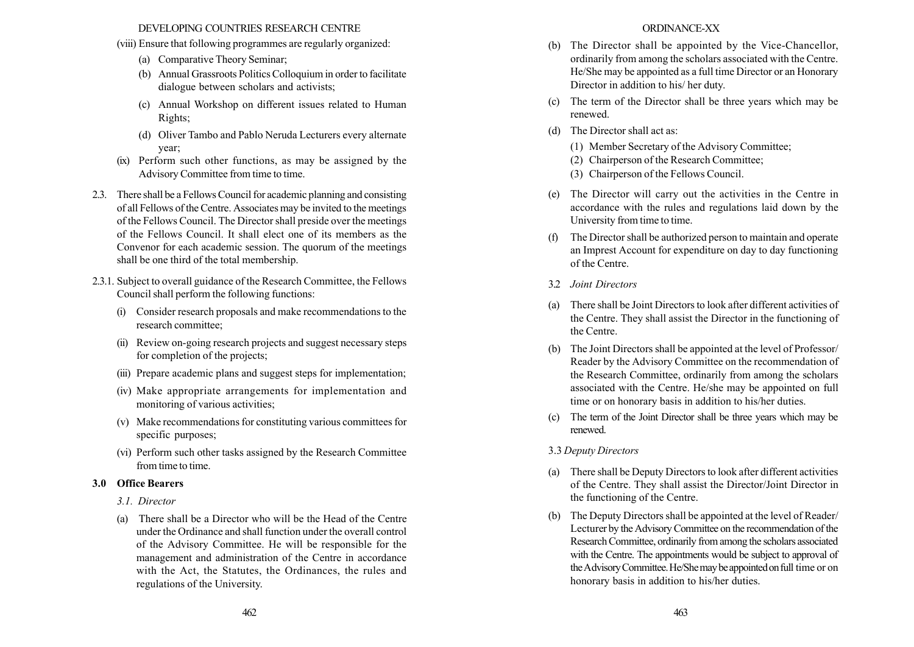(viii) Ensure that following programmes are regularly organized:

- (a) Comparative Theory Seminar;
- (b) Annual Grassroots Politics Colloquium in order to facilitate dialogue between scholars and activists;
- (c) Annual Workshop on different issues related to Human Rights;
- (d) Oliver Tambo and Pablo Neruda Lecturers every alternate year;

(ix) Perform such other functions, as may be assigned by the Advisory Committee from time to time.

2.3. There shall be a Fellows Council for academic planning and consisting of all Fellows of the Centre. Associates may be invited to the meetings of the Fellows Council. The Director shall preside over the meetings of the Fellows Council. It shall elect one of its members as the Convenor for each academic session. The quorum of the meetings shall be one third of the total membership.

2.3.1. Subject to overall guidance of the Research Committee, the Fellows Council shall perform the following functions:

- (i) Consider research proposals and make recommendations to the research committee;
- (ii) Review on-going research projects and suggest necessary steps for completion of the projects;
- (iii) Prepare academic plans and suggest steps for implementation;
- (iv) Make appropriate arrangements for implementation and monitoring of various activities;
- (v) Make recommendations for constituting various committees for specific purposes;
- (vi) Perform such other tasks assigned by the Research Committee from time to time.

## 3.0 Office Bearers

*3.1. Director*

(a) There shall be a Director who will be the Head of the Centre under the Ordinance and shall function under the overall control of the Advisory Committee. He will be responsible for the management and administration of the Centre in accordance with the Act, the Statutes, the Ordinances, the rules and regulations of the University.

(b) The Director shall be appointed by the Vice-Chancellor, ordinarily from among the scholars associated with the Centre. He/She may be appointed as a full time Director or an Honorary Director in addition to his/ her duty.

(c) The term of the Director shall be three years which may be renewed.

(d) The Director shall act as:

- (1) Member Secretary of the Advisory Committee;
- (2) Chairperson of the Research Committee;
- (3) Chairperson of the Fellows Council.

(e) The Director will carry out the activities in the Centre in accordance with the rules and regulations laid down by the University from time to time.

(f) The Director shall be authorized person to maintain and operate an Imprest Account for expenditure on day to day functioning of the Centre.

3.2 *Joint Directors*

(a) There shall be Joint Directors to look after different activities of the Centre. They shall assist the Director in the functioning of the Centre.

(b) The Joint Directors shall be appointed at the level of Professor/ Reader by the Advisory Committee on the recommendation of the Research Committee, ordinarily from among the scholars associated with the Centre. He/she may be appointed on full time or on honorary basis in addition to his/her duties.

(c) The term of the Joint Director shall be three years which may be renewed.

3.3 *Deputy Directors*

(a) There shall be Deputy Directors to look after different activities of the Centre. They shall assist the Director/Joint Director in the functioning of the Centre.

(b) The Deputy Directors shall be appointed at the level of Reader/ Lecturer by the Advisory Committee on the recommendation of the Research Committee, ordinarily from among the scholars associated with the Centre. The appointments would be subject to approval of the Advisory Committee. He/She may be appointed on full time or on honorary basis in addition to his/her duties.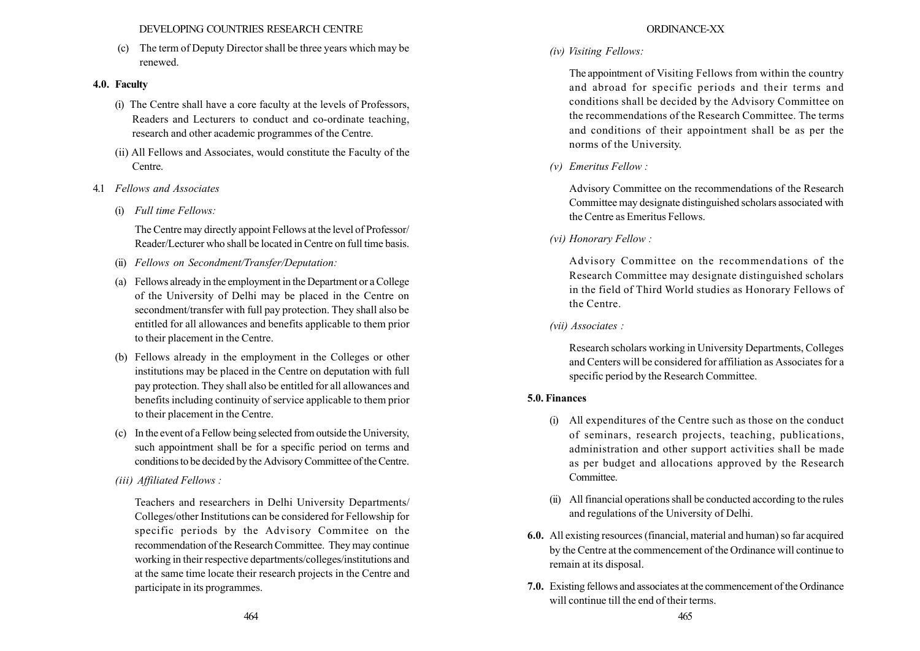(c) The term of Deputy Director shall be three years which may be renewed.

**4.0. Faculty**

(i) The Centre shall have a core faculty at the levels of Professors, Readers and Lecturers to conduct and co-ordinate teaching, research and other academic programmes of the Centre.

(ii) All Fellows and Associates, would constitute the Faculty of the Centre.

4.1 *Fellows and Associates*

(i) *Full time Fellows:*

The Centre may directly appoint Fellows at the level of Professor/Reader/Lecturer who shall be located in Centre on full time basis.

(ii) *Fellows on Secondment/Transfer/Deputation:*

(a) Fellows already in the employment in the Department or a College of the University of Delhi may be placed in the Centre on secondment/transfer with full pay protection. They shall also be entitled for all allowances and benefits applicable to them prior to their placement in the Centre.

(b) Fellows already in the employment in the Colleges or other institutions may be placed in the Centre on deputation with full pay protection. They shall also be entitled for all allowances and benefits including continuity of service applicable to them prior to their placement in the Centre.

(c) In the event of a Fellow being selected from outside the University, such appointment shall be for a specific period on terms and conditions to be decided by the Advisory Committee of the Centre.

*(iii) Affiliated Fellows :*

Teachers and researchers in Delhi University Departments/Colleges/other Institutions can be considered for Fellowship for specific periods by the Advisory Commitee on the recommendation of the Research Committee. They may continue working in their respective departments/colleges/institutions and at the same time locate their research projects in the Centre and participate in its programmes.

*(iv) Visiting Fellows:*

The appointment of Visiting Fellows from within the country and abroad for specific periods and their terms and conditions shall be decided by the Advisory Committee on the recommendations of the Research Committee. The terms and conditions of their appointment shall be as per the norms of the University.

*(v) Emeritus Fellow :*

Advisory Committee on the recommendations of the Research Committee may designate distinguished scholars associated with the Centre as Emeritus Fellows.

*(vi) Honorary Fellow :*

Advisory Committee on the recommendations of the Research Committee may designate distinguished scholars in the field of Third World studies as Honorary Fellows of the Centre.

*(vii) Associates :*

Research scholars working in University Departments, Colleges and Centers will be considered for affiliation as Associates for a specific period by the Research Committee.

**5.0. Finances**

(i) All expenditures of the Centre such as those on the conduct of seminars, research projects, teaching, publications, administration and other support activities shall be made as per budget and allocations approved by the Research Committee.

(ii) All financial operations shall be conducted according to the rules and regulations of the University of Delhi.

**6.0.** All existing resources (financial, material and human) so far acquired by the Centre at the commencement of the Ordinance will continue to remain at its disposal.

**7.0.** Existing fellows and associates at the commencement of the Ordinance will continue till the end of their terms.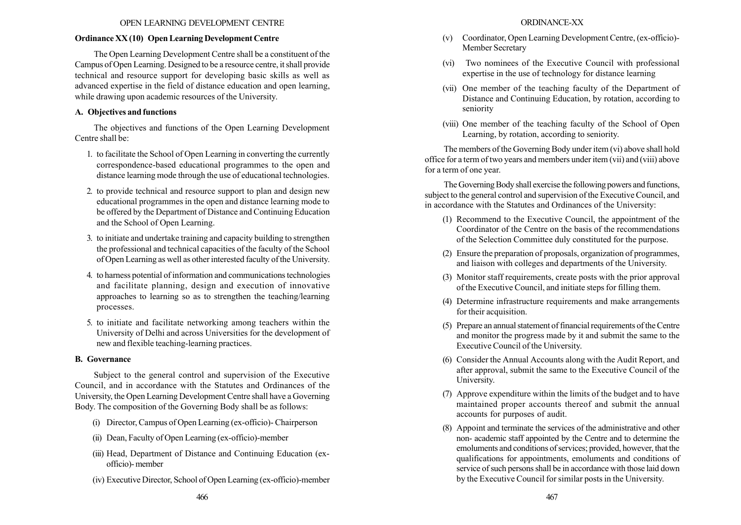## Ordinance XX (10) Open Learning Development Centre

The Open Learning Development Centre shall be a constituent of the Campus of Open Learning. Designed to be a resource centre, it shall provide technical and resource support for developing basic skills as well as advanced expertise in the field of distance education and open learning, while drawing upon academic resources of the University.

### A. Objectives and functions

The objectives and functions of the Open Learning Development Centre shall be:

1. to facilitate the School of Open Learning in converting the currently correspondence-based educational programmes to the open and distance learning mode through the use of educational technologies.
2. to provide technical and resource support to plan and design new educational programmes in the open and distance learning mode to be offered by the Department of Distance and Continuing Education and the School of Open Learning.
3. to initiate and undertake training and capacity building to strengthen the professional and technical capacities of the faculty of the School of Open Learning as well as other interested faculty of the University.
4. to harness potential of information and communications technologies and facilitate planning, design and execution of innovative approaches to learning so as to strengthen the teaching/learning processes.
5. to initiate and facilitate networking among teachers within the University of Delhi and across Universities for the development of new and flexible teaching-learning practices.

### B. Governance

Subject to the general control and supervision of the Executive Council, and in accordance with the Statutes and Ordinances of the University, the Open Learning Development Centre shall have a Governing Body. The composition of the Governing Body shall be as follows:

(i) Director, Campus of Open Learning (ex-officio)- Chairperson

(ii) Dean, Faculty of Open Learning (ex-officio)-member

(iii) Head, Department of Distance and Continuing Education (ex-officio)- member

(iv) Executive Director, School of Open Learning (ex-officio)-member

(v) Coordinator, Open Learning Development Centre, (ex-officio)- Member Secretary

(vi) Two nominees of the Executive Council with professional expertise in the use of technology for distance learning

(vii) One member of the teaching faculty of the Department of Distance and Continuing Education, by rotation, according to seniority

(viii) One member of the teaching faculty of the School of Open Learning, by rotation, according to seniority.

The members of the Governing Body under item (vi) above shall hold office for a term of two years and members under item (vii) and (viii) above for a term of one year.

The Governing Body shall exercise the following powers and functions, subject to the general control and supervision of the Executive Council, and in accordance with the Statutes and Ordinances of the University:

(1) Recommend to the Executive Council, the appointment of the Coordinator of the Centre on the basis of the recommendations of the Selection Committee duly constituted for the purpose.

(2) Ensure the preparation of proposals, organization of programmes, and liaison with colleges and departments of the University.

(3) Monitor staff requirements, create posts with the prior approval of the Executive Council, and initiate steps for filling them.

(4) Determine infrastructure requirements and make arrangements for their acquisition.

(5) Prepare an annual statement of financial requirements of the Centre and monitor the progress made by it and submit the same to the Executive Council of the University.

(6) Consider the Annual Accounts along with the Audit Report, and after approval, submit the same to the Executive Council of the University.

(7) Approve expenditure within the limits of the budget and to have maintained proper accounts thereof and submit the annual accounts for purposes of audit.

(8) Appoint and terminate the services of the administrative and other non- academic staff appointed by the Centre and to determine the emoluments and conditions of services; provided, however, that the qualifications for appointments, emoluments and conditions of service of such persons shall be in accordance with those laid down by the Executive Council for similar posts in the University.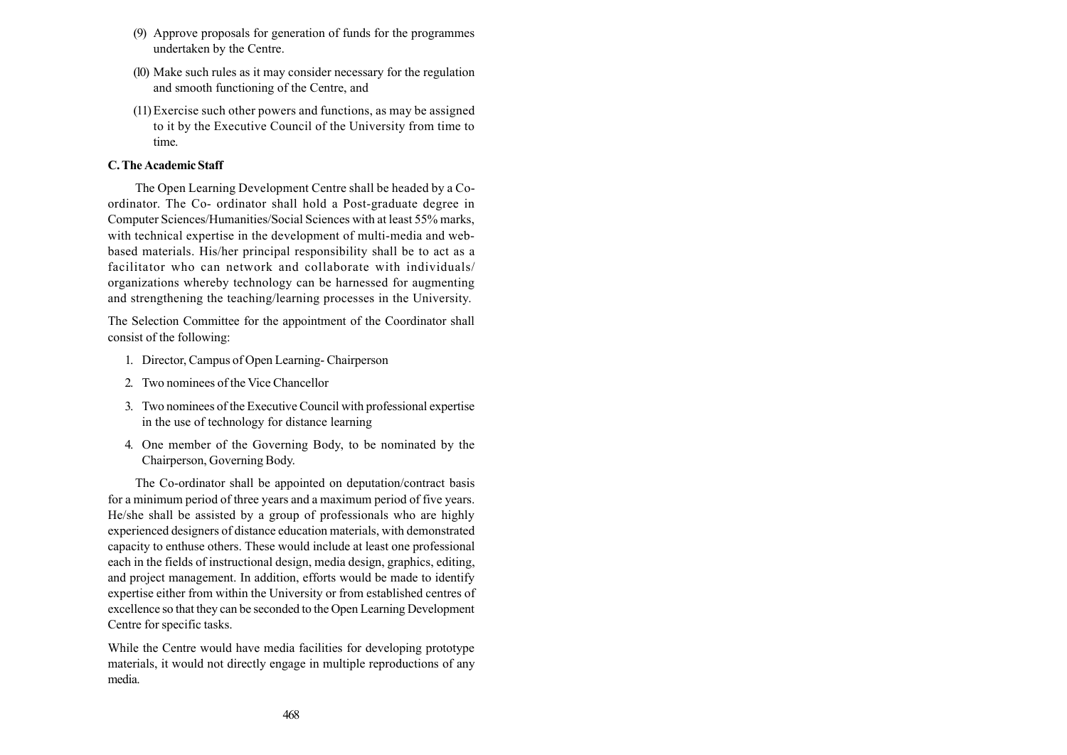(9) Approve proposals for generation of funds for the programmes undertaken by the Centre.

(10) Make such rules as it may consider necessary for the regulation and smooth functioning of the Centre, and

(11) Exercise such other powers and functions, as may be assigned to it by the Executive Council of the University from time to time.

**C. The Academic Staff**

The Open Learning Development Centre shall be headed by a Co-ordinator. The Co- ordinator shall hold a Post-graduate degree in Computer Sciences/Humanities/Social Sciences with at least 55% marks, with technical expertise in the development of multi-media and web-based materials. His/her principal responsibility shall be to act as a facilitator who can network and collaborate with individuals/ organizations whereby technology can be harnessed for augmenting and strengthening the teaching/learning processes in the University.

The Selection Committee for the appointment of the Coordinator shall consist of the following:

1. Director, Campus of Open Learning- Chairperson
2. Two nominees of the Vice Chancellor
3. Two nominees of the Executive Council with professional expertise in the use of technology for distance learning
4. One member of the Governing Body, to be nominated by the Chairperson, Governing Body.

The Co-ordinator shall be appointed on deputation/contract basis for a minimum period of three years and a maximum period of five years. He/she shall be assisted by a group of professionals who are highly experienced designers of distance education materials, with demonstrated capacity to enthuse others. These would include at least one professional each in the fields of instructional design, media design, graphics, editing, and project management. In addition, efforts would be made to identify expertise either from within the University or from established centres of excellence so that they can be seconded to the Open Learning Development Centre for specific tasks.

While the Centre would have media facilities for developing prototype materials, it would not directly engage in multiple reproductions of any media.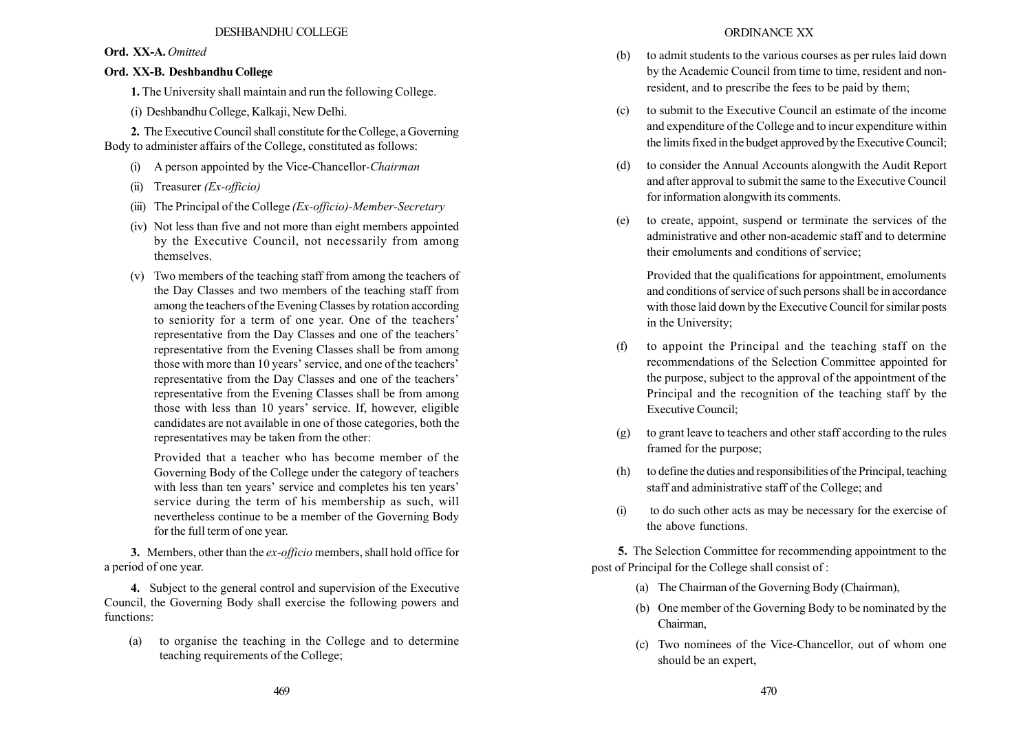**Ord. XX-A.** *Omitted*

**Ord. XX-B. Deshbandhu College**

**1.** The University shall maintain and run the following College.

(i) Deshbandhu College, Kalkaji, New Delhi.

**2.** The Executive Council shall constitute for the College, a Governing Body to administer affairs of the College, constituted as follows:

(i) A person appointed by the Vice-Chancellor-*Chairman*

(ii) Treasurer *(Ex-officio)*

(iii) The Principal of the College *(Ex-officio)-Member-Secretary*

(iv) Not less than five and not more than eight members appointed by the Executive Council, not necessarily from among themselves.

(v) Two members of the teaching staff from among the teachers of the Day Classes and two members of the teaching staff from among the teachers of the Evening Classes by rotation according to seniority for a term of one year. One of the teachers' representative from the Day Classes and one of the teachers' representative from the Evening Classes shall be from among those with more than 10 years' service, and one of the teachers' representative from the Day Classes and one of the teachers' representative from the Evening Classes shall be from among those with less than 10 years' service. If, however, eligible candidates are not available in one of those categories, both the representatives may be taken from the other:

Provided that a teacher who has become member of the Governing Body of the College under the category of teachers with less than ten years' service and completes his ten years' service during the term of his membership as such, will nevertheless continue to be a member of the Governing Body for the full term of one year.

**3.** Members, other than the *ex-officio* members, shall hold office for a period of one year.

**4.** Subject to the general control and supervision of the Executive Council, the Governing Body shall exercise the following powers and functions:

(a) to organise the teaching in the College and to determine teaching requirements of the College;

(b) to admit students to the various courses as per rules laid down by the Academic Council from time to time, resident and non-resident, and to prescribe the fees to be paid by them;

(c) to submit to the Executive Council an estimate of the income and expenditure of the College and to incur expenditure within the limits fixed in the budget approved by the Executive Council;

(d) to consider the Annual Accounts alongwith the Audit Report and after approval to submit the same to the Executive Council for information alongwith its comments.

(e) to create, appoint, suspend or terminate the services of the administrative and other non-academic staff and to determine their emoluments and conditions of service;

Provided that the qualifications for appointment, emoluments and conditions of service of such persons shall be in accordance with those laid down by the Executive Council for similar posts in the University;

(f) to appoint the Principal and the teaching staff on the recommendations of the Selection Committee appointed for the purpose, subject to the approval of the appointment of the Principal and the recognition of the teaching staff by the Executive Council;

(g) to grant leave to teachers and other staff according to the rules framed for the purpose;

(h) to define the duties and responsibilities of the Principal, teaching staff and administrative staff of the College; and

(i) to do such other acts as may be necessary for the exercise of the above functions.

**5.** The Selection Committee for recommending appointment to the post of Principal for the College shall consist of :

(a) The Chairman of the Governing Body (Chairman),

(b) One member of the Governing Body to be nominated by the Chairman,

(c) Two nominees of the Vice-Chancellor, out of whom one should be an expert,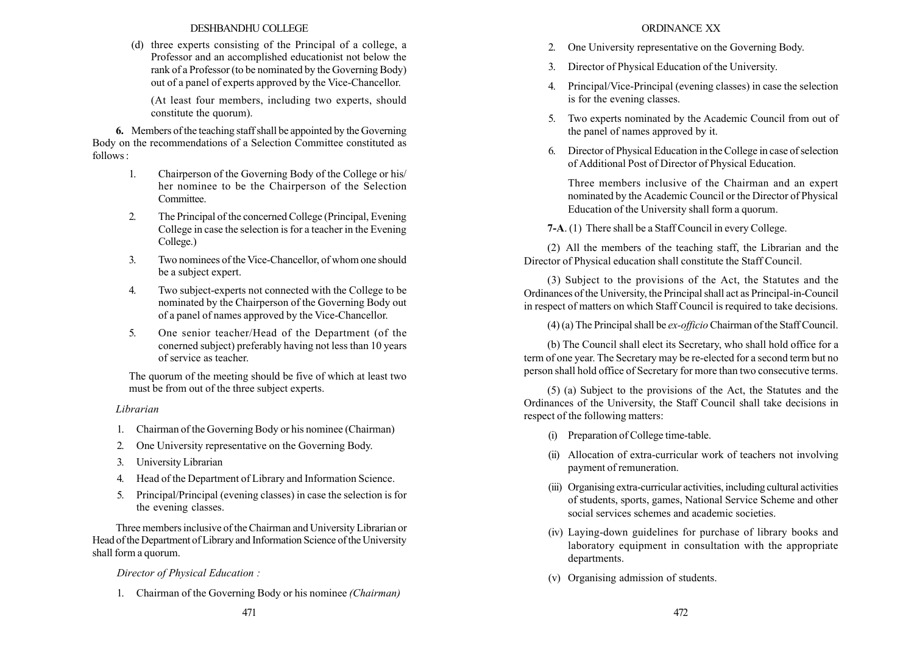(d) three experts consisting of the Principal of a college, a Professor and an accomplished educationist not below the rank of a Professor (to be nominated by the Governing Body) out of a panel of experts approved by the Vice-Chancellor.

(At least four members, including two experts, should constitute the quorum).

**6.** Members of the teaching staff shall be appointed by the Governing Body on the recommendations of a Selection Committee constituted as follows :

1. Chairperson of the Governing Body of the College or his/her nominee to be the Chairperson of the Selection Committee.
2. The Principal of the concerned College (Principal, Evening College in case the selection is for a teacher in the Evening College.)
3. Two nominees of the Vice-Chancellor, of whom one should be a subject expert.
4. Two subject-experts not connected with the College to be nominated by the Chairperson of the Governing Body out of a panel of names approved by the Vice-Chancellor.
5. One senior teacher/Head of the Department (of the conerned subject) preferably having not less than 10 years of service as teacher.

The quorum of the meeting should be five of which at least two must be from out of the three subject experts.

*Librarian*

1. Chairman of the Governing Body or his nominee (Chairman)
2. One University representative on the Governing Body.
3. University Librarian
4. Head of the Department of Library and Information Science.
5. Principal/Principal (evening classes) in case the selection is for the evening classes.

Three members inclusive of the Chairman and University Librarian or Head of the Department of Library and Information Science of the University shall form a quorum.

*Director of Physical Education :*

1. Chairman of the Governing Body or his nominee *(Chairman)*
2. One University representative on the Governing Body.
3. Director of Physical Education of the University.
4. Principal/Vice-Principal (evening classes) in case the selection is for the evening classes.
5. Two experts nominated by the Academic Council from out of the panel of names approved by it.
6. Director of Physical Education in the College in case of selection of Additional Post of Director of Physical Education.

Three members inclusive of the Chairman and an expert nominated by the Academic Council or the Director of Physical Education of the University shall form a quorum.

**7-A**. (1) There shall be a Staff Council in every College.

(2) All the members of the teaching staff, the Librarian and the Director of Physical education shall constitute the Staff Council.

(3) Subject to the provisions of the Act, the Statutes and the Ordinances of the University, the Principal shall act as Principal-in-Council in respect of matters on which Staff Council is required to take decisions.

(4) (a) The Principal shall be *ex-officio* Chairman of the Staff Council.

(b) The Council shall elect its Secretary, who shall hold office for a term of one year. The Secretary may be re-elected for a second term but no person shall hold office of Secretary for more than two consecutive terms.

(5) (a) Subject to the provisions of the Act, the Statutes and the Ordinances of the University, the Staff Council shall take decisions in respect of the following matters:

(i) Preparation of College time-table.

(ii) Allocation of extra-curricular work of teachers not involving payment of remuneration.

(iii) Organising extra-curricular activities, including cultural activities of students, sports, games, National Service Scheme and other social services schemes and academic societies.

(iv) Laying-down guidelines for purchase of library books and laboratory equipment in consultation with the appropriate departments.

(v) Organising admission of students.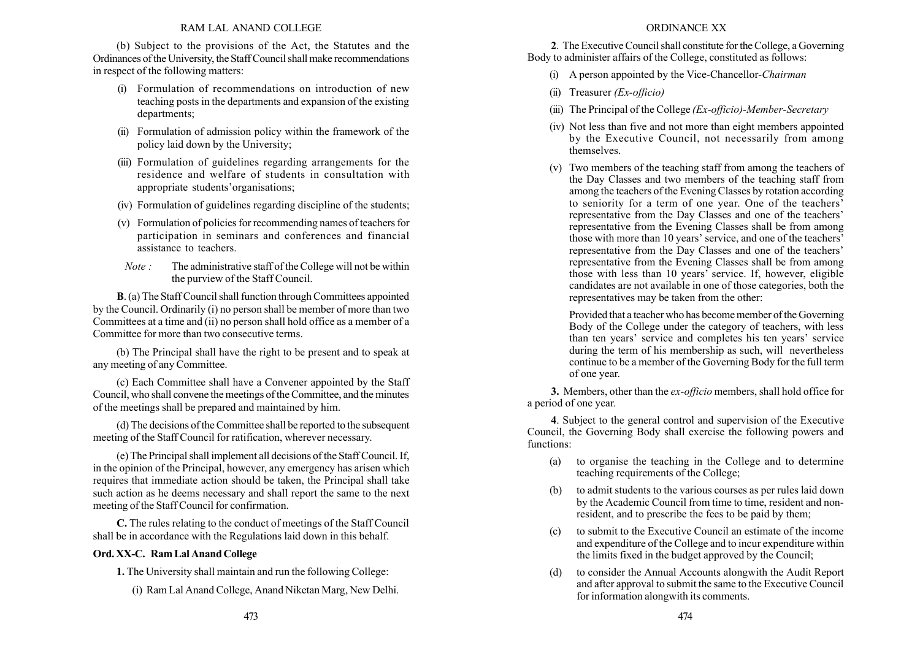(b) Subject to the provisions of the Act, the Statutes and the Ordinances of the University, the Staff Council shall make recommendations in respect of the following matters:

- (i) Formulation of recommendations on introduction of new teaching posts in the departments and expansion of the existing departments;
- (ii) Formulation of admission policy within the framework of the policy laid down by the University;
- (iii) Formulation of guidelines regarding arrangements for the residence and welfare of students in consultation with appropriate students'organisations;
- (iv) Formulation of guidelines regarding discipline of the students;
- (v) Formulation of policies for recommending names of teachers for participation in seminars and conferences and financial assistance to teachers.

*Note :* The administrative staff of the College will not be within the purview of the Staff Council.

**B**. (a) The Staff Council shall function through Committees appointed by the Council. Ordinarily (i) no person shall be member of more than two Committees at a time and (ii) no person shall hold office as a member of a Committee for more than two consecutive terms.

(b) The Principal shall have the right to be present and to speak at any meeting of any Committee.

(c) Each Committee shall have a Convener appointed by the Staff Council, who shall convene the meetings of the Committee, and the minutes of the meetings shall be prepared and maintained by him.

(d) The decisions of the Committee shall be reported to the subsequent meeting of the Staff Council for ratification, wherever necessary.

(e) The Principal shall implement all decisions of the Staff Council. If, in the opinion of the Principal, however, any emergency has arisen which requires that immediate action should be taken, the Principal shall take such action as he deems necessary and shall report the same to the next meeting of the Staff Council for confirmation.

**C.** The rules relating to the conduct of meetings of the Staff Council shall be in accordance with the Regulations laid down in this behalf.

### Ord. XX-C. Ram Lal Anand College

**1.** The University shall maintain and run the following College:

(i) Ram Lal Anand College, Anand Niketan Marg, New Delhi.

**2**. The Executive Council shall constitute for the College, a Governing Body to administer affairs of the College, constituted as follows:

- (i) A person appointed by the Vice-Chancellor-*Chairman*
- (ii) Treasurer *(Ex-officio)*
- (iii) The Principal of the College *(Ex-officio)-Member-Secretary*
- (iv) Not less than five and not more than eight members appointed by the Executive Council, not necessarily from among themselves.
- (v) Two members of the teaching staff from among the teachers of the Day Classes and two members of the teaching staff from among the teachers of the Evening Classes by rotation according to seniority for a term of one year. One of the teachers' representative from the Day Classes and one of the teachers' representative from the Evening Classes shall be from among those with more than 10 years' service, and one of the teachers' representative from the Day Classes and one of the teachers' representative from the Evening Classes shall be from among those with less than 10 years' service. If, however, eligible candidates are not available in one of those categories, both the representatives may be taken from the other:

  Provided that a teacher who has become member of the Governing Body of the College under the category of teachers, with less than ten years' service and completes his ten years' service during the term of his membership as such, will nevertheless continue to be a member of the Governing Body for the full term of one year.

**3.** Members, other than the *ex-officio* members, shall hold office for a period of one year.

**4**. Subject to the general control and supervision of the Executive Council, the Governing Body shall exercise the following powers and functions:

- (a) to organise the teaching in the College and to determine teaching requirements of the College;
- (b) to admit students to the various courses as per rules laid down by the Academic Council from time to time, resident and non-resident, and to prescribe the fees to be paid by them;
- (c) to submit to the Executive Council an estimate of the income and expenditure of the College and to incur expenditure within the limits fixed in the budget approved by the Council;
- (d) to consider the Annual Accounts alongwith the Audit Report and after approval to submit the same to the Executive Council for information alongwith its comments.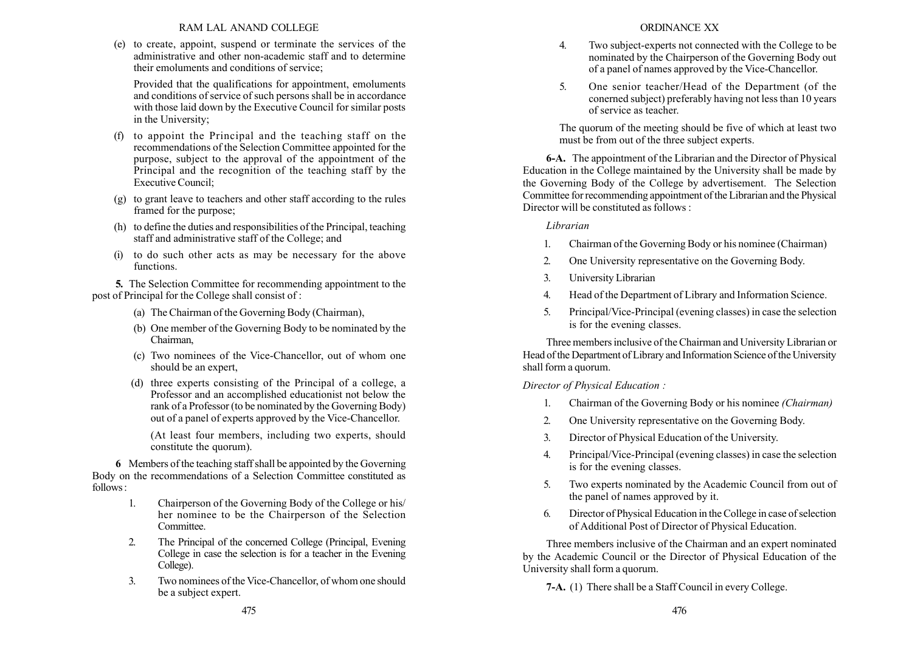(e) to create, appoint, suspend or terminate the services of the administrative and other non-academic staff and to determine their emoluments and conditions of service;

Provided that the qualifications for appointment, emoluments and conditions of service of such persons shall be in accordance with those laid down by the Executive Council for similar posts in the University;

(f) to appoint the Principal and the teaching staff on the recommendations of the Selection Committee appointed for the purpose, subject to the approval of the appointment of the Principal and the recognition of the teaching staff by the Executive Council;

(g) to grant leave to teachers and other staff according to the rules framed for the purpose;

(h) to define the duties and responsibilities of the Principal, teaching staff and administrative staff of the College; and

(i) to do such other acts as may be necessary for the above functions.

**5.** The Selection Committee for recommending appointment to the post of Principal for the College shall consist of :

(a) The Chairman of the Governing Body (Chairman),

(b) One member of the Governing Body to be nominated by the Chairman,

(c) Two nominees of the Vice-Chancellor, out of whom one should be an expert,

(d) three experts consisting of the Principal of a college, a Professor and an accomplished educationist not below the rank of a Professor (to be nominated by the Governing Body) out of a panel of experts approved by the Vice-Chancellor.

(At least four members, including two experts, should constitute the quorum).

**6** Members of the teaching staff shall be appointed by the Governing Body on the recommendations of a Selection Committee constituted as follows :

1. Chairperson of the Governing Body of the College or his/ her nominee to be the Chairperson of the Selection Committee.
2. The Principal of the concerned College (Principal, Evening College in case the selection is for a teacher in the Evening College).
3. Two nominees of the Vice-Chancellor, of whom one should be a subject expert.
4. Two subject-experts not connected with the College to be nominated by the Chairperson of the Governing Body out of a panel of names approved by the Vice-Chancellor.
5. One senior teacher/Head of the Department (of the conerned subject) preferably having not less than 10 years of service as teacher.

The quorum of the meeting should be five of which at least two must be from out of the three subject experts.

**6-A.** The appointment of the Librarian and the Director of Physical Education in the College maintained by the University shall be made by the Governing Body of the College by advertisement. The Selection Committee for recommending appointment of the Librarian and the Physical Director will be constituted as follows :

*Librarian*

1. Chairman of the Governing Body or his nominee (Chairman)
2. One University representative on the Governing Body.
3. University Librarian
4. Head of the Department of Library and Information Science.
5. Principal/Vice-Principal (evening classes) in case the selection is for the evening classes.

Three members inclusive of the Chairman and University Librarian or Head of the Department of Library and Information Science of the University shall form a quorum.

*Director of Physical Education :*

1. Chairman of the Governing Body or his nominee *(Chairman)*
2. One University representative on the Governing Body.
3. Director of Physical Education of the University.
4. Principal/Vice-Principal (evening classes) in case the selection is for the evening classes.
5. Two experts nominated by the Academic Council from out of the panel of names approved by it.
6. Director of Physical Education in the College in case of selection of Additional Post of Director of Physical Education.

Three members inclusive of the Chairman and an expert nominated by the Academic Council or the Director of Physical Education of the University shall form a quorum.

**7-A.** (1) There shall be a Staff Council in every College.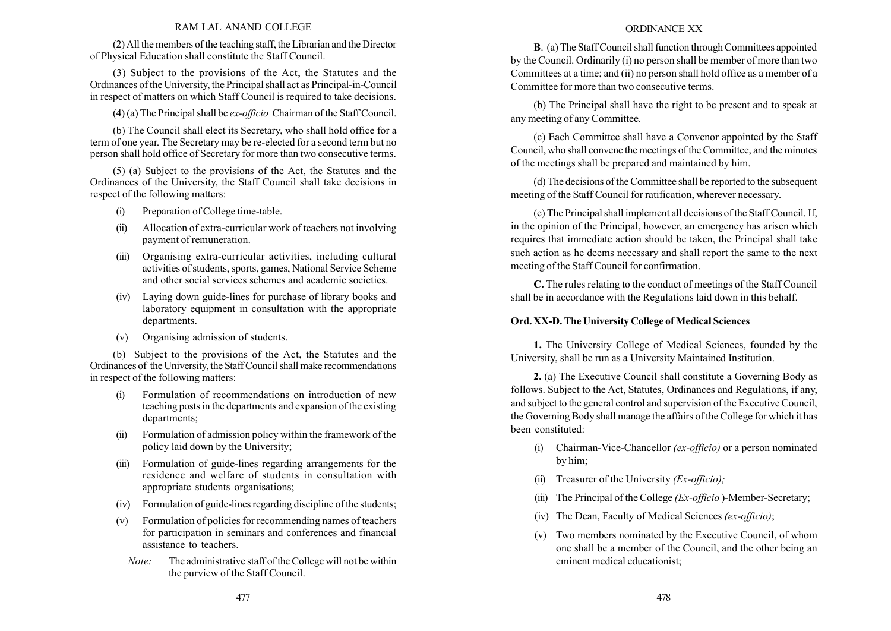(2) All the members of the teaching staff, the Librarian and the Director of Physical Education shall constitute the Staff Council.

(3) Subject to the provisions of the Act, the Statutes and the Ordinances of the University, the Principal shall act as Principal-in-Council in respect of matters on which Staff Council is required to take decisions.

(4) (a) The Principal shall be *ex-officio* Chairman of the Staff Council.

(b) The Council shall elect its Secretary, who shall hold office for a term of one year. The Secretary may be re-elected for a second term but no person shall hold office of Secretary for more than two consecutive terms.

(5) (a) Subject to the provisions of the Act, the Statutes and the Ordinances of the University, the Staff Council shall take decisions in respect of the following matters:

- (i) Preparation of College time-table.
- (ii) Allocation of extra-curricular work of teachers not involving payment of remuneration.
- (iii) Organising extra-curricular activities, including cultural activities of students, sports, games, National Service Scheme and other social services schemes and academic societies.
- (iv) Laying down guide-lines for purchase of library books and laboratory equipment in consultation with the appropriate departments.
- (v) Organising admission of students.

(b) Subject to the provisions of the Act, the Statutes and the Ordinances of the University, the Staff Council shall make recommendations in respect of the following matters:

- (i) Formulation of recommendations on introduction of new teaching posts in the departments and expansion of the existing departments;
- (ii) Formulation of admission policy within the framework of the policy laid down by the University;
- (iii) Formulation of guide-lines regarding arrangements for the residence and welfare of students in consultation with appropriate students organisations;
- (iv) Formulation of guide-lines regarding discipline of the students;
- (v) Formulation of policies for recommending names of teachers for participation in seminars and conferences and financial assistance to teachers.

*Note:* The administrative staff of the College will not be within the purview of the Staff Council.

**B**. (a) The Staff Council shall function through Committees appointed by the Council. Ordinarily (i) no person shall be member of more than two Committees at a time; and (ii) no person shall hold office as a member of a Committee for more than two consecutive terms.

(b) The Principal shall have the right to be present and to speak at any meeting of any Committee.

(c) Each Committee shall have a Convenor appointed by the Staff Council, who shall convene the meetings of the Committee, and the minutes of the meetings shall be prepared and maintained by him.

(d) The decisions of the Committee shall be reported to the subsequent meeting of the Staff Council for ratification, wherever necessary.

(e) The Principal shall implement all decisions of the Staff Council. If, in the opinion of the Principal, however, an emergency has arisen which requires that immediate action should be taken, the Principal shall take such action as he deems necessary and shall report the same to the next meeting of the Staff Council for confirmation.

**C.** The rules relating to the conduct of meetings of the Staff Council shall be in accordance with the Regulations laid down in this behalf.

### Ord. XX-D. The University College of Medical Sciences

**1.** The University College of Medical Sciences, founded by the University, shall be run as a University Maintained Institution.

**2.** (a) The Executive Council shall constitute a Governing Body as follows. Subject to the Act, Statutes, Ordinances and Regulations, if any, and subject to the general control and supervision of the Executive Council, the Governing Body shall manage the affairs of the College for which it has been constituted:

- (i) Chairman-Vice-Chancellor *(ex-officio)* or a person nominated by him;
- (ii) Treasurer of the University *(Ex-officio);*
- (iii) The Principal of the College *(Ex-officio* )-Member-Secretary;
- (iv) The Dean, Faculty of Medical Sciences *(ex-officio)*;
- (v) Two members nominated by the Executive Council, of whom one shall be a member of the Council, and the other being an eminent medical educationist;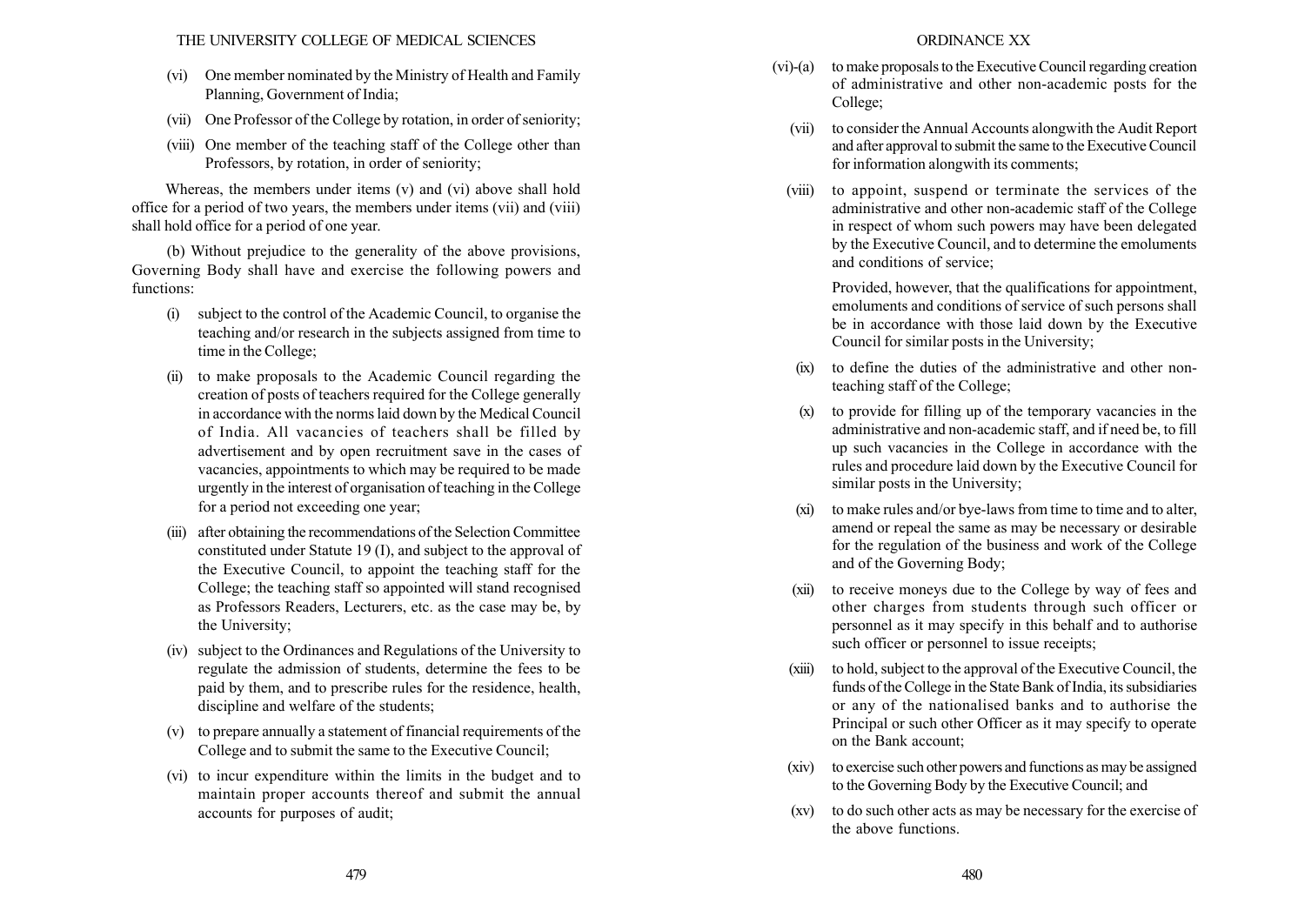(vi) One member nominated by the Ministry of Health and Family Planning, Government of India;

(vii) One Professor of the College by rotation, in order of seniority;

(viii) One member of the teaching staff of the College other than Professors, by rotation, in order of seniority;

Whereas, the members under items (v) and (vi) above shall hold office for a period of two years, the members under items (vii) and (viii) shall hold office for a period of one year.

(b) Without prejudice to the generality of the above provisions, Governing Body shall have and exercise the following powers and functions:

(i) subject to the control of the Academic Council, to organise the teaching and/or research in the subjects assigned from time to time in the College;

(ii) to make proposals to the Academic Council regarding the creation of posts of teachers required for the College generally in accordance with the norms laid down by the Medical Council of India. All vacancies of teachers shall be filled by advertisement and by open recruitment save in the cases of vacancies, appointments to which may be required to be made urgently in the interest of organisation of teaching in the College for a period not exceeding one year;

(iii) after obtaining the recommendations of the Selection Committee constituted under Statute 19 (I), and subject to the approval of the Executive Council, to appoint the teaching staff for the College; the teaching staff so appointed will stand recognised as Professors Readers, Lecturers, etc. as the case may be, by the University;

(iv) subject to the Ordinances and Regulations of the University to regulate the admission of students, determine the fees to be paid by them, and to prescribe rules for the residence, health, discipline and welfare of the students;

(v) to prepare annually a statement of financial requirements of the College and to submit the same to the Executive Council;

(vi) to incur expenditure within the limits in the budget and to maintain proper accounts thereof and submit the annual accounts for purposes of audit;

(vi)-(a) to make proposals to the Executive Council regarding creation of administrative and other non-academic posts for the College;

(vii) to consider the Annual Accounts alongwith the Audit Report and after approval to submit the same to the Executive Council for information alongwith its comments;

(viii) to appoint, suspend or terminate the services of the administrative and other non-academic staff of the College in respect of whom such powers may have been delegated by the Executive Council, and to determine the emoluments and conditions of service;

Provided, however, that the qualifications for appointment, emoluments and conditions of service of such persons shall be in accordance with those laid down by the Executive Council for similar posts in the University;

(ix) to define the duties of the administrative and other non-teaching staff of the College;

(x) to provide for filling up of the temporary vacancies in the administrative and non-academic staff, and if need be, to fill up such vacancies in the College in accordance with the rules and procedure laid down by the Executive Council for similar posts in the University;

(xi) to make rules and/or bye-laws from time to time and to alter, amend or repeal the same as may be necessary or desirable for the regulation of the business and work of the College and of the Governing Body;

(xii) to receive moneys due to the College by way of fees and other charges from students through such officer or personnel as it may specify in this behalf and to authorise such officer or personnel to issue receipts;

(xiii) to hold, subject to the approval of the Executive Council, the funds of the College in the State Bank of India, its subsidiaries or any of the nationalised banks and to authorise the Principal or such other Officer as it may specify to operate on the Bank account;

(xiv) to exercise such other powers and functions as may be assigned to the Governing Body by the Executive Council; and

(xv) to do such other acts as may be necessary for the exercise of the above functions.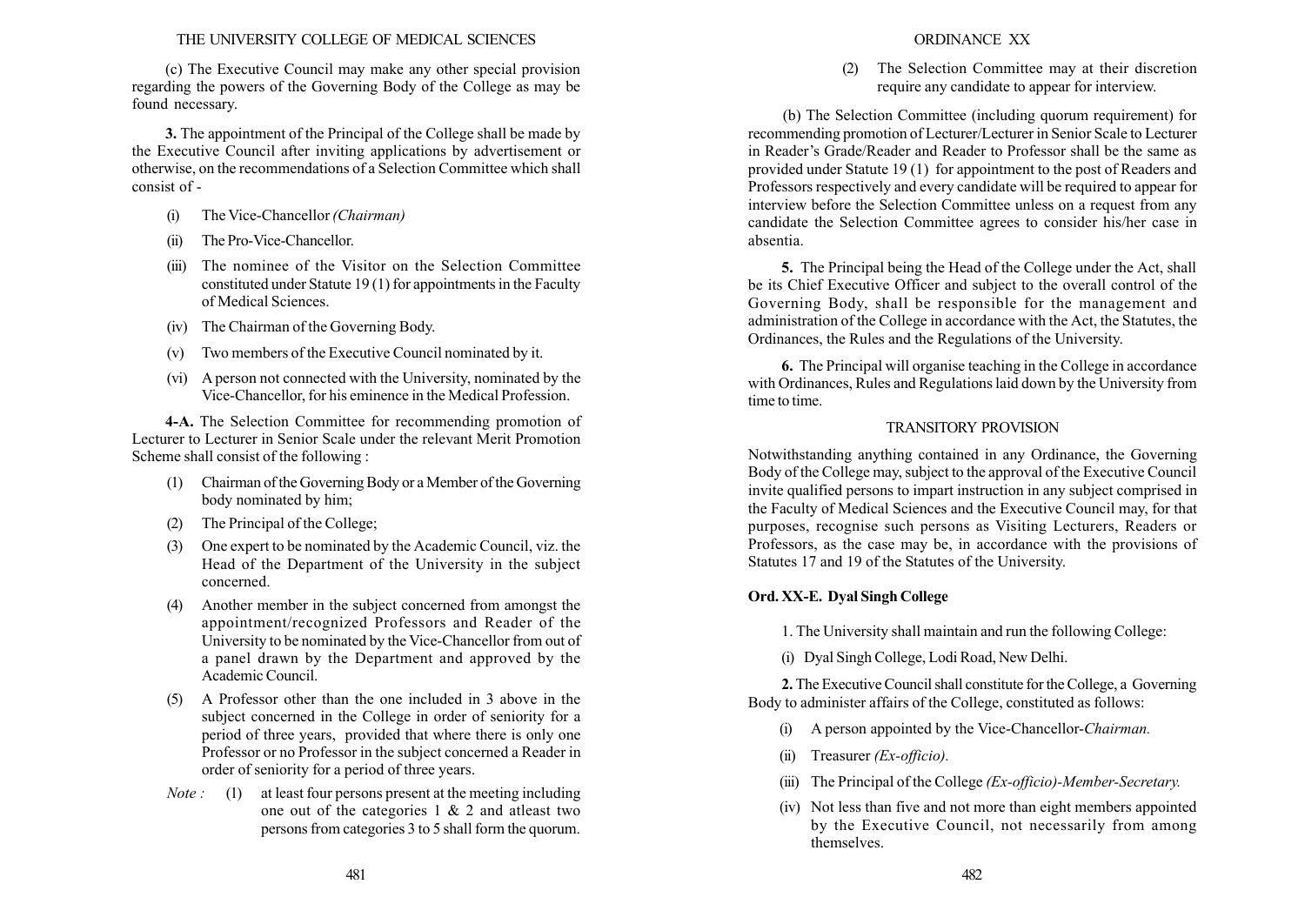(c) The Executive Council may make any other special provision regarding the powers of the Governing Body of the College as may be found necessary.

**3.** The appointment of the Principal of the College shall be made by the Executive Council after inviting applications by advertisement or otherwise, on the recommendations of a Selection Committee which shall consist of -

(i) The Vice-Chancellor *(Chairman)*

(ii) The Pro-Vice-Chancellor.

(iii) The nominee of the Visitor on the Selection Committee constituted under Statute 19 (1) for appointments in the Faculty of Medical Sciences.

(iv) The Chairman of the Governing Body.

(v) Two members of the Executive Council nominated by it.

(vi) A person not connected with the University, nominated by the Vice-Chancellor, for his eminence in the Medical Profession.

**4-A.** The Selection Committee for recommending promotion of Lecturer to Lecturer in Senior Scale under the relevant Merit Promotion Scheme shall consist of the following :

(1) Chairman of the Governing Body or a Member of the Governing body nominated by him;

(2) The Principal of the College;

(3) One expert to be nominated by the Academic Council, viz. the Head of the Department of the University in the subject concerned.

(4) Another member in the subject concerned from amongst the appointment/recognized Professors and Reader of the University to be nominated by the Vice-Chancellor from out of a panel drawn by the Department and approved by the Academic Council.

(5) A Professor other than the one included in 3 above in the subject concerned in the College in order of seniority for a period of three years, provided that where there is only one Professor or no Professor in the subject concerned a Reader in order of seniority for a period of three years.

*Note :* (1) at least four persons present at the meeting including one out of the categories 1 & 2 and atleast two persons from categories 3 to 5 shall form the quorum.

(2) The Selection Committee may at their discretion require any candidate to appear for interview.

(b) The Selection Committee (including quorum requirement) for recommending promotion of Lecturer/Lecturer in Senior Scale to Lecturer in Reader's Grade/Reader and Reader to Professor shall be the same as provided under Statute 19 (1) for appointment to the post of Readers and Professors respectively and every candidate will be required to appear for interview before the Selection Committee unless on a request from any candidate the Selection Committee agrees to consider his/her case in absentia.

**5.** The Principal being the Head of the College under the Act, shall be its Chief Executive Officer and subject to the overall control of the Governing Body, shall be responsible for the management and administration of the College in accordance with the Act, the Statutes, the Ordinances, the Rules and the Regulations of the University.

**6.** The Principal will organise teaching in the College in accordance with Ordinances, Rules and Regulations laid down by the University from time to time.

TRANSITORY PROVISION

Notwithstanding anything contained in any Ordinance, the Governing Body of the College may, subject to the approval of the Executive Council invite qualified persons to impart instruction in any subject comprised in the Faculty of Medical Sciences and the Executive Council may, for that purposes, recognise such persons as Visiting Lecturers, Readers or Professors, as the case may be, in accordance with the provisions of Statutes 17 and 19 of the Statutes of the University.

## Ord. XX-E. Dyal Singh College

1. The University shall maintain and run the following College:

(i) Dyal Singh College, Lodi Road, New Delhi.

**2.** The Executive Council shall constitute for the College, a Governing Body to administer affairs of the College, constituted as follows:

(i) A person appointed by the Vice-Chancellor-*Chairman.*

(ii) Treasurer *(Ex-officio).*

(iii) The Principal of the College *(Ex-officio)-Member-Secretary.*

(iv) Not less than five and not more than eight members appointed by the Executive Council, not necessarily from among themselves.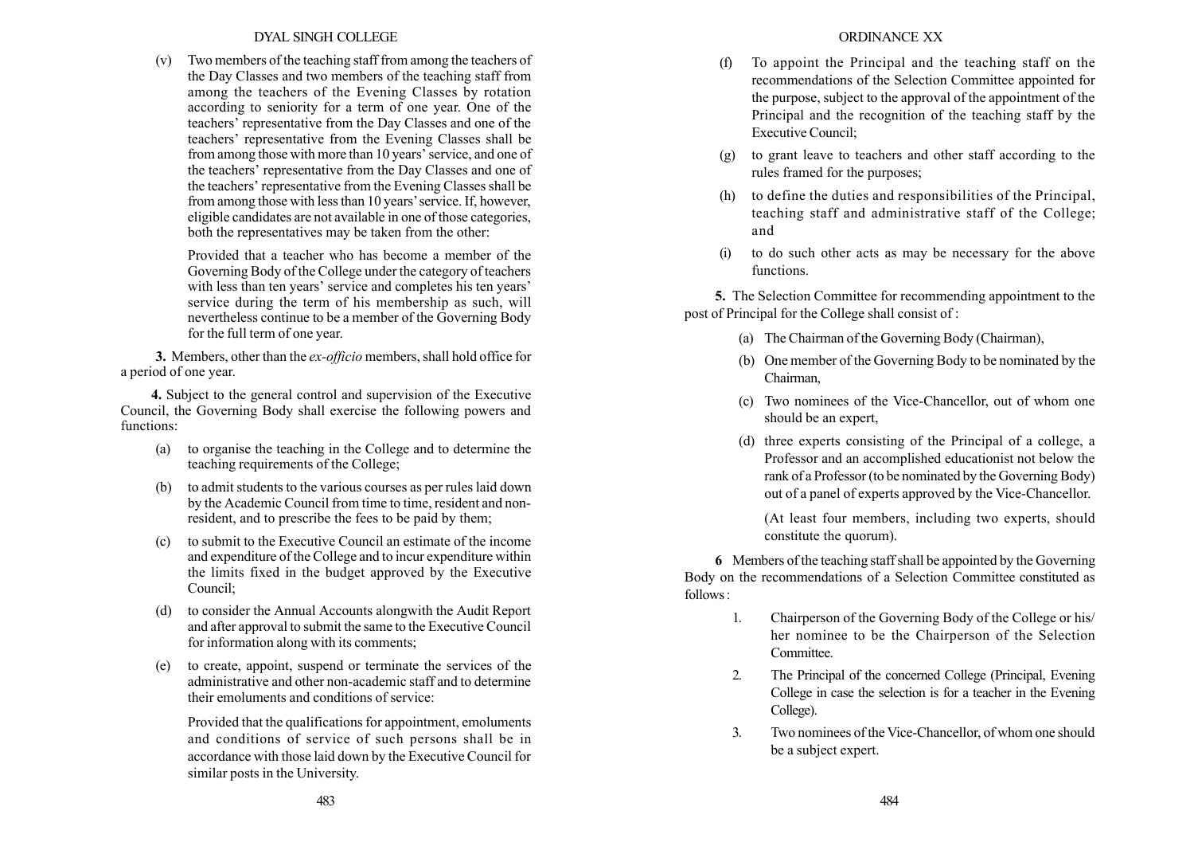(v) Two members of the teaching staff from among the teachers of the Day Classes and two members of the teaching staff from among the teachers of the Evening Classes by rotation according to seniority for a term of one year. One of the teachers' representative from the Day Classes and one of the teachers' representative from the Evening Classes shall be from among those with more than 10 years' service, and one of the teachers' representative from the Day Classes and one of the teachers' representative from the Evening Classes shall be from among those with less than 10 years' service. If, however, eligible candidates are not available in one of those categories, both the representatives may be taken from the other:

Provided that a teacher who has become a member of the Governing Body of the College under the category of teachers with less than ten years' service and completes his ten years' service during the term of his membership as such, will nevertheless continue to be a member of the Governing Body for the full term of one year.

**3.** Members, other than the *ex-officio* members, shall hold office for a period of one year.

**4.** Subject to the general control and supervision of the Executive Council, the Governing Body shall exercise the following powers and functions:

(a) to organise the teaching in the College and to determine the teaching requirements of the College;

(b) to admit students to the various courses as per rules laid down by the Academic Council from time to time, resident and non-resident, and to prescribe the fees to be paid by them;

(c) to submit to the Executive Council an estimate of the income and expenditure of the College and to incur expenditure within the limits fixed in the budget approved by the Executive Council;

(d) to consider the Annual Accounts alongwith the Audit Report and after approval to submit the same to the Executive Council for information along with its comments;

(e) to create, appoint, suspend or terminate the services of the administrative and other non-academic staff and to determine their emoluments and conditions of service:

Provided that the qualifications for appointment, emoluments and conditions of service of such persons shall be in accordance with those laid down by the Executive Council for similar posts in the University.

(f) To appoint the Principal and the teaching staff on the recommendations of the Selection Committee appointed for the purpose, subject to the approval of the appointment of the Principal and the recognition of the teaching staff by the Executive Council;

(g) to grant leave to teachers and other staff according to the rules framed for the purposes;

(h) to define the duties and responsibilities of the Principal, teaching staff and administrative staff of the College; and

(i) to do such other acts as may be necessary for the above functions.

**5.** The Selection Committee for recommending appointment to the post of Principal for the College shall consist of :

(a) The Chairman of the Governing Body (Chairman),

(b) One member of the Governing Body to be nominated by the Chairman,

(c) Two nominees of the Vice-Chancellor, out of whom one should be an expert,

(d) three experts consisting of the Principal of a college, a Professor and an accomplished educationist not below the rank of a Professor (to be nominated by the Governing Body) out of a panel of experts approved by the Vice-Chancellor.

(At least four members, including two experts, should constitute the quorum).

**6** Members of the teaching staff shall be appointed by the Governing Body on the recommendations of a Selection Committee constituted as follows :

1. Chairperson of the Governing Body of the College or his/her nominee to be the Chairperson of the Selection Committee.
2. The Principal of the concerned College (Principal, Evening College in case the selection is for a teacher in the Evening College).
3. Two nominees of the Vice-Chancellor, of whom one should be a subject expert.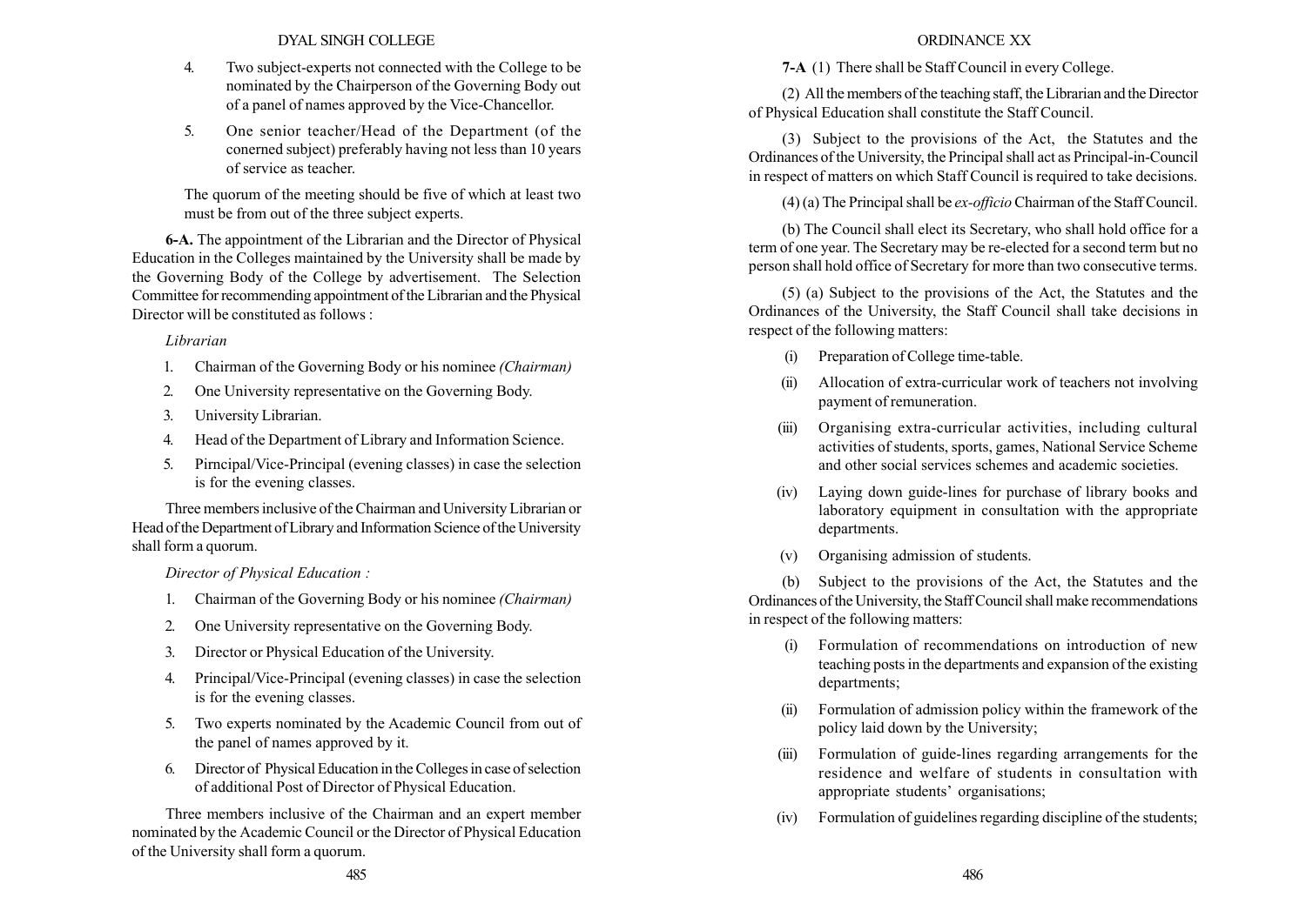4. Two subject-experts not connected with the College to be nominated by the Chairperson of the Governing Body out of a panel of names approved by the Vice-Chancellor.

5. One senior teacher/Head of the Department (of the conerned subject) preferably having not less than 10 years of service as teacher.

The quorum of the meeting should be five of which at least two must be from out of the three subject experts.

**6-A.** The appointment of the Librarian and the Director of Physical Education in the Colleges maintained by the University shall be made by the Governing Body of the College by advertisement. The Selection Committee for recommending appointment of the Librarian and the Physical Director will be constituted as follows :

*Librarian*

1. Chairman of the Governing Body or his nominee *(Chairman)*
2. One University representative on the Governing Body.
3. University Librarian.
4. Head of the Department of Library and Information Science.
5. Pirncipal/Vice-Principal (evening classes) in case the selection is for the evening classes.

Three members inclusive of the Chairman and University Librarian or Head of the Department of Library and Information Science of the University shall form a quorum.

*Director of Physical Education :*

1. Chairman of the Governing Body or his nominee *(Chairman)*
2. One University representative on the Governing Body.
3. Director or Physical Education of the University.
4. Principal/Vice-Principal (evening classes) in case the selection is for the evening classes.
5. Two experts nominated by the Academic Council from out of the panel of names approved by it.
6. Director of Physical Education in the Colleges in case of selection of additional Post of Director of Physical Education.

Three members inclusive of the Chairman and an expert member nominated by the Academic Council or the Director of Physical Education of the University shall form a quorum.

**7-A** (1) There shall be Staff Council in every College.

(2) All the members of the teaching staff, the Librarian and the Director of Physical Education shall constitute the Staff Council.

(3) Subject to the provisions of the Act, the Statutes and the Ordinances of the University, the Principal shall act as Principal-in-Council in respect of matters on which Staff Council is required to take decisions.

(4) (a) The Principal shall be *ex-officio* Chairman of the Staff Council.

(b) The Council shall elect its Secretary, who shall hold office for a term of one year. The Secretary may be re-elected for a second term but no person shall hold office of Secretary for more than two consecutive terms.

(5) (a) Subject to the provisions of the Act, the Statutes and the Ordinances of the University, the Staff Council shall take decisions in respect of the following matters:

(i) Preparation of College time-table.

(ii) Allocation of extra-curricular work of teachers not involving payment of remuneration.

(iii) Organising extra-curricular activities, including cultural activities of students, sports, games, National Service Scheme and other social services schemes and academic societies.

(iv) Laying down guide-lines for purchase of library books and laboratory equipment in consultation with the appropriate departments.

(v) Organising admission of students.

(b) Subject to the provisions of the Act, the Statutes and the Ordinances of the University, the Staff Council shall make recommendations in respect of the following matters:

(i) Formulation of recommendations on introduction of new teaching posts in the departments and expansion of the existing departments;

(ii) Formulation of admission policy within the framework of the policy laid down by the University;

(iii) Formulation of guide-lines regarding arrangements for the residence and welfare of students in consultation with appropriate students' organisations;

(iv) Formulation of guidelines regarding discipline of the students;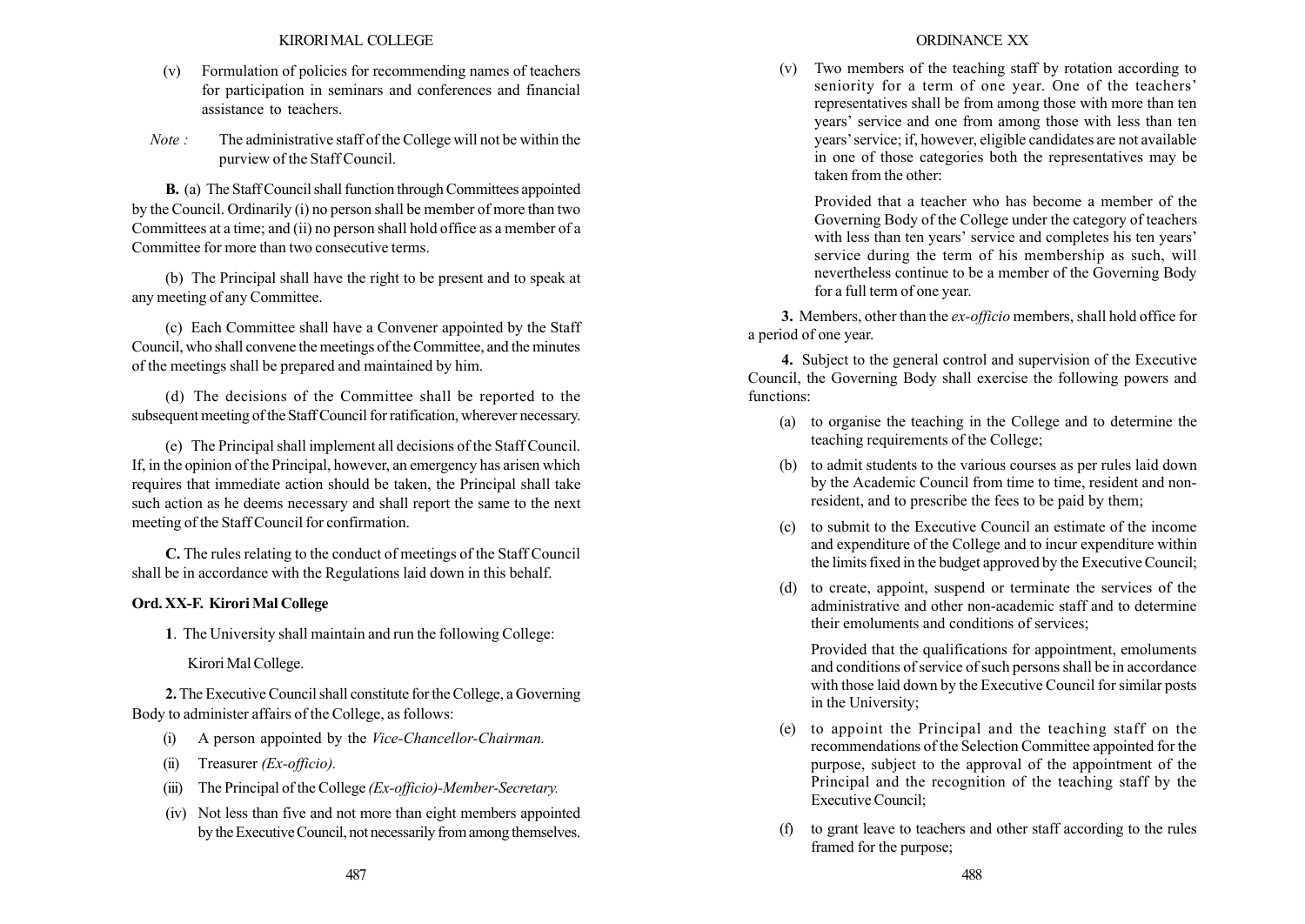(v) Formulation of policies for recommending names of teachers for participation in seminars and conferences and financial assistance to teachers.

*Note :* The administrative staff of the College will not be within the purview of the Staff Council.

**B.** (a) The Staff Council shall function through Committees appointed by the Council. Ordinarily (i) no person shall be member of more than two Committees at a time; and (ii) no person shall hold office as a member of a Committee for more than two consecutive terms.

(b) The Principal shall have the right to be present and to speak at any meeting of any Committee.

(c) Each Committee shall have a Convener appointed by the Staff Council, who shall convene the meetings of the Committee, and the minutes of the meetings shall be prepared and maintained by him.

(d) The decisions of the Committee shall be reported to the subsequent meeting of the Staff Council for ratification, wherever necessary.

(e) The Principal shall implement all decisions of the Staff Council. If, in the opinion of the Principal, however, an emergency has arisen which requires that immediate action should be taken, the Principal shall take such action as he deems necessary and shall report the same to the next meeting of the Staff Council for confirmation.

**C.** The rules relating to the conduct of meetings of the Staff Council shall be in accordance with the Regulations laid down in this behalf.

### Ord. XX-F. Kirori Mal College

**1**. The University shall maintain and run the following College:

Kirori Mal College.

**2.** The Executive Council shall constitute for the College, a Governing Body to administer affairs of the College, as follows:

(i) A person appointed by the *Vice-Chancellor-Chairman.*

(ii) Treasurer *(Ex-officio).*

(iii) The Principal of the College *(Ex-officio)-Member-Secretary.*

(iv) Not less than five and not more than eight members appointed by the Executive Council, not necessarily from among themselves.

(v) Two members of the teaching staff by rotation according to seniority for a term of one year. One of the teachers' representatives shall be from among those with more than ten years' service and one from among those with less than ten years' service; if, however, eligible candidates are not available in one of those categories both the representatives may be taken from the other:

Provided that a teacher who has become a member of the Governing Body of the College under the category of teachers with less than ten years' service and completes his ten years' service during the term of his membership as such, will nevertheless continue to be a member of the Governing Body for a full term of one year.

**3.** Members, other than the *ex-officio* members, shall hold office for a period of one year.

**4.** Subject to the general control and supervision of the Executive Council, the Governing Body shall exercise the following powers and functions:

(a) to organise the teaching in the College and to determine the teaching requirements of the College;

(b) to admit students to the various courses as per rules laid down by the Academic Council from time to time, resident and non-resident, and to prescribe the fees to be paid by them;

(c) to submit to the Executive Council an estimate of the income and expenditure of the College and to incur expenditure within the limits fixed in the budget approved by the Executive Council;

(d) to create, appoint, suspend or terminate the services of the administrative and other non-academic staff and to determine their emoluments and conditions of services;

Provided that the qualifications for appointment, emoluments and conditions of service of such persons shall be in accordance with those laid down by the Executive Council for similar posts in the University;

(e) to appoint the Principal and the teaching staff on the recommendations of the Selection Committee appointed for the purpose, subject to the approval of the appointment of the Principal and the recognition of the teaching staff by the Executive Council;

(f) to grant leave to teachers and other staff according to the rules framed for the purpose;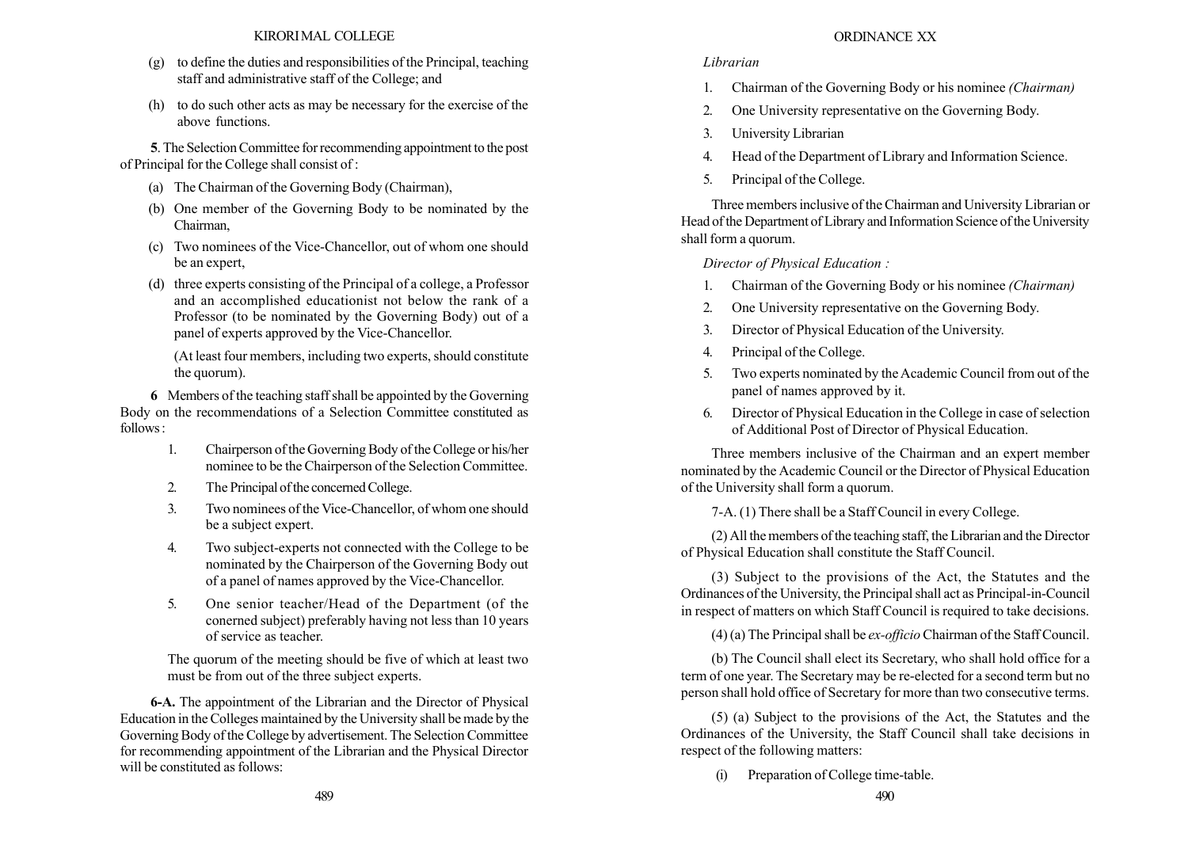(g) to define the duties and responsibilities of the Principal, teaching staff and administrative staff of the College; and

(h) to do such other acts as may be necessary for the exercise of the above functions.

**5**. The Selection Committee for recommending appointment to the post of Principal for the College shall consist of :

(a) The Chairman of the Governing Body (Chairman),

(b) One member of the Governing Body to be nominated by the Chairman,

(c) Two nominees of the Vice-Chancellor, out of whom one should be an expert,

(d) three experts consisting of the Principal of a college, a Professor and an accomplished educationist not below the rank of a Professor (to be nominated by the Governing Body) out of a panel of experts approved by the Vice-Chancellor.

(At least four members, including two experts, should constitute the quorum).

**6** Members of the teaching staff shall be appointed by the Governing Body on the recommendations of a Selection Committee constituted as follows :

1. Chairperson of the Governing Body of the College or his/her nominee to be the Chairperson of the Selection Committee.
2. The Principal of the concerned College.
3. Two nominees of the Vice-Chancellor, of whom one should be a subject expert.
4. Two subject-experts not connected with the College to be nominated by the Chairperson of the Governing Body out of a panel of names approved by the Vice-Chancellor.
5. One senior teacher/Head of the Department (of the conerned subject) preferably having not less than 10 years of service as teacher.

The quorum of the meeting should be five of which at least two must be from out of the three subject experts.

**6-A.** The appointment of the Librarian and the Director of Physical Education in the Colleges maintained by the University shall be made by the Governing Body of the College by advertisement. The Selection Committee for recommending appointment of the Librarian and the Physical Director will be constituted as follows:

*Librarian*

1. Chairman of the Governing Body or his nominee *(Chairman)*
2. One University representative on the Governing Body.
3. University Librarian
4. Head of the Department of Library and Information Science.
5. Principal of the College.

Three members inclusive of the Chairman and University Librarian or Head of the Department of Library and Information Science of the University shall form a quorum.

*Director of Physical Education :*

1. Chairman of the Governing Body or his nominee *(Chairman)*
2. One University representative on the Governing Body.
3. Director of Physical Education of the University.
4. Principal of the College.
5. Two experts nominated by the Academic Council from out of the panel of names approved by it.
6. Director of Physical Education in the College in case of selection of Additional Post of Director of Physical Education.

Three members inclusive of the Chairman and an expert member nominated by the Academic Council or the Director of Physical Education of the University shall form a quorum.

7-A. (1) There shall be a Staff Council in every College.

(2) All the members of the teaching staff, the Librarian and the Director of Physical Education shall constitute the Staff Council.

(3) Subject to the provisions of the Act, the Statutes and the Ordinances of the University, the Principal shall act as Principal-in-Council in respect of matters on which Staff Council is required to take decisions.

(4) (a) The Principal shall be *ex-officio* Chairman of the Staff Council.

(b) The Council shall elect its Secretary, who shall hold office for a term of one year. The Secretary may be re-elected for a second term but no person shall hold office of Secretary for more than two consecutive terms.

(5) (a) Subject to the provisions of the Act, the Statutes and the Ordinances of the University, the Staff Council shall take decisions in respect of the following matters:

(i) Preparation of College time-table.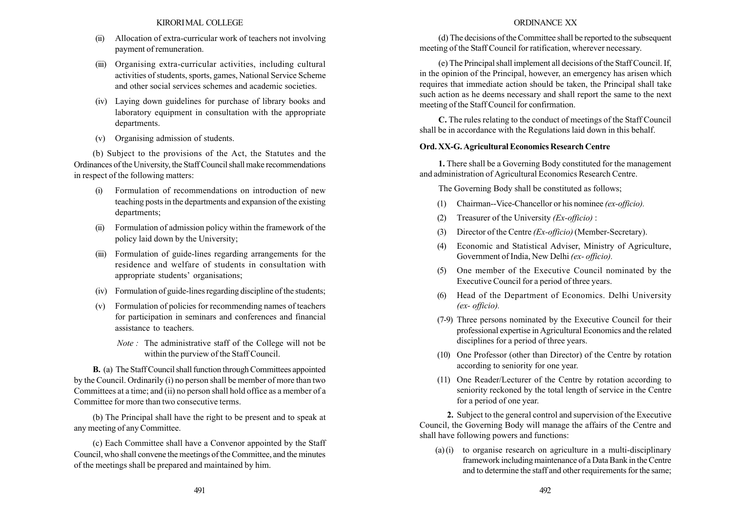(ii) Allocation of extra-curricular work of teachers not involving payment of remuneration.

(iii) Organising extra-curricular activities, including cultural activities of students, sports, games, National Service Scheme and other social services schemes and academic societies.

(iv) Laying down guidelines for purchase of library books and laboratory equipment in consultation with the appropriate departments.

(v) Organising admission of students.

(b) Subject to the provisions of the Act, the Statutes and the Ordinances of the University, the Staff Council shall make recommendations in respect of the following matters:

(i) Formulation of recommendations on introduction of new teaching posts in the departments and expansion of the existing departments;

(ii) Formulation of admission policy within the framework of the policy laid down by the University;

(iii) Formulation of guide-lines regarding arrangements for the residence and welfare of students in consultation with appropriate students' organisations;

(iv) Formulation of guide-lines regarding discipline of the students;

(v) Formulation of policies for recommending names of teachers for participation in seminars and conferences and financial assistance to teachers.

*Note :* The administrative staff of the College will not be within the purview of the Staff Council.

**B.** (a) The Staff Council shall function through Committees appointed by the Council. Ordinarily (i) no person shall be member of more than two Committees at a time; and (ii) no person shall hold office as a member of a Committee for more than two consecutive terms.

(b) The Principal shall have the right to be present and to speak at any meeting of any Committee.

(c) Each Committee shall have a Convenor appointed by the Staff Council, who shall convene the meetings of the Committee, and the minutes of the meetings shall be prepared and maintained by him.

(d) The decisions of the Committee shall be reported to the subsequent meeting of the Staff Council for ratification, wherever necessary.

(e) The Principal shall implement all decisions of the Staff Council. If, in the opinion of the Principal, however, an emergency has arisen which requires that immediate action should be taken, the Principal shall take such action as he deems necessary and shall report the same to the next meeting of the Staff Council for confirmation.

**C.** The rules relating to the conduct of meetings of the Staff Council shall be in accordance with the Regulations laid down in this behalf.

### Ord. XX-G. Agricultural Economics Research Centre

**1.** There shall be a Governing Body constituted for the management and administration of Agricultural Economics Research Centre.

The Governing Body shall be constituted as follows;

(1) Chairman--Vice-Chancellor or his nominee *(ex-officio).*

(2) Treasurer of the University *(Ex-officio)* :

(3) Director of the Centre *(Ex-officio)* (Member-Secretary).

(4) Economic and Statistical Adviser, Ministry of Agriculture, Government of India, New Delhi *(ex- officio).*

(5) One member of the Executive Council nominated by the Executive Council for a period of three years.

(6) Head of the Department of Economics. Delhi University *(ex- officio).*

(7-9) Three persons nominated by the Executive Council for their professional expertise in Agricultural Economics and the related disciplines for a period of three years.

(10) One Professor (other than Director) of the Centre by rotation according to seniority for one year.

(11) One Reader/Lecturer of the Centre by rotation according to seniority reckoned by the total length of service in the Centre for a period of one year.

**2.** Subject to the general control and supervision of the Executive Council, the Governing Body will manage the affairs of the Centre and shall have following powers and functions:

(a) (i) to organise research on agriculture in a multi-disciplinary framework including maintenance of a Data Bank in the Centre and to determine the staff and other requirements for the same;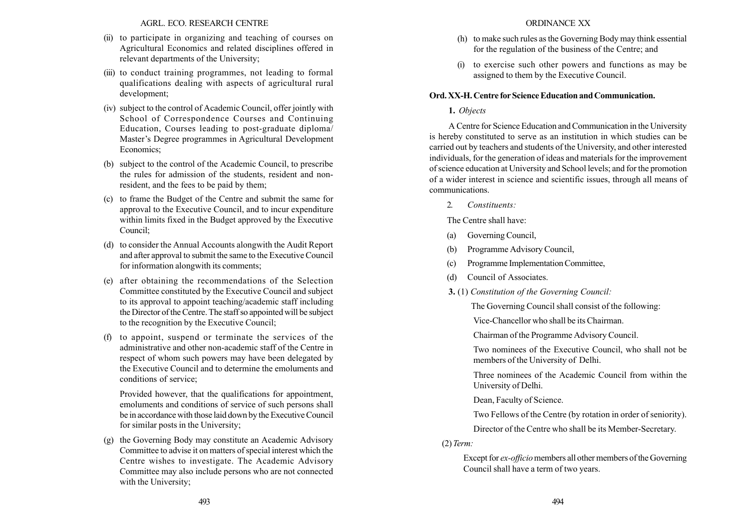(ii) to participate in organizing and teaching of courses on Agricultural Economics and related disciplines offered in relevant departments of the University;

(iii) to conduct training programmes, not leading to formal qualifications dealing with aspects of agricultural rural development;

(iv) subject to the control of Academic Council, offer jointly with School of Correspondence Courses and Continuing Education, Courses leading to post-graduate diploma/ Master's Degree programmes in Agricultural Development Economics;

(b) subject to the control of the Academic Council, to prescribe the rules for admission of the students, resident and non-resident, and the fees to be paid by them;

(c) to frame the Budget of the Centre and submit the same for approval to the Executive Council, and to incur expenditure within limits fixed in the Budget approved by the Executive Council;

(d) to consider the Annual Accounts alongwith the Audit Report and after approval to submit the same to the Executive Council for information alongwith its comments;

(e) after obtaining the recommendations of the Selection Committee constituted by the Executive Council and subject to its approval to appoint teaching/academic staff including the Director of the Centre. The staff so appointed will be subject to the recognition by the Executive Council;

(f) to appoint, suspend or terminate the services of the administrative and other non-academic staff of the Centre in respect of whom such powers may have been delegated by the Executive Council and to determine the emoluments and conditions of service;

Provided however, that the qualifications for appointment, emoluments and conditions of service of such persons shall be in accordance with those laid down by the Executive Council for similar posts in the University;

(g) the Governing Body may constitute an Academic Advisory Committee to advise it on matters of special interest which the Centre wishes to investigate. The Academic Advisory Committee may also include persons who are not connected with the University;

(h) to make such rules as the Governing Body may think essential for the regulation of the business of the Centre; and

(i) to exercise such other powers and functions as may be assigned to them by the Executive Council.

**Ord. XX-H. Centre for Science Education and Communication.**

**1.** *Objects*

A Centre for Science Education and Communication in the University is hereby constituted to serve as an institution in which studies can be carried out by teachers and students of the University, and other interested individuals, for the generation of ideas and materials for the improvement of science education at University and School levels; and for the promotion of a wider interest in science and scientific issues, through all means of communications.

2. *Constituents:*

The Centre shall have:

(a) Governing Council,

(b) Programme Advisory Council,

(c) Programme Implementation Committee,

(d) Council of Associates.

**3.** (1) *Constitution of the Governing Council:*

The Governing Council shall consist of the following:

Vice-Chancellor who shall be its Chairman.

Chairman of the Programme Advisory Council.

Two nominees of the Executive Council, who shall not be members of the University of Delhi.

Three nominees of the Academic Council from within the University of Delhi.

Dean, Faculty of Science.

Two Fellows of the Centre (by rotation in order of seniority).

Director of the Centre who shall be its Member-Secretary.

(2) *Term:*

Except for *ex-officio* members all other members of the Governing Council shall have a term of two years.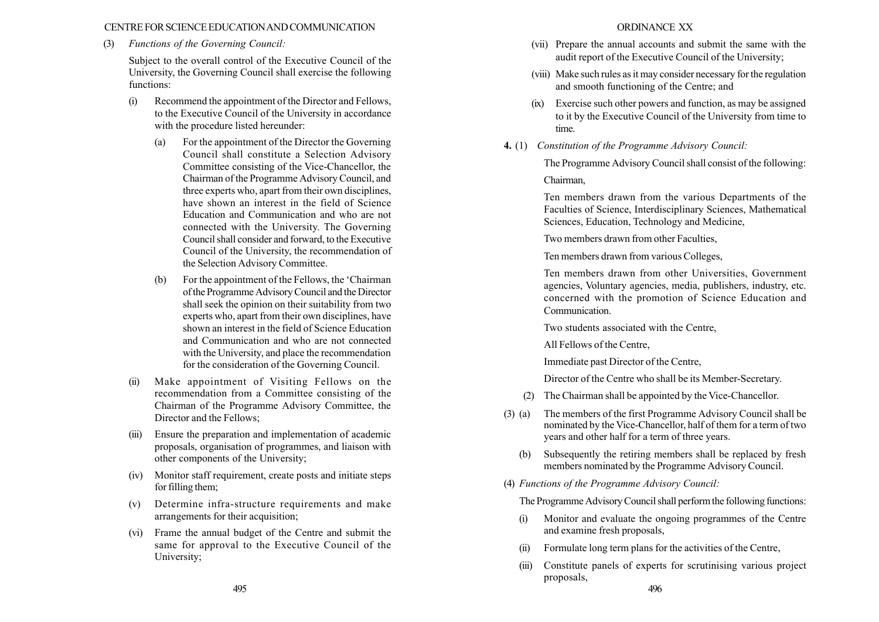(3) *Functions of the Governing Council:*

Subject to the overall control of the Executive Council of the University, the Governing Council shall exercise the following functions:

(i) Recommend the appointment of the Director and Fellows, to the Executive Council of the University in accordance with the procedure listed hereunder:

(a) For the appointment of the Director the Governing Council shall constitute a Selection Advisory Committee consisting of the Vice-Chancellor, the Chairman of the Programme Advisory Council, and three experts who, apart from their own disciplines, have shown an interest in the field of Science Education and Communication and who are not connected with the University. The Governing Council shall consider and forward, to the Executive Council of the University, the recommendation of the Selection Advisory Committee.

(b) For the appointment of the Fellows, the 'Chairman of the Programme Advisory Council and the Director shall seek the opinion on their suitability from two experts who, apart from their own disciplines, have shown an interest in the field of Science Education and Communication and who are not connected with the University, and place the recommendation for the consideration of the Governing Council.

(ii) Make appointment of Visiting Fellows on the recommendation from a Committee consisting of the Chairman of the Programme Advisory Committee, the Director and the Fellows;

(iii) Ensure the preparation and implementation of academic proposals, organisation of programmes, and liaison with other components of the University;

(iv) Monitor staff requirement, create posts and initiate steps for filling them;

(v) Determine infra-structure requirements and make arrangements for their acquisition;

(vi) Frame the annual budget of the Centre and submit the same for approval to the Executive Council of the University;

(vii) Prepare the annual accounts and submit the same with the audit report of the Executive Council of the University;

(viii) Make such rules as it may consider necessary for the regulation and smooth functioning of the Centre; and

(ix) Exercise such other powers and function, as may be assigned to it by the Executive Council of the University from time to time.

**4.** (1) *Constitution of the Programme Advisory Council:*

The Programme Advisory Council shall consist of the following:

Chairman,

Ten members drawn from the various Departments of the Faculties of Science, Interdisciplinary Sciences, Mathematical Sciences, Education, Technology and Medicine,

Two members drawn from other Faculties,

Ten members drawn from various Colleges,

Ten members drawn from other Universities, Government agencies, Voluntary agencies, media, publishers, industry, etc. concerned with the promotion of Science Education and Communication.

Two students associated with the Centre,

All Fellows of the Centre,

Immediate past Director of the Centre,

Director of the Centre who shall be its Member-Secretary.

(2) The Chairman shall be appointed by the Vice-Chancellor.

(3) (a) The members of the first Programme Advisory Council shall be nominated by the Vice-Chancellor, half of them for a term of two years and other half for a term of three years.

(b) Subsequently the retiring members shall be replaced by fresh members nominated by the Programme Advisory Council.

(4) *Functions of the Programme Advisory Council:*

The Programme Advisory Council shall perform the following functions:

(i) Monitor and evaluate the ongoing programmes of the Centre and examine fresh proposals,

(ii) Formulate long term plans for the activities of the Centre,

(iii) Constitute panels of experts for scrutinising various project proposals,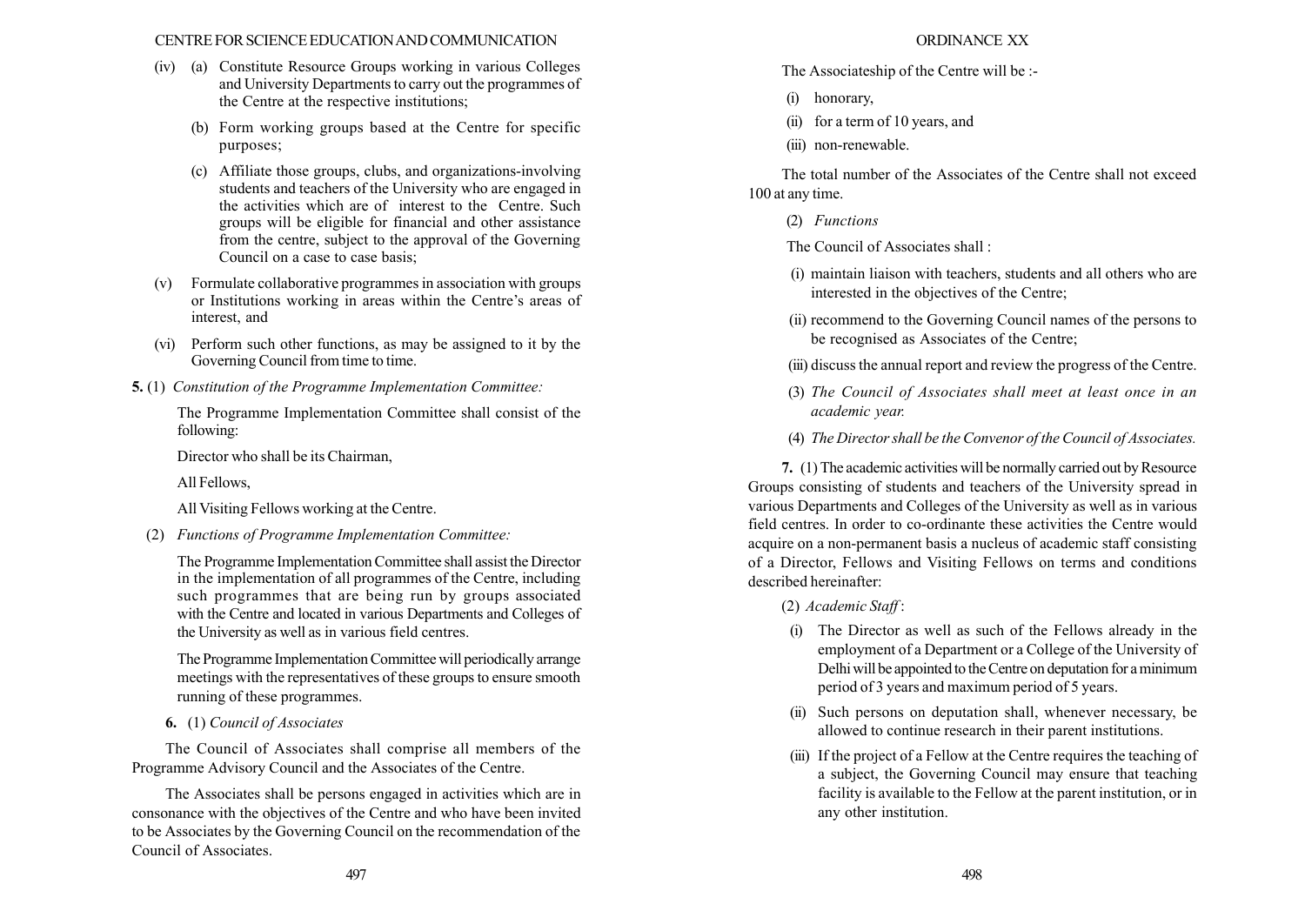(iv) (a) Constitute Resource Groups working in various Colleges and University Departments to carry out the programmes of the Centre at the respective institutions;

(b) Form working groups based at the Centre for specific purposes;

(c) Affiliate those groups, clubs, and organizations-involving students and teachers of the University who are engaged in the activities which are of interest to the Centre. Such groups will be eligible for financial and other assistance from the centre, subject to the approval of the Governing Council on a case to case basis;

(v) Formulate collaborative programmes in association with groups or Institutions working in areas within the Centre's areas of interest, and

(vi) Perform such other functions, as may be assigned to it by the Governing Council from time to time.

**5.** (1) *Constitution of the Programme Implementation Committee:*

The Programme Implementation Committee shall consist of the following:

Director who shall be its Chairman,

All Fellows,

All Visiting Fellows working at the Centre.

(2) *Functions of Programme Implementation Committee:*

The Programme Implementation Committee shall assist the Director in the implementation of all programmes of the Centre, including such programmes that are being run by groups associated with the Centre and located in various Departments and Colleges of the University as well as in various field centres.

The Programme Implementation Committee will periodically arrange meetings with the representatives of these groups to ensure smooth running of these programmes.

**6.** (1) *Council of Associates*

The Council of Associates shall comprise all members of the Programme Advisory Council and the Associates of the Centre.

The Associates shall be persons engaged in activities which are in consonance with the objectives of the Centre and who have been invited to be Associates by the Governing Council on the recommendation of the Council of Associates.

The Associateship of the Centre will be :-

(i) honorary,

(ii) for a term of 10 years, and

(iii) non-renewable.

The total number of the Associates of the Centre shall not exceed 100 at any time.

(2) *Functions*

The Council of Associates shall :

(i) maintain liaison with teachers, students and all others who are interested in the objectives of the Centre;

(ii) recommend to the Governing Council names of the persons to be recognised as Associates of the Centre;

(iii) discuss the annual report and review the progress of the Centre.

(3) *The Council of Associates shall meet at least once in an academic year.*

(4) *The Director shall be the Convenor of the Council of Associates.*

**7.** (1) The academic activities will be normally carried out by Resource Groups consisting of students and teachers of the University spread in various Departments and Colleges of the University as well as in various field centres. In order to co-ordinante these activities the Centre would acquire on a non-permanent basis a nucleus of academic staff consisting of a Director, Fellows and Visiting Fellows on terms and conditions described hereinafter:

(2) *Academic Staff* :

(i) The Director as well as such of the Fellows already in the employment of a Department or a College of the University of Delhi will be appointed to the Centre on deputation for a minimum period of 3 years and maximum period of 5 years.

(ii) Such persons on deputation shall, whenever necessary, be allowed to continue research in their parent institutions.

(iii) If the project of a Fellow at the Centre requires the teaching of a subject, the Governing Council may ensure that teaching facility is available to the Fellow at the parent institution, or in any other institution.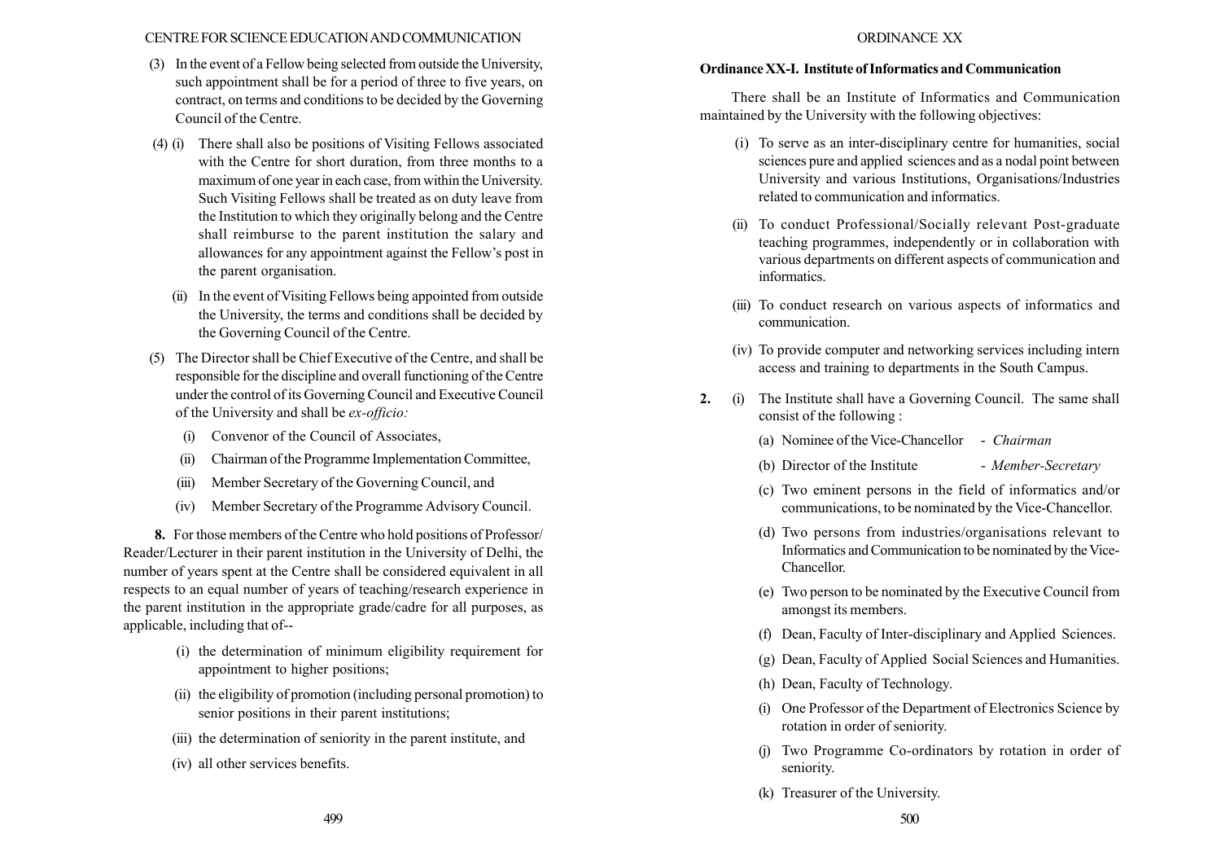(3) In the event of a Fellow being selected from outside the University, such appointment shall be for a period of three to five years, on contract, on terms and conditions to be decided by the Governing Council of the Centre.

(4) (i) There shall also be positions of Visiting Fellows associated with the Centre for short duration, from three months to a maximum of one year in each case, from within the University. Such Visiting Fellows shall be treated as on duty leave from the Institution to which they originally belong and the Centre shall reimburse to the parent institution the salary and allowances for any appointment against the Fellow's post in the parent organisation.

(ii) In the event of Visiting Fellows being appointed from outside the University, the terms and conditions shall be decided by the Governing Council of the Centre.

(5) The Director shall be Chief Executive of the Centre, and shall be responsible for the discipline and overall functioning of the Centre under the control of its Governing Council and Executive Council of the University and shall be *ex-officio:*

(i) Convenor of the Council of Associates,

(ii) Chairman of the Programme Implementation Committee,

(iii) Member Secretary of the Governing Council, and

(iv) Member Secretary of the Programme Advisory Council.

**8.** For those members of the Centre who hold positions of Professor/Reader/Lecturer in their parent institution in the University of Delhi, the number of years spent at the Centre shall be considered equivalent in all respects to an equal number of years of teaching/research experience in the parent institution in the appropriate grade/cadre for all purposes, as applicable, including that of--

(i) the determination of minimum eligibility requirement for appointment to higher positions;

(ii) the eligibility of promotion (including personal promotion) to senior positions in their parent institutions;

(iii) the determination of seniority in the parent institute, and

(iv) all other services benefits.

# ORDINANCE XX

## Ordinance XX-I. Institute of Informatics and Communication

There shall be an Institute of Informatics and Communication maintained by the University with the following objectives:

(i) To serve as an inter-disciplinary centre for humanities, social sciences pure and applied sciences and as a nodal point between University and various Institutions, Organisations/Industries related to communication and informatics.

(ii) To conduct Professional/Socially relevant Post-graduate teaching programmes, independently or in collaboration with various departments on different aspects of communication and informatics.

(iii) To conduct research on various aspects of informatics and communication.

(iv) To provide computer and networking services including intern access and training to departments in the South Campus.

**2.** (i) The Institute shall have a Governing Council. The same shall consist of the following :

(a) Nominee of the Vice-Chancellor - *Chairman*

(b) Director of the Institute - *Member-Secretary*

(c) Two eminent persons in the field of informatics and/or communications, to be nominated by the Vice-Chancellor.

(d) Two persons from industries/organisations relevant to Informatics and Communication to be nominated by the Vice-Chancellor.

(e) Two person to be nominated by the Executive Council from amongst its members.

(f) Dean, Faculty of Inter-disciplinary and Applied Sciences.

(g) Dean, Faculty of Applied Social Sciences and Humanities.

(h) Dean, Faculty of Technology.

(i) One Professor of the Department of Electronics Science by rotation in order of seniority.

(j) Two Programme Co-ordinators by rotation in order of seniority.

(k) Treasurer of the University.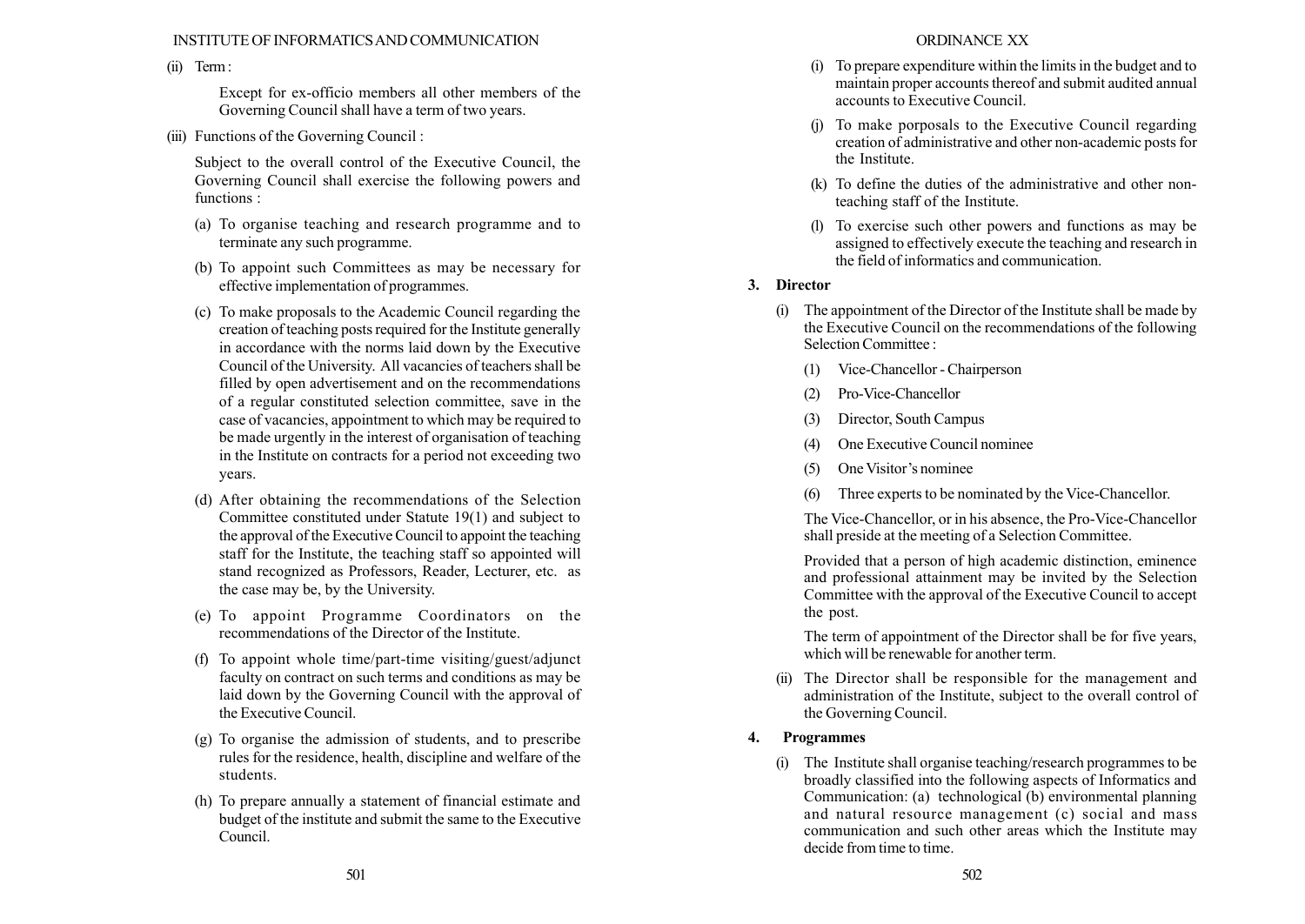(ii) Term :

Except for ex-officio members all other members of the Governing Council shall have a term of two years.

(iii) Functions of the Governing Council :

Subject to the overall control of the Executive Council, the Governing Council shall exercise the following powers and functions :

(a) To organise teaching and research programme and to terminate any such programme.

(b) To appoint such Committees as may be necessary for effective implementation of programmes.

(c) To make proposals to the Academic Council regarding the creation of teaching posts required for the Institute generally in accordance with the norms laid down by the Executive Council of the University. All vacancies of teachers shall be filled by open advertisement and on the recommendations of a regular constituted selection committee, save in the case of vacancies, appointment to which may be required to be made urgently in the interest of organisation of teaching in the Institute on contracts for a period not exceeding two years.

(d) After obtaining the recommendations of the Selection Committee constituted under Statute 19(1) and subject to the approval of the Executive Council to appoint the teaching staff for the Institute, the teaching staff so appointed will stand recognized as Professors, Reader, Lecturer, etc. as the case may be, by the University.

(e) To appoint Programme Coordinators on the recommendations of the Director of the Institute.

(f) To appoint whole time/part-time visiting/guest/adjunct faculty on contract on such terms and conditions as may be laid down by the Governing Council with the approval of the Executive Council.

(g) To organise the admission of students, and to prescribe rules for the residence, health, discipline and welfare of the students.

(h) To prepare annually a statement of financial estimate and budget of the institute and submit the same to the Executive Council.

(i) To prepare expenditure within the limits in the budget and to maintain proper accounts thereof and submit audited annual accounts to Executive Council.

(j) To make porposals to the Executive Council regarding creation of administrative and other non-academic posts for the Institute.

(k) To define the duties of the administrative and other non-teaching staff of the Institute.

(l) To exercise such other powers and functions as may be assigned to effectively execute the teaching and research in the field of informatics and communication.

**3. Director**

(i) The appointment of the Director of the Institute shall be made by the Executive Council on the recommendations of the following Selection Committee :

(1) Vice-Chancellor - Chairperson

(2) Pro-Vice-Chancellor

(3) Director, South Campus

(4) One Executive Council nominee

(5) One Visitor's nominee

(6) Three experts to be nominated by the Vice-Chancellor.

The Vice-Chancellor, or in his absence, the Pro-Vice-Chancellor shall preside at the meeting of a Selection Committee.

Provided that a person of high academic distinction, eminence and professional attainment may be invited by the Selection Committee with the approval of the Executive Council to accept the post.

The term of appointment of the Director shall be for five years, which will be renewable for another term.

(ii) The Director shall be responsible for the management and administration of the Institute, subject to the overall control of the Governing Council.

**4. Programmes**

(i) The Institute shall organise teaching/research programmes to be broadly classified into the following aspects of Informatics and Communication: (a) technological (b) environmental planning and natural resource management (c) social and mass communication and such other areas which the Institute may decide from time to time.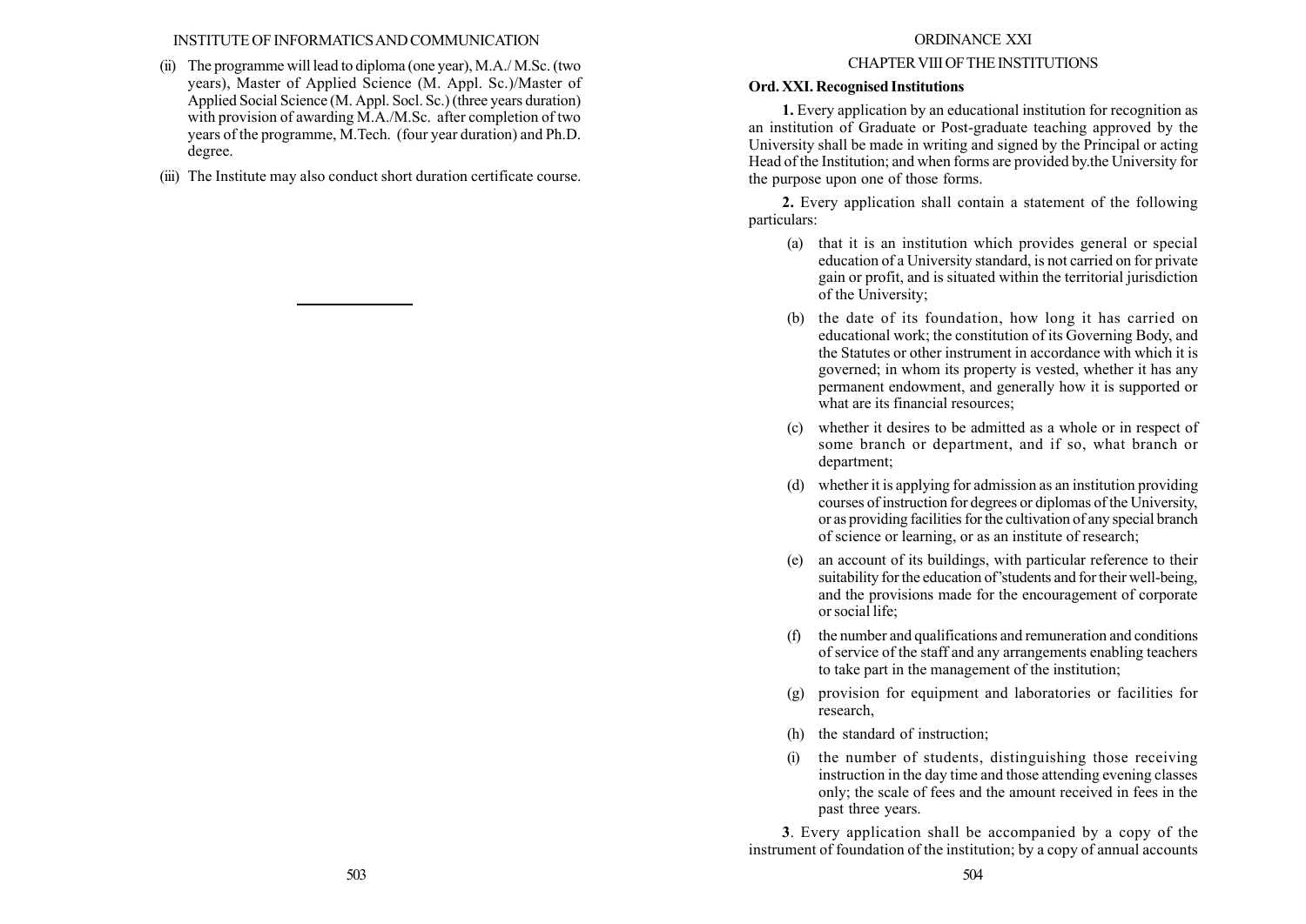(ii) The programme will lead to diploma (one year), M.A./ M.Sc. (two years), Master of Applied Science (M. Appl. Sc.)/Master of Applied Social Science (M. Appl. Socl. Sc.) (three years duration) with provision of awarding M.A./M.Sc. after completion of two years of the programme, M.Tech. (four year duration) and Ph.D. degree.

(iii) The Institute may also conduct short duration certificate course.

---

# ORDINANCE XXI

## CHAPTER VIII OF THE INSTITUTIONS

### Ord. XXI. Recognised Institutions

**1.** Every application by an educational institution for recognition as an institution of Graduate or Post-graduate teaching approved by the University shall be made in writing and signed by the Principal or acting Head of the Institution; and when forms are provided by.the University for the purpose upon one of those forms.

**2.** Every application shall contain a statement of the following particulars:

(a) that it is an institution which provides general or special education of a University standard, is not carried on for private gain or profit, and is situated within the territorial jurisdiction of the University;

(b) the date of its foundation, how long it has carried on educational work; the constitution of its Governing Body, and the Statutes or other instrument in accordance with which it is governed; in whom its property is vested, whether it has any permanent endowment, and generally how it is supported or what are its financial resources;

(c) whether it desires to be admitted as a whole or in respect of some branch or department, and if so, what branch or department;

(d) whether it is applying for admission as an institution providing courses of instruction for degrees or diplomas of the University, or as providing facilities for the cultivation of any special branch of science or learning, or as an institute of research;

(e) an account of its buildings, with particular reference to their suitability for the education of'students and for their well-being, and the provisions made for the encouragement of corporate or social life;

(f) the number and qualifications and remuneration and conditions of service of the staff and any arrangements enabling teachers to take part in the management of the institution;

(g) provision for equipment and laboratories or facilities for research,

(h) the standard of instruction;

(i) the number of students, distinguishing those receiving instruction in the day time and those attending evening classes only; the scale of fees and the amount received in fees in the past three years.

**3**. Every application shall be accompanied by a copy of the instrument of foundation of the institution; by a copy of annual accounts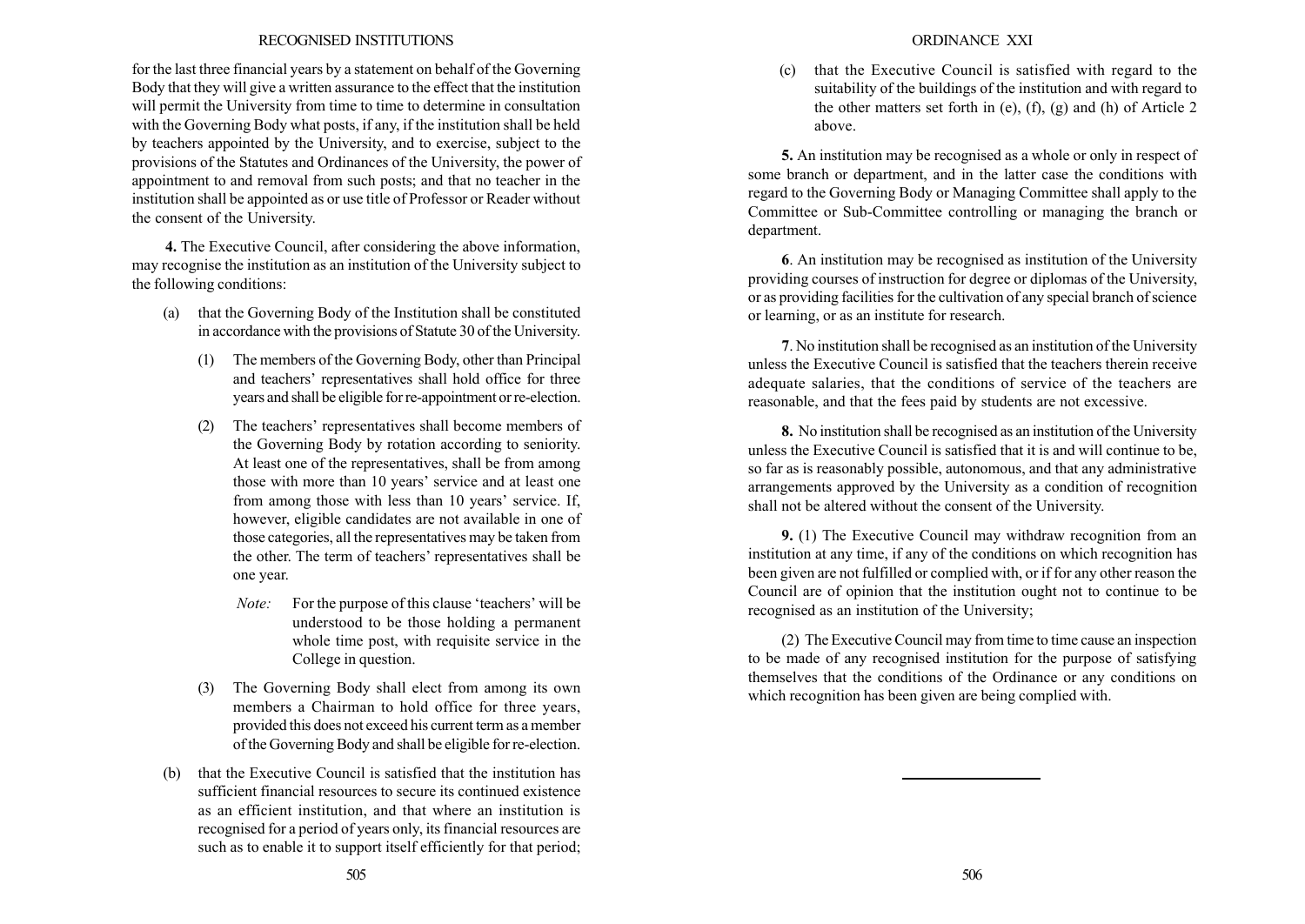for the last three financial years by a statement on behalf of the Governing Body that they will give a written assurance to the effect that the institution will permit the University from time to time to determine in consultation with the Governing Body what posts, if any, if the institution shall be held by teachers appointed by the University, and to exercise, subject to the provisions of the Statutes and Ordinances of the University, the power of appointment to and removal from such posts; and that no teacher in the institution shall be appointed as or use title of Professor or Reader without the consent of the University.

**4.** The Executive Council, after considering the above information, may recognise the institution as an institution of the University subject to the following conditions:

(a) that the Governing Body of the Institution shall be constituted in accordance with the provisions of Statute 30 of the University.

(1) The members of the Governing Body, other than Principal and teachers' representatives shall hold office for three years and shall be eligible for re-appointment or re-election.

(2) The teachers' representatives shall become members of the Governing Body by rotation according to seniority. At least one of the representatives, shall be from among those with more than 10 years' service and at least one from among those with less than 10 years' service. If, however, eligible candidates are not available in one of those categories, all the representatives may be taken from the other. The term of teachers' representatives shall be one year.

*Note:* For the purpose of this clause 'teachers' will be understood to be those holding a permanent whole time post, with requisite service in the College in question.

(3) The Governing Body shall elect from among its own members a Chairman to hold office for three years, provided this does not exceed his current term as a member of the Governing Body and shall be eligible for re-election.

(b) that the Executive Council is satisfied that the institution has sufficient financial resources to secure its continued existence as an efficient institution, and that where an institution is recognised for a period of years only, its financial resources are such as to enable it to support itself efficiently for that period;

(c) that the Executive Council is satisfied with regard to the suitability of the buildings of the institution and with regard to the other matters set forth in (e), (f), (g) and (h) of Article 2 above.

**5.** An institution may be recognised as a whole or only in respect of some branch or department, and in the latter case the conditions with regard to the Governing Body or Managing Committee shall apply to the Committee or Sub-Committee controlling or managing the branch or department.

**6**. An institution may be recognised as institution of the University providing courses of instruction for degree or diplomas of the University, or as providing facilities for the cultivation of any special branch of science or learning, or as an institute for research.

**7**. No institution shall be recognised as an institution of the University unless the Executive Council is satisfied that the teachers therein receive adequate salaries, that the conditions of service of the teachers are reasonable, and that the fees paid by students are not excessive.

**8.** No institution shall be recognised as an institution of the University unless the Executive Council is satisfied that it is and will continue to be, so far as is reasonably possible, autonomous, and that any administrative arrangements approved by the University as a condition of recognition shall not be altered without the consent of the University.

**9.** (1) The Executive Council may withdraw recognition from an institution at any time, if any of the conditions on which recognition has been given are not fulfilled or complied with, or if for any other reason the Council are of opinion that the institution ought not to continue to be recognised as an institution of the University;

(2) The Executive Council may from time to time cause an inspection to be made of any recognised institution for the purpose of satisfying themselves that the conditions of the Ordinance or any conditions on which recognition has been given are being complied with.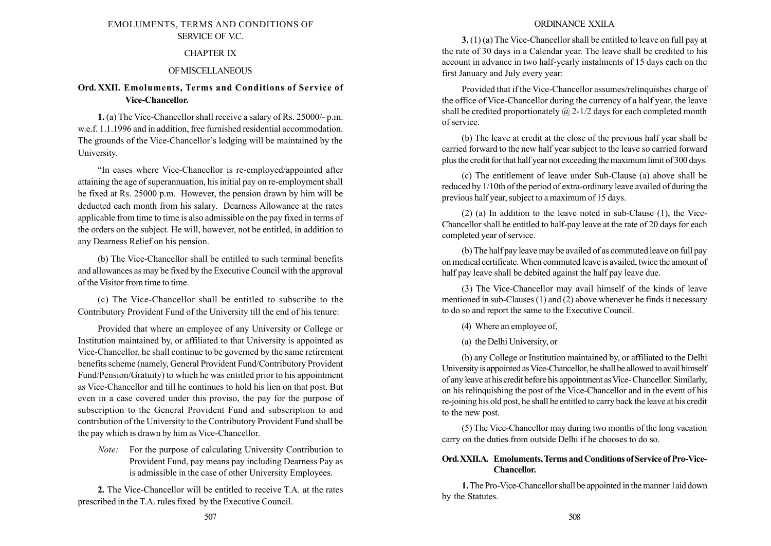## CHAPTER IX

### OF MISCELLANEOUS

**Ord. XXII. Emoluments, Terms and Conditions of Service of Vice-Chancellor.**

**1.** (a) The Vice-Chancellor shall receive a salary of Rs. 25000/- p.m. w.e.f. 1.1.1996 and in addition, free furnished residential accommodation. The grounds of the Vice-Chancellor's lodging will be maintained by the University.

"In cases where Vice-Chancellor is re-employed/appointed after attaining the age of superannuation, his initial pay on re-employment shall be fixed at Rs. 25000 p.m. However, the pension drawn by him will be deducted each month from his salary. Dearness Allowance at the rates applicable from time to time is also admissible on the pay fixed in terms of the orders on the subject. He will, however, not be entitled, in addition to any Dearness Relief on his pension.

(b) The Vice-Chancellor shall be entitled to such terminal benefits and allowances as may be fixed by the Executive Council with the approval of the Visitor from time to time.

(c) The Vice-Chancellor shall be entitled to subscribe to the Contributory Provident Fund of the University till the end of his tenure:

Provided that where an employee of any University or College or Institution maintained by, or affiliated to that University is appointed as Vice-Chancellor, he shall continue to be governed by the same retirement benefits scheme (namely, General Provident Fund/Contributory Provident Fund/Pension/Gratuity) to which he was entitled prior to his appointment as Vice-Chancellor and till he continues to hold his lien on that post. But even in a case covered under this proviso, the pay for the purpose of subscription to the General Provident Fund and subscription to and contribution of the University to the Contributory Provident Fund shall be the pay which is drawn by him as Vice-Chancellor.

*Note:* For the purpose of calculating University Contribution to Provident Fund, pay means pay including Dearness Pay as is admissible in the case of other University Employees.

**2.** The Vice-Chancellor will be entitled to receive T.A. at the rates prescribed in the T.A. rules fixed by the Executive Council.

**3.** (1) (a) The Vice-Chancellor shall be entitled to leave on full pay at the rate of 30 days in a Calendar year. The leave shall be credited to his account in advance in two half-yearly instalments of 15 days each on the first January and July every year:

Provided that if the Vice-Chancellor assumes/relinquishes charge of the office of Vice-Chancellor during the currency of a half year, the leave shall be credited proportionately @ 2-1/2 days for each completed month of service.

(b) The leave at credit at the close of the previous half year shall be carried forward to the new half year subject to the leave so carried forward plus the credit for that half year not exceeding the maximum limit of 300 days.

(c) The entitlement of leave under Sub-Clause (a) above shall be reduced by 1/10th of the period of extra-ordinary leave availed of during the previous half year, subject to a maximum of 15 days.

(2) (a) In addition to the leave noted in sub-Clause (1), the Vice-Chancellor shall be entitled to half-pay leave at the rate of 20 days for each completed year of service.

(b) The half pay leave may be availed of as commuted leave on full pay on medical certificate. When commuted leave is availed, twice the amount of half pay leave shall be debited against the half pay leave due.

(3) The Vice-Chancellor may avail himself of the kinds of leave mentioned in sub-Clauses (1) and (2) above whenever he finds it necessary to do so and report the same to the Executive Council.

(4) Where an employee of,

(a) the Delhi University, or

(b) any College or Institution maintained by, or affiliated to the Delhi University is appointed as Vice-Chancellor, he shall be allowed to avail himself of any leave at his credit before his appointment as Vice- Chancellor. Similarly, on his relinquishing the post of the Vice-Chancellor and in the event of his re-joining his old post, he shall be entitled to carry back the leave at his credit to the new post.

(5) The Vice-Chancellor may during two months of the long vacation carry on the duties from outside Delhi if he chooses to do so.

**Ord. XXII.A. Emoluments, Terms and Conditions of Service of Pro-Vice-Chancellor.**

**1.** The Pro-Vice-Chancellor shall be appointed in the manner 1aid down by the Statutes.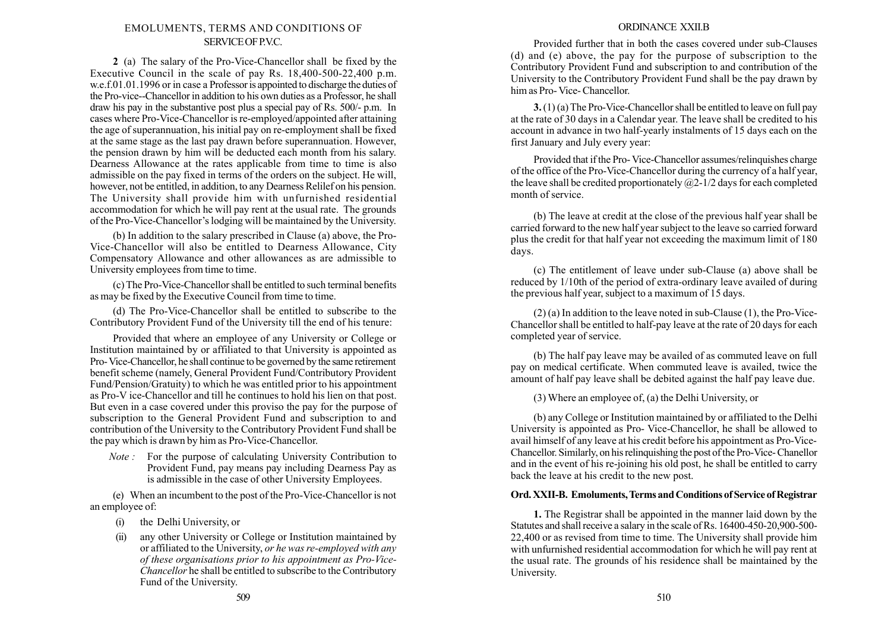## EMOLUMENTS, TERMS AND CONDITIONS OF SERVICE OF P.V.C.

**2** (a) The salary of the Pro-Vice-Chancellor shall be fixed by the Executive Council in the scale of pay Rs. 18,400-500-22,400 p.m. w.e.f.01.01.1996 or in case a Professor is appointed to discharge the duties of the Pro-vice--Chancellor in addition to his own duties as a Professor, he shall draw his pay in the substantive post plus a special pay of Rs. 500/- p.m. In cases where Pro-Vice-Chancellor is re-employed/appointed after attaining the age of superannuation, his initial pay on re-employment shall be fixed at the same stage as the last pay drawn before superannuation. However, the pension drawn by him will be deducted each month from his salary. Dearness Allowance at the rates applicable from time to time is also admissible on the pay fixed in terms of the orders on the subject. He will, however, not be entitled, in addition, to any Dearness Relilef on his pension. The University shall provide him with unfurnished residential accommodation for which he will pay rent at the usual rate. The grounds of the Pro-Vice-Chancellor's lodging will be maintained by the University.

(b) In addition to the salary prescribed in Clause (a) above, the Pro-Vice-Chancellor will also be entitled to Dearness Allowance, City Compensatory Allowance and other allowances as are admissible to University employees from time to time.

(c) The Pro-Vice-Chancellor shall be entitled to such terminal benefits as may be fixed by the Executive Council from time to time.

(d) The Pro-Vice-Chancellor shall be entitled to subscribe to the Contributory Provident Fund of the University till the end of his tenure:

Provided that where an employee of any University or College or Institution maintained by or affiliated to that University is appointed as Pro- Vice-Chancellor, he shall continue to be governed by the same retirement benefit scheme (namely, General Provident Fund/Contributory Provident Fund/Pension/Gratuity) to which he was entitled prior to his appointment as Pro-V ice-Chancellor and till he continues to hold his lien on that post. But even in a case covered under this proviso the pay for the purpose of subscription to the General Provident Fund and subscription to and contribution of the University to the Contributory Provident Fund shall be the pay which is drawn by him as Pro-Vice-Chancellor.

*Note :* For the purpose of calculating University Contribution to Provident Fund, pay means pay including Dearness Pay as is admissible in the case of other University Employees.

(e) When an incumbent to the post of the Pro-Vice-Chancellor is not an employee of:

(i) the Delhi University, or

(ii) any other University or College or Institution maintained by or affiliated to the University, *or he was re-employed with any of these organisations prior to his appointment as Pro-Vice-Chancellor* he shall be entitled to subscribe to the Contributory Fund of the University.

Provided further that in both the cases covered under sub-Clauses (d) and (e) above, the pay for the purpose of subscription to the Contributory Provident Fund and subscription to and contribution of the University to the Contributory Provident Fund shall be the pay drawn by him as Pro- Vice- Chancellor.

**3.** (1) (a) The Pro-Vice-Chancellor shall be entitled to leave on full pay at the rate of 30 days in a Calendar year. The leave shall be credited to his account in advance in two half-yearly instalments of 15 days each on the first January and July every year:

Provided that if the Pro- Vice-Chancellor assumes/relinquishes charge of the office of the Pro-Vice-Chancellor during the currency of a half year, the leave shall be credited proportionately @2-1/2 days for each completed month of service.

(b) The leave at credit at the close of the previous half year shall be carried forward to the new half year subject to the leave so carried forward plus the credit for that half year not exceeding the maximum limit of 180 days.

(c) The entitlement of leave under sub-Clause (a) above shall be reduced by 1/10th of the period of extra-ordinary leave availed of during the previous half year, subject to a maximum of 15 days.

(2) (a) In addition to the leave noted in sub-Clause (1), the Pro-Vice-Chancellor shall be entitled to half-pay leave at the rate of 20 days for each completed year of service.

(b) The half pay leave may be availed of as commuted leave on full pay on medical certificate. When commuted leave is availed, twice the amount of half pay leave shall be debited against the half pay leave due.

(3) Where an employee of, (a) the Delhi University, or

(b) any College or Institution maintained by or affiliated to the Delhi University is appointed as Pro- Vice-Chancellor, he shall be allowed to avail himself of any leave at his credit before his appointment as Pro-Vice-Chancellor. Similarly, on his relinquishing the post of the Pro-Vice- Chanellor and in the event of his re-joining his old post, he shall be entitled to carry back the leave at his credit to the new post.

## Ord. XXII-B. Emoluments, Terms and Conditions of Service of Registrar

**1.** The Registrar shall be appointed in the manner laid down by the Statutes and shall receive a salary in the scale of Rs. 16400-450-20,900-500-22,400 or as revised from time to time. The University shall provide him with unfurnished residential accommodation for which he will pay rent at the usual rate. The grounds of his residence shall be maintained by the University.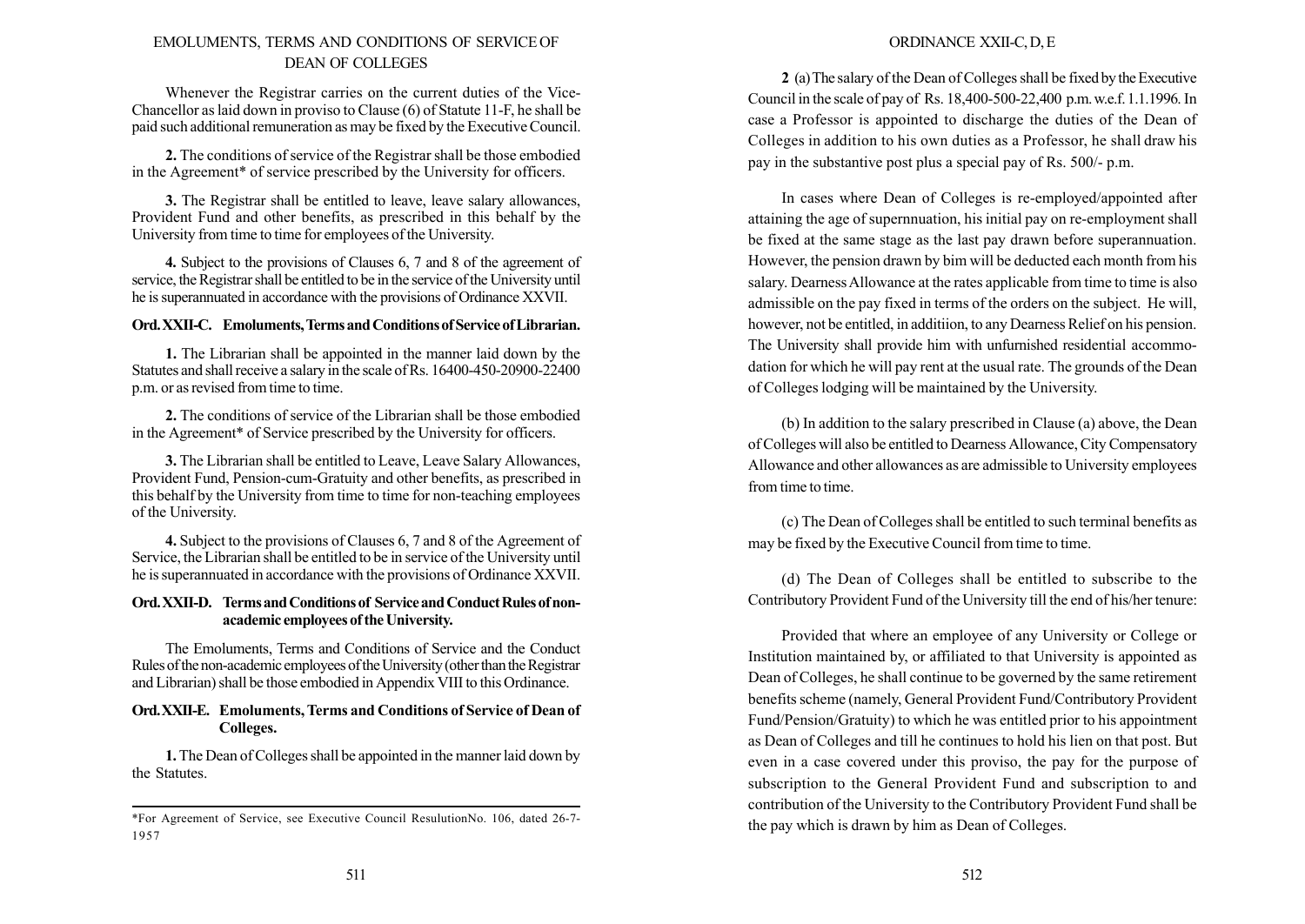## EMOLUMENTS, TERMS AND CONDITIONS OF SERVICE OF DEAN OF COLLEGES

Whenever the Registrar carries on the current duties of the Vice-Chancellor as laid down in proviso to Clause (6) of Statute 11-F, he shall be paid such additional remuneration as may be fixed by the Executive Council.

**2.** The conditions of service of the Registrar shall be those embodied in the Agreement* of service prescribed by the University for officers.

**3.** The Registrar shall be entitled to leave, leave salary allowances, Provident Fund and other benefits, as prescribed in this behalf by the University from time to time for employees of the University.

**4.** Subject to the provisions of Clauses 6, 7 and 8 of the agreement of service, the Registrar shall be entitled to be in the service of the University until he is superannuated in accordance with the provisions of Ordinance XXVII.

### Ord. XXII-C. Emoluments, Terms and Conditions of Service of Librarian.

**1.** The Librarian shall be appointed in the manner laid down by the Statutes and shall receive a salary in the scale of Rs. 16400-450-20900-22400 p.m. or as revised from time to time.

**2.** The conditions of service of the Librarian shall be those embodied in the Agreement* of Service prescribed by the University for officers.

**3.** The Librarian shall be entitled to Leave, Leave Salary Allowances, Provident Fund, Pension-cum-Gratuity and other benefits, as prescribed in this behalf by the University from time to time for non-teaching employees of the University.

**4.** Subject to the provisions of Clauses 6, 7 and 8 of the Agreement of Service, the Librarian shall be entitled to be in service of the University until he is superannuated in accordance with the provisions of Ordinance XXVII.

### Ord. XXII-D. Terms and Conditions of Service and Conduct Rules of non-academic employees of the University.

The Emoluments, Terms and Conditions of Service and the Conduct Rules of the non-academic employees of the University (other than the Registrar and Librarian) shall be those embodied in Appendix VIII to this Ordinance.

### Ord. XXII-E. Emoluments, Terms and Conditions of Service of Dean of Colleges.

**1.** The Dean of Colleges shall be appointed in the manner laid down by the Statutes.

---

*For Agreement of Service, see Executive Council ResulutionNo. 106, dated 26-7-1957

**2** (a) The salary of the Dean of Colleges shall be fixed by the Executive Council in the scale of pay of Rs. 18,400-500-22,400 p.m. w.e.f. 1.1.1996. In case a Professor is appointed to discharge the duties of the Dean of Colleges in addition to his own duties as a Professor, he shall draw his pay in the substantive post plus a special pay of Rs. 500/- p.m.

In cases where Dean of Colleges is re-employed/appointed after attaining the age of supernnuation, his initial pay on re-employment shall be fixed at the same stage as the last pay drawn before superannuation. However, the pension drawn by bim will be deducted each month from his salary. Dearness Allowance at the rates applicable from time to time is also admissible on the pay fixed in terms of the orders on the subject. He will, however, not be entitled, in additiion, to any Dearness Relief on his pension. The University shall provide him with unfurnished residential accommodation for which he will pay rent at the usual rate. The grounds of the Dean of Colleges lodging will be maintained by the University.

(b) In addition to the salary prescribed in Clause (a) above, the Dean of Colleges will also be entitled to Dearness Allowance, City Compensatory Allowance and other allowances as are admissible to University employees from time to time.

(c) The Dean of Colleges shall be entitled to such terminal benefits as may be fixed by the Executive Council from time to time.

(d) The Dean of Colleges shall be entitled to subscribe to the Contributory Provident Fund of the University till the end of his/her tenure:

Provided that where an employee of any University or College or Institution maintained by, or affiliated to that University is appointed as Dean of Colleges, he shall continue to be governed by the same retirement benefits scheme (namely, General Provident Fund/Contributory Provident Fund/Pension/Gratuity) to which he was entitled prior to his appointment as Dean of Colleges and till he continues to hold his lien on that post. But even in a case covered under this proviso, the pay for the purpose of subscription to the General Provident Fund and subscription to and contribution of the University to the Contributory Provident Fund shall be the pay which is drawn by him as Dean of Colleges.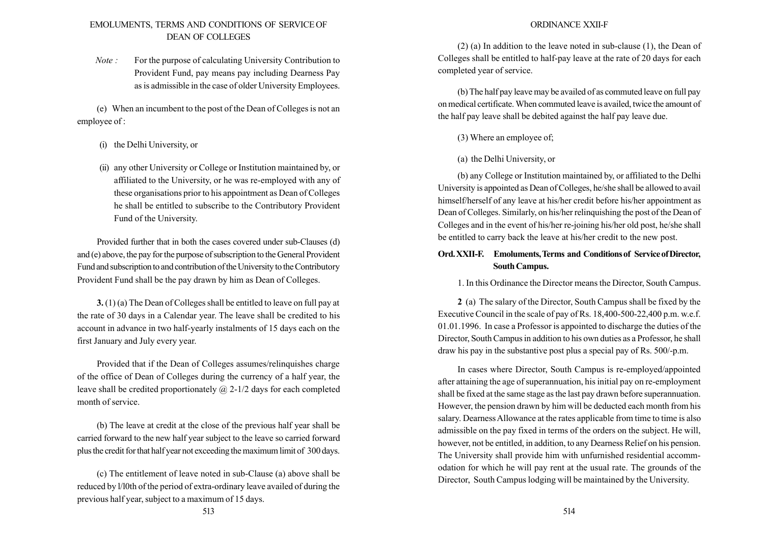*Note :* For the purpose of calculating University Contribution to Provident Fund, pay means pay including Dearness Pay as is admissible in the case of older University Employees.

(e) When an incumbent to the post of the Dean of Colleges is not an employee of :

(i) the Delhi University, or

(ii) any other University or College or Institution maintained by, or affiliated to the University, or he was re-employed with any of these organisations prior to his appointment as Dean of Colleges he shall be entitled to subscribe to the Contributory Provident Fund of the University.

Provided further that in both the cases covered under sub-Clauses (d) and (e) above, the pay for the purpose of subscription to the General Provident Fund and subscription to and contribution of the University to the Contributory Provident Fund shall be the pay drawn by him as Dean of Colleges.

**3.** (1) (a) The Dean of Colleges shall be entitled to leave on full pay at the rate of 30 days in a Calendar year. The leave shall be credited to his account in advance in two half-yearly instalments of 15 days each on the first January and July every year.

Provided that if the Dean of Colleges assumes/relinquishes charge of the office of Dean of Colleges during the currency of a half year, the leave shall be credited proportionately @ 2-1/2 days for each completed month of service.

(b) The leave at credit at the close of the previous half year shall be carried forward to the new half year subject to the leave so carried forward plus the credit for that half year not exceeding the maximum limit of 300 days.

(c) The entitlement of leave noted in sub-Clause (a) above shall be reduced by l/l0th of the period of extra-ordinary leave availed of during the previous half year, subject to a maximum of 15 days.

(2) (a) In addition to the leave noted in sub-clause (1), the Dean of Colleges shall be entitled to half-pay leave at the rate of 20 days for each completed year of service.

(b) The half pay leave may be availed of as commuted leave on full pay on medical certificate. When commuted leave is availed, twice the amount of the half pay leave shall be debited against the half pay leave due.

(3) Where an employee of;

(a) the Delhi University, or

(b) any College or Institution maintained by, or affiliated to the Delhi University is appointed as Dean of Colleges, he/she shall be allowed to avail himself/herself of any leave at his/her credit before his/her appointment as Dean of Colleges. Similarly, on his/her relinquishing the post of the Dean of Colleges and in the event of his/her re-joining his/her old post, he/she shall be entitled to carry back the leave at his/her credit to the new post.

## Ord. XXII-F. Emoluments, Terms and Conditions of Service of Director, South Campus.

1. In this Ordinance the Director means the Director, South Campus.

**2** (a) The salary of the Director, South Campus shall be fixed by the Executive Council in the scale of pay of Rs. 18,400-500-22,400 p.m. w.e.f. 01.01.1996. In case a Professor is appointed to discharge the duties of the Director, South Campus in addition to his own duties as a Professor, he shall draw his pay in the substantive post plus a special pay of Rs. 500/-p.m.

In cases where Director, South Campus is re-employed/appointed after attaining the age of superannuation, his initial pay on re-employment shall be fixed at the same stage as the last pay drawn before superannuation. However, the pension drawn by him will be deducted each month from his salary. Dearness Allowance at the rates applicable from time to time is also admissible on the pay fixed in terms of the orders on the subject. He will, however, not be entitled, in addition, to any Dearness Relief on his pension. The University shall provide him with unfurnished residential accommodation for which he will pay rent at the usual rate. The grounds of the Director, South Campus lodging will be maintained by the University.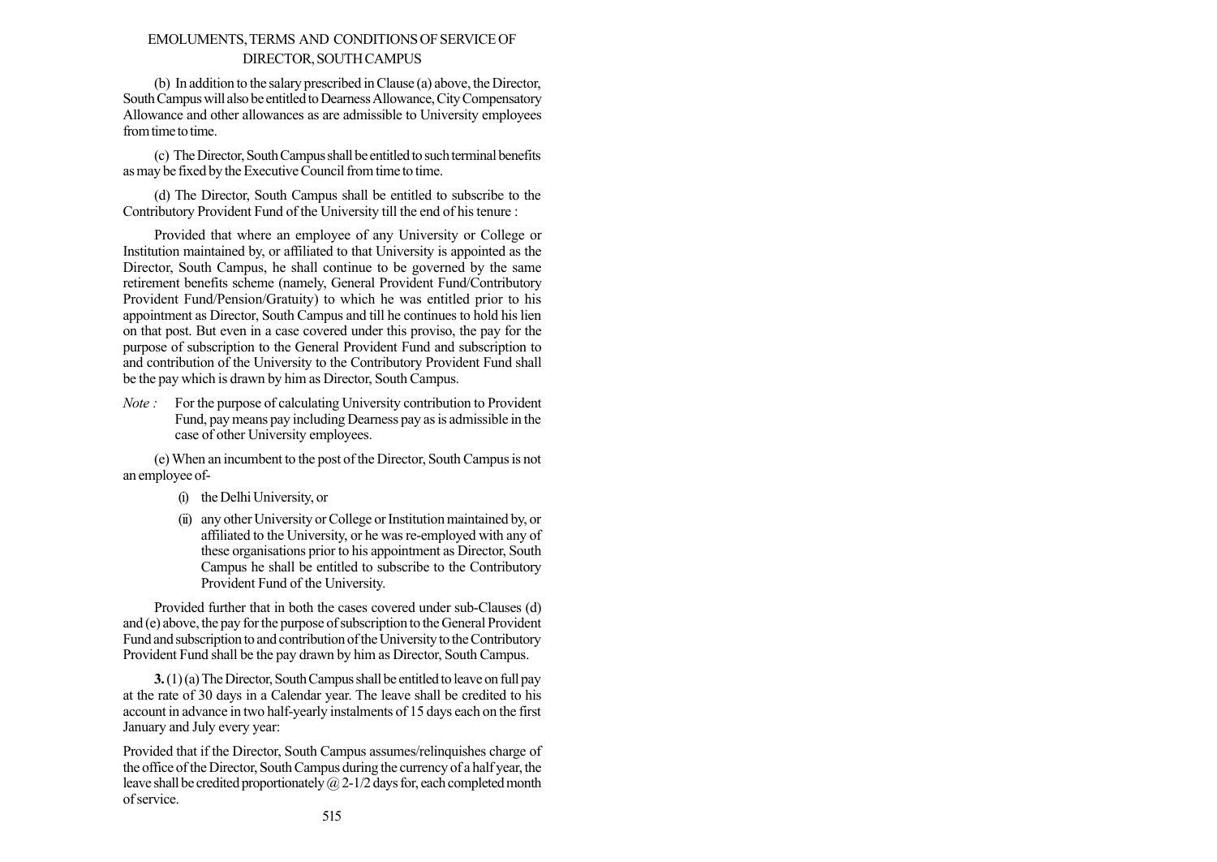EMOLUMENTS, TERMS AND CONDITIONS OF SERVICE OF DIRECTOR, SOUTH CAMPUS

(b) In addition to the salary prescribed in Clause (a) above, the Director, South Campus will also be entitled to Dearness Allowance, City Compensatory Allowance and other allowances as are admissible to University employees from time to time.

(c) The Director, South Campus shall be entitled to such terminal benefits as may be fixed by the Executive Council from time to time.

(d) The Director, South Campus shall be entitled to subscribe to the Contributory Provident Fund of the University till the end of his tenure :

Provided that where an employee of any University or College or Institution maintained by, or affiliated to that University is appointed as the Director, South Campus, he shall continue to be governed by the same retirement benefits scheme (namely, General Provident Fund/Contributory Provident Fund/Pension/Gratuity) to which he was entitled prior to his appointment as Director, South Campus and till he continues to hold his lien on that post. But even in a case covered under this proviso, the pay for the purpose of subscription to the General Provident Fund and subscription to and contribution of the University to the Contributory Provident Fund shall be the pay which is drawn by him as Director, South Campus.

*Note :* For the purpose of calculating University contribution to Provident Fund, pay means pay including Dearness pay as is admissible in the case of other University employees.

(e) When an incumbent to the post of the Director, South Campus is not an employee of-

(i) the Delhi University, or

(ii) any other University or College or Institution maintained by, or affiliated to the University, or he was re-employed with any of these organisations prior to his appointment as Director, South Campus he shall be entitled to subscribe to the Contributory Provident Fund of the University.

Provided further that in both the cases covered under sub-Clauses (d) and (e) above, the pay for the purpose of subscription to the General Provident Fund and subscription to and contribution of the University to the Contributory Provident Fund shall be the pay drawn by him as Director, South Campus.

**3.** (1) (a) The Director, South Campus shall be entitled to leave on full pay at the rate of 30 days in a Calendar year. The leave shall be credited to his account in advance in two half-yearly instalments of 15 days each on the first January and July every year:

Provided that if the Director, South Campus assumes/relinquishes charge of the office of the Director, South Campus during the currency of a half year, the leave shall be credited proportionately @ 2-1/2 days for, each completed month of service.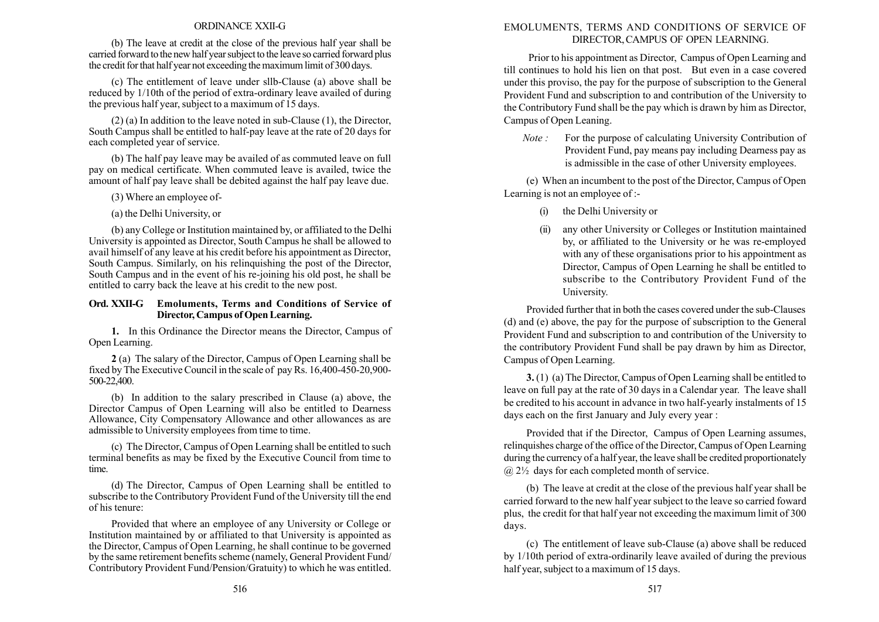(b) The leave at credit at the close of the previous half year shall be carried forward to the new half year subject to the leave so carried forward plus the credit for that half year not exceeding the maximum limit of 300 days.

(c) The entitlement of leave under sllb-Clause (a) above shall be reduced by 1/10th of the period of extra-ordinary leave availed of during the previous half year, subject to a maximum of 15 days.

(2) (a) In addition to the leave noted in sub-Clause (1), the Director, South Campus shall be entitled to half-pay leave at the rate of 20 days for each completed year of service.

(b) The half pay leave may be availed of as commuted leave on full pay on medical certificate. When commuted leave is availed, twice the amount of half pay leave shall be debited against the half pay leave due.

(3) Where an employee of-

(a) the Delhi University, or

(b) any College or Institution maintained by, or affiliated to the Delhi University is appointed as Director, South Campus he shall be allowed to avail himself of any leave at his credit before his appointment as Director, South Campus. Similarly, on his relinquishing the post of the Director, South Campus and in the event of his re-joining his old post, he shall be entitled to carry back the leave at his credit to the new post.

## Ord. XXII-G Emoluments, Terms and Conditions of Service of Director, Campus of Open Learning.

**1.** In this Ordinance the Director means the Director, Campus of Open Learning.

**2** (a) The salary of the Director, Campus of Open Learning shall be fixed by The Executive Council in the scale of pay Rs. 16,400-450-20,900-500-22,400.

(b) In addition to the salary prescribed in Clause (a) above, the Director Campus of Open Learning will also be entitled to Dearness Allowance, City Compensatory Allowance and other allowances as are admissible to University employees from time to time.

(c) The Director, Campus of Open Learning shall be entitled to such terminal benefits as may be fixed by the Executive Council from time to time.

(d) The Director, Campus of Open Learning shall be entitled to subscribe to the Contributory Provident Fund of the University till the end of his tenure:

Provided that where an employee of any University or College or Institution maintained by or affiliated to that University is appointed as the Director, Campus of Open Learning, he shall continue to be governed by the same retirement benefits scheme (namely, General Provident Fund/ Contributory Provident Fund/Pension/Gratuity) to which he was entitled. Prior to his appointment as Director, Campus of Open Learning and till continues to hold his lien on that post. But even in a case covered under this proviso, the pay for the purpose of subscription to the General Provident Fund and subscription to and contribution of the University to the Contributory Fund shall be the pay which is drawn by him as Director, Campus of Open Leaning.

*Note :* For the purpose of calculating University Contribution of Provident Fund, pay means pay including Dearness pay as is admissible in the case of other University employees.

(e) When an incumbent to the post of the Director, Campus of Open Learning is not an employee of :-

(i) the Delhi University or

(ii) any other University or Colleges or Institution maintained by, or affiliated to the University or he was re-employed with any of these organisations prior to his appointment as Director, Campus of Open Learning he shall be entitled to subscribe to the Contributory Provident Fund of the University.

Provided further that in both the cases covered under the sub-Clauses (d) and (e) above, the pay for the purpose of subscription to the General Provident Fund and subscription to and contribution of the University to the contributory Provident Fund shall be pay drawn by him as Director, Campus of Open Learning.

**3.** (1) (a) The Director, Campus of Open Learning shall be entitled to leave on full pay at the rate of 30 days in a Calendar year. The leave shall be credited to his account in advance in two half-yearly instalments of 15 days each on the first January and July every year :

Provided that if the Director, Campus of Open Learning assumes, relinquishes charge of the office of the Director, Campus of Open Learning during the currency of a half year, the leave shall be credited proportionately @ 2½ days for each completed month of service.

(b) The leave at credit at the close of the previous half year shall be carried forward to the new half year subject to the leave so carried foward plus, the credit for that half year not exceeding the maximum limit of 300 days.

(c) The entitlement of leave sub-Clause (a) above shall be reduced by 1/10th period of extra-ordinarily leave availed of during the previous half year, subject to a maximum of 15 days.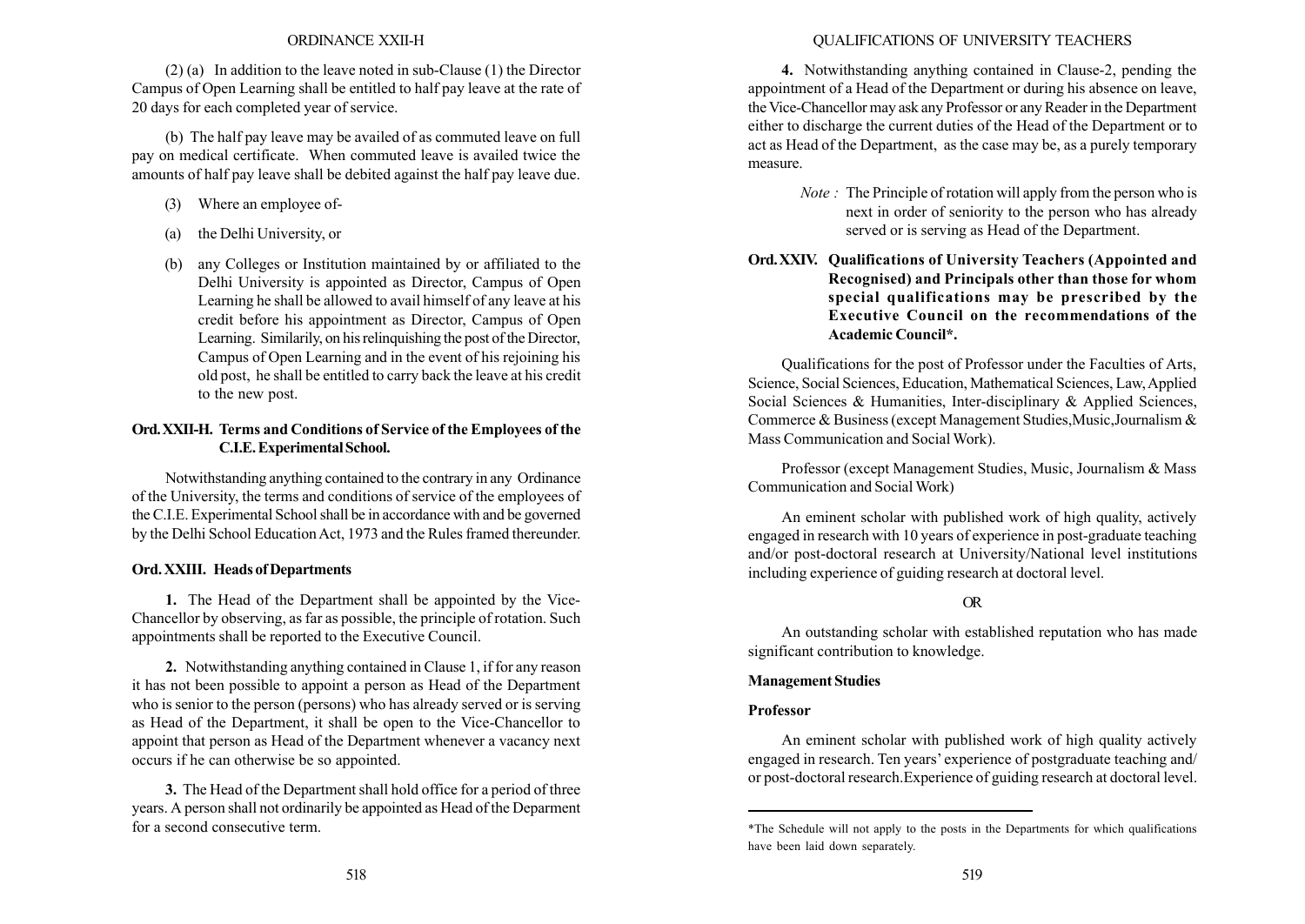(2) (a) In addition to the leave noted in sub-Clause (1) the Director Campus of Open Learning shall be entitled to half pay leave at the rate of 20 days for each completed year of service.

(b) The half pay leave may be availed of as commuted leave on full pay on medical certificate. When commuted leave is availed twice the amounts of half pay leave shall be debited against the half pay leave due.

(3) Where an employee of-

(a) the Delhi University, or

(b) any Colleges or Institution maintained by or affiliated to the Delhi University is appointed as Director, Campus of Open Learning he shall be allowed to avail himself of any leave at his credit before his appointment as Director, Campus of Open Learning. Similarily, on his relinquishing the post of the Director, Campus of Open Learning and in the event of his rejoining his old post, he shall be entitled to carry back the leave at his credit to the new post.

### Ord. XXII-H. Terms and Conditions of Service of the Employees of the C.I.E. Experimental School.

Notwithstanding anything contained to the contrary in any Ordinance of the University, the terms and conditions of service of the employees of the C.I.E. Experimental School shall be in accordance with and be governed by the Delhi School Education Act, 1973 and the Rules framed thereunder.

### Ord. XXIII. Heads of Departments

**1.** The Head of the Department shall be appointed by the Vice-Chancellor by observing, as far as possible, the principle of rotation. Such appointments shall be reported to the Executive Council.

**2.** Notwithstanding anything contained in Clause 1, if for any reason it has not been possible to appoint a person as Head of the Department who is senior to the person (persons) who has already served or is serving as Head of the Department, it shall be open to the Vice-Chancellor to appoint that person as Head of the Department whenever a vacancy next occurs if he can otherwise be so appointed.

**3.** The Head of the Department shall hold office for a period of three years. A person shall not ordinarily be appointed as Head of the Deparment for a second consecutive term.

**4.** Notwithstanding anything contained in Clause-2, pending the appointment of a Head of the Department or during his absence on leave, the Vice-Chancellor may ask any Professor or any Reader in the Department either to discharge the current duties of the Head of the Department or to act as Head of the Department, as the case may be, as a purely temporary measure.

> *Note :* The Principle of rotation will apply from the person who is next in order of seniority to the person who has already served or is serving as Head of the Department.

### Ord. XXIV. Qualifications of University Teachers (Appointed and Recognised) and Principals other than those for whom special qualifications may be prescribed by the Executive Council on the recommendations of the Academic Council*.

Qualifications for the post of Professor under the Faculties of Arts, Science, Social Sciences, Education, Mathematical Sciences, Law, Applied Social Sciences & Humanities, Inter-disciplinary & Applied Sciences, Commerce & Business (except Management Studies, Music, Journalism & Mass Communication and Social Work).

Professor (except Management Studies, Music, Journalism & Mass Communication and Social Work)

An eminent scholar with published work of high quality, actively engaged in research with 10 years of experience in post-graduate teaching and/or post-doctoral research at University/National level institutions including experience of guiding research at doctoral level.

OR

An outstanding scholar with established reputation who has made significant contribution to knowledge.

**Management Studies**

**Professor**

An eminent scholar with published work of high quality actively engaged in research. Ten years' experience of postgraduate teaching and/ or post-doctoral research. Experience of guiding research at doctoral level.

---

*The Schedule will not apply to the posts in the Departments for which qualifications have been laid down separately.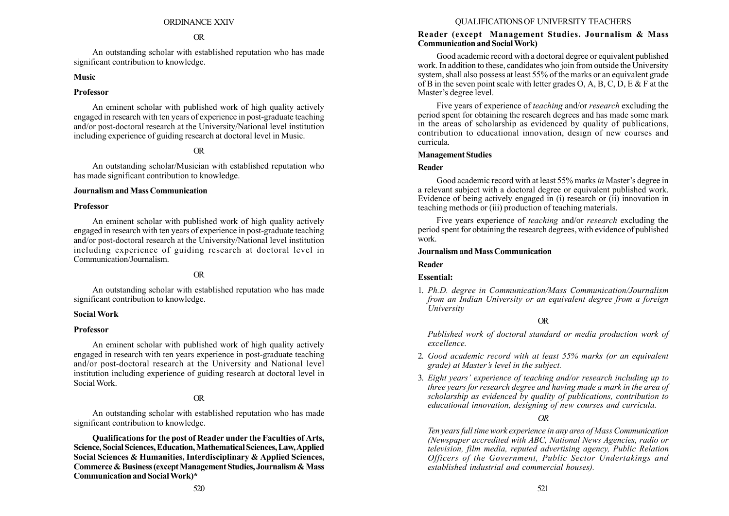OR

An outstanding scholar with established reputation who has made significant contribution to knowledge.

**Music**

**Professor**

An eminent scholar with published work of high quality actively engaged in research with ten years of experience in post-graduate teaching and/or post-doctoral research at the University/National level institution including experience of guiding research at doctoral level in Music.

OR

An outstanding scholar/Musician with established reputation who has made significant contribution to knowledge.

**Journalism and Mass Communication**

**Professor**

An eminent scholar with published work of high quality actively engaged in research with ten years of experience in post-graduate teaching and/or post-doctoral research at the University/National level institution including experience of guiding research at doctoral level in Communication/Journalism.

OR

An outstanding scholar with established reputation who has made significant contribution to knowledge.

**Social Work**

**Professor**

An eminent scholar with published work of high quality actively engaged in research with ten years experience in post-graduate teaching and/or post-doctoral research at the University and National level institution including experience of guiding research at doctoral level in Social Work.

OR

An outstanding scholar with established reputation who has made significant contribution to knowledge.

**Qualifications for the post of Reader under the Faculties of Arts, Science, Social Sciences, Education, Mathematical Sciences, Law, Applied Social Sciences & Humanities, Interdisciplinary & Applied Sciences, Commerce & Business (except Management Studies, Journalism & Mass Communication and Social Work)***

**Reader (except Management Studies. Journalism & Mass Communication and Social Work)**

Good academic record with a doctoral degree or equivalent published work. In addition to these, candidates who join from outside the University system, shall also possess at least 55% of the marks or an equivalent grade of B in the seven point scale with letter grades O, A, B, C, D, E & F at the Master's degree level.

Five years of experience of *teaching* and/or *research* excluding the period spent for obtaining the research degrees and has made some mark in the areas of scholarship as evidenced by quality of publications, contribution to educational innovation, design of new courses and curricula.

**Management Studies**

**Reader**

Good academic record with at least 55% marks *in* Master's degree in a relevant subject with a doctoral degree or equivalent published work. Evidence of being actively engaged in (i) research or (ii) innovation in teaching methods or (iii) production of teaching materials.

Five years experience of *teaching* and/or *research* excluding the period spent for obtaining the research degrees, with evidence of published work.

**Journalism and Mass Communication**

**Reader**

**Essential:**

1. *Ph.D. degree in Communication/Mass Communication/Journalism from an Indian University or an equivalent degree from a foreign University*

   OR

   *Published work of doctoral standard or media production work of excellence.*

2. *Good academic record with at least 55% marks (or an equivalent grade) at Master's level in the subject.*

3. *Eight years' experience of teaching and/or research including up to three years for research degree and having made a mark in the area of scholarship as evidenced by quality of publications, contribution to educational innovation, designing of new courses and curricula.*

   *OR*

   *Ten years full time work experience in any area of Mass Communication (Newspaper accredited with ABC, National News Agencies, radio or television, film media, reputed advertising agency, Public Relation Officers of the Government, Public Sector Undertakings and established industrial and commercial houses).*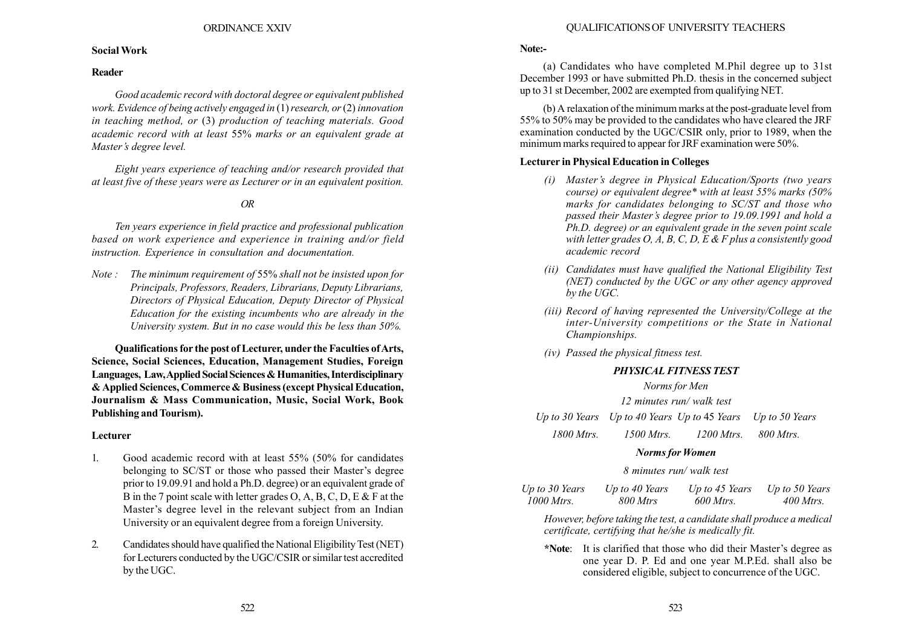**Social Work**

**Reader**

*Good academic record with doctoral degree or equivalent published work. Evidence of being actively engaged in (1) research, or (2) innovation in teaching method, or (3) production of teaching materials. Good academic record with at least 55% marks or an equivalent grade at Master's degree level.*

*Eight years experience of teaching and/or research provided that at least five of these years were as Lecturer or in an equivalent position.*

*OR*

*Ten years experience in field practice and professional publication based on work experience and experience in training and/or field instruction. Experience in consultation and documentation.*

*Note : The minimum requirement of 55% shall not be insisted upon for Principals, Professors, Readers, Librarians, Deputy Librarians, Directors of Physical Education, Deputy Director of Physical Education for the existing incumbents who are already in the University system. But in no case would this be less than 50%.*

**Qualifications for the post of Lecturer, under the Faculties of Arts, Science, Social Sciences, Education, Management Studies, Foreign Languages, Law, Applied Social Sciences & Humanities, Interdisciplinary & Applied Sciences, Commerce & Business (except Physical Education, Journalism & Mass Communication, Music, Social Work, Book Publishing and Tourism).**

**Lecturer**

1. Good academic record with at least 55% (50% for candidates belonging to SC/ST or those who passed their Master's degree prior to 19.09.91 and hold a Ph.D. degree) or an equivalent grade of B in the 7 point scale with letter grades O, A, B, C, D, E & F at the Master's degree level in the relevant subject from an Indian University or an equivalent degree from a foreign University.
2. Candidates should have qualified the National Eligibility Test (NET) for Lecturers conducted by the UGC/CSIR or similar test accredited by the UGC.

**Note:-**

(a) Candidates who have completed M.Phil degree up to 31st December 1993 or have submitted Ph.D. thesis in the concerned subject up to 31 st December, 2002 are exempted from qualifying NET.

(b) A relaxation of the minimum marks at the post-graduate level from 55% to 50% may be provided to the candidates who have cleared the JRF examination conducted by the UGC/CSIR only, prior to 1989, when the minimum marks required to appear for JRF examination were 50%.

**Lecturer in Physical Education in Colleges**

*(i) Master's degree in Physical Education/Sports (two years course) or equivalent degree\* with at least 55% marks (50% marks for candidates belonging to SC/ST and those who passed their Master's degree prior to 19.09.1991 and hold a Ph.D. degree) or an equivalent grade in the seven point scale with letter grades O, A, B, C, D, E & F plus a consistently good academic record*

*(ii) Candidates must have qualified the National Eligibility Test (NET) conducted by the UGC or any other agency approved by the UGC.*

*(iii) Record of having represented the University/College at the inter-University competitions or the State in National Championships.*

*(iv) Passed the physical fitness test.*

***PHYSICAL FITNESS TEST***

*Norms for Men*

*12 minutes run/ walk test*

| Up to 30 Years | Up to 40 Years | Up to 45 Years | Up to 50 Years |
|---|---|---|---|
| 1800 Mtrs. | 1500 Mtrs. | 1200 Mtrs. | 800 Mtrs. |

***Norms for Women***

*8 minutes run/ walk test*

| Up to 30 Years | Up to 40 Years | Up to 45 Years | Up to 50 Years |
|---|---|---|---|
| 1000 Mtrs. | 800 Mtrs | 600 Mtrs. | 400 Mtrs. |

*However, before taking the test, a candidate shall produce a medical certificate, certifying that he/she is medically fit.*

**\*Note**: It is clarified that those who did their Master's degree as one year D. P. Ed and one year M.P.Ed. shall also be considered eligible, subject to concurrence of the UGC.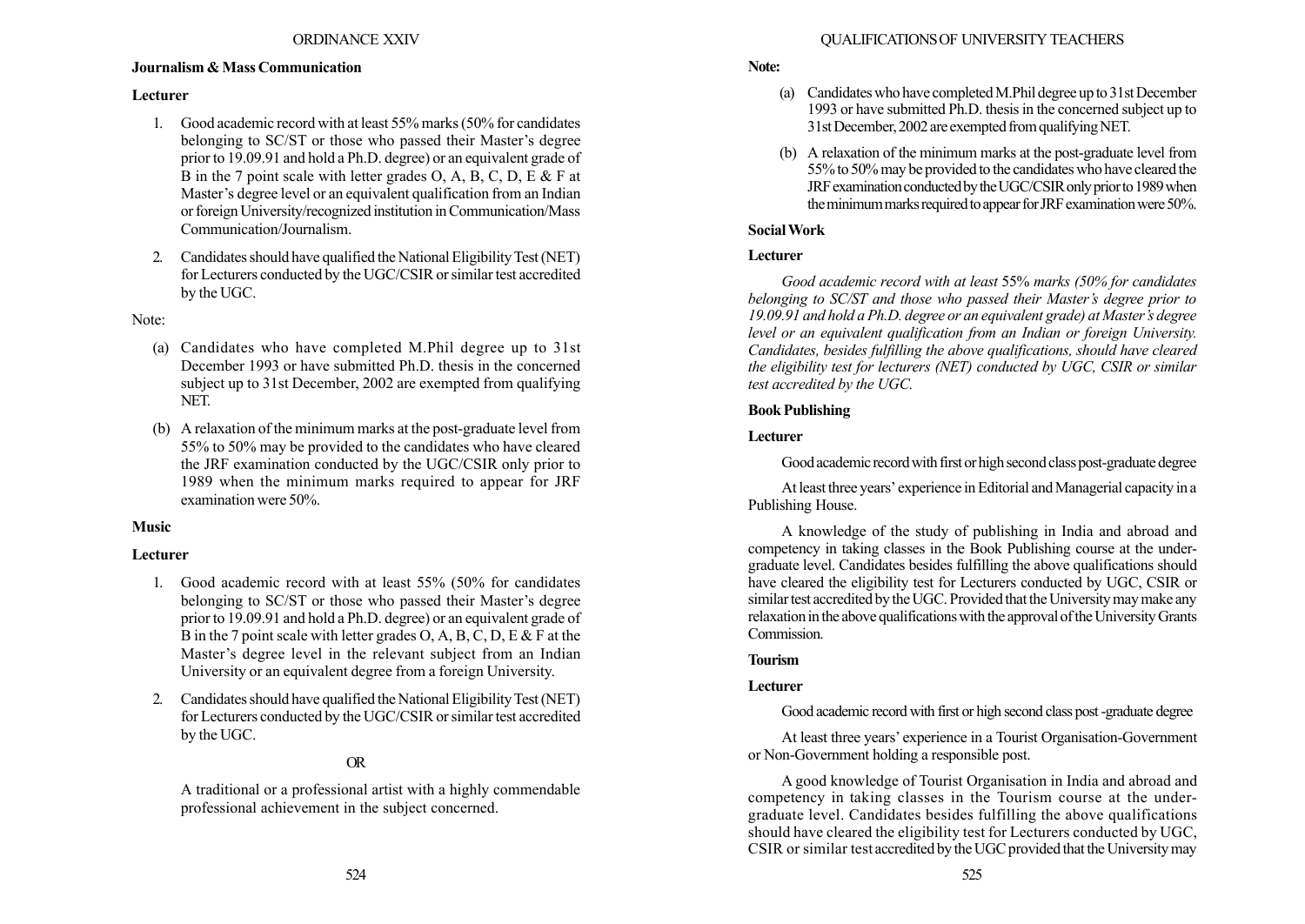### Journalism & Mass Communication

#### Lecturer

1. Good academic record with at least 55% marks (50% for candidates belonging to SC/ST or those who passed their Master's degree prior to 19.09.91 and hold a Ph.D. degree) or an equivalent grade of B in the 7 point scale with letter grades O, A, B, C, D, E & F at Master's degree level or an equivalent qualification from an Indian or foreign University/recognized institution in Communication/Mass Communication/Journalism.

2. Candidates should have qualified the National Eligibility Test (NET) for Lecturers conducted by the UGC/CSIR or similar test accredited by the UGC.

Note:

(a) Candidates who have completed M.Phil degree up to 31st December 1993 or have submitted Ph.D. thesis in the concerned subject up to 31st December, 2002 are exempted from qualifying NET.

(b) A relaxation of the minimum marks at the post-graduate level from 55% to 50% may be provided to the candidates who have cleared the JRF examination conducted by the UGC/CSIR only prior to 1989 when the minimum marks required to appear for JRF examination were 50%.

### Music

#### Lecturer

1. Good academic record with at least 55% (50% for candidates belonging to SC/ST or those who passed their Master's degree prior to 19.09.91 and hold a Ph.D. degree) or an equivalent grade of B in the 7 point scale with letter grades O, A, B, C, D, E & F at the Master's degree level in the relevant subject from an Indian University or an equivalent degree from a foreign University.

2. Candidates should have qualified the National Eligibility Test (NET) for Lecturers conducted by the UGC/CSIR or similar test accredited by the UGC.

OR

A traditional or a professional artist with a highly commendable professional achievement in the subject concerned.

**Note:**

(a) Candidates who have completed M.Phil degree up to 31st December 1993 or have submitted Ph.D. thesis in the concerned subject up to 31st December, 2002 are exempted from qualifying NET.

(b) A relaxation of the minimum marks at the post-graduate level from 55% to 50% may be provided to the candidates who have cleared the JRF examination conducted by the UGC/CSIR only prior to 1989 when the minimum marks required to appear for JRF examination were 50%.

### Social Work

#### Lecturer

*Good academic record with at least 55% marks (50% for candidates belonging to SC/ST and those who passed their Master's degree prior to 19.09.91 and hold a Ph.D. degree or an equivalent grade) at Master's degree level or an equivalent qualification from an Indian or foreign University. Candidates, besides fulfilling the above qualifications, should have cleared the eligibility test for lecturers (NET) conducted by UGC, CSIR or similar test accredited by the UGC.*

### Book Publishing

#### Lecturer

Good academic record with first or high second class post-graduate degree

At least three years' experience in Editorial and Managerial capacity in a Publishing House.

A knowledge of the study of publishing in India and abroad and competency in taking classes in the Book Publishing course at the under-graduate level. Candidates besides fulfilling the above qualifications should have cleared the eligibility test for Lecturers conducted by UGC, CSIR or similar test accredited by the UGC. Provided that the University may make any relaxation in the above qualifications with the approval of the University Grants Commission.

### Tourism

#### Lecturer

Good academic record with first or high second class post -graduate degree

At least three years' experience in a Tourist Organisation-Government or Non-Government holding a responsible post.

A good knowledge of Tourist Organisation in India and abroad and competency in taking classes in the Tourism course at the under-graduate level. Candidates besides fulfilling the above qualifications should have cleared the eligibility test for Lecturers conducted by UGC, CSIR or similar test accredited by the UGC provided that the University may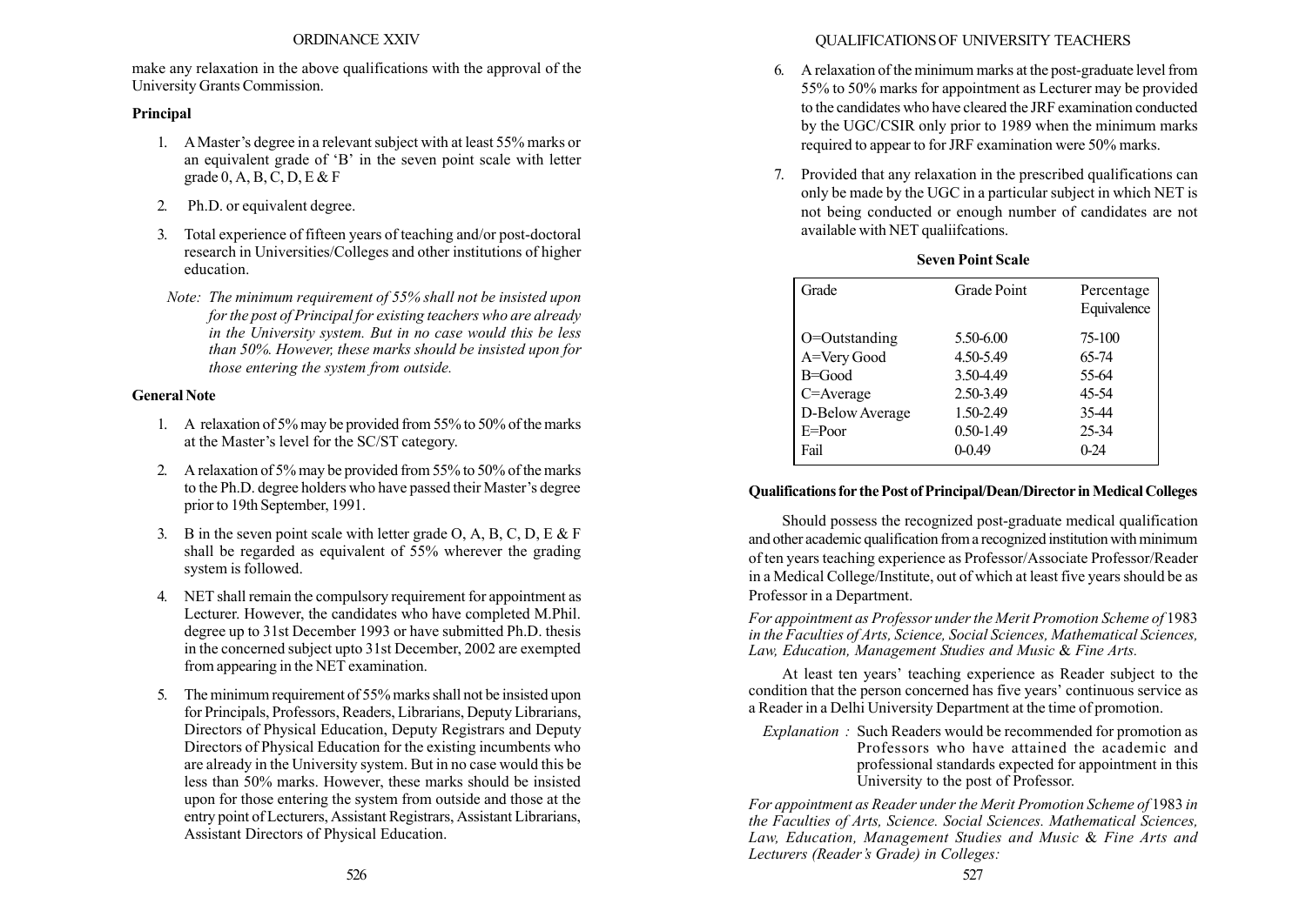make any relaxation in the above qualifications with the approval of the University Grants Commission.

**Principal**

1. A Master's degree in a relevant subject with at least 55% marks or an equivalent grade of 'B' in the seven point scale with letter grade 0, A, B, C, D, E & F
2. Ph.D. or equivalent degree.
3. Total experience of fifteen years of teaching and/or post-doctoral research in Universities/Colleges and other institutions of higher education.

*Note: The minimum requirement of 55% shall not be insisted upon for the post of Principal for existing teachers who are already in the University system. But in no case would this be less than 50%. However, these marks should be insisted upon for those entering the system from outside.*

**General Note**

1. A relaxation of 5% may be provided from 55% to 50% of the marks at the Master's level for the SC/ST category.
2. A relaxation of 5% may be provided from 55% to 50% of the marks to the Ph.D. degree holders who have passed their Master's degree prior to 19th September, 1991.
3. B in the seven point scale with letter grade O, A, B, C, D, E & F shall be regarded as equivalent of 55% wherever the grading system is followed.
4. NET shall remain the compulsory requirement for appointment as Lecturer. However, the candidates who have completed M.Phil. degree up to 31st December 1993 or have submitted Ph.D. thesis in the concerned subject upto 31st December, 2002 are exempted from appearing in the NET examination.
5. The minimum requirement of 55% marks shall not be insisted upon for Principals, Professors, Readers, Librarians, Deputy Librarians, Directors of Physical Education, Deputy Registrars and Deputy Directors of Physical Education for the existing incumbents who are already in the University system. But in no case would this be less than 50% marks. However, these marks should be insisted upon for those entering the system from outside and those at the entry point of Lecturers, Assistant Registrars, Assistant Librarians, Assistant Directors of Physical Education.
6. A relaxation of the minimum marks at the post-graduate level from 55% to 50% marks for appointment as Lecturer may be provided to the candidates who have cleared the JRF examination conducted by the UGC/CSIR only prior to 1989 when the minimum marks required to appear to for JRF examination were 50% marks.
7. Provided that any relaxation in the prescribed qualifications can only be made by the UGC in a particular subject in which NET is not being conducted or enough number of candidates are not available with NET qualiifcations.

**Seven Point Scale**

| Grade | Grade Point | Percentage Equivalence |
|---|---|---|
| O=Outstanding | 5.50-6.00 | 75-100 |
| A=Very Good | 4.50-5.49 | 65-74 |
| B=Good | 3.50-4.49 | 55-64 |
| C=Average | 2.50-3.49 | 45-54 |
| D-Below Average | 1.50-2.49 | 35-44 |
| E=Poor | 0.50-1.49 | 25-34 |
| Fail | 0-0.49 | 0-24 |

**Qualifications for the Post of Principal/Dean/Director in Medical Colleges**

Should possess the recognized post-graduate medical qualification and other academic qualification from a recognized institution with minimum of ten years teaching experience as Professor/Associate Professor/Reader in a Medical College/Institute, out of which at least five years should be as Professor in a Department.

*For appointment as Professor under the Merit Promotion Scheme of 1983 in the Faculties of Arts, Science, Social Sciences, Mathematical Sciences, Law, Education, Management Studies and Music & Fine Arts.*

At least ten years' teaching experience as Reader subject to the condition that the person concerned has five years' continuous service as a Reader in a Delhi University Department at the time of promotion.

*Explanation :* Such Readers would be recommended for promotion as Professors who have attained the academic and professional standards expected for appointment in this University to the post of Professor.

*For appointment as Reader under the Merit Promotion Scheme of 1983 in the Faculties of Arts, Science. Social Sciences. Mathematical Sciences, Law, Education, Management Studies and Music & Fine Arts and Lecturers (Reader's Grade) in Colleges:*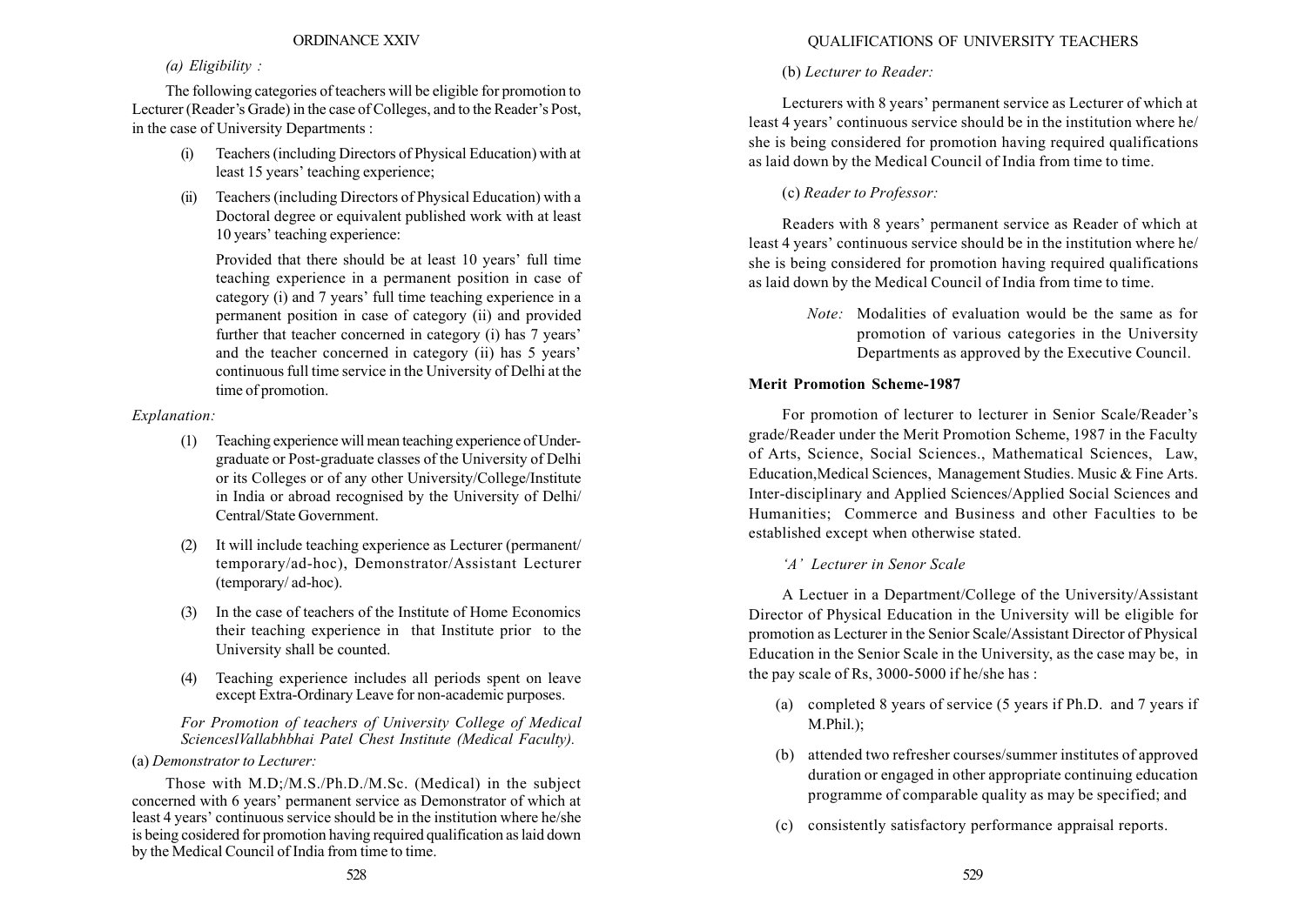*(a) Eligibility :*

The following categories of teachers will be eligible for promotion to Lecturer (Reader's Grade) in the case of Colleges, and to the Reader's Post, in the case of University Departments :

(i) Teachers (including Directors of Physical Education) with at least 15 years' teaching experience;

(ii) Teachers (including Directors of Physical Education) with a Doctoral degree or equivalent published work with at least 10 years' teaching experience:

Provided that there should be at least 10 years' full time teaching experience in a permanent position in case of category (i) and 7 years' full time teaching experience in a permanent position in case of category (ii) and provided further that teacher concerned in category (i) has 7 years' and the teacher concerned in category (ii) has 5 years' continuous full time service in the University of Delhi at the time of promotion.

*Explanation:*

(1) Teaching experience will mean teaching experience of Under-graduate or Post-graduate classes of the University of Delhi or its Colleges or of any other University/College/Institute in India or abroad recognised by the University of Delhi/ Central/State Government.

(2) It will include teaching experience as Lecturer (permanent/ temporary/ad-hoc), Demonstrator/Assistant Lecturer (temporary/ ad-hoc).

(3) In the case of teachers of the Institute of Home Economics their teaching experience in that Institute prior to the University shall be counted.

(4) Teaching experience includes all periods spent on leave except Extra-Ordinary Leave for non-academic purposes.

*For Promotion of teachers of University College of Medical SciencesIVallabhbhai Patel Chest Institute (Medical Faculty).*

(a) *Demonstrator to Lecturer:*

Those with M.D;/M.S./Ph.D./M.Sc. (Medical) in the subject concerned with 6 years' permanent service as Demonstrator of which at least 4 years' continuous service should be in the institution where he/she is being cosidered for promotion having required qualification as laid down by the Medical Council of India from time to time.

(b) *Lecturer to Reader:*

Lecturers with 8 years' permanent service as Lecturer of which at least 4 years' continuous service should be in the institution where he/ she is being considered for promotion having required qualifications as laid down by the Medical Council of India from time to time.

(c) *Reader to Professor:*

Readers with 8 years' permanent service as Reader of which at least 4 years' continuous service should be in the institution where he/ she is being considered for promotion having required qualifications as laid down by the Medical Council of India from time to time.

> *Note:* Modalities of evaluation would be the same as for promotion of various categories in the University Departments as approved by the Executive Council.

**Merit Promotion Scheme-1987**

For promotion of lecturer to lecturer in Senior Scale/Reader's grade/Reader under the Merit Promotion Scheme, 1987 in the Faculty of Arts, Science, Social Sciences., Mathematical Sciences, Law, Education,Medical Sciences, Management Studies. Music & Fine Arts. Inter-disciplinary and Applied Sciences/Applied Social Sciences and Humanities; Commerce and Business and other Faculties to be established except when otherwise stated.

*'A' Lecturer in Senor Scale*

A Lectuer in a Department/College of the University/Assistant Director of Physical Education in the University will be eligible for promotion as Lecturer in the Senior Scale/Assistant Director of Physical Education in the Senior Scale in the University, as the case may be, in the pay scale of Rs, 3000-5000 if he/she has :

(a) completed 8 years of service (5 years if Ph.D. and 7 years if M.Phil.);

(b) attended two refresher courses/summer institutes of approved duration or engaged in other appropriate continuing education programme of comparable quality as may be specified; and

(c) consistently satisfactory performance appraisal reports.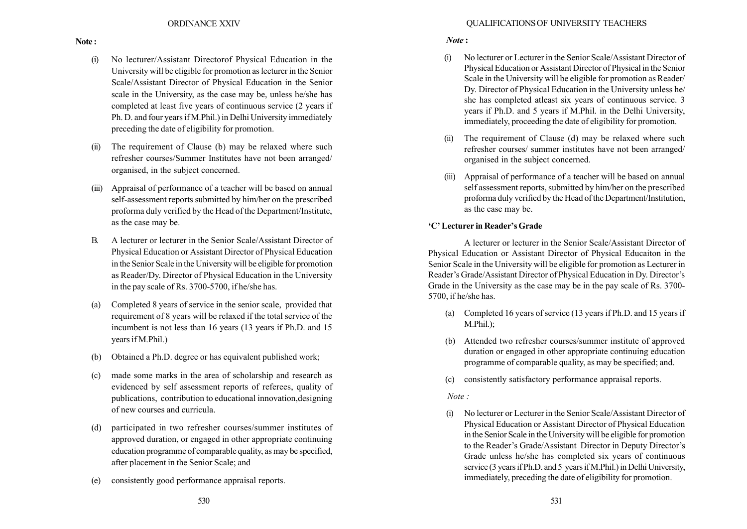**Note :**

(i) No lecturer/Assistant Directorof Physical Education in the University will be eligible for promotion as lecturer in the Senior Scale/Assistant Director of Physical Education in the Senior scale in the University, as the case may be, unless he/she has completed at least five years of continuous service (2 years if Ph. D. and four years if M.Phil.) in Delhi University immediately preceding the date of eligibility for promotion.

(ii) The requirement of Clause (b) may be relaxed where such refresher courses/Summer Institutes have not been arranged/ organised, in the subject concerned.

(iii) Appraisal of performance of a teacher will be based on annual self-assessment reports submitted by him/her on the prescribed proforma duly verified by the Head of the Department/Institute, as the case may be.

B. A lecturer or lecturer in the Senior Scale/Assistant Director of Physical Education or Assistant Director of Physical Education in the Senior Scale in the University will be eligible for promotion as Reader/Dy. Director of Physical Education in the University in the pay scale of Rs. 3700-5700, if he/she has.

(a) Completed 8 years of service in the senior scale, provided that requirement of 8 years will be relaxed if the total service of the incumbent is not less than 16 years (13 years if Ph.D. and 15 years if M.Phil.)

(b) Obtained a Ph.D. degree or has equivalent published work;

(c) made some marks in the area of scholarship and research as evidenced by self assessment reports of referees, quality of publications, contribution to educational innovation,designing of new courses and curricula.

(d) participated in two refresher courses/summer institutes of approved duration, or engaged in other appropriate continuing education programme of comparable quality, as may be specified, after placement in the Senior Scale; and

(e) consistently good performance appraisal reports.

*Note* **:**

(i) No lecturer or Lecturer in the Senior Scale/Assistant Director of Physical Education or Assistant Director of Physical in the Senior Scale in the University will be eligible for promotion as Reader/ Dy. Director of Physical Education in the University unless he/ she has completed atleast six years of continuous service. 3 years if Ph.D. and 5 years if M.Phil. in the Delhi University, immediately, proceeding the date of eligibility for promotion.

(ii) The requirement of Clause (d) may be relaxed where such refresher courses/ summer institutes have not been arranged/ organised in the subject concerned.

(iii) Appraisal of performance of a teacher will be based on annual self assessment reports, submitted by him/her on the prescribed proforma duly verified by the Head of the Department/Institution, as the case may be.

**'C' Lecturer in Reader's Grade**

A lecturer or lecturer in the Senior Scale/Assistant Director of Physical Education or Assistant Director of Physical Educaiton in the Senior Scale in the University will be eligible for promotion as Lecturer in Reader's Grade/Assistant Director of Physical Education in Dy. Director's Grade in the University as the case may be in the pay scale of Rs. 3700-5700, if he/she has.

(a) Completed 16 years of service (13 years if Ph.D. and 15 years if M.Phil.);

(b) Attended two refresher courses/summer institute of approved duration or engaged in other appropriate continuing education programme of comparable quality, as may be specified; and.

(c) consistently satisfactory performance appraisal reports.

*Note :*

(i) No lecturer or Lecturer in the Senior Scale/Assistant Director of Physical Education or Assistant Director of Physical Education in the Senior Scale in the University will be eligible for promotion to the Reader's Grade/Assistant Director in Deputy Director's Grade unless he/she has completed six years of continuous service (3 years if Ph.D. and 5 years if M.Phil.) in Delhi University, immediately, preceding the date of eligibility for promotion.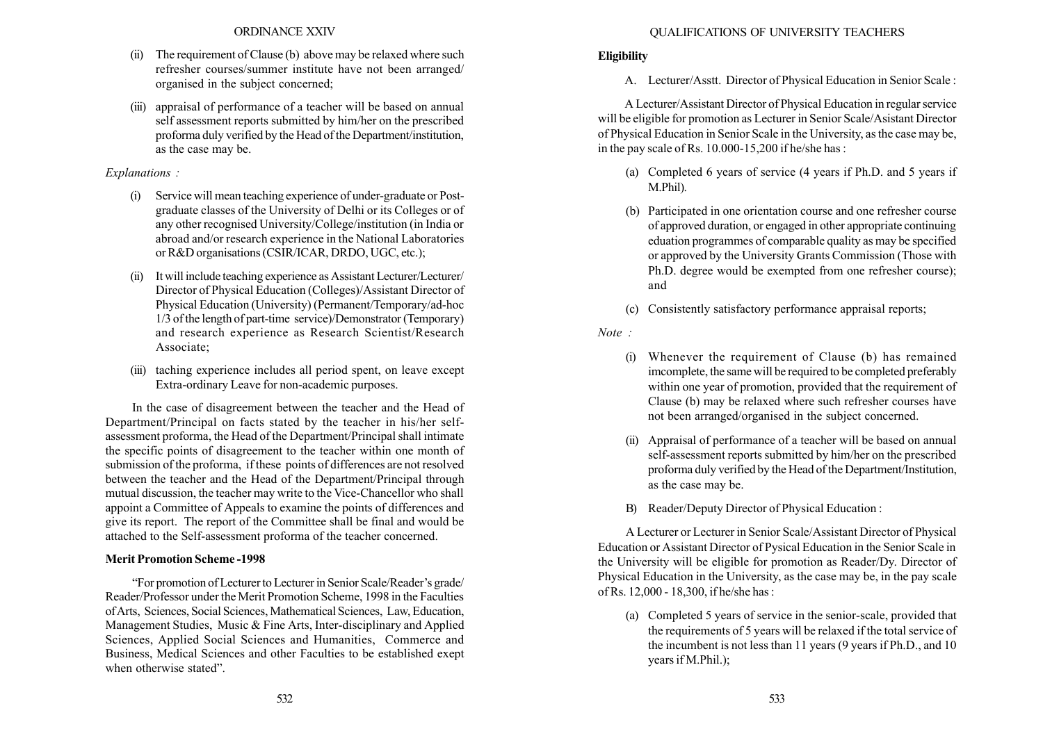(ii) The requirement of Clause (b) above may be relaxed where such refresher courses/summer institute have not been arranged/ organised in the subject concerned;

(iii) appraisal of performance of a teacher will be based on annual self assessment reports submitted by him/her on the prescribed proforma duly verified by the Head of the Department/institution, as the case may be.

*Explanations :*

(i) Service will mean teaching experience of under-graduate or Post-graduate classes of the University of Delhi or its Colleges or of any other recognised University/College/institution (in India or abroad and/or research experience in the National Laboratories or R&D organisations (CSIR/ICAR, DRDO, UGC, etc.);

(ii) It will include teaching experience as Assistant Lecturer/Lecturer/ Director of Physical Education (Colleges)/Assistant Director of Physical Education (University) (Permanent/Temporary/ad-hoc 1/3 of the length of part-time service)/Demonstrator (Temporary) and research experience as Research Scientist/Research Associate;

(iii) taching experience includes all period spent, on leave except Extra-ordinary Leave for non-academic purposes.

In the case of disagreement between the teacher and the Head of Department/Principal on facts stated by the teacher in his/her self-assessment proforma, the Head of the Department/Principal shall intimate the specific points of disagreement to the teacher within one month of submission of the proforma, if these points of differences are not resolved between the teacher and the Head of the Department/Principal through mutual discussion, the teacher may write to the Vice-Chancellor who shall appoint a Committee of Appeals to examine the points of differences and give its report. The report of the Committee shall be final and would be attached to the Self-assessment proforma of the teacher concerned.

**Merit Promotion Scheme -1998**

"For promotion of Lecturer to Lecturer in Senior Scale/Reader's grade/ Reader/Professor under the Merit Promotion Scheme, 1998 in the Faculties of Arts, Sciences, Social Sciences, Mathematical Sciences, Law, Education, Management Studies, Music & Fine Arts, Inter-disciplinary and Applied Sciences, Applied Social Sciences and Humanities, Commerce and Business, Medical Sciences and other Faculties to be established exept when otherwise stated".

**Eligibility**

A. Lecturer/Asstt. Director of Physical Education in Senior Scale :

A Lecturer/Assistant Director of Physical Education in regular service will be eligible for promotion as Lecturer in Senior Scale/Asistant Director of Physical Education in Senior Scale in the University, as the case may be, in the pay scale of Rs. 10.000-15,200 if he/she has :

(a) Completed 6 years of service (4 years if Ph.D. and 5 years if M.Phil).

(b) Participated in one orientation course and one refresher course of approved duration, or engaged in other appropriate continuing eduation programmes of comparable quality as may be specified or approved by the University Grants Commission (Those with Ph.D. degree would be exempted from one refresher course); and

(c) Consistently satisfactory performance appraisal reports;

*Note :*

(i) Whenever the requirement of Clause (b) has remained imcomplete, the same will be required to be completed preferably within one year of promotion, provided that the requirement of Clause (b) may be relaxed where such refresher courses have not been arranged/organised in the subject concerned.

(ii) Appraisal of performance of a teacher will be based on annual self-assessment reports submitted by him/her on the prescribed proforma duly verified by the Head of the Department/Institution, as the case may be.

B) Reader/Deputy Director of Physical Education :

A Lecturer or Lecturer in Senior Scale/Assistant Director of Physical Education or Assistant Director of Pysical Education in the Senior Scale in the University will be eligible for promotion as Reader/Dy. Director of Physical Education in the University, as the case may be, in the pay scale of Rs. 12,000 - 18,300, if he/she has :

(a) Completed 5 years of service in the senior-scale, provided that the requirements of 5 years will be relaxed if the total service of the incumbent is not less than 11 years (9 years if Ph.D., and 10 years if M.Phil.);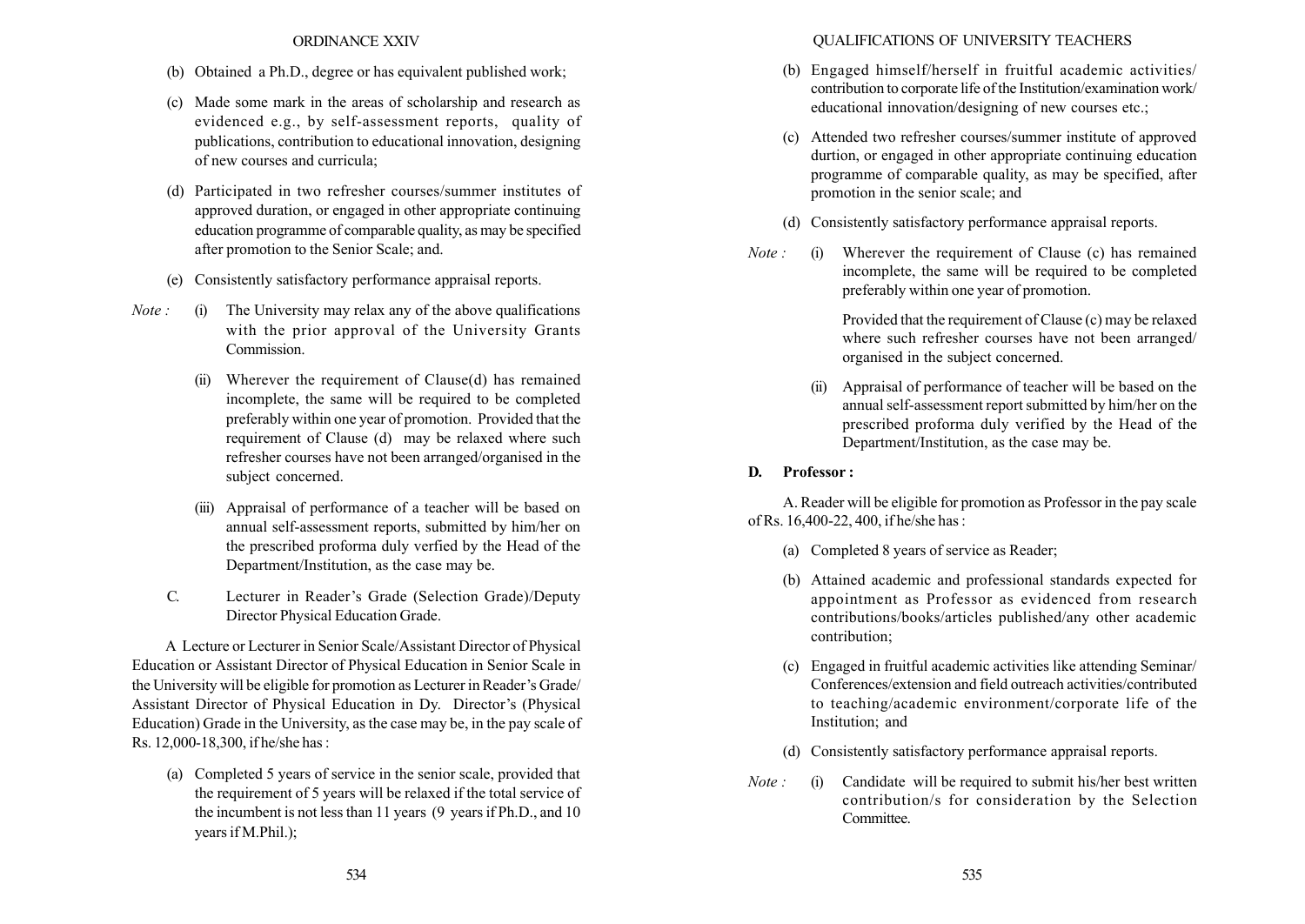(b) Obtained a Ph.D., degree or has equivalent published work;

(c) Made some mark in the areas of scholarship and research as evidenced e.g., by self-assessment reports, quality of publications, contribution to educational innovation, designing of new courses and curricula;

(d) Participated in two refresher courses/summer institutes of approved duration, or engaged in other appropriate continuing education programme of comparable quality, as may be specified after promotion to the Senior Scale; and.

(e) Consistently satisfactory performance appraisal reports.

*Note :* (i) The University may relax any of the above qualifications with the prior approval of the University Grants Commission.

(ii) Wherever the requirement of Clause(d) has remained incomplete, the same will be required to be completed preferably within one year of promotion. Provided that the requirement of Clause (d) may be relaxed where such refresher courses have not been arranged/organised in the subject concerned.

(iii) Appraisal of performance of a teacher will be based on annual self-assessment reports, submitted by him/her on the prescribed proforma duly verfied by the Head of the Department/Institution, as the case may be.

C. Lecturer in Reader's Grade (Selection Grade)/Deputy Director Physical Education Grade.

A Lecture or Lecturer in Senior Scale/Assistant Director of Physical Education or Assistant Director of Physical Education in Senior Scale in the University will be eligible for promotion as Lecturer in Reader's Grade/ Assistant Director of Physical Education in Dy. Director's (Physical Education) Grade in the University, as the case may be, in the pay scale of Rs. 12,000-18,300, if he/she has :

(a) Completed 5 years of service in the senior scale, provided that the requirement of 5 years will be relaxed if the total service of the incumbent is not less than 11 years (9 years if Ph.D., and 10 years if M.Phil.);

(b) Engaged himself/herself in fruitful academic activities/ contribution to corporate life of the Institution/examination work/ educational innovation/designing of new courses etc.;

(c) Attended two refresher courses/summer institute of approved durtion, or engaged in other appropriate continuing education programme of comparable quality, as may be specified, after promotion in the senior scale; and

(d) Consistently satisfactory performance appraisal reports.

*Note :* (i) Wherever the requirement of Clause (c) has remained incomplete, the same will be required to be completed preferably within one year of promotion.

Provided that the requirement of Clause (c) may be relaxed where such refresher courses have not been arranged/ organised in the subject concerned.

(ii) Appraisal of performance of teacher will be based on the annual self-assessment report submitted by him/her on the prescribed proforma duly verified by the Head of the Department/Institution, as the case may be.

**D. Professor :**

A. Reader will be eligible for promotion as Professor in the pay scale of Rs. 16,400-22, 400, if he/she has :

(a) Completed 8 years of service as Reader;

(b) Attained academic and professional standards expected for appointment as Professor as evidenced from research contributions/books/articles published/any other academic contribution;

(c) Engaged in fruitful academic activities like attending Seminar/ Conferences/extension and field outreach activities/contributed to teaching/academic environment/corporate life of the Institution; and

(d) Consistently satisfactory performance appraisal reports.

*Note :* (i) Candidate will be required to submit his/her best written contribution/s for consideration by the Selection Committee.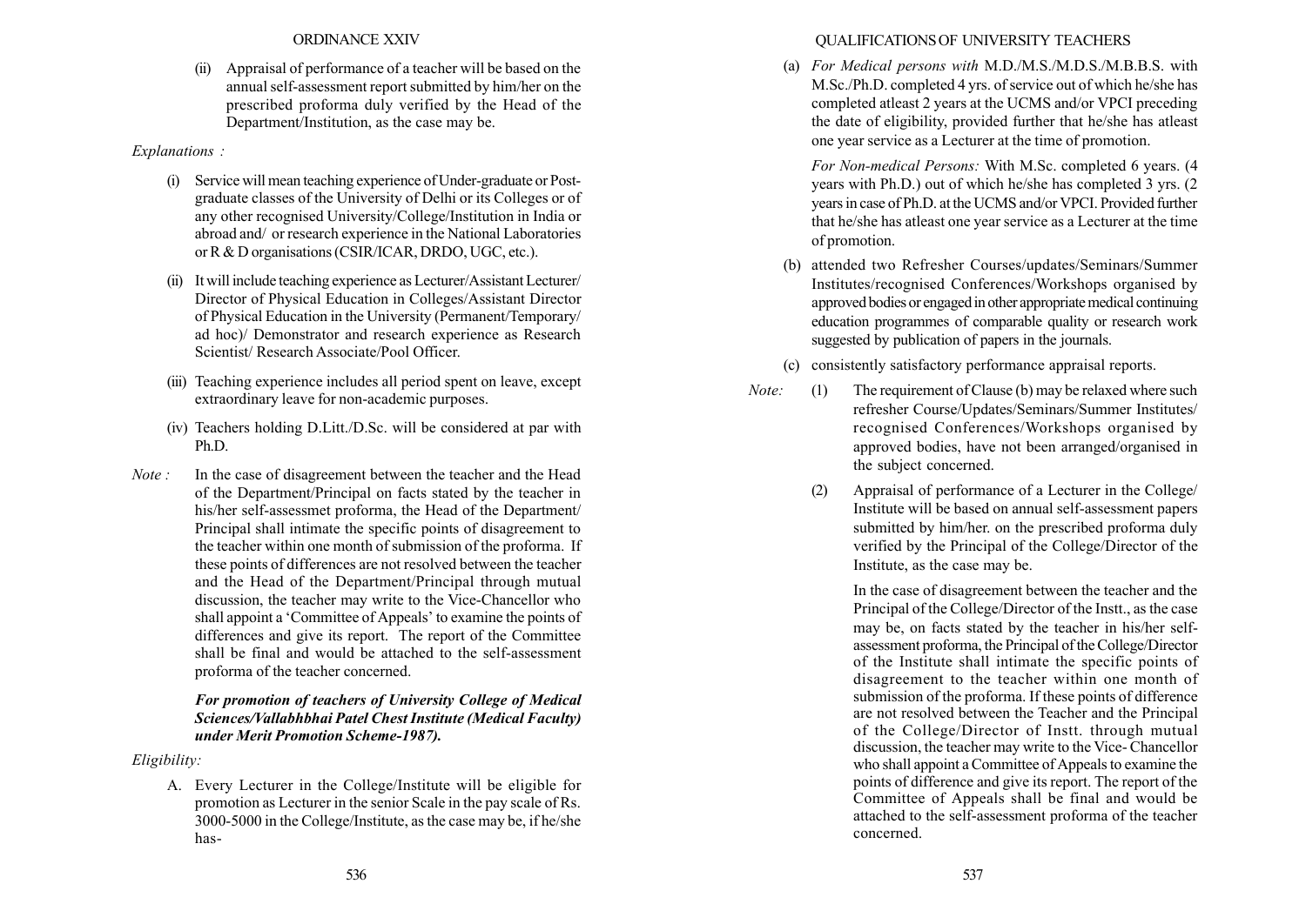(ii) Appraisal of performance of a teacher will be based on the annual self-assessment report submitted by him/her on the prescribed proforma duly verified by the Head of the Department/Institution, as the case may be.

*Explanations :*

(i) Service will mean teaching experience of Under-graduate or Post-graduate classes of the University of Delhi or its Colleges or of any other recognised University/College/Institution in India or abroad and/ or research experience in the National Laboratories or R & D organisations (CSIR/ICAR, DRDO, UGC, etc.).

(ii) It will include teaching experience as Lecturer/Assistant Lecturer/ Director of Physical Education in Colleges/Assistant Director of Physical Education in the University (Permanent/Temporary/ ad hoc)/ Demonstrator and research experience as Research Scientist/ Research Associate/Pool Officer.

(iii) Teaching experience includes all period spent on leave, except extraordinary leave for non-academic purposes.

(iv) Teachers holding D.Litt./D.Sc. will be considered at par with Ph.D.

*Note :* In the case of disagreement between the teacher and the Head of the Department/Principal on facts stated by the teacher in his/her self-assessmet proforma, the Head of the Department/ Principal shall intimate the specific points of disagreement to the teacher within one month of submission of the proforma. If these points of differences are not resolved between the teacher and the Head of the Department/Principal through mutual discussion, the teacher may write to the Vice-Chancellor who shall appoint a 'Committee of Appeals' to examine the points of differences and give its report. The report of the Committee shall be final and would be attached to the self-assessment proforma of the teacher concerned.

***For promotion of teachers of University College of Medical Sciences/Vallabhbhai Patel Chest Institute (Medical Faculty) under Merit Promotion Scheme-1987).***

*Eligibility:*

A. Every Lecturer in the College/Institute will be eligible for promotion as Lecturer in the senior Scale in the pay scale of Rs. 3000-5000 in the College/Institute, as the case may be, if he/she has-

(a) *For Medical persons with* M.D./M.S./M.D.S./M.B.B.S. with M.Sc./Ph.D. completed 4 yrs. of service out of which he/she has completed atleast 2 years at the UCMS and/or VPCI preceding the date of eligibility, provided further that he/she has atleast one year service as a Lecturer at the time of promotion.

*For Non-medical Persons:* With M.Sc. completed 6 years. (4 years with Ph.D.) out of which he/she has completed 3 yrs. (2 years in case of Ph.D. at the UCMS and/or VPCI. Provided further that he/she has atleast one year service as a Lecturer at the time of promotion.

(b) attended two Refresher Courses/updates/Seminars/Summer Institutes/recognised Conferences/Workshops organised by approved bodies or engaged in other appropriate medical continuing education programmes of comparable quality or research work suggested by publication of papers in the journals.

(c) consistently satisfactory performance appraisal reports.

*Note:* (1) The requirement of Clause (b) may be relaxed where such refresher Course/Updates/Seminars/Summer Institutes/ recognised Conferences/Workshops organised by approved bodies, have not been arranged/organised in the subject concerned.

(2) Appraisal of performance of a Lecturer in the College/ Institute will be based on annual self-assessment papers submitted by him/her. on the prescribed proforma duly verified by the Principal of the College/Director of the Institute, as the case may be.

In the case of disagreement between the teacher and the Principal of the College/Director of the Instt., as the case may be, on facts stated by the teacher in his/her self-assessment proforma, the Principal of the College/Director of the Institute shall intimate the specific points of disagreement to the teacher within one month of submission of the proforma. If these points of difference are not resolved between the Teacher and the Principal of the College/Director of Instt. through mutual discussion, the teacher may write to the Vice- Chancellor who shall appoint a Committee of Appeals to examine the points of difference and give its report. The report of the Committee of Appeals shall be final and would be attached to the self-assessment proforma of the teacher concerned.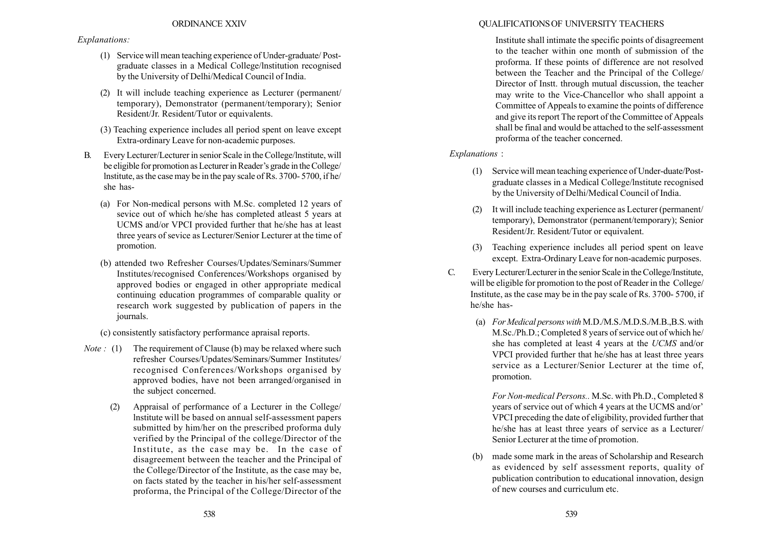*Explanations:*

(1) Service will mean teaching experience of Under-graduate/ Post-graduate classes in a Medical College/lnstitution recognised by the University of Delhi/MedicaI Council of India.

(2) It will include teaching experience as Lecturer (permanent/ temporary), Demonstrator (permanent/temporary); Senior Resident/Jr. Resident/Tutor or equivalents.

(3) Teaching experience includes all period spent on leave except Extra-ordinary Leave for non-academic purposes.

B. Every Lecturer/Lecturer in senior Scale in the College/lnstitution, will be eligible for promotion as Lecturer in Reader's grade in the College/ lnstitute, as the case may be in the pay scale of Rs. 3700- 5700, if he/ she has-

(a) For Non-medical persons with M.Sc. completed 12 years of sevice out of which he/she has completed atleast 5 years at UCMS and/or VPCI provided further that he/she has at least three years of sevice as Lecturer/Senior Lecturer at the time of promotion.

(b) attended two Refresher Courses/Updates/Seminars/Summer Institutes/recognised Conferences/Workshops organised by approved bodies or engaged in other appropriate medical continuing education programmes of comparable quality or research work suggested by publication of papers in the journals.

(c) consistently satisfactory performance apraisal reports.

*Note :* (1) The requirement of Clause (b) may be relaxed where such refresher Courses/Updates/Seminars/Summer Institutes/ recognised Conferences/Workshops organised by approved bodies, have not been arranged/organised in the subject concerned.

(2) Appraisal of performance of a Lecturer in the College/ lnstitute will be based on annual self-assessment papers submitted by him/her on the prescribed proforma duly verified by the Principal of the college/Director of the Institute, as the case may be. In the case of disagreement between the teacher and the Principal of the College/Director of the Institute, as the case may be, on facts stated by the teacher in his/her self-assessment proforma, the Principal of the College/Director of the Institute shall intimate the specific points of disagreement to the teacher within one month of submission of the proforma. If these points of difference are not resolved between the Teacher and the Principal of the College/ Director of Instt. through mutual discussion, the teacher may write to the Vice-Chancellor who shall appoint a Committee of Appeals to examine the points of difference and give its report The report of the Committee of Appeals shall be final and would be attached to the self-assessment proforma of the teacher concerned.

*Explanations* :

(1) Service will mean teaching experience of Under-duate/Post-graduate classes in a Medical College/lnstitute recognised by the University of Delhi/Medical Council of India.

(2) It will include teaching experience as Lecturer (permanent/ temporary), Demonstrator (permanent/temporary); Senior Resident/Jr. Resident/Tutor or equivalent.

(3) Teaching experience includes all period spent on leave except. Extra-Ordinary Leave for non-academic purposes.

C. Every Lecturer/Lecturer in the senior Scale in the College/Institute, will be eligible for promotion to the post of Reader in the College/ Institute, as the case may be in the pay scale of Rs. 3700- 5700, if he/she has-

(a) *For Medical persons with* M.D./M.S./M.D.S./M.B.,B.S. with M.Sc./Ph.D.; Completed 8 years of service out of which he/ she has completed at least 4 years at the *UCMS* and/or VPCI provided further that he/she has at least three years service as a Lecturer/Senior Lecturer at the time of, promotion.

*For Non-medical Persons..* M.Sc. with Ph.D., Completed 8 years of service out of which 4 years at the UCMS and/or' VPCI preceding the date of eligibility, provided further that he/she has at least three years of service as a Lecturer/ Senior Lecturer at the time of promotion.

(b) made some mark in the areas of Scholarship and Research as evidenced by self assessment reports, quality of publication contribution to educational innovation, design of new courses and curriculum etc.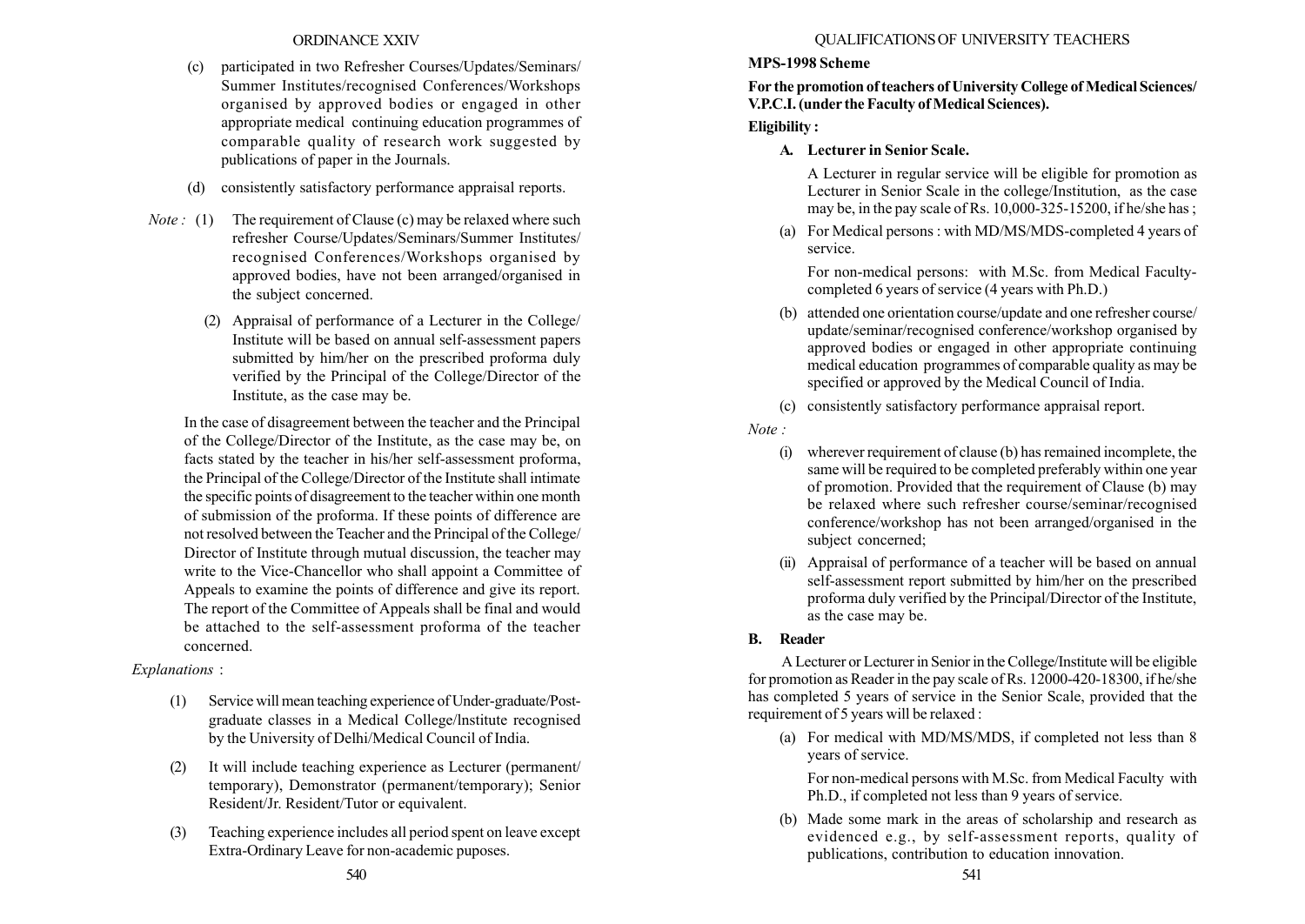(c) participated in two Refresher Courses/Updates/Seminars/ Summer Institutes/recognised Conferences/Workshops organised by approved bodies or engaged in other appropriate medical continuing education programmes of comparable quality of research work suggested by publications of paper in the Journals.

(d) consistently satisfactory performance appraisal reports.

*Note :* (1) The requirement of Clause (c) may be relaxed where such refresher Course/Updates/Seminars/Summer Institutes/ recognised Conferences/Workshops organised by approved bodies, have not been arranged/organised in the subject concerned.

(2) Appraisal of performance of a Lecturer in the College/ Institute will be based on annual self-assessment papers submitted by him/her on the prescribed proforma duly verified by the Principal of the College/Director of the Institute, as the case may be.

In the case of disagreement between the teacher and the Principal of the College/Director of the Institute, as the case may be, on facts stated by the teacher in his/her self-assessment proforma, the Principal of the College/Director of the Institute shall intimate the specific points of disagreement to the teacher within one month of submission of the proforma. If these points of difference are not resolved between the Teacher and the Principal of the College/ Director of Institute through mutual discussion, the teacher may write to the Vice-Chancellor who shall appoint a Committee of Appeals to examine the points of difference and give its report. The report of the Committee of Appeals shall be final and would be attached to the self-assessment proforma of the teacher concerned.

*Explanations* :

(1) Service will mean teaching experience of Under-graduate/Post-graduate classes in a Medical College/Institute recognised by the University of Delhi/Medical Council of India.

(2) It will include teaching experience as Lecturer (permanent/ temporary), Demonstrator (permanent/temporary); Senior Resident/Jr. Resident/Tutor or equivalent.

(3) Teaching experience includes all period spent on leave except Extra-Ordinary Leave for non-academic puposes.

**MPS-1998 Scheme**

**For the promotion of teachers of University College of Medical Sciences/ V.P.C.I. (under the Faculty of Medical Sciences).**

**Eligibility :**

**A. Lecturer in Senior Scale.**

A Lecturer in regular service will be eligible for promotion as Lecturer in Senior Scale in the college/Institution, as the case may be, in the pay scale of Rs. 10,000-325-15200, if he/she has ;

(a) For Medical persons : with MD/MS/MDS-completed 4 years of service.

For non-medical persons: with M.Sc. from Medical Faculty-completed 6 years of service (4 years with Ph.D.)

(b) attended one orientation course/update and one refresher course/ update/seminar/recognised conference/workshop organised by approved bodies or engaged in other appropriate continuing medical education programmes of comparable quality as may be specified or approved by the Medical Council of India.

(c) consistently satisfactory performance appraisal report.

*Note :*

(i) wherever requirement of clause (b) has remained incomplete, the same will be required to be completed preferably within one year of promotion. Provided that the requirement of Clause (b) may be relaxed where such refresher course/seminar/recognised conference/workshop has not been arranged/organised in the subject concerned;

(ii) Appraisal of performance of a teacher will be based on annual self-assessment report submitted by him/her on the prescribed proforma duly verified by the Principal/Director of the Institute, as the case may be.

**B. Reader**

A Lecturer or Lecturer in Senior in the College/Institute will be eligible for promotion as Reader in the pay scale of Rs. 12000-420-18300, if he/she has completed 5 years of service in the Senior Scale, provided that the requirement of 5 years will be relaxed :

(a) For medical with MD/MS/MDS, if completed not less than 8 years of service.

For non-medical persons with M.Sc. from Medical Faculty with Ph.D., if completed not less than 9 years of service.

(b) Made some mark in the areas of scholarship and research as evidenced e.g., by self-assessment reports, quality of publications, contribution to education innovation.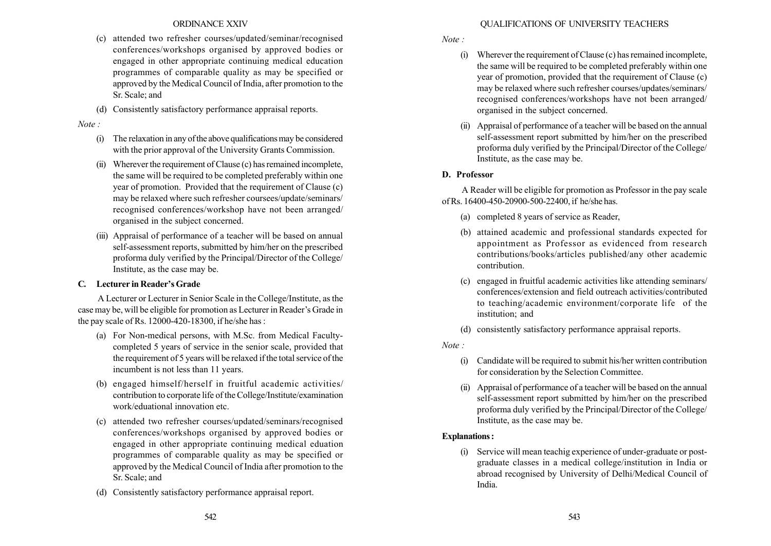(c) attended two refresher courses/updated/seminar/recognised conferences/workshops organised by approved bodies or engaged in other appropriate continuing medical education programmes of comparable quality as may be specified or approved by the Medical Council of India, after promotion to the Sr. Scale; and

(d) Consistently satisfactory performance appraisal reports.

*Note :*

(i) The relaxation in any of the above qualifications may be considered with the prior approval of the University Grants Commission.

(ii) Wherever the requirement of Clause (c) has remained incomplete, the same will be required to be completed preferably within one year of promotion. Provided that the requirement of Clause (c) may be relaxed where such refresher coursees/update/seminars/ recognised conferences/workshop have not been arranged/ organised in the subject concerned.

(iii) Appraisal of performance of a teacher will be based on annual self-assessment reports, submitted by him/her on the prescribed proforma duly verified by the Principal/Director of the College/ Institute, as the case may be.

### C. Lecturer in Reader's Grade

A Lecturer or Lecturer in Senior Scale in the College/Institute, as the case may be, will be eligible for promotion as Lecturer in Reader's Grade in the pay scale of Rs. 12000-420-18300, if he/she has :

(a) For Non-medical persons, with M.Sc. from Medical Faculty- completed 5 years of service in the senior scale, provided that the requirement of 5 years will be relaxed if the total service of the incumbent is not less than 11 years.

(b) engaged himself/herself in fruitful academic activities/ contribution to corporate life of the College/Institute/examination work/eduational innovation etc.

(c) attended two refresher courses/updated/seminars/recognised conferences/workshops organised by approved bodies or engaged in other appropriate continuing medical eduation programmes of comparable quality as may be specified or approved by the Medical Council of India after promotion to the Sr. Scale; and

(d) Consistently satisfactory performance appraisal report.

*Note :*

(i) Wherever the requirement of Clause (c) has remained incomplete, the same will be required to be completed preferably within one year of promotion, provided that the requirement of Clause (c) may be relaxed where such refresher courses/updates/seminars/ recognised conferences/workshops have not been arranged/ organised in the subject concerned.

(ii) Appraisal of performance of a teacher will be based on the annual self-assessment report submitted by him/her on the prescribed proforma duly verified by the Principal/Director of the College/ Institute, as the case may be.

### D. Professor

A Reader will be eligible for promotion as Professor in the pay scale of Rs. 16400-450-20900-500-22400, if he/she has.

(a) completed 8 years of service as Reader,

(b) attained academic and professional standards expected for appointment as Professor as evidenced from research contributions/books/articles published/any other academic contribution.

(c) engaged in fruitful academic activities like attending seminars/ conferences/extension and field outreach activities/contributed to teaching/academic environment/corporate life of the institution; and

(d) consistently satisfactory performance appraisal reports.

*Note :*

(i) Candidate will be required to submit his/her written contribution for consideration by the Selection Committee.

(ii) Appraisal of performance of a teacher will be based on the annual self-assessment report submitted by him/her on the prescribed proforma duly verified by the Principal/Director of the College/ Institute, as the case may be.

**Explanations :**

(i) Service will mean teachig experience of under-graduate or post-graduate classes in a medical college/institution in India or abroad recognised by University of Delhi/Medical Council of India.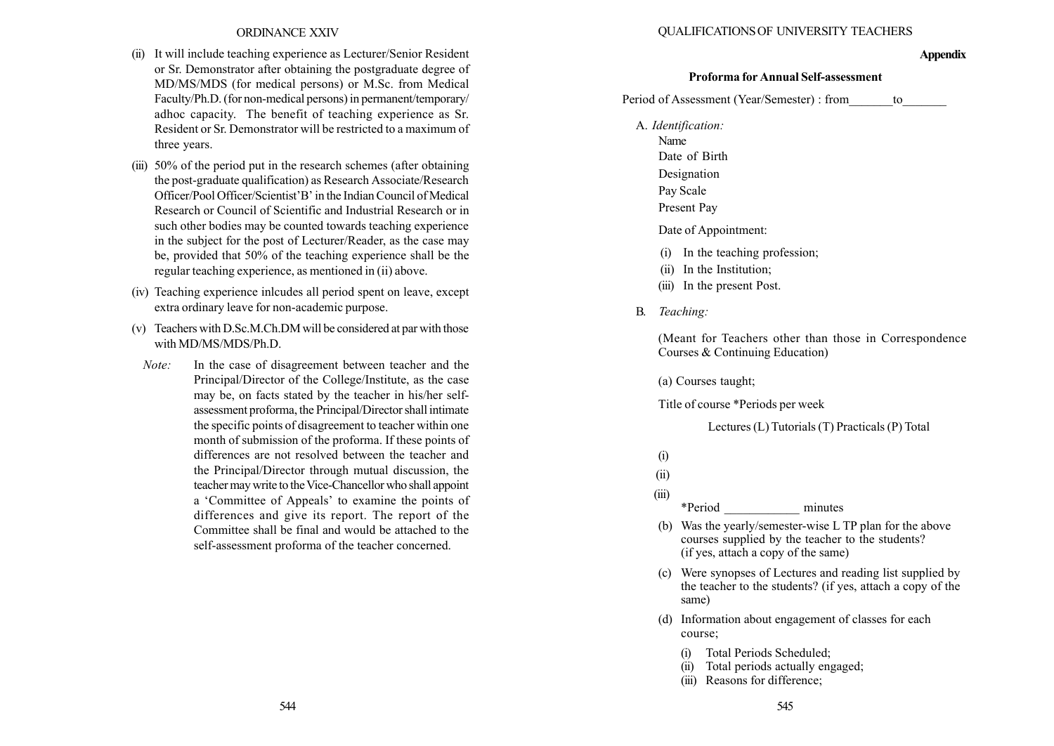(ii) It will include teaching experience as Lecturer/Senior Resident or Sr. Demonstrator after obtaining the postgraduate degree of MD/MS/MDS (for medical persons) or M.Sc. from Medical Faculty/Ph.D. (for non-medical persons) in permanent/temporary/adhoc capacity. The benefit of teaching experience as Sr. Resident or Sr. Demonstrator will be restricted to a maximum of three years.

(iii) 50% of the period put in the research schemes (after obtaining the post-graduate qualification) as Research Associate/Research Officer/Pool Officer/Scientist'B' in the Indian Council of Medical Research or Council of Scientific and Industrial Research or in such other bodies may be counted towards teaching experience in the subject for the post of Lecturer/Reader, as the case may be, provided that 50% of the teaching experience shall be the regular teaching experience, as mentioned in (ii) above.

(iv) Teaching experience inlcudes all period spent on leave, except extra ordinary leave for non-academic purpose.

(v) Teachers with D.Sc.M.Ch.DM will be considered at par with those with MD/MS/MDS/Ph.D.

*Note:* In the case of disagreement between teacher and the Principal/Director of the College/Institute, as the case may be, on facts stated by the teacher in his/her self-assessment proforma, the Principal/Director shall intimate the specific points of disagreement to teacher within one month of submission of the proforma. If these points of differences are not resolved between the teacher and the Principal/Director through mutual discussion, the teacher may write to the Vice-Chancellor who shall appoint a 'Committee of Appeals' to examine the points of differences and give its report. The report of the Committee shall be final and would be attached to the self-assessment proforma of the teacher concerned.

**Appendix**

### Proforma for Annual Self-assessment

Period of Assessment (Year/Semester) : from_______to_______

A. *Identification:*

Name

Date of Birth

Designation

Pay Scale

Present Pay

Date of Appointment:

(i) In the teaching profession;

(ii) In the Institution;

(iii) In the present Post.

B. *Teaching:*

(Meant for Teachers other than those in Correspondence Courses & Continuing Education)

(a) Courses taught;

Title of course *Periods per week

Lectures (L) Tutorials (T) Practicals (P) Total

(i)

(ii)

(iii)

*Period ___________ minutes

(b) Was the yearly/semester-wise L TP plan for the above courses supplied by the teacher to the students? (if yes, attach a copy of the same)

(c) Were synopses of Lectures and reading list supplied by the teacher to the students? (if yes, attach a copy of the same)

(d) Information about engagement of classes for each course;

(i) Total Periods Scheduled;

(ii) Total periods actually engaged;

(iii) Reasons for difference;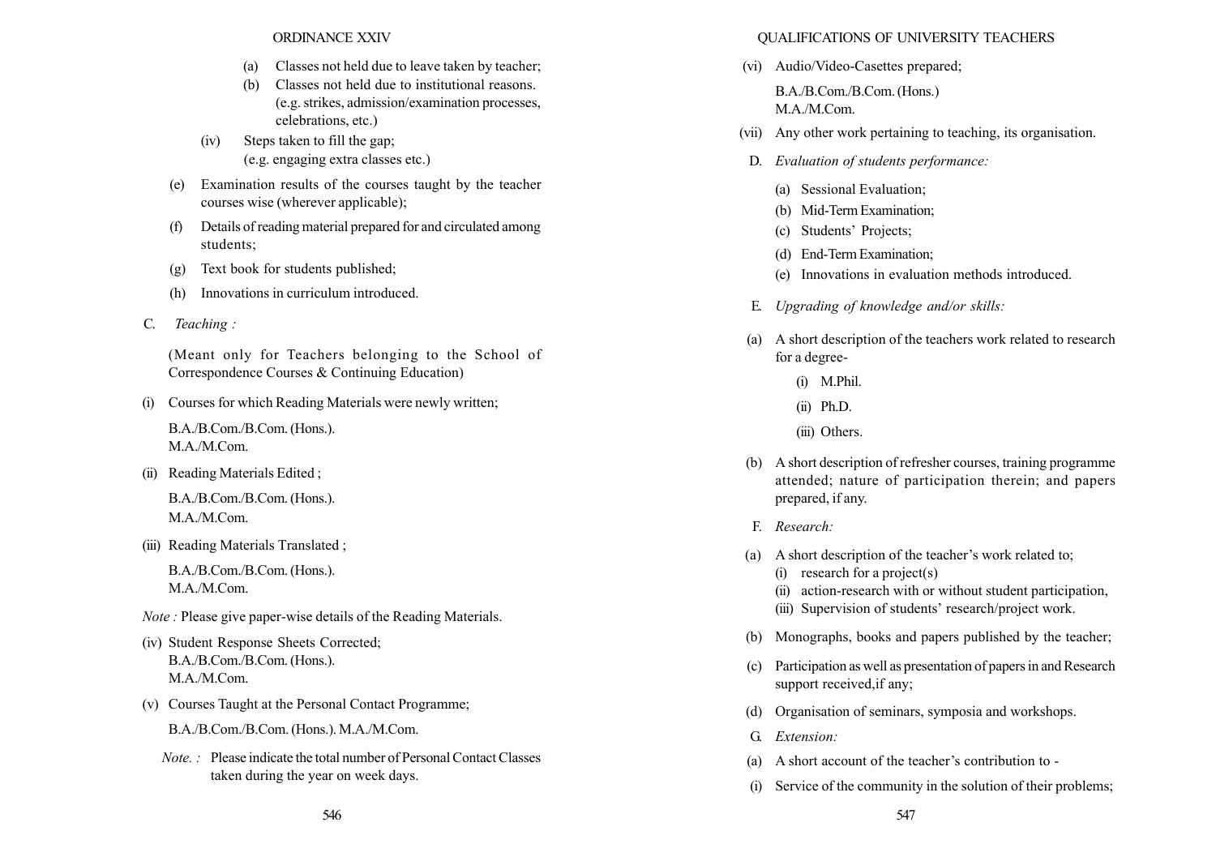- (a) Classes not held due to leave taken by teacher;
- (b) Classes not held due to institutional reasons. (e.g. strikes, admission/examination processes, celebrations, etc.)

(iv) Steps taken to fill the gap; (e.g. engaging extra classes etc.)

(e) Examination results of the courses taught by the teacher courses wise (wherever applicable);

(f) Details of reading material prepared for and circulated among students;

(g) Text book for students published;

(h) Innovations in curriculum introduced.

C. *Teaching :*

(Meant only for Teachers belonging to the School of Correspondence Courses & Continuing Education)

(i) Courses for which Reading Materials were newly written;

B.A./B.Com./B.Com. (Hons.).
M.A./M.Com.

(ii) Reading Materials Edited ;

B.A./B.Com./B.Com. (Hons.).
M.A./M.Com.

(iii) Reading Materials Translated ;

B.A./B.Com./B.Com. (Hons.).
M.A./M.Com.

*Note :* Please give paper-wise details of the Reading Materials.

(iv) Student Response Sheets Corrected;
B.A./B.Com./B.Com. (Hons.).
M.A./M.Com.

(v) Courses Taught at the Personal Contact Programme;

B.A./B.Com./B.Com. (Hons.). M.A./M.Com.

*Note. :* Please indicate the total number of Personal Contact Classes taken during the year on week days.

(vi) Audio/Video-Casettes prepared;

B.A./B.Com./B.Com. (Hons.)
M.A./M.Com.

(vii) Any other work pertaining to teaching, its organisation.

D. *Evaluation of students performance:*

- (a) Sessional Evaluation;
- (b) Mid-Term Examination;
- (c) Students' Projects;
- (d) End-Term Examination;
- (e) Innovations in evaluation methods introduced.

E. *Upgrading of knowledge and/or skills:*

(a) A short description of the teachers work related to research for a degree-

- (i) M.Phil.
- (ii) Ph.D.
- (iii) Others.

(b) A short description of refresher courses, training programme attended; nature of participation therein; and papers prepared, if any.

F. *Research:*

(a) A short description of the teacher's work related to;
- (i) research for a project(s)
- (ii) action-research with or without student participation,
- (iii) Supervision of students' research/project work.

(b) Monographs, books and papers published by the teacher;

(c) Participation as well as presentation of papers in and Research support received,if any;

(d) Organisation of seminars, symposia and workshops.

G. *Extension:*

(a) A short account of the teacher's contribution to -

(i) Service of the community in the solution of their problems;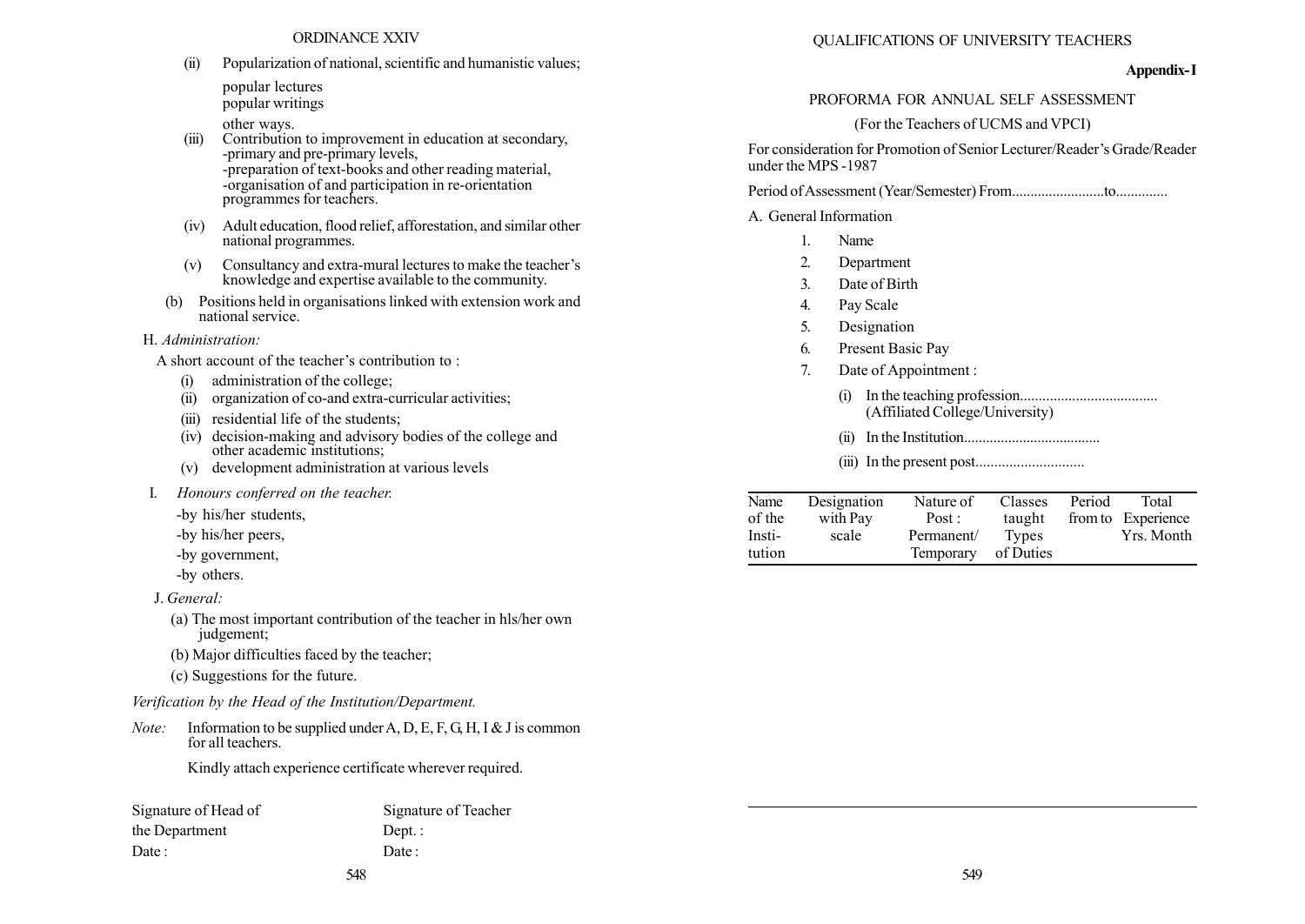(ii) Popularization of national, scientific and humanistic values;

popular lectures
popular writings
other ways.

(iii) Contribution to improvement in education at secondary,
-primary and pre-primary levels,
-preparation of text-books and other reading material,
-organisation of and participation in re-orientation programmes for teachers.

(iv) Adult education, flood relief, afforestation, and similar other national programmes.

(v) Consultancy and extra-mural lectures to make the teacher's knowledge and expertise available to the community.

(b) Positions held in organisations linked with extension work and national service.

H. *Administration:*

A short account of the teacher's contribution to :

(i) administration of the college;
(ii) organization of co-and extra-curricular activities;
(iii) residential life of the students;
(iv) decision-making and advisory bodies of the college and other academic institutions;
(v) development administration at various levels

I. *Honours conferred on the teacher.*

-by his/her students,
-by his/her peers,
-by government,
-by others.

J. *General:*

(a) The most important contribution of the teacher in hls/her own judgement;
(b) Major difficulties faced by the teacher;
(c) Suggestions for the future.

*Verification by the Head of the Institution/Department.*

*Note:* Information to be supplied under A, D, E, F, G, H, I & J is common for all teachers.

Kindly attach experience certificate wherever required.

Signature of Head of the Department
Date :

Signature of Teacher
Dept. :
Date :

**Appendix-I**

PROFORMA FOR ANNUAL SELF ASSESSMENT

(For the Teachers of UCMS and VPCI)

For consideration for Promotion of Senior Lecturer/Reader's Grade/Reader under the MPS -1987

Period of Assessment (Year/Semester) From.........................to..............

A. General Information

1. Name
2. Department
3. Date of Birth
4. Pay Scale
5. Designation
6. Present Basic Pay
7. Date of Appointment :
   (i) In the teaching profession.................................... (Affiliated College/University)
   (ii) In the Institution....................................
   (iii) In the present post.............................

| Name of the Institution | Designation with Pay scale | Nature of Post : Permanent/ Temporary | Classes taught Types of Duties | Period from to | Total Experience Yrs. Month |
|---|---|---|---|---|---|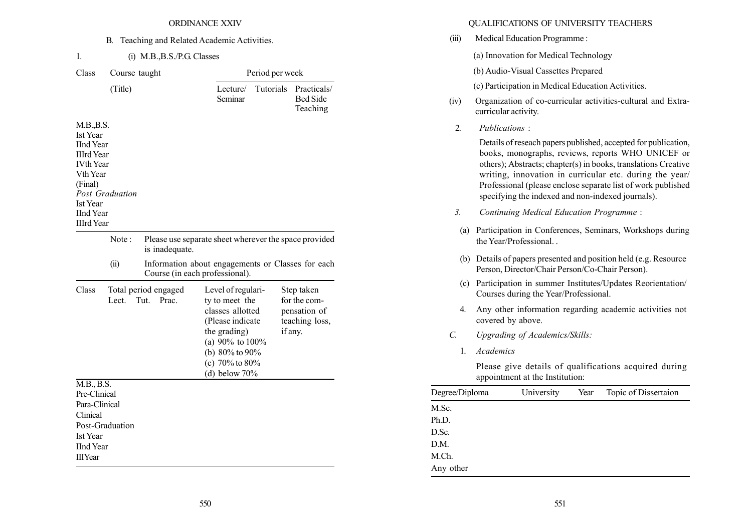B. Teaching and Related Academic Activities.

1. (i) M.B.,B.S./P.G. Classes

| Class | Course taught (Title) | Period per week | | |
|---|---|---|---|---|
| | | Lecture/ Seminar | Tutorials | Practicals/ Bed Side Teaching |
| M.B.,B.S. | | | | |
| Ist Year | | | | |
| IInd Year | | | | |
| IIIrd Year | | | | |
| IVth Year | | | | |
| Vth Year (Final) | | | | |
| *Post Graduation* | | | | |
| Ist Year | | | | |
| IInd Year | | | | |
| IIIrd Year | | | | |

Note : Please use separate sheet wherever the space provided is inadequate.

(ii) Information about engagements or Classes for each Course (in each professional).

| Class | Total period engaged Lect. Tut. Prac. | Level of regularity to meet the classes allotted (Please indicate the grading) (a) 90% to 100% (b) 80% to 90% (c) 70% to 80% (d) below 70% | Step taken for the compensation of teaching loss, if any. |
|---|---|---|---|
| M.B., B.S. | | | |
| Pre-Clinical | | | |
| Para-Clinical | | | |
| Clinical | | | |
| Post-Graduation | | | |
| Ist Year | | | |
| IInd Year | | | |
| IIIYear | | | |

(iii) Medical Education Programme :

(a) Innovation for Medical Technology

(b) Audio-Visual Cassettes Prepared

(c) Participation in Medical Education Activities.

(iv) Organization of co-curricular activities-cultural and Extra-curricular activity.

2. *Publications* :

Details of reseach papers published, accepted for publication, books, monographs, reviews, reports WHO UNICEF or others); Abstracts; chapter(s) in books, translations Creative writing, innovation in curricular etc. during the year/ Professional (please enclose separate list of work published specifying the indexed and non-indexed journals).

*3. Continuing Medical Education Programme* :

(a) Participation in Conferences, Seminars, Workshops during the Year/Professional. .

(b) Details of papers presented and position held (e.g. Resource Person, Director/Chair Person/Co-Chair Person).

(c) Participation in summer Institutes/Updates Reorientation/ Courses during the Year/Professional.

4. Any other information regarding academic activities not covered by above.

*C. Upgrading of Academics/Skills:*

1. *Academics*

Please give details of qualifications acquired during appointment at the Institution:

| Degree/Diploma | University | Year | Topic of Dissertaion |
|---|---|---|---|
| M.Sc. | | | |
| Ph.D. | | | |
| D.Sc. | | | |
| D.M. | | | |
| M.Ch. | | | |
| Any other | | | |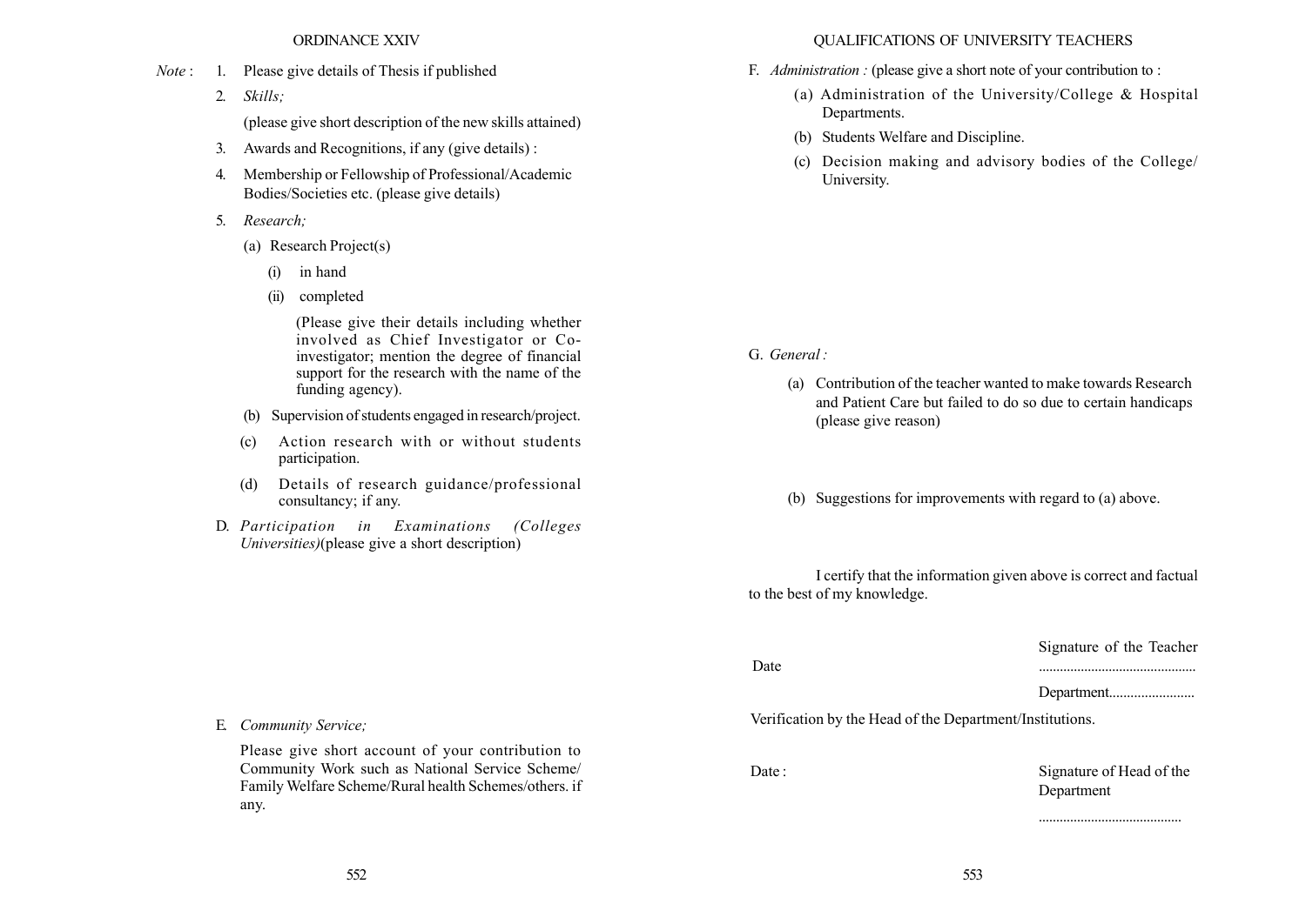*Note* :

1. Please give details of Thesis if published
2. *Skills;*

   (please give short description of the new skills attained)
3. Awards and Recognitions, if any (give details) :
4. Membership or Fellowship of Professional/Academic Bodies/Societies etc. (please give details)
5. *Research;*
   - (a) Research Project(s)
     - (i) in hand
     - (ii) completed

       (Please give their details including whether involved as Chief Investigator or Co-investigator; mention the degree of financial support for the research with the name of the funding agency).
   - (b) Supervision of students engaged in research/project.
   - (c) Action research with or without students participation.
   - (d) Details of research guidance/professional consultancy; if any.

D. *Participation in Examinations (Colleges Universities)*(please give a short description)

E. *Community Service;*

Please give short account of your contribution to Community Work such as National Service Scheme/ Family Welfare Scheme/Rural health Schemes/others. if any.

F. *Administration :* (please give a short note of your contribution to :

- (a) Administration of the University/College & Hospital Departments.
- (b) Students Welfare and Discipline.
- (c) Decision making and advisory bodies of the College/ University.

G. *General :*

- (a) Contribution of the teacher wanted to make towards Research and Patient Care but failed to do so due to certain handicaps (please give reason)
- (b) Suggestions for improvements with regard to (a) above.

I certify that the information given above is correct and factual to the best of my knowledge.

Date | Signature of the Teacher ............................................

Department........................

Verification by the Head of the Department/Institutions.

Date : | Signature of Head of the Department

.........................................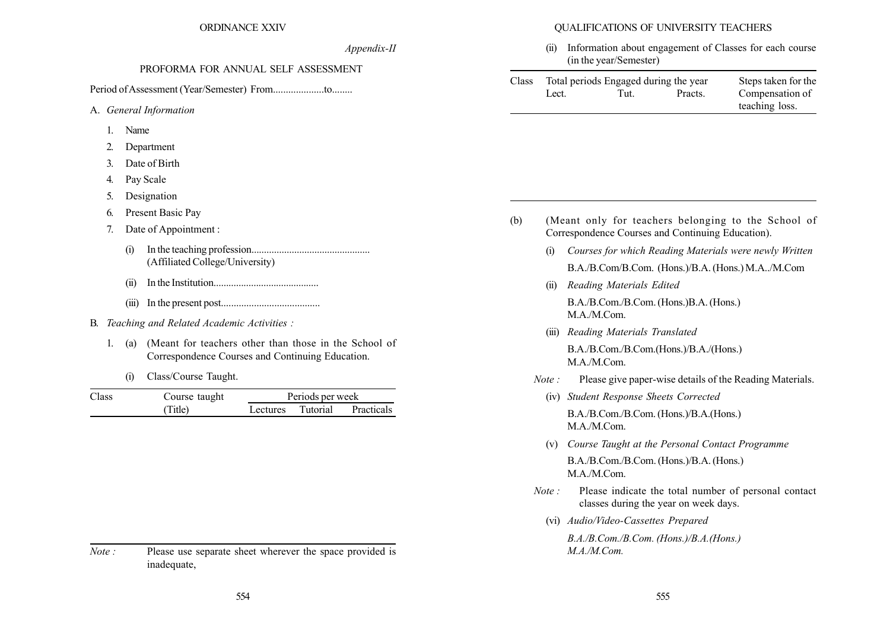## Appendix-II

### PROFORMA FOR ANNUAL SELF ASSESSMENT

Period of Assessment (Year/Semester) From....................to........

A. *General Information*

1. Name
2. Department
3. Date of Birth
4. Pay Scale
5. Designation
6. Present Basic Pay
7. Date of Appointment :
   - (i) In the teaching profession.............................................. (Affiliated College/University)
   - (ii) In the Institution.........................................
   - (iii) In the present post.......................................

B. *Teaching and Related Academic Activities :*

1. (a) (Meant for teachers other than those in the School of Correspondence Courses and Continuing Education.

   (i) Class/Course Taught.

| Class | Course taught (Title) | Periods per week | | |
|---|---|---|---|---|
| | | Lectures | Tutorial | Practicals |
| | | | | |

*Note :* Please use separate sheet wherever the space provided is inadequate,

(ii) Information about engagement of Classes for each course (in the year/Semester)

| Class | Total periods Engaged during the year | | | Steps taken for the Compensation of teaching loss. |
|---|---|---|---|---|
| | Lect. | Tut. | Practs. | |
| | | | | |

(b) (Meant only for teachers belonging to the School of Correspondence Courses and Continuing Education).

   (i) *Courses for which Reading Materials were newly Written*

   B.A./B.Com/B.Com. (Hons.)/B.A. (Hons.) M.A../M.Com

   (ii) *Reading Materials Edited*

   B.A./B.Com./B.Com. (Hons.)B.A. (Hons.) M.A./M.Com.

   (iii) *Reading Materials Translated*

   B.A./B.Com./B.Com.(Hons.)/B.A./(Hons.) M.A./M.Com.

   *Note :* Please give paper-wise details of the Reading Materials.

   (iv) *Student Response Sheets Corrected*

   B.A./B.Com./B.Com. (Hons.)/B.A.(Hons.) M.A./M.Com.

   (v) *Course Taught at the Personal Contact Programme*

   B.A./B.Com./B.Com. (Hons.)/B.A. (Hons.) M.A./M.Com.

   *Note :* Please indicate the total number of personal contact classes during the year on week days.

   (vi) *Audio/Video-Cassettes Prepared*

   *B.A./B.Com./B.Com. (Hons.)/B.A.(Hons.) M.A./M.Com.*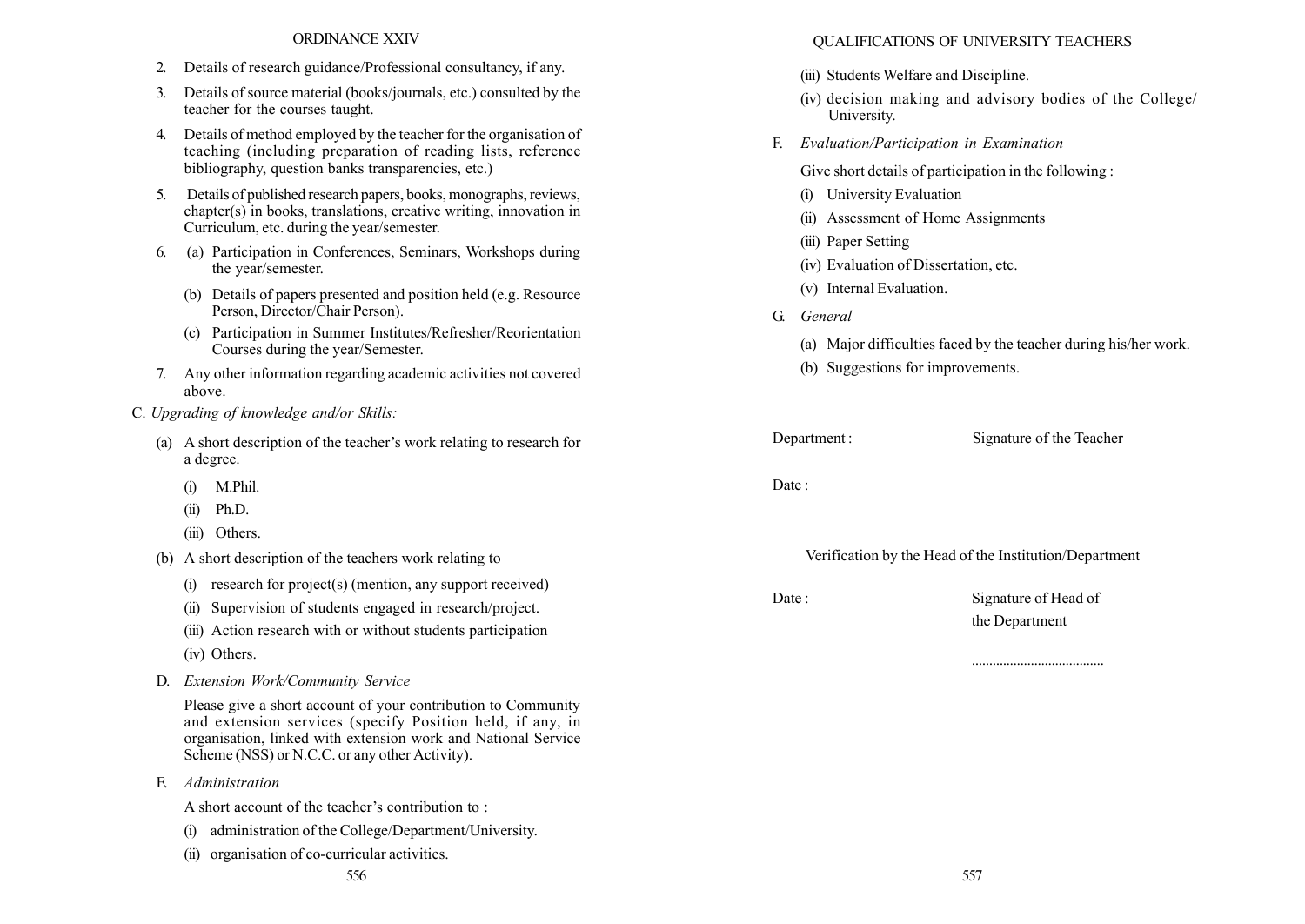2. Details of research guidance/Professional consultancy, if any.
3. Details of source material (books/journals, etc.) consulted by the teacher for the courses taught.
4. Details of method employed by the teacher for the organisation of teaching (including preparation of reading lists, reference bibliography, question banks transparencies, etc.)
5. Details of published research papers, books, monographs, reviews, chapter(s) in books, translations, creative writing, innovation in Curriculum, etc. during the year/semester.
6. (a) Participation in Conferences, Seminars, Workshops during the year/semester.
   (b) Details of papers presented and position held (e.g. Resource Person, Director/Chair Person).
   (c) Participation in Summer Institutes/Refresher/Reorientation Courses during the year/Semester.
7. Any other information regarding academic activities not covered above.

C. *Upgrading of knowledge and/or Skills:*

(a) A short description of the teacher's work relating to research for a degree.
   (i) M.Phil.
   (ii) Ph.D.
   (iii) Others.

(b) A short description of the teachers work relating to
   (i) research for project(s) (mention, any support received)
   (ii) Supervision of students engaged in research/project.
   (iii) Action research with or without students participation
   (iv) Others.

D. *Extension Work/Community Service*

Please give a short account of your contribution to Community and extension services (specify Position held, if any, in organisation, linked with extension work and National Service Scheme (NSS) or N.C.C. or any other Activity).

E. *Administration*

A short account of the teacher's contribution to :
(i) administration of the College/Department/University.
(ii) organisation of co-curricular activities.
(iii) Students Welfare and Discipline.
(iv) decision making and advisory bodies of the College/ University.

F. *Evaluation/Participation in Examination*

Give short details of participation in the following :
(i) University Evaluation
(ii) Assessment of Home Assignments
(iii) Paper Setting
(iv) Evaluation of Dissertation, etc.
(v) Internal Evaluation.

G. *General*

(a) Major difficulties faced by the teacher during his/her work.
(b) Suggestions for improvements.

Department : Signature of the Teacher

Date :

Verification by the Head of the Institution/Department

Date : Signature of Head of the Department

.....................................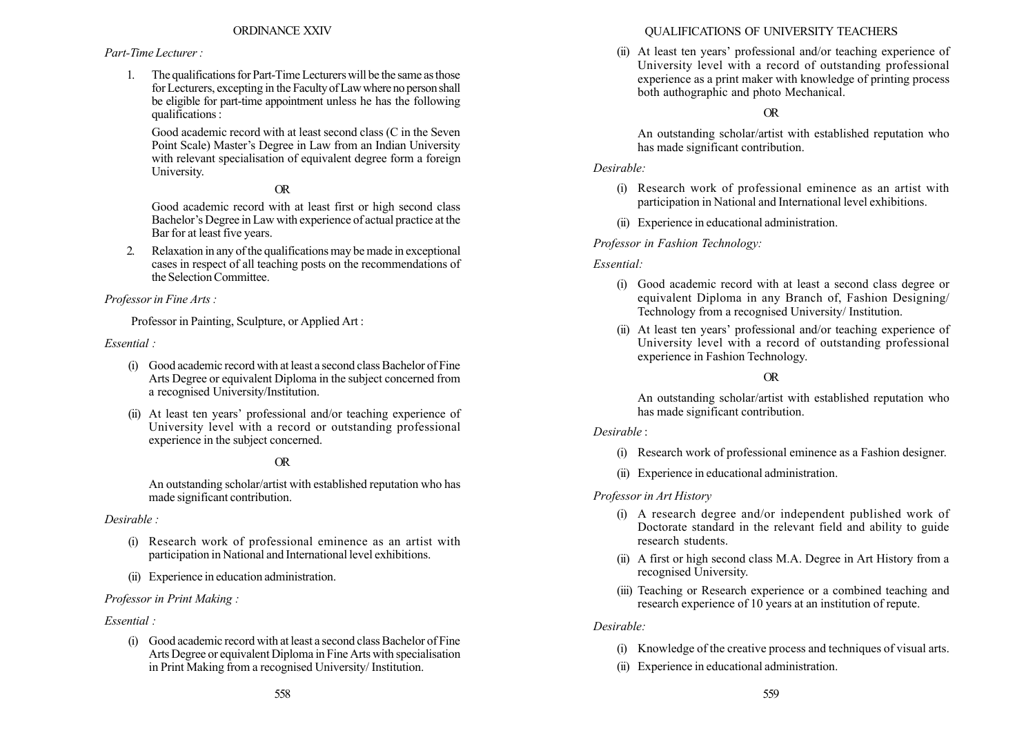*Part-Time Lecturer :*

1. The qualifications for Part-Time Lecturers will be the same as those for Lecturers, excepting in the Faculty of Law where no person shall be eligible for part-time appointment unless he has the following qualifications :

   Good academic record with at least second class (C in the Seven Point Scale) Master's Degree in Law from an Indian University with relevant specialisation of equivalent degree form a foreign University.

   OR

   Good academic record with at least first or high second class Bachelor's Degree in Law with experience of actual practice at the Bar for at least five years.

2. Relaxation in any of the qualifications may be made in exceptional cases in respect of all teaching posts on the recommendations of the Selection Committee.

*Professor in Fine Arts :*

Professor in Painting, Sculpture, or Applied Art :

*Essential :*

(i) Good academic record with at least a second class Bachelor of Fine Arts Degree or equivalent Diploma in the subject concerned from a recognised University/Institution.

(ii) At least ten years' professional and/or teaching experience of University level with a record or outstanding professional experience in the subject concerned.

OR

An outstanding scholar/artist with established reputation who has made significant contribution.

*Desirable :*

(i) Research work of professional eminence as an artist with participation in National and International level exhibitions.

(ii) Experience in education administration.

*Professor in Print Making :*

*Essential :*

(i) Good academic record with at least a second class Bachelor of Fine Arts Degree or equivalent Diploma in Fine Arts with specialisation in Print Making from a recognised University/ Institution.

(ii) At least ten years' professional and/or teaching experience of University level with a record of outstanding professional experience as a print maker with knowledge of printing process both authographic and photo Mechanical.

OR

An outstanding scholar/artist with established reputation who has made significant contribution.

*Desirable:*

(i) Research work of professional eminence as an artist with participation in National and International level exhibitions.

(ii) Experience in educational administration.

*Professor in Fashion Technology:*

*Essential:*

(i) Good academic record with at least a second class degree or equivalent Diploma in any Branch of, Fashion Designing/ Technology from a recognised University/ Institution.

(ii) At least ten years' professional and/or teaching experience of University level with a record of outstanding professional experience in Fashion Technology.

OR

An outstanding scholar/artist with established reputation who has made significant contribution.

*Desirable* :

(i) Research work of professional eminence as a Fashion designer.

(ii) Experience in educational administration.

*Professor in Art History*

(i) A research degree and/or independent published work of Doctorate standard in the relevant field and ability to guide research students.

(ii) A first or high second class M.A. Degree in Art History from a recognised University.

(iii) Teaching or Research experience or a combined teaching and research experience of 10 years at an institution of repute.

*Desirable:*

(i) Knowledge of the creative process and techniques of visual arts.

(ii) Experience in educational administration.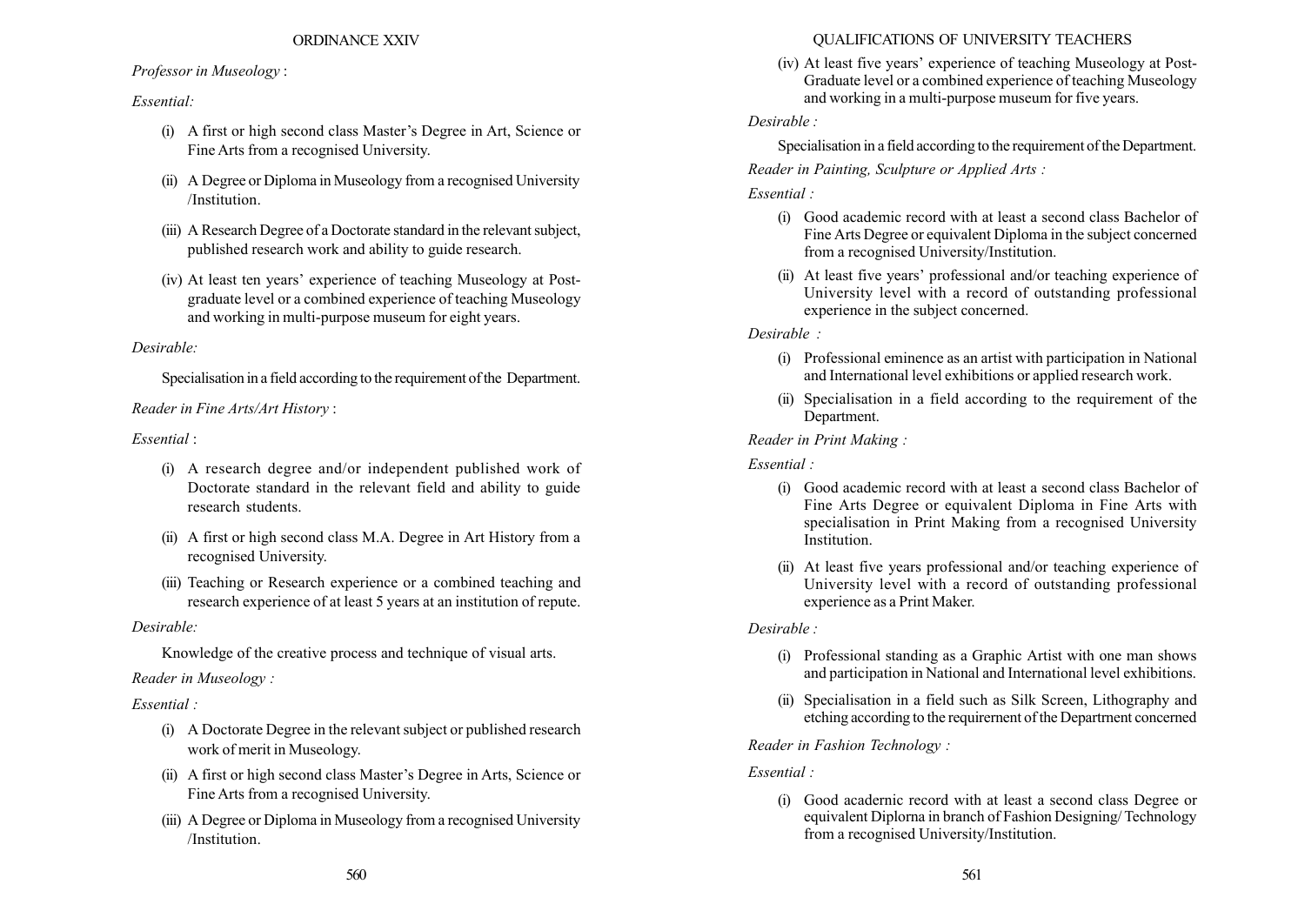*Professor in Museology* :

*Essential:*

(i) A first or high second class Master's Degree in Art, Science or Fine Arts from a recognised University.

(ii) A Degree or Diploma in Museology from a recognised University /Institution.

(iii) A Research Degree of a Doctorate standard in the relevant subject, published research work and ability to guide research.

(iv) At least ten years' experience of teaching Museology at Post-graduate level or a combined experience of teaching Museology and working in multi-purpose museum for eight years.

*Desirable:*

Specialisation in a field according to the requirement of the Department.

*Reader in Fine Arts/Art History* :

*Essential* :

(i) A research degree and/or independent published work of Doctorate standard in the relevant field and ability to guide research students.

(ii) A first or high second class M.A. Degree in Art History from a recognised University.

(iii) Teaching or Research experience or a combined teaching and research experience of at least 5 years at an institution of repute.

*Desirable:*

Knowledge of the creative process and technique of visual arts.

*Reader in Museology :*

*Essential :*

(i) A Doctorate Degree in the relevant subject or published research work of merit in Museology.

(ii) A first or high second class Master's Degree in Arts, Science or Fine Arts from a recognised University.

(iii) A Degree or Diploma in Museology from a recognised University /Institution.

(iv) At least five years' experience of teaching Museology at Post-Graduate level or a combined experience of teaching Museology and working in a multi-purpose museum for five years.

*Desirable :*

Specialisation in a field according to the requirement of the Department.

*Reader in Painting, Sculpture or Applied Arts :*

*Essential :*

(i) Good academic record with at least a second class Bachelor of Fine Arts Degree or equivalent Diploma in the subject concerned from a recognised University/Institution.

(ii) At least five years' professional and/or teaching experience of University level with a record of outstanding professional experience in the subject concerned.

*Desirable :*

(i) Professional eminence as an artist with participation in National and International level exhibitions or applied research work.

(ii) Specialisation in a field according to the requirement of the Department.

*Reader in Print Making :*

*Essential :*

(i) Good academic record with at least a second class Bachelor of Fine Arts Degree or equivalent Diploma in Fine Arts with specialisation in Print Making from a recognised University Institution.

(ii) At least five years professional and/or teaching experience of University level with a record of outstanding professional experience as a Print Maker.

*Desirable :*

(i) Professional standing as a Graphic Artist with one man shows and participation in National and International level exhibitions.

(ii) Specialisation in a field such as Silk Screen, Lithography and etching according to the requirernent of the Departrnent concerned

*Reader in Fashion Technology :*

*Essential :*

(i) Good acadernic record with at least a second class Degree or equivalent Diplorna in branch of Fashion Designing/ Technology from a recognised University/Institution.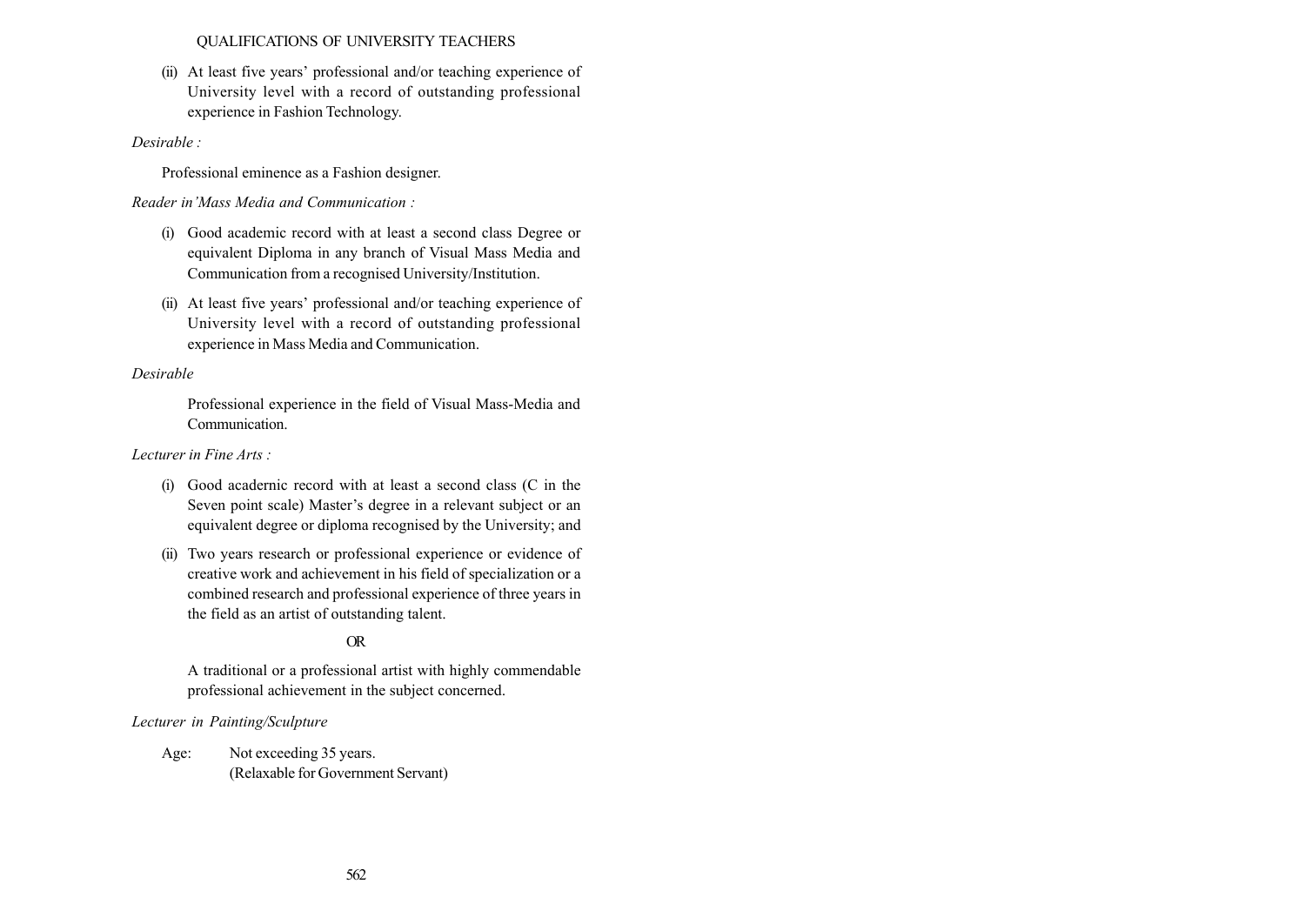(ii) At least five years' professional and/or teaching experience of University level with a record of outstanding professional experience in Fashion Technology.

*Desirable :*

Professional eminence as a Fashion designer.

*Reader in'Mass Media and Communication :*

(i) Good academic record with at least a second class Degree or equivalent Diploma in any branch of Visual Mass Media and Communication from a recognised University/Institution.

(ii) At least five years' professional and/or teaching experience of University level with a record of outstanding professional experience in Mass Media and Communication.

*Desirable*

Professional experience in the field of Visual Mass-Media and Communication.

*Lecturer in Fine Arts :*

(i) Good acadernic record with at least a second class (C in the Seven point scale) Master's degree in a relevant subject or an equivalent degree or diploma recognised by the University; and

(ii) Two years research or professional experience or evidence of creative work and achievement in his field of specialization or a combined research and professional experience of three years in the field as an artist of outstanding talent.

OR

A traditional or a professional artist with highly commendable professional achievement in the subject concerned.

*Lecturer in Painting/Sculpture*

Age: Not exceeding 35 years.
(Relaxable for Government Servant)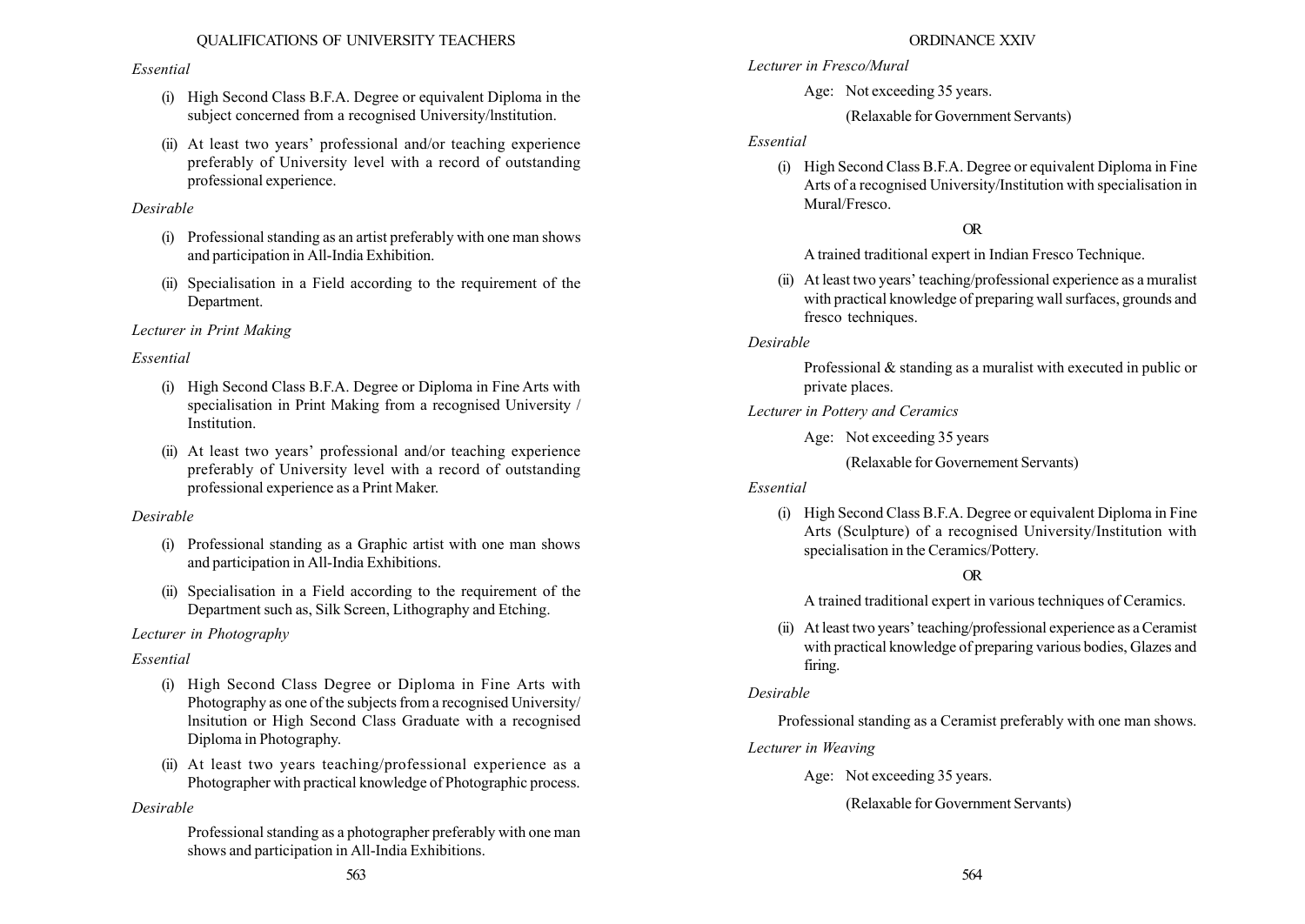*Essential*

(i) High Second Class B.F.A. Degree or equivalent Diploma in the subject concerned from a recognised University/lnstitution.

(ii) At least two years' professional and/or teaching experience preferably of University level with a record of outstanding professional experience.

*Desirable*

(i) Professional standing as an artist preferably with one man shows and participation in All-India Exhibition.

(ii) Specialisation in a Field according to the requirement of the Department.

*Lecturer in Print Making*

*Essential*

(i) High Second Class B.F.A. Degree or Diploma in Fine Arts with specialisation in Print Making from a recognised University / Institution.

(ii) At least two years' professional and/or teaching experience preferably of University level with a record of outstanding professional experience as a Print Maker.

*Desirable*

(i) Professional standing as a Graphic artist with one man shows and participation in All-India Exhibitions.

(ii) Specialisation in a Field according to the requirement of the Department such as, Silk Screen, Lithography and Etching.

*Lecturer in Photography*

*Essential*

(i) High Second Class Degree or Diploma in Fine Arts with Photography as one of the subjects from a recognised University/ lnsitution or High Second Class Graduate with a recognised Diploma in Photography.

(ii) At least two years teaching/professional experience as a Photographer with practical knowledge of Photographic process.

*Desirable*

Professional standing as a photographer preferably with one man shows and participation in All-India Exhibitions.

*Lecturer in Fresco/Mural*

Age: Not exceeding 35 years.

(Relaxable for Government Servants)

*Essential*

(i) High Second Class B.F.A. Degree or equivalent Diploma in Fine Arts of a recognised University/Institution with specialisation in Mural/Fresco.

OR

A trained traditional expert in Indian Fresco Technique.

(ii) At least two years' teaching/professional experience as a muralist with practical knowledge of preparing wall surfaces, grounds and fresco techniques.

*Desirable*

Professional & standing as a muralist with executed in public or private places.

*Lecturer in Pottery and Ceramics*

Age: Not exceeding 35 years

(Relaxable for Governement Servants)

*Essential*

(i) High Second Class B.F.A. Degree or equivalent Diploma in Fine Arts (Sculpture) of a recognised University/Institution with specialisation in the Ceramics/Pottery.

OR

A trained traditional expert in various techniques of Ceramics.

(ii) At least two years' teaching/professional experience as a Ceramist with practical knowledge of preparing various bodies, Glazes and firing.

*Desirable*

Professional standing as a Ceramist preferably with one man shows.

*Lecturer in Weaving*

Age: Not exceeding 35 years.

(Relaxable for Government Servants)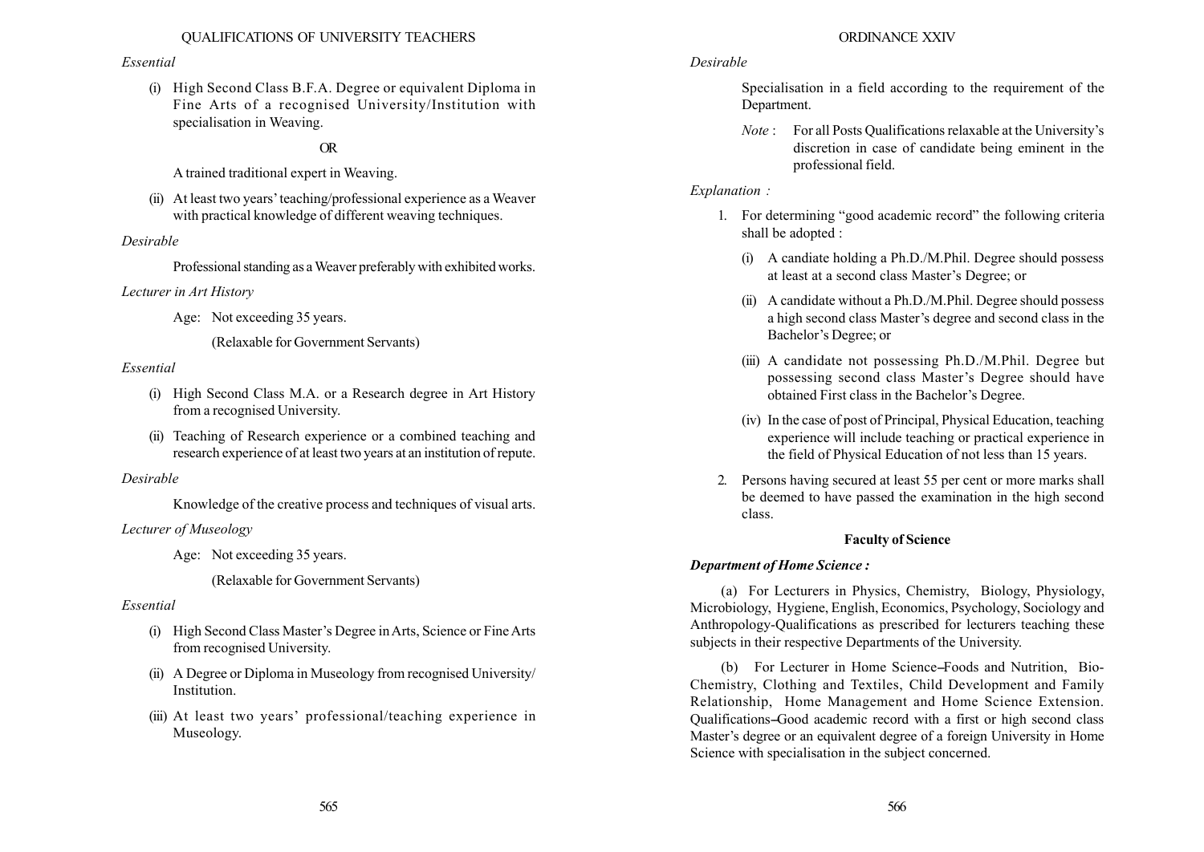*Essential*

(i) High Second Class B.F.A. Degree or equivalent Diploma in Fine Arts of a recognised University/Institution with specialisation in Weaving.

OR

A trained traditional expert in Weaving.

(ii) At least two years' teaching/professional experience as a Weaver with practical knowledge of different weaving techniques.

*Desirable*

Professional standing as a Weaver preferably with exhibited works.

*Lecturer in Art History*

Age: Not exceeding 35 years.

(Relaxable for Government Servants)

*Essential*

(i) High Second Class M.A. or a Research degree in Art History from a recognised University.

(ii) Teaching of Research experience or a combined teaching and research experience of at least two years at an institution of repute.

*Desirable*

Knowledge of the creative process and techniques of visual arts.

*Lecturer of Museology*

Age: Not exceeding 35 years.

(Relaxable for Government Servants)

*Essential*

(i) High Second Class Master's Degree in Arts, Science or Fine Arts from recognised University.

(ii) A Degree or Diploma in Museology from recognised University/ Institution.

(iii) At least two years' professional/teaching experience in Museology.

*Desirable*

Specialisation in a field according to the requirement of the Department.

*Note* : For all Posts Qualifications relaxable at the University's discretion in case of candidate being eminent in the professional field.

*Explanation :*

1. For determining "good academic record" the following criteria shall be adopted :

   (i) A candiate holding a Ph.D./M.Phil. Degree should possess at least at a second class Master's Degree; or

   (ii) A candidate without a Ph.D./M.Phil. Degree should possess a high second class Master's degree and second class in the Bachelor's Degree; or

   (iii) A candidate not possessing Ph.D./M.Phil. Degree but possessing second class Master's Degree should have obtained First class in the Bachelor's Degree.

   (iv) In the case of post of Principal, Physical Education, teaching experience will include teaching or practical experience in the field of Physical Education of not less than 15 years.

2. Persons having secured at least 55 per cent or more marks shall be deemed to have passed the examination in the high second class.

**Faculty of Science**

***Department of Home Science :***

(a) For Lecturers in Physics, Chemistry, Biology, Physiology, Microbiology, Hygiene, English, Economics, Psychology, Sociology and Anthropology-Qualifications as prescribed for lecturers teaching these subjects in their respective Departments of the University.

(b) For Lecturer in Home Science–Foods and Nutrition, Bio-Chemistry, Clothing and Textiles, Child Development and Family Relationship, Home Management and Home Science Extension. Qualifications–Good academic record with a first or high second class Master's degree or an equivalent degree of a foreign University in Home Science with specialisation in the subject concerned.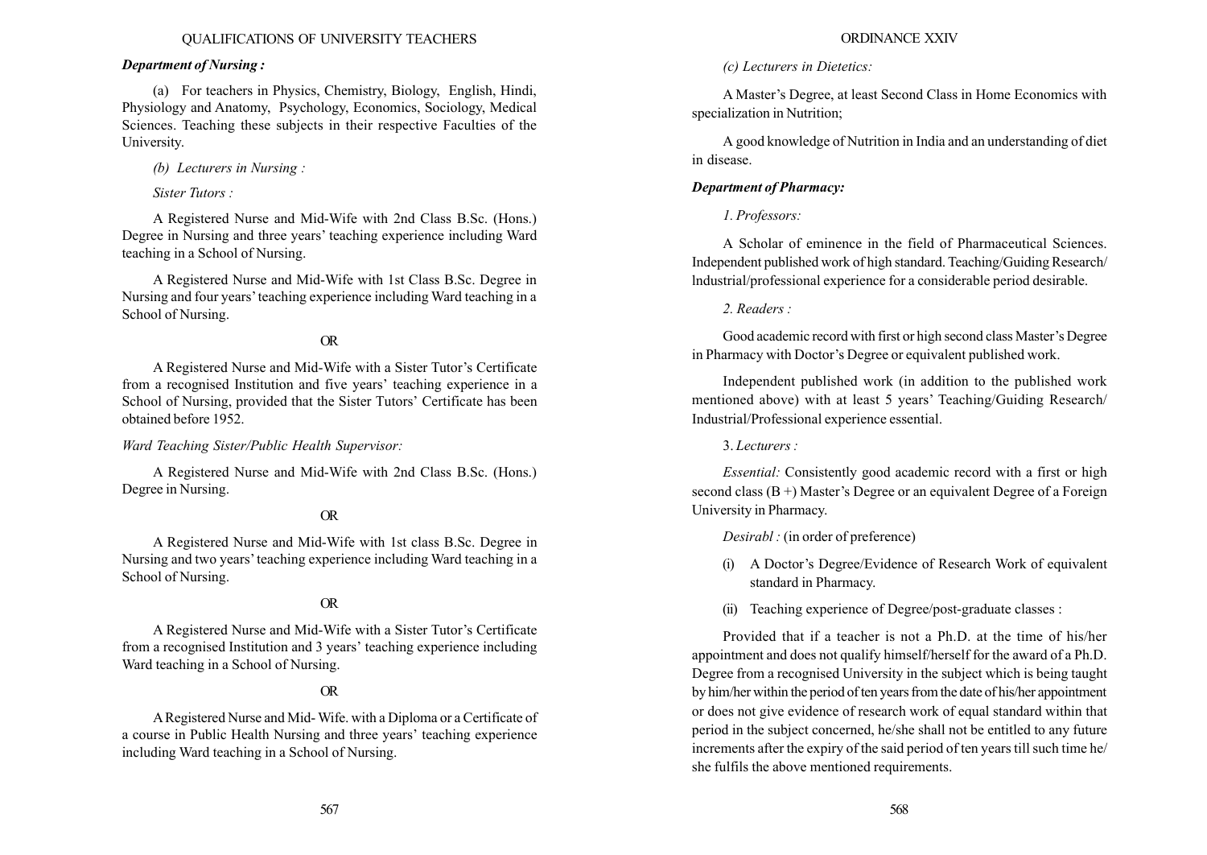***Department of Nursing :***

(a) For teachers in Physics, Chemistry, Biology, English, Hindi, Physiology and Anatomy, Psychology, Economics, Sociology, Medical Sciences. Teaching these subjects in their respective Faculties of the University.

*(b) Lecturers in Nursing :*

*Sister Tutors :*

A Registered Nurse and Mid-Wife with 2nd Class B.Sc. (Hons.) Degree in Nursing and three years' teaching experience including Ward teaching in a School of Nursing.

A Registered Nurse and Mid-Wife with 1st Class B.Sc. Degree in Nursing and four years' teaching experience including Ward teaching in a School of Nursing.

OR

A Registered Nurse and Mid-Wife with a Sister Tutor's Certificate from a recognised Institution and five years' teaching experience in a School of Nursing, provided that the Sister Tutors' Certificate has been obtained before 1952.

*Ward Teaching Sister/Public Health Supervisor:*

A Registered Nurse and Mid-Wife with 2nd Class B.Sc. (Hons.) Degree in Nursing.

OR

A Registered Nurse and Mid-Wife with 1st class B.Sc. Degree in Nursing and two years' teaching experience including Ward teaching in a School of Nursing.

OR

A Registered Nurse and Mid-Wife with a Sister Tutor's Certificate from a recognised Institution and 3 years' teaching experience including Ward teaching in a School of Nursing.

OR

A Registered Nurse and Mid- Wife. with a Diploma or a Certificate of a course in Public Health Nursing and three years' teaching experience including Ward teaching in a School of Nursing.

*(c) Lecturers in Dietetics:*

A Master's Degree, at least Second Class in Home Economics with specialization in Nutrition;

A good knowledge of Nutrition in India and an understanding of diet in disease.

***Department of Pharmacy:***

*1. Professors:*

A Scholar of eminence in the field of Pharmaceutical Sciences. Independent published work of high standard. Teaching/Guiding Research/ lndustrial/professional experience for a considerable period desirable.

*2. Readers :*

Good academic record with first or high second class Master's Degree in Pharmacy with Doctor's Degree or equivalent published work.

Independent published work (in addition to the published work mentioned above) with at least 5 years' Teaching/Guiding Research/ Industrial/Professional experience essential.

3. *Lecturers :*

*Essential:* Consistently good academic record with a first or high second class (B +) Master's Degree or an equivalent Degree of a Foreign University in Pharmacy.

*Desirabl :* (in order of preference)

(i) A Doctor's Degree/Evidence of Research Work of equivalent standard in Pharmacy.

(ii) Teaching experience of Degree/post-graduate classes :

Provided that if a teacher is not a Ph.D. at the time of his/her appointment and does not qualify himself/herself for the award of a Ph.D. Degree from a recognised University in the subject which is being taught by him/her within the period of ten years from the date of his/her appointment or does not give evidence of research work of equal standard within that period in the subject concerned, he/she shall not be entitled to any future increments after the expiry of the said period of ten years till such time he/ she fulfils the above mentioned requirements.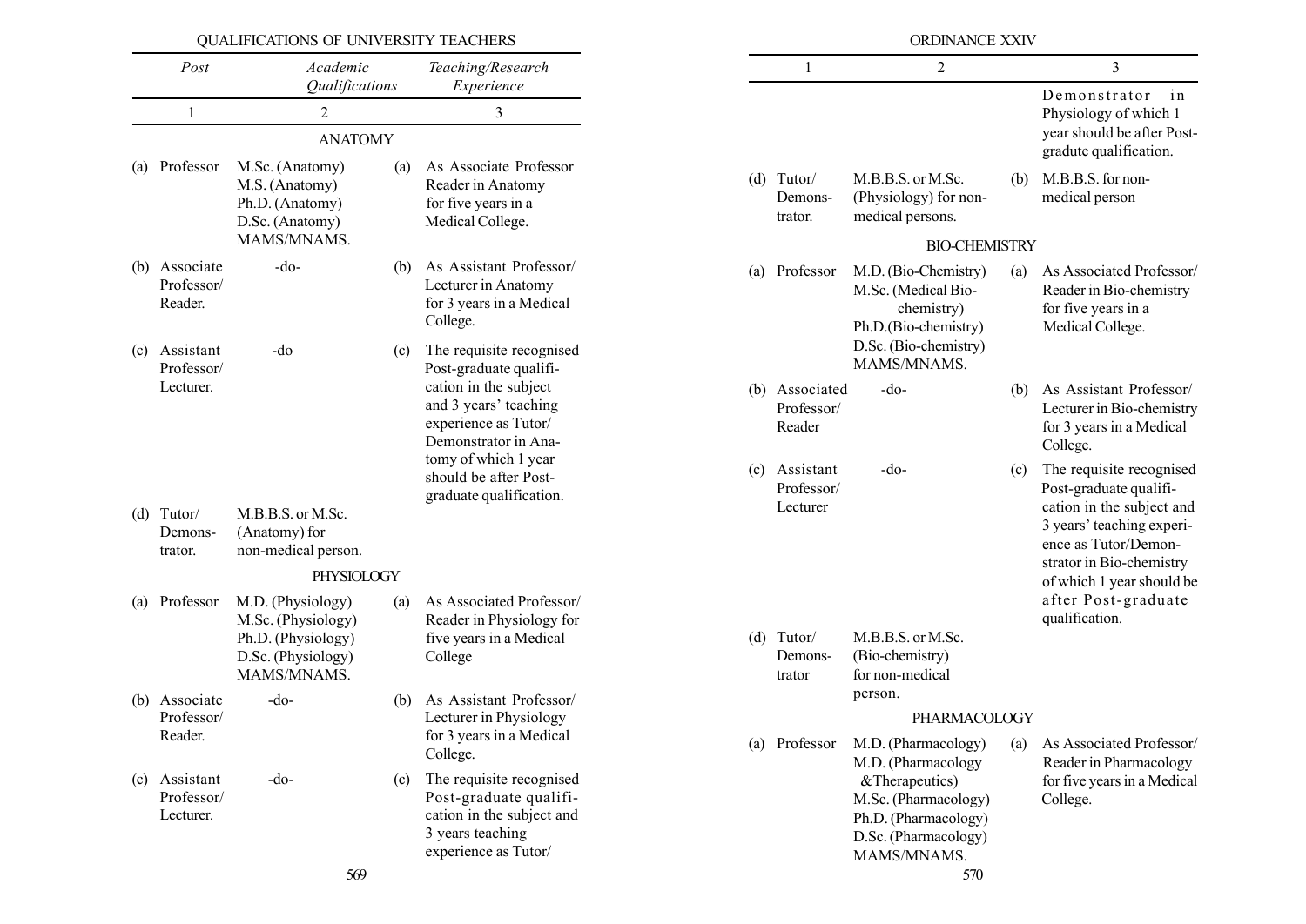## QUALIFICATIONS OF UNIVERSITY TEACHERS

| Post | Academic Qualifications | Teaching/Research Experience |
|---|---|---|
| 1 | 2 | 3 |
| **ANATOMY** | | |
| (a) Professor | M.Sc. (Anatomy) M.S. (Anatomy) Ph.D. (Anatomy) D.Sc. (Anatomy) MAMS/MNAMS. | (a) As Associate Professor Reader in Anatomy for five years in a Medical College. |
| (b) Associate Professor/ Reader. | -do- | (b) As Assistant Professor/ Lecturer in Anatomy for 3 years in a Medical College. |
| (c) Assistant Professor/ Lecturer. | -do | (c) The requisite recognised Post-graduate qualification in the subject and 3 years' teaching experience as Tutor/ Demonstrator in Anatomy of which 1 year should be after Post-graduate qualification. |
| (d) Tutor/ Demonstrator. | M.B.B.S. or M.Sc. (Anatomy) for non-medical person. | |
| **PHYSIOLOGY** | | |
| (a) Professor | M.D. (Physiology) M.Sc. (Physiology) Ph.D. (Physiology) D.Sc. (Physiology) MAMS/MNAMS. | (a) As Associated Professor/ Reader in Physiology for five years in a Medical College |
| (b) Associate Professor/ Reader. | -do- | (b) As Assistant Professor/ Lecturer in Physiology for 3 years in a Medical College. |
| (c) Assistant Professor/ Lecturer. | -do- | (c) The requisite recognised Post-graduate qualification in the subject and 3 years teaching experience as Tutor/ Demonstrator in Physiology of which 1 year should be after Post-gradute qualification. |
| (d) Tutor/ Demonstrator. | M.B.B.S. or M.Sc. (Physiology) for non-medical persons. | (b) M.B.B.S. for non-medical person |
| **BIO-CHEMISTRY** | | |
| (a) Professor | M.D. (Bio-Chemistry) M.Sc. (Medical Bio-chemistry) Ph.D.(Bio-chemistry) D.Sc. (Bio-chemistry) MAMS/MNAMS. | (a) As Associated Professor/ Reader in Bio-chemistry for five years in a Medical College. |
| (b) Associated Professor/ Reader | -do- | (b) As Assistant Professor/ Lecturer in Bio-chemistry for 3 years in a Medical College. |
| (c) Assistant Professor/ Lecturer | -do- | (c) The requisite recognised Post-graduate qualification in the subject and 3 years' teaching experience as Tutor/Demonstrator in Bio-chemistry of which 1 year should be after Post-graduate qualification. |
| (d) Tutor/ Demonstrator | M.B.B.S. or M.Sc. (Bio-chemistry) for non-medical person. | |
| **PHARMACOLOGY** | | |
| (a) Professor | M.D. (Pharmacology) M.D. (Pharmacology &Therapeutics) M.Sc. (Pharmacology) Ph.D. (Pharmacology) D.Sc. (Pharmacology) MAMS/MNAMS. | (a) As Associated Professor/ Reader in Pharmacology for five years in a Medical College. |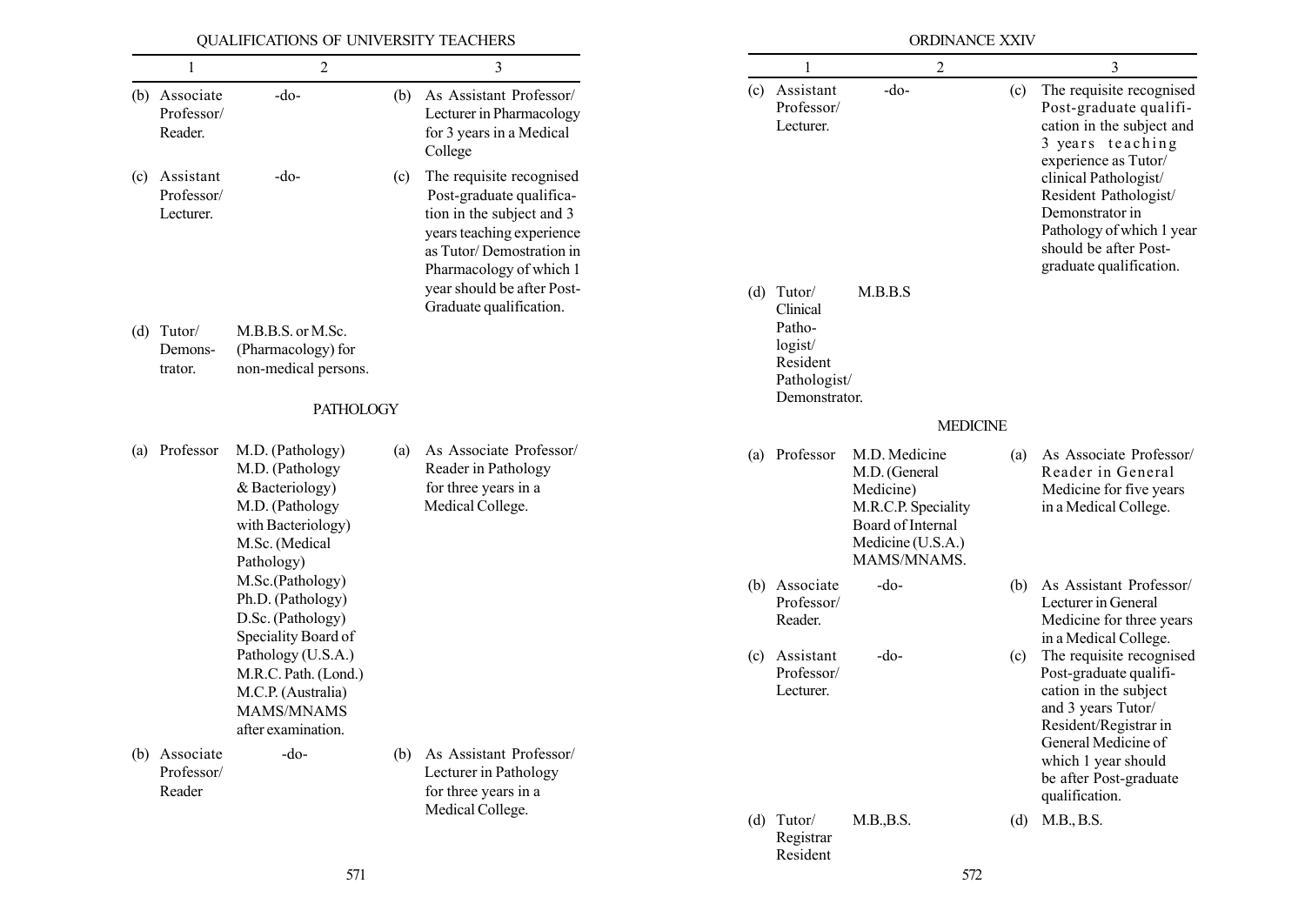| 1 | 2 | 3 |
|---|---|---|
| (b) Associate Professor/ Reader. | -do- | (b) As Assistant Professor/ Lecturer in Pharmacology for 3 years in a Medical College |
| (c) Assistant Professor/ Lecturer. | -do- | (c) The requisite recognised Post-graduate qualification in the subject and 3 years teaching experience as Tutor/ Demostration in Pharmacology of which 1 year should be after Post-Graduate qualification. |
| (d) Tutor/ Demonstrator. | M.B.B.S. or M.Sc. (Pharmacology) for non-medical persons. | |

PATHOLOGY

| 1 | 2 | 3 |
|---|---|---|
| (a) Professor | M.D. (Pathology) M.D. (Pathology & Bacteriology) M.D. (Pathology with Bacteriology) M.Sc. (Medical Pathology) M.Sc.(Pathology) Ph.D. (Pathology) D.Sc. (Pathology) Speciality Board of Pathology (U.S.A.) M.R.C. Path. (Lond.) M.C.P. (Australia) MAMS/MNAMS after examination. | (a) As Associate Professor/ Reader in Pathology for three years in a Medical College. |
| (b) Associate Professor/ Reader | -do- | (b) As Assistant Professor/ Lecturer in Pathology for three years in a Medical College. |
| (c) Assistant Professor/ Lecturer. | -do- | (c) The requisite recognised Post-graduate qualification in the subject and 3 years teaching experience as Tutor/ clinical Pathologist/ Resident Pathologist/ Demonstrator in Pathology of which 1 year should be after Post-graduate qualification. |
| (d) Tutor/ Clinical Pathologist/ Resident Pathologist/ Demonstrator. | M.B.B.S | |

MEDICINE

| 1 | 2 | 3 |
|---|---|---|
| (a) Professor | M.D. Medicine M.D. (General Medicine) M.R.C.P. Speciality Board of Internal Medicine (U.S.A.) MAMS/MNAMS. | (a) As Associate Professor/ Reader in General Medicine for five years in a Medical College. |
| (b) Associate Professor/ Reader. | -do- | (b) As Assistant Professor/ Lecturer in General Medicine for three years in a Medical College. |
| (c) Assistant Professor/ Lecturer. | -do- | (c) The requisite recognised Post-graduate qualification in the subject and 3 years Tutor/ Resident/Registrar in General Medicine of which 1 year should be after Post-graduate qualification. |
| (d) Tutor/ Registrar Resident | M.B.,B.S. | (d) M.B., B.S. |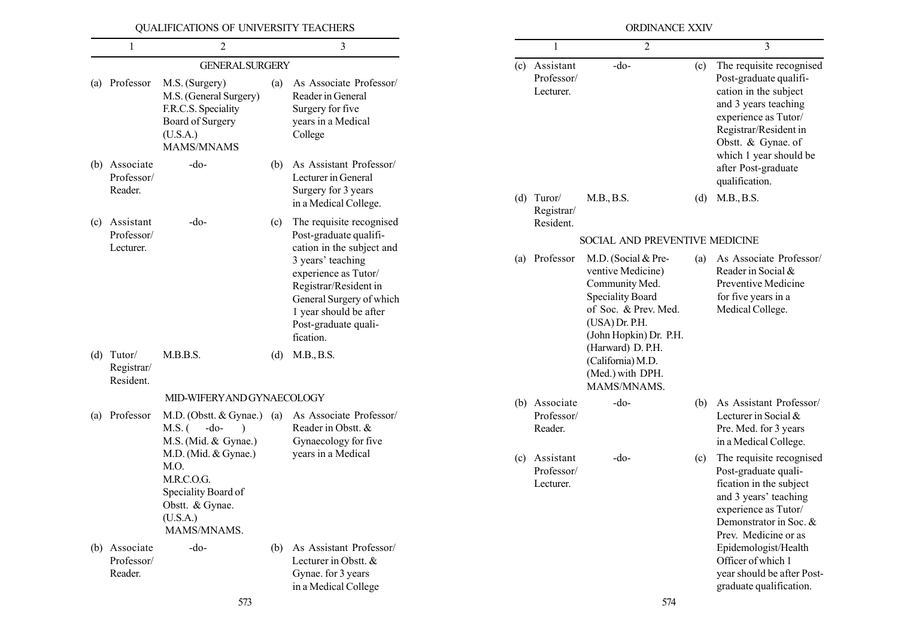| 1 | 2 | 3 |
|---|---|---|
| **GENERAL SURGERY** | | |
| (a) Professor | M.S. (Surgery) M.S. (General Surgery) F.R.C.S. Speciality Board of Surgery (U.S.A.) MAMS/MNAMS | (a) As Associate Professor/ Reader in General Surgery for five years in a Medical College |
| (b) Associate Professor/ Reader. | -do- | (b) As Assistant Professor/ Lecturer in General Surgery for 3 years in a Medical College. |
| (c) Assistant Professor/ Lecturer. | -do- | (c) The requisite recognised Post-graduate qualification in the subject and 3 years' teaching experience as Tutor/ Registrar/Resident in General Surgery of which 1 year should be after Post-graduate qualification. |
| (d) Tutor/ Registrar/ Resident. | M.B.B.S. | (d) M.B., B.S. |
| **MID-WIFERY AND GYNAECOLOGY** | | |
| (a) Professor | M.D. (Obstt. & Gynae.) M.S. ( -do- ) M.S. (Mid. & Gynae.) M.D. (Mid. & Gynae.) M.O. M.R.C.O.G. Speciality Board of Obstt. & Gynae. (U.S.A.) MAMS/MNAMS. | (a) As Associate Professor/ Reader in Obstt. & Gynaecology for five years in a Medical |
| (b) Associate Professor/ Reader. | -do- | (b) As Assistant Professor/ Lecturer in Obstt. & Gynae. for 3 years in a Medical College |

ORDINANCE XXIV

| 1 | 2 | 3 |
|---|---|---|
| (c) Assistant Professor/ Lecturer. | -do- | (c) The requisite recognised Post-graduate qualification in the subject and 3 years teaching experience as Tutor/ Registrar/Resident in Obstt. & Gynae. of which 1 year should be after Post-graduate qualification. |
| (d) Turor/ Registrar/ Resident. | M.B., B.S. | (d) M.B., B.S. |
| **SOCIAL AND PREVENTIVE MEDICINE** | | |
| (a) Professor | M.D. (Social & Preventive Medicine) Community Med. Speciality Board of Soc. & Prev. Med. (USA) Dr. P.H. (John Hopkin) Dr. P.H. (Harward) D. P.H. (California) M.D. (Med.) with DPH. MAMS/MNAMS. | (a) As Associate Professor/ Reader in Social & Preventive Medicine for five years in a Medical College. |
| (b) Associate Professor/ Reader. | -do- | (b) As Assistant Professor/ Lecturer in Social & Pre. Med. for 3 years in a Medical College. |
| (c) Assistant Professor/ Lecturer. | -do- | (c) The requisite recognised Post-graduate qualification in the subject and 3 years' teaching experience as Tutor/ Demonstrator in Soc. & Prev. Medicine or as Epidemologist/Health Officer of which 1 year should be after Post-graduate qualification. |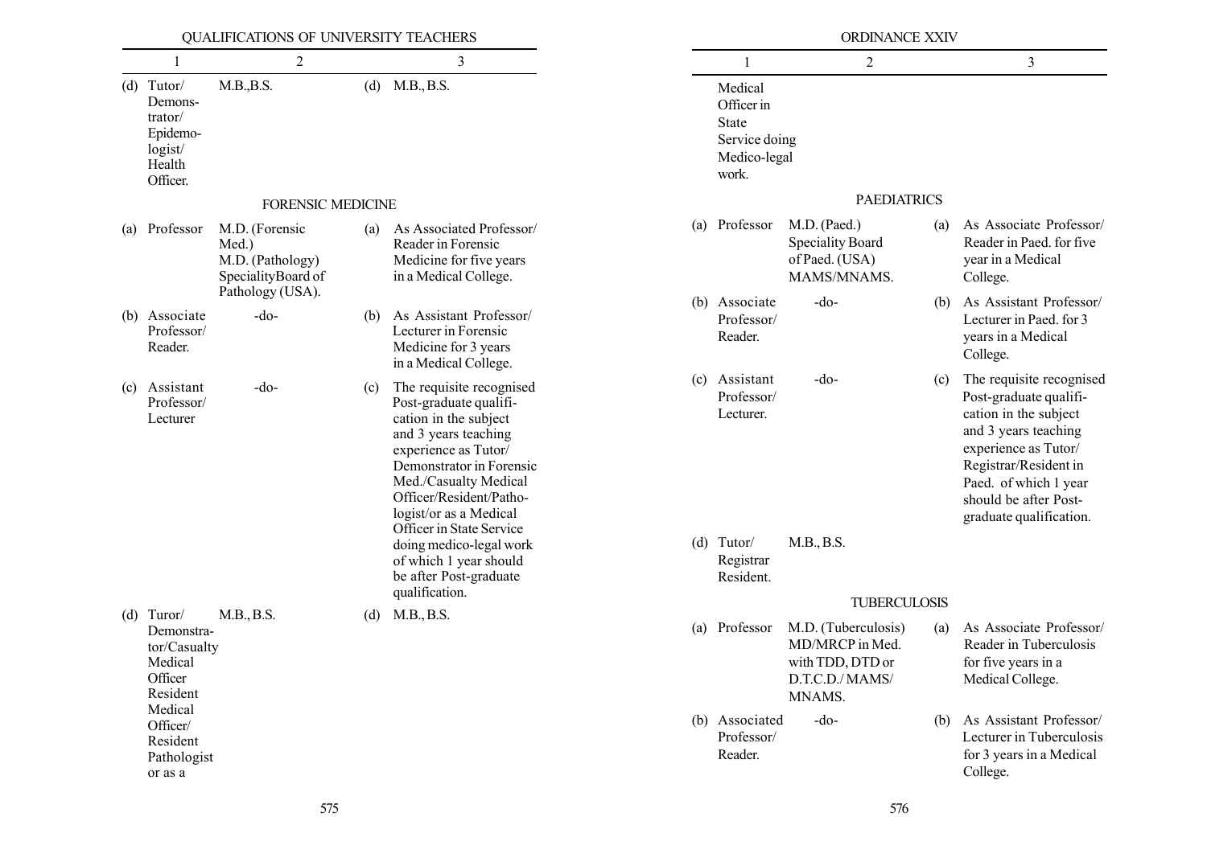| 1 | 2 | 3 |
|---|---|---|
| (d) Tutor/ Demonstrator/ Epidemologist/ Health Officer. | M.B.,B.S. | (d) M.B., B.S. |

**FORENSIC MEDICINE**

| 1 | 2 | 3 |
|---|---|---|
| (a) Professor | M.D. (Forensic Med.) M.D. (Pathology) SpecialityBoard of Pathology (USA). | (a) As Associated Professor/ Reader in Forensic Medicine for five years in a Medical College. |
| (b) Associate Professor/ Reader. | -do- | (b) As Assistant Professor/ Lecturer in Forensic Medicine for 3 years in a Medical College. |
| (c) Assistant Professor/ Lecturer | -do- | (c) The requisite recognised Post-graduate qualification in the subject and 3 years teaching experience as Tutor/ Demonstrator in Forensic Med./Casualty Medical Officer/Resident/Pathologist/or as a Medical Officer in State Service doing medico-legal work of which 1 year should be after Post-graduate qualification. |
| (d) Turor/ Demonstrator/Casualty Medical Officer Resident Medical Officer/ Resident Pathologist or as a Medical Officer in State Service doing Medico-legal work. | M.B., B.S. | (d) M.B., B.S. |

**PAEDIATRICS**

| 1 | 2 | 3 |
|---|---|---|
| (a) Professor | M.D. (Paed.) Speciality Board of Paed. (USA) MAMS/MNAMS. | (a) As Associate Professor/ Reader in Paed. for five year in a Medical College. |
| (b) Associate Professor/ Reader. | -do- | (b) As Assistant Professor/ Lecturer in Paed. for 3 years in a Medical College. |
| (c) Assistant Professor/ Lecturer. | -do- | (c) The requisite recognised Post-graduate qualification in the subject and 3 years teaching experience as Tutor/ Registrar/Resident in Paed. of which 1 year should be after Post-graduate qualification. |
| (d) Tutor/ Registrar Resident. | M.B., B.S. | |

**TUBERCULOSIS**

| 1 | 2 | 3 |
|---|---|---|
| (a) Professor | M.D. (Tuberculosis) MD/MRCP in Med. with TDD, DTD or D.T.C.D./ MAMS/ MNAMS. | (a) As Associate Professor/ Reader in Tuberculosis for five years in a Medical College. |
| (b) Associated Professor/ Reader. | -do- | (b) As Assistant Professor/ Lecturer in Tuberculosis for 3 years in a Medical College. |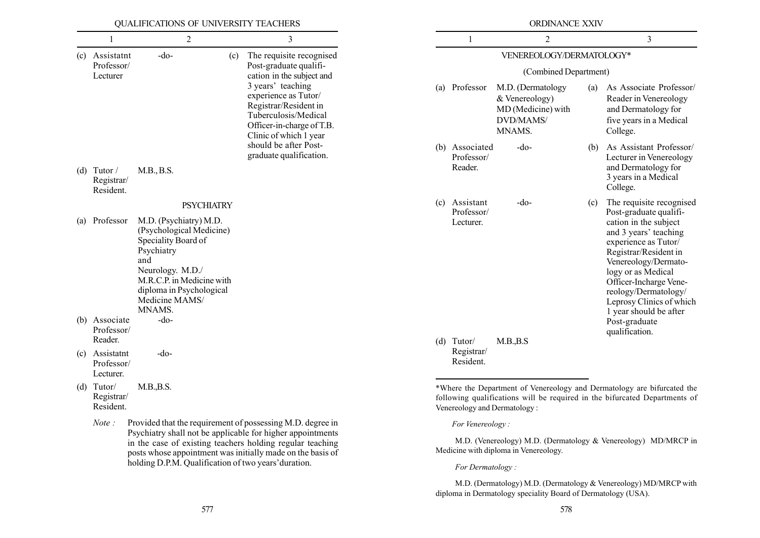| 1 | 2 | 3 |
|---|---|---|
| (c) Assistatnt Professor/ Lecturer | -do- | (c) The requisite recognised Post-graduate qualification in the subject and 3 years' teaching experience as Tutor/ Registrar/Resident in Tuberculosis/Medical Officer-in-charge of T.B. Clinic of which 1 year should be after Post-graduate qualification. |
| (d) Tutor / Registrar/ Resident. | M.B., B.S. | |

**PSYCHIATRY**

| 1 | 2 | 3 |
|---|---|---|
| (a) Professor | M.D. (Psychiatry) M.D. (Psychological Medicine) Speciality Board of Psychiatry and Neurology. M.D./ M.R.C.P. in Medicine with diploma in Psychological Medicine MAMS/ MNAMS. | |
| (b) Associate Professor/ Reader. | -do- | |
| (c) Assistatnt Professor/ Lecturer. | -do- | |
| (d) Tutor/ Registrar/ Resident. | M.B.,B.S. | |

*Note :* Provided that the requirement of possessing M.D. degree in Psychiatry shall not be applicable for higher appointments in the case of existing teachers holding regular teaching posts whose appointment was initially made on the basis of holding D.P.M. Qualification of two years' duration.

**VENEREOLOGY/DERMATOLOGY***

(Combined Department)

| 1 | 2 | 3 |
|---|---|---|
| (a) Professor | M.D. (Dermatology & Venereology) MD (Medicine) with DVD/MAMS/ MNAMS. | (a) As Associate Professor/ Reader in Venereology and Dermatology for five years in a Medical College. |
| (b) Associated Professor/ Reader. | -do- | (b) As Assistant Professor/ Lecturer in Venereology and Dermatology for 3 years in a Medical College. |
| (c) Assistant Professor/ Lecturer. | -do- | (c) The requisite recognised Post-graduate qualification in the subject and 3 years' teaching experience as Tutor/ Registrar/Resident in Venereology/Dermatology or as Medical Officer-Incharge Venereology/Dermatology/ Leprosy Clinics of which 1 year should be after Post-graduate qualification. |
| (d) Tutor/ Registrar/ Resident. | M.B.,B.S | |

*Where the Department of Venereology and Dermatology are bifurcated the following qualifications will be required in the bifurcated Departments of Venereology and Dermatology :

*For Venereology :*

M.D. (Venereology) M.D. (Dermatology & Venereology) MD/MRCP in Medicine with diploma in Venereology.

*For Dermatology :*

M.D. (Dermatology) M.D. (Dermatology & Venereology) MD/MRCP with diploma in Dermatology speciality Board of Dermatology (USA).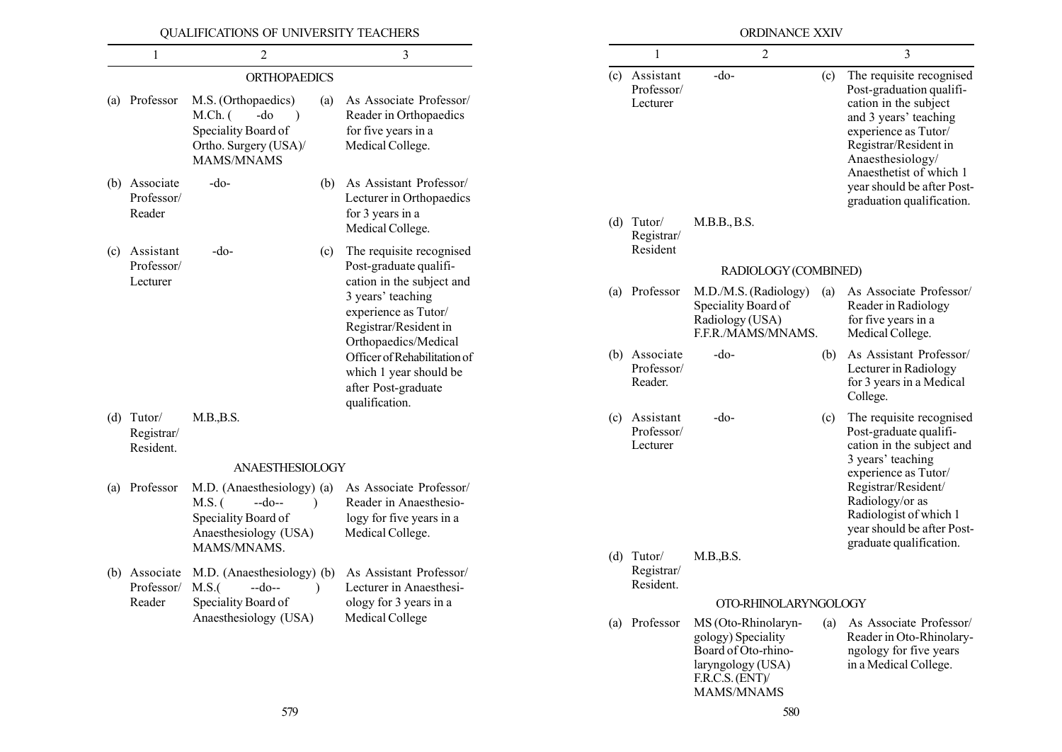| 1 | 2 | 3 |
|---|---|---|
| **ORTHOPAEDICS** | | |
| (a) Professor | M.S. (Orthopaedics) M.Ch. ( -do ) Speciality Board of Ortho. Surgery (USA)/ MAMS/MNAMS | (a) As Associate Professor/ Reader in Orthopaedics for five years in a Medical College. |
| (b) Associate Professor/ Reader | -do- | (b) As Assistant Professor/ Lecturer in Orthopaedics for 3 years in a Medical College. |
| (c) Assistant Professor/ Lecturer | -do- | (c) The requisite recognised Post-graduate qualification in the subject and 3 years' teaching experience as Tutor/ Registrar/Resident in Orthopaedics/Medical Officer of Rehabilitation of which 1 year should be after Post-graduate qualification. |
| (d) Tutor/ Registrar/ Resident. | M.B.,B.S. | |
| **ANAESTHESIOLOGY** | | |
| (a) Professor | M.D. (Anaesthesiology) M.S. ( --do-- ) Speciality Board of Anaesthesiology (USA) MAMS/MNAMS. | (a) As Associate Professor/ Reader in Anaesthesiology for five years in a Medical College. |
| (b) Associate Professor/ Reader | M.D. (Anaesthesiology) M.S.( --do-- ) Speciality Board of Anaesthesiology (USA) | (b) As Assistant Professor/ Lecturer in Anaesthesiology for 3 years in a Medical College |
| (c) Assistant Professor/ Lecturer | -do- | (c) The requisite recognised Post-graduation qualification in the subject and 3 years' teaching experience as Tutor/ Registrar/Resident in Anaesthesiology/ Anaesthetist of which 1 year should be after Post-graduation qualification. |
| (d) Tutor/ Registrar/ Resident | M.B.B., B.S. | |
| **RADIOLOGY (COMBINED)** | | |
| (a) Professor | M.D./M.S. (Radiology) Speciality Board of Radiology (USA) F.F.R./MAMS/MNAMS. | (a) As Associate Professor/ Reader in Radiology for five years in a Medical College. |
| (b) Associate Professor/ Reader. | -do- | (b) As Assistant Professor/ Lecturer in Radiology for 3 years in a Medical College. |
| (c) Assistant Professor/ Lecturer | -do- | (c) The requisite recognised Post-graduate qualification in the subject and 3 years' teaching experience as Tutor/ Registrar/Resident/ Radiology/or as Radiologist of which 1 year should be after Post-graduate qualification. |
| (d) Tutor/ Registrar/ Resident. | M.B.,B.S. | |
| **OTO-RHINOLARYNGOLOGY** | | |
| (a) Professor | MS (Oto-Rhinolaryngology) Speciality Board of Oto-rhinolaryngology (USA) F.R.C.S. (ENT)/ MAMS/MNAMS | (a) As Associate Professor/ Reader in Oto-Rhinolaryngology for five years in a Medical College. |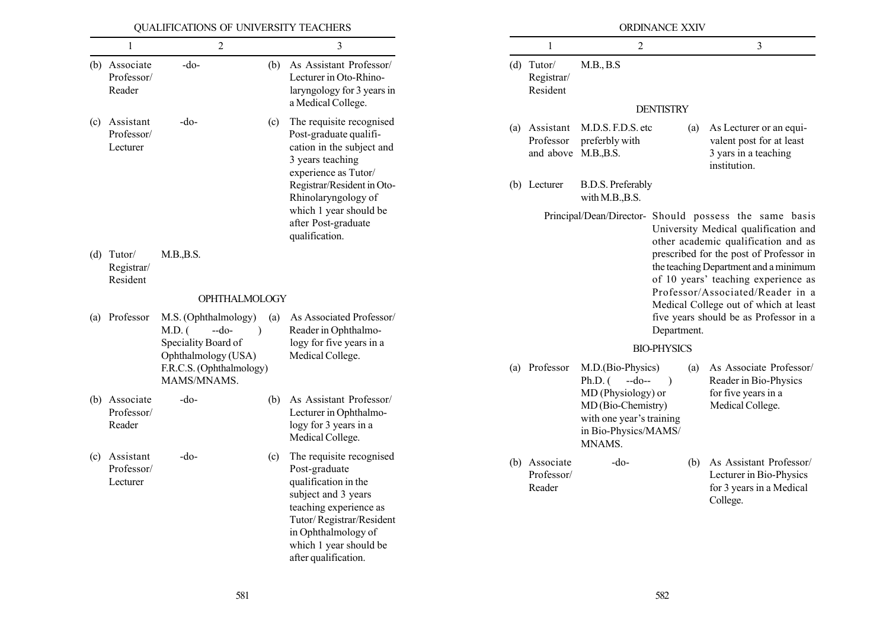| 1 | 2 | 3 |
|---|---|---|
| (b) Associate Professor/ Reader | -do- | (b) As Assistant Professor/ Lecturer in Oto-Rhino-laryngology for 3 years in a Medical College. |
| (c) Assistant Professor/ Lecturer | -do- | (c) The requisite recognised Post-graduate qualification in the subject and 3 years teaching experience as Tutor/ Registrar/Resident in Oto-Rhinolaryngology of which 1 year should be after Post-graduate qualification. |
| (d) Tutor/ Registrar/ Resident | M.B.,B.S. | |

OPHTHALMOLOGY

| 1 | 2 | 3 |
|---|---|---|
| (a) Professor | M.S. (Ophthalmology) M.D. ( --do- ) Speciality Board of Ophthalmology (USA) F.R.C.S. (Ophthalmology) MAMS/MNAMS. | (a) As Associated Professor/ Reader in Ophthalmology for five years in a Medical College. |
| (b) Associate Professor/ Reader | -do- | (b) As Assistant Professor/ Lecturer in Ophthalmology for 3 years in a Medical College. |
| (c) Assistant Professor/ Lecturer | -do- | (c) The requisite recognised Post-graduate qualification in the subject and 3 years teaching experience as Tutor/ Registrar/Resident in Ophthalmology of which 1 year should be after qualification. |
| (d) Tutor/ Registrar/ Resident | M.B., B.S | |

DENTISTRY

| 1 | 2 | 3 |
|---|---|---|
| (a) Assistant Professor and above | M.D.S. F.D.S. etc preferbly with M.B.,B.S. | (a) As Lecturer or an equivalent post for at least 3 yars in a teaching institution. |
| (b) Lecturer | B.D.S. Preferably with M.B.,B.S. | |

Principal/Dean/Director- Should possess the same basis University Medical qualification and other academic qualification and as prescribed for the post of Professor in the teaching Department and a minimum of 10 years' teaching experience as Professor/Associated/Reader in a Medical College out of which at least five years should be as Professor in a Department.

BIO-PHYSICS

| 1 | 2 | 3 |
|---|---|---|
| (a) Professor | M.D.(Bio-Physics) Ph.D. ( --do-- ) MD (Physiology) or MD (Bio-Chemistry) with one year's training in Bio-Physics/MAMS/ MNAMS. | (a) As Associate Professor/ Reader in Bio-Physics for five years in a Medical College. |
| (b) Associate Professor/ Reader | -do- | (b) As Assistant Professor/ Lecturer in Bio-Physics for 3 years in a Medical College. |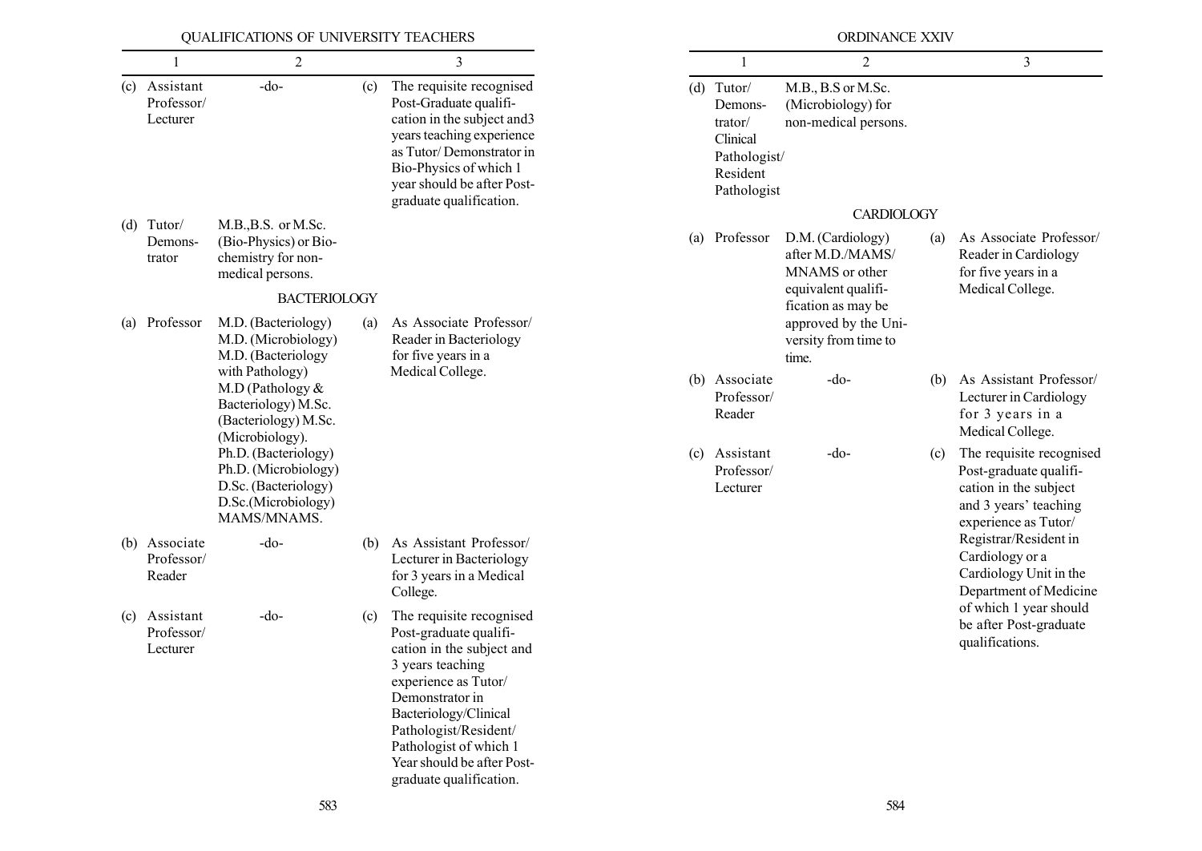| 1 | 2 | 3 |
|---|---|---|
| (c) Assistant Professor/ Lecturer | -do- | (c) The requisite recognised Post-Graduate qualification in the subject and3 years teaching experience as Tutor/ Demonstrator in Bio-Physics of which 1 year should be after Post-graduate qualification. |
| (d) Tutor/ Demonstrator | M.B.,B.S. or M.Sc. (Bio-Physics) or Bio-chemistry for non-medical persons. | |
| | **BACTERIOLOGY** | |
| (a) Professor | M.D. (Bacteriology) M.D. (Microbiology) M.D. (Bacteriology with Pathology) M.D (Pathology & Bacteriology) M.Sc. (Bacteriology) M.Sc. (Microbiology). Ph.D. (Bacteriology) Ph.D. (Microbiology) D.Sc. (Bacteriology) D.Sc.(Microbiology) MAMS/MNAMS. | (a) As Associate Professor/ Reader in Bacteriology for five years in a Medical College. |
| (b) Associate Professor/ Reader | -do- | (b) As Assistant Professor/ Lecturer in Bacteriology for 3 years in a Medical College. |
| (c) Assistant Professor/ Lecturer | -do- | (c) The requisite recognised Post-graduate qualification in the subject and 3 years teaching experience as Tutor/ Demonstrator in Bacteriology/Clinical Pathologist/Resident/ Pathologist of which 1 Year should be after Post-graduate qualification. |
| (d) Tutor/ Demonstrator/ Clinical Pathologist/ Resident Pathologist | M.B., B.S or M.Sc. (Microbiology) for non-medical persons. | |
| | **CARDIOLOGY** | |
| (a) Professor | D.M. (Cardiology) after M.D./MAMS/ MNAMS or other equivalent qualification as may be approved by the University from time to time. | (a) As Associate Professor/ Reader in Cardiology for five years in a Medical College. |
| (b) Associate Professor/ Reader | -do- | (b) As Assistant Professor/ Lecturer in Cardiology for 3 years in a Medical College. |
| (c) Assistant Professor/ Lecturer | -do- | (c) The requisite recognised Post-graduate qualification in the subject and 3 years' teaching experience as Tutor/ Registrar/Resident in Cardiology or a Cardiology Unit in the Department of Medicine of which 1 year should be after Post-graduate qualifications. |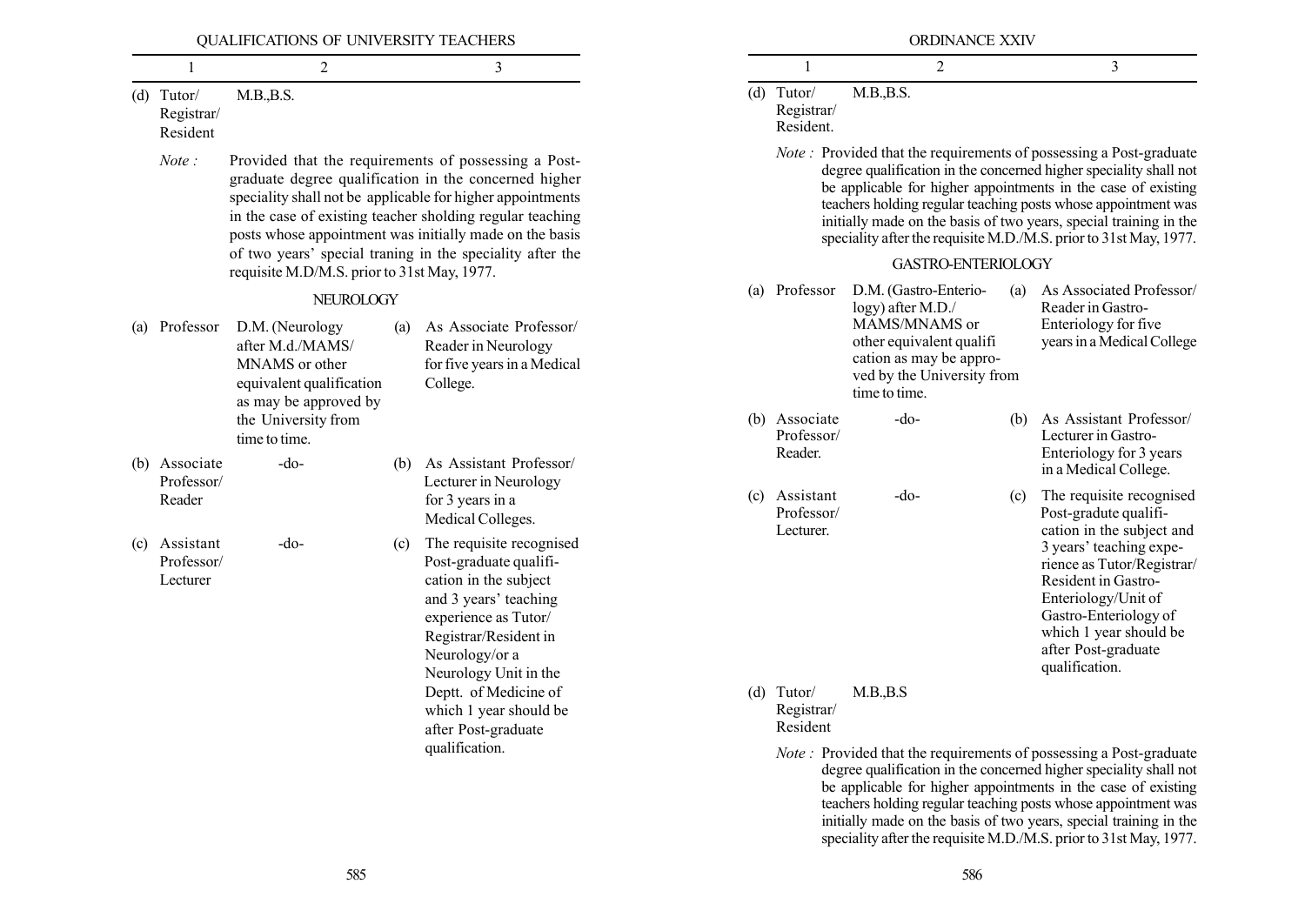| 1 | 2 | 3 |
|---|---|---|
| (d) Tutor/ Registrar/ Resident | M.B.,B.S. | |

*Note :* Provided that the requirements of possessing a Post-graduate degree qualification in the concerned higher speciality shall not be applicable for higher appointments in the case of existing teacher sholding regular teaching posts whose appointment was initially made on the basis of two years' special traning in the speciality after the requisite M.D/M.S. prior to 31st May, 1977.

### NEUROLOGY

| 1 | 2 | 3 |
|---|---|---|
| (a) Professor | D.M. (Neurology after M.d./MAMS/ MNAMS or other equivalent qualification as may be approved by the University from time to time. | (a) As Associate Professor/ Reader in Neurology for five years in a Medical College. |
| (b) Associate Professor/ Reader | -do- | (b) As Assistant Professor/ Lecturer in Neurology for 3 years in a Medical Colleges. |
| (c) Assistant Professor/ Lecturer | -do- | (c) The requisite recognised Post-graduate qualification in the subject and 3 years' teaching experience as Tutor/ Registrar/Resident in Neurology/or a Neurology Unit in the Deptt. of Medicine of which 1 year should be after Post-graduate qualification. |

| 1 | 2 | 3 |
|---|---|---|
| (d) Tutor/ Registrar/ Resident. | M.B.,B.S. | |

*Note :* Provided that the requirements of possessing a Post-graduate degree qualification in the concerned higher speciality shall not be applicable for higher appointments in the case of existing teachers holding regular teaching posts whose appointment was initially made on the basis of two years, special training in the speciality after the requisite M.D./M.S. prior to 31st May, 1977.

### GASTRO-ENTERIOLOGY

| 1 | 2 | 3 |
|---|---|---|
| (a) Professor | D.M. (Gastro-Enteriology) after M.D./ MAMS/MNAMS or other equivalent qualification as may be approved by the University from time to time. | (a) As Associated Professor/ Reader in Gastro-Enteriology for five years in a Medical College |
| (b) Associate Professor/ Reader. | -do- | (b) As Assistant Professor/ Lecturer in Gastro-Enteriology for 3 years in a Medical College. |
| (c) Assistant Professor/ Lecturer. | -do- | (c) The requisite recognised Post-gradute qualification in the subject and 3 years' teaching experience as Tutor/Registrar/ Resident in Gastro-Enteriology/Unit of Gastro-Enteriology of which 1 year should be after Post-graduate qualification. |
| (d) Tutor/ Registrar/ Resident | M.B.,B.S | |

*Note :* Provided that the requirements of possessing a Post-graduate degree qualification in the concerned higher speciality shall not be applicable for higher appointments in the case of existing teachers holding regular teaching posts whose appointment was initially made on the basis of two years, special training in the speciality after the requisite M.D./M.S. prior to 31st May, 1977.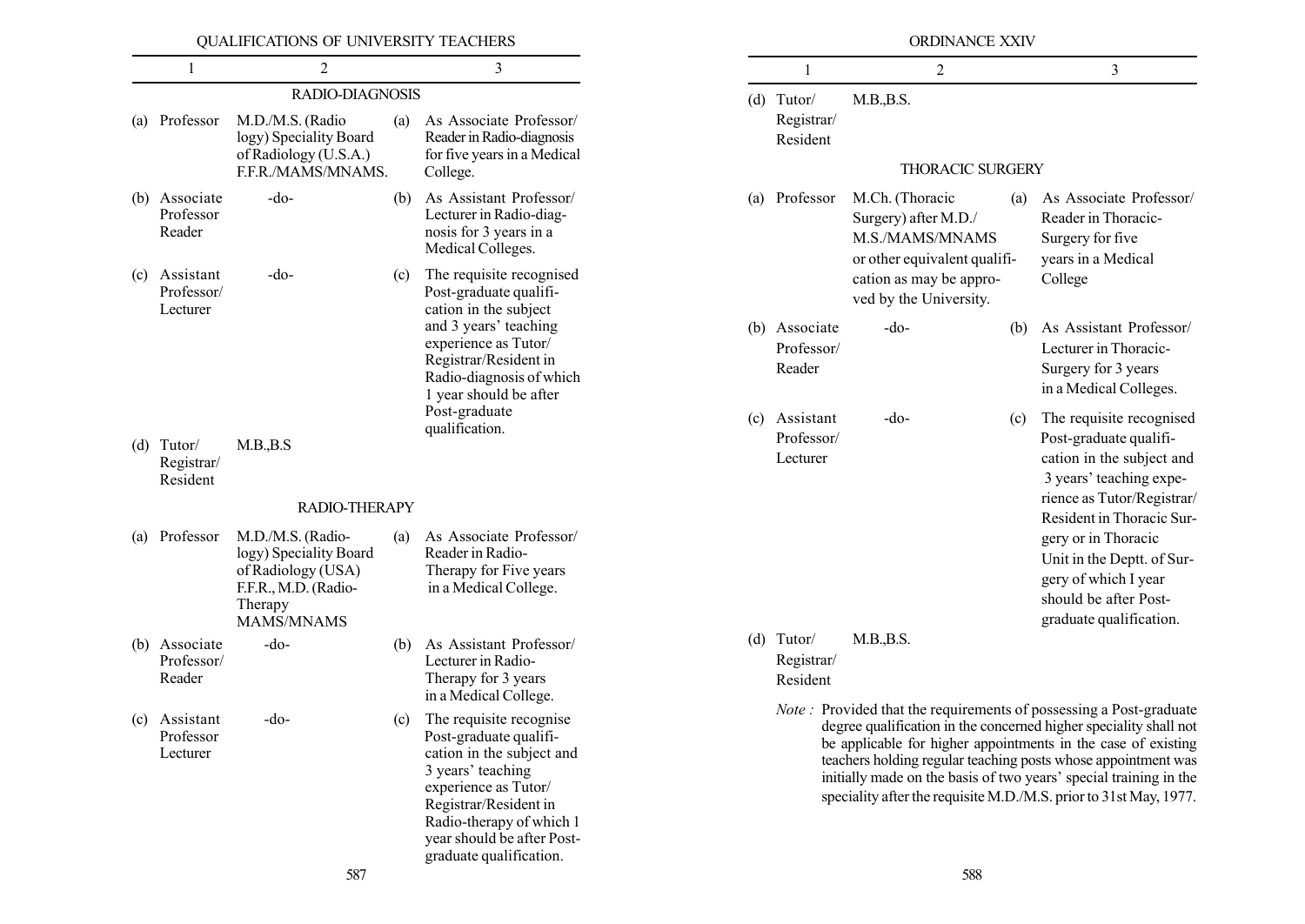| 1 | 2 | 3 |
|---|---|---|
| **RADIO-DIAGNOSIS** | | |
| (a) Professor | M.D./M.S. (Radio logy) Speciality Board of Radiology (U.S.A.) F.F.R./MAMS/MNAMS. | (a) As Associate Professor/ Reader in Radio-diagnosis for five years in a Medical College. |
| (b) Associate Professor Reader | -do- | (b) As Assistant Professor/ Lecturer in Radio-diagnosis for 3 years in a Medical Colleges. |
| (c) Assistant Professor/ Lecturer | -do- | (c) The requisite recognised Post-graduate qualification in the subject and 3 years' teaching experience as Tutor/ Registrar/Resident in Radio-diagnosis of which 1 year should be after Post-graduate qualification. |
| (d) Tutor/ Registrar/ Resident | M.B.,B.S | |
| **RADIO-THERAPY** | | |
| (a) Professor | M.D./M.S. (Radiology) Speciality Board of Radiology (USA) F.F.R., M.D. (Radio-Therapy MAMS/MNAMS | (a) As Associate Professor/ Reader in Radio-Therapy for Five years in a Medical College. |
| (b) Associate Professor/ Reader | -do- | (b) As Assistant Professor/ Lecturer in Radio-Therapy for 3 years in a Medical College. |
| (c) Assistant Professor Lecturer | -do- | (c) The requisite recognise Post-graduate qualification in the subject and 3 years' teaching experience as Tutor/ Registrar/Resident in Radio-therapy of which 1 year should be after Post-graduate qualification. |
| (d) Tutor/ Registrar/ Resident | M.B.,B.S. | |
| **THORACIC SURGERY** | | |
| (a) Professor | M.Ch. (Thoracic Surgery) after M.D./ M.S./MAMS/MNAMS or other equivalent qualification as may be approved by the University. | (a) As Associate Professor/ Reader in Thoracic-Surgery for five years in a Medical College |
| (b) Associate Professor/ Reader | -do- | (b) As Assistant Professor/ Lecturer in Thoracic-Surgery for 3 years in a Medical Colleges. |
| (c) Assistant Professor/ Lecturer | -do- | (c) The requisite recognised Post-graduate qualification in the subject and 3 years' teaching experience as Tutor/Registrar/ Resident in Thoracic Surgery or in Thoracic Unit in the Deptt. of Surgery of which I year should be after Post-graduate qualification. |
| (d) Tutor/ Registrar/ Resident | M.B.,B.S. | |

*Note :* Provided that the requirements of possessing a Post-graduate degree qualification in the concerned higher speciality shall not be applicable for higher appointments in the case of existing teachers holding regular teaching posts whose appointment was initially made on the basis of two years' special training in the speciality after the requisite M.D./M.S. prior to 31st May, 1977.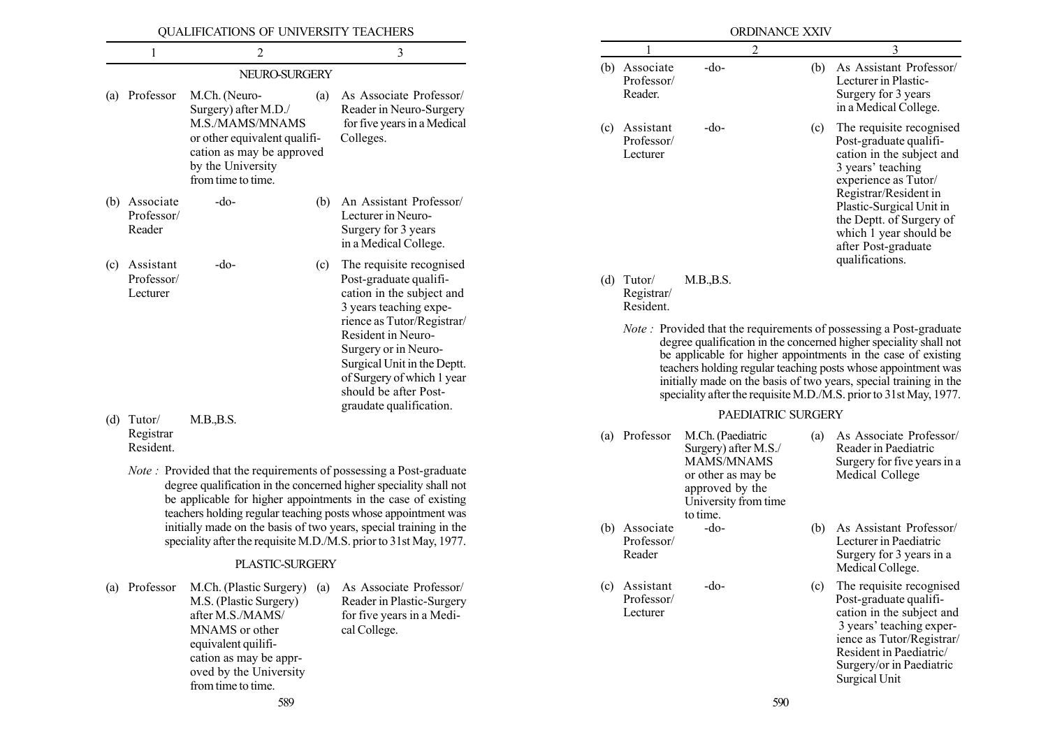| 1 | 2 | 3 |
|---|---|---|
| **NEURO-SURGERY** | | |
| (a) Professor | M.Ch. (Neuro-Surgery) after M.D./M.S./MAMS/MNAMS or other equivalent qualification as may be approved by the University from time to time. | (a) As Associate Professor/Reader in Neuro-Surgery for five years in a Medical Colleges. |
| (b) Associate Professor/Reader | -do- | (b) An Assistant Professor/Lecturer in Neuro-Surgery for 3 years in a Medical College. |
| (c) Assistant Professor/Lecturer | -do- | (c) The requisite recognised Post-graduate qualification in the subject and 3 years teaching experience as Tutor/Registrar/Resident in Neuro-Surgery or in Neuro-Surgical Unit in the Deptt. of Surgery of which 1 year should be after Post-graduate qualification. |
| (d) Tutor/Registrar Resident. | M.B.,B.S. | |

*Note :* Provided that the requirements of possessing a Post-graduate degree qualification in the concerned higher speciality shall not be applicable for higher appointments in the case of existing teachers holding regular teaching posts whose appointment was initially made on the basis of two years, special training in the speciality after the requisite M.D./M.S. prior to 31st May, 1977.

| 1 | 2 | 3 |
|---|---|---|
| **PLASTIC-SURGERY** | | |
| (a) Professor | M.Ch. (Plastic Surgery) M.S. (Plastic Surgery) after M.S./MAMS/MNAMS or other equivalent qualification as may be approved by the University from time to time. | (a) As Associate Professor/Reader in Plastic-Surgery for five years in a Medical College. |
| (b) Associate Professor/Reader. | -do- | (b) As Assistant Professor/Lecturer in Plastic-Surgery for 3 years in a Medical College. |
| (c) Assistant Professor/Lecturer | -do- | (c) The requisite recognised Post-graduate qualification in the subject and 3 years' teaching experience as Tutor/Registrar/Resident in Plastic-Surgical Unit in the Deptt. of Surgery of which 1 year should be after Post-graduate qualifications. |
| (d) Tutor/Registrar/Resident. | M.B.,B.S. | |

*Note :* Provided that the requirements of possessing a Post-graduate degree qualification in the concerned higher speciality shall not be applicable for higher appointments in the case of existing teachers holding regular teaching posts whose appointment was initially made on the basis of two years, special training in the speciality after the requisite M.D./M.S. prior to 31st May, 1977.

| 1 | 2 | 3 |
|---|---|---|
| **PAEDIATRIC SURGERY** | | |
| (a) Professor | M.Ch. (Paediatric Surgery) after M.S./MAMS/MNAMS or other as may be approved by the University from time to time. | (a) As Associate Professor/Reader in Paediatric Surgery for five years in a Medical College |
| (b) Associate Professor/Reader | -do- | (b) As Assistant Professor/Lecturer in Paediatric Surgery for 3 years in a Medical College. |
| (c) Assistant Professor/Lecturer | -do- | (c) The requisite recognised Post-graduate qualification in the subject and 3 years' teaching experience as Tutor/Registrar/Resident in Paediatric/Surgery/or in Paediatric Surgical Unit |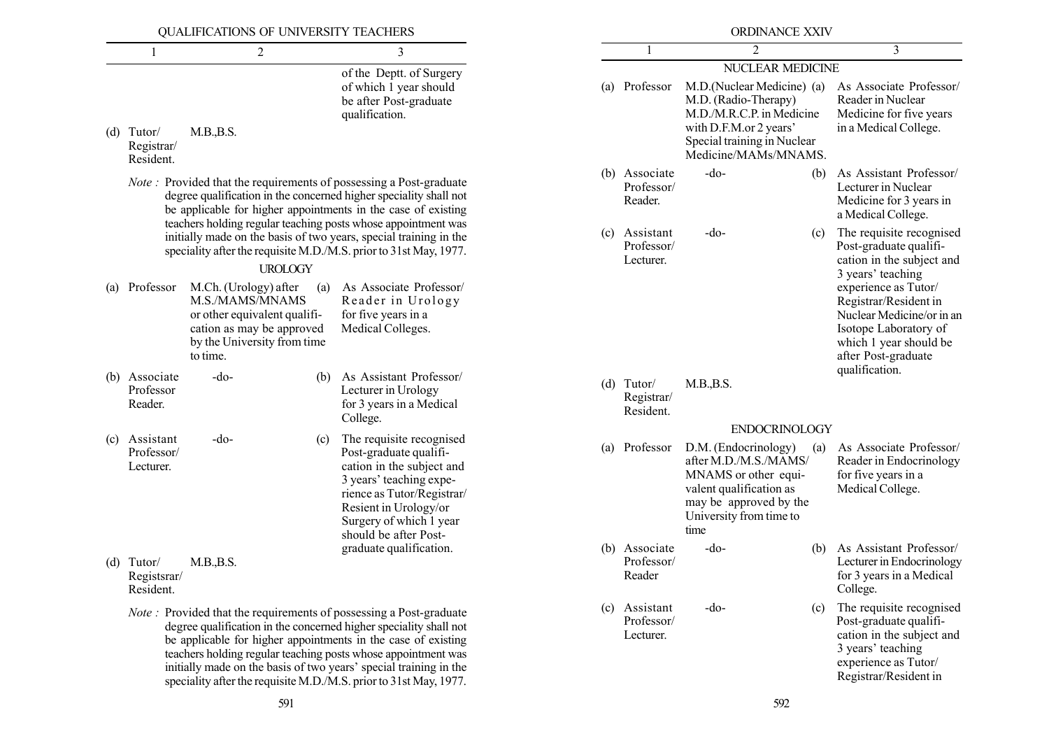| 1 | 2 | 3 |
|---|---|---|
| | | of the Deptt. of Surgery of which 1 year should be after Post-graduate qualification. |
| (d) Tutor/ Registrar/ Resident. | M.B.,B.S. | |

*Note :* Provided that the requirements of possessing a Post-graduate degree qualification in the concerned higher speciality shall not be applicable for higher appointments in the case of existing teachers holding regular teaching posts whose appointment was initially made on the basis of two years, special training in the speciality after the requisite M.D./M.S. prior to 31st May, 1977.

### UROLOGY

| 1 | 2 | 3 |
|---|---|---|
| (a) Professor | M.Ch. (Urology) after M.S./MAMS/MNAMS or other equivalent qualification as may be approved by the University from time to time. | (a) As Associate Professor/ Reader in Urology for five years in a Medical Colleges. |
| (b) Associate Professor Reader. | -do- | (b) As Assistant Professor/ Lecturer in Urology for 3 years in a Medical College. |
| (c) Assistant Professor/ Lecturer. | -do- | (c) The requisite recognised Post-graduate qualification in the subject and 3 years' teaching experience as Tutor/Registrar/ Resient in Urology/or Surgery of which 1 year should be after Post-graduate qualification. |
| (d) Tutor/ Registsrar/ Resident. | M.B.,B.S. | |

*Note :* Provided that the requirements of possessing a Post-graduate degree qualification in the concerned higher speciality shall not be applicable for higher appointments in the case of existing teachers holding regular teaching posts whose appointment was initially made on the basis of two years' special training in the speciality after the requisite M.D./M.S. prior to 31st May, 1977.

### NUCLEAR MEDICINE

| 1 | 2 | 3 |
|---|---|---|
| (a) Professor | M.D.(Nuclear Medicine) M.D. (Radio-Therapy) M.D./M.R.C.P. in Medicine with D.F.M.or 2 years' Special training in Nuclear Medicine/MAMs/MNAMS. | (a) As Associate Professor/ Reader in Nuclear Medicine for five years in a Medical College. |
| (b) Associate Professor/ Reader. | -do- | (b) As Assistant Professor/ Lecturer in Nuclear Medicine for 3 years in a Medical College. |
| (c) Assistant Professor/ Lecturer. | -do- | (c) The requisite recognised Post-graduate qualification in the subject and 3 years' teaching experience as Tutor/ Registrar/Resident in Nuclear Medicine/or in an Isotope Laboratory of which 1 year should be after Post-graduate qualification. |
| (d) Tutor/ Registrar/ Resident. | M.B.,B.S. | |

### ENDOCRINOLOGY

| 1 | 2 | 3 |
|---|---|---|
| (a) Professor | D.M. (Endocrinology) after M.D./M.S./MAMS/ MNAMS or other equivalent qualification as may be approved by the University from time to time | (a) As Associate Professor/ Reader in Endocrinology for five years in a Medical College. |
| (b) Associate Professor/ Reader | -do- | (b) As Assistant Professor/ Lecturer in Endocrinology for 3 years in a Medical College. |
| (c) Assistant Professor/ Lecturer. | -do- | (c) The requisite recognised Post-graduate qualification in the subject and 3 years' teaching experience as Tutor/ Registrar/Resident in |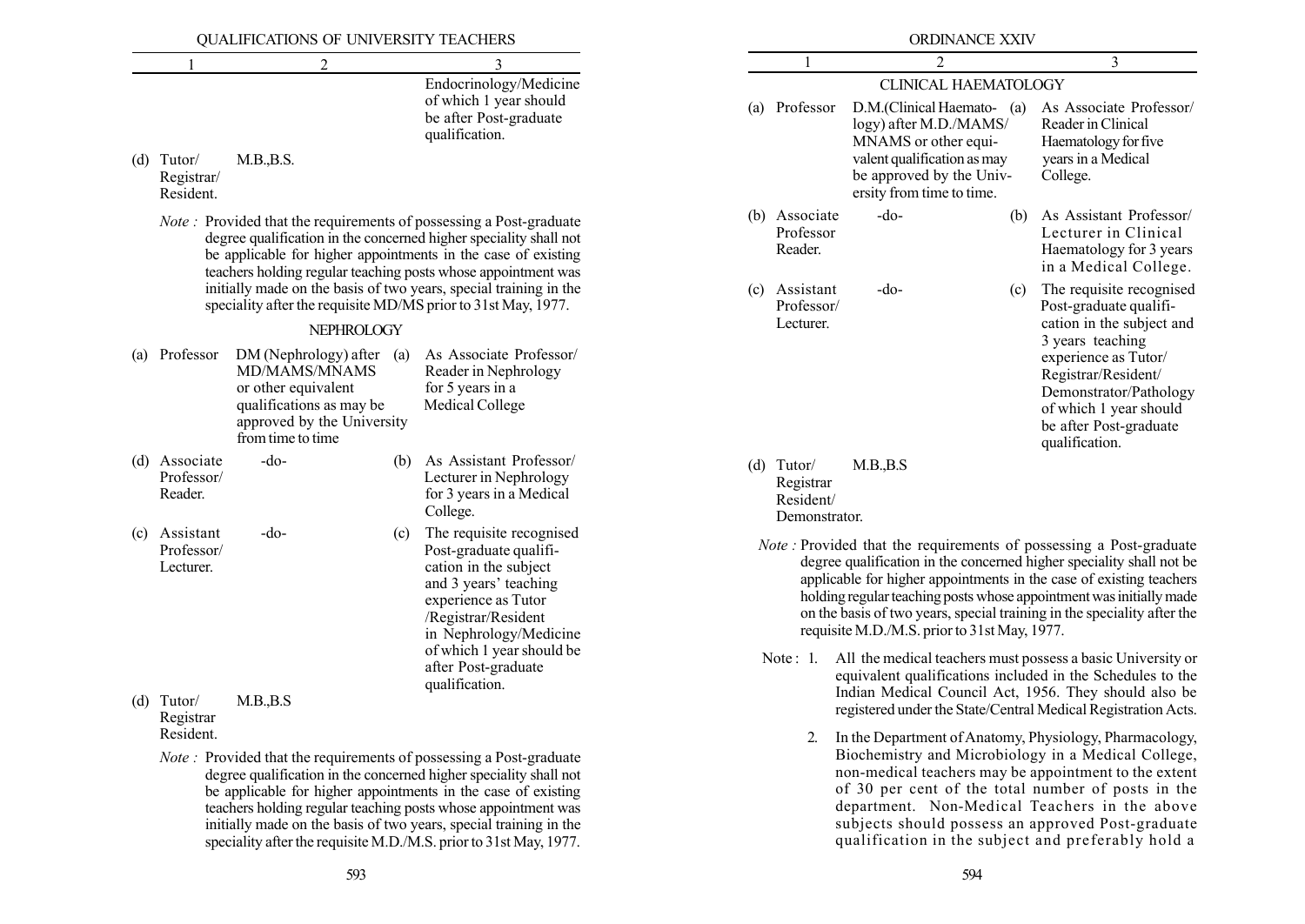| 1 | 2 | 3 |
|---|---|---|
| | | Endocrinology/Medicine of which 1 year should be after Post-graduate qualification. |
| (d) Tutor/ Registrar/ Resident. | M.B.,B.S. | |

*Note :* Provided that the requirements of possessing a Post-graduate degree qualification in the concerned higher speciality shall not be applicable for higher appointments in the case of existing teachers holding regular teaching posts whose appointment was initially made on the basis of two years, special training in the speciality after the requisite MD/MS prior to 31st May, 1977.

### NEPHROLOGY

| 1 | 2 | 3 |
|---|---|---|
| (a) Professor | DM (Nephrology) after MD/MAMS/MNAMS or other equivalent qualifications as may be approved by the University from time to time | (a) As Associate Professor/ Reader in Nephrology for 5 years in a Medical College |
| (d) Associate Professor/ Reader. | -do- | (b) As Assistant Professor/ Lecturer in Nephrology for 3 years in a Medical College. |
| (c) Assistant Professor/ Lecturer. | -do- | (c) The requisite recognised Post-graduate qualification in the subject and 3 years' teaching experience as Tutor /Registrar/Resident in Nephrology/Medicine of which 1 year should be after Post-graduate qualification. |
| (d) Tutor/ Registrar Resident. | M.B.,B.S | |

*Note :* Provided that the requirements of possessing a Post-graduate degree qualification in the concerned higher speciality shall not be applicable for higher appointments in the case of existing teachers holding regular teaching posts whose appointment was initially made on the basis of two years, special training in the speciality after the requisite M.D./M.S. prior to 31st May, 1977.

### CLINICAL HAEMATOLOGY

| 1 | 2 | 3 |
|---|---|---|
| (a) Professor | D.M.(Clinical Haematology) after M.D./MAMS/ MNAMS or other equivalent qualification as may be approved by the University from time to time. | (a) As Associate Professor/ Reader in Clinical Haematology for five years in a Medical College. |
| (b) Associate Professor Reader. | -do- | (b) As Assistant Professor/ Lecturer in Clinical Haematology for 3 years in a Medical College. |
| (c) Assistant Professor/ Lecturer. | -do- | (c) The requisite recognised Post-graduate qualification in the subject and 3 years teaching experience as Tutor/ Registrar/Resident/ Demonstrator/Pathology of which 1 year should be after Post-graduate qualification. |
| (d) Tutor/ Registrar Resident/ Demonstrator. | M.B.,B.S | |

*Note :* Provided that the requirements of possessing a Post-graduate degree qualification in the concerned higher speciality shall not be applicable for higher appointments in the case of existing teachers holding regular teaching posts whose appointment was initially made on the basis of two years, special training in the speciality after the requisite M.D./M.S. prior to 31st May, 1977.

Note : 1. All the medical teachers must possess a basic University or equivalent qualifications included in the Schedules to the Indian Medical Council Act, 1956. They should also be registered under the State/Central Medical Registration Acts.

2. In the Department of Anatomy, Physiology, Pharmacology, Biochemistry and Microbiology in a Medical College, non-medical teachers may be appointment to the extent of 30 per cent of the total number of posts in the department. Non-Medical Teachers in the above subjects should possess an approved Post-graduate qualification in the subject and preferably hold a